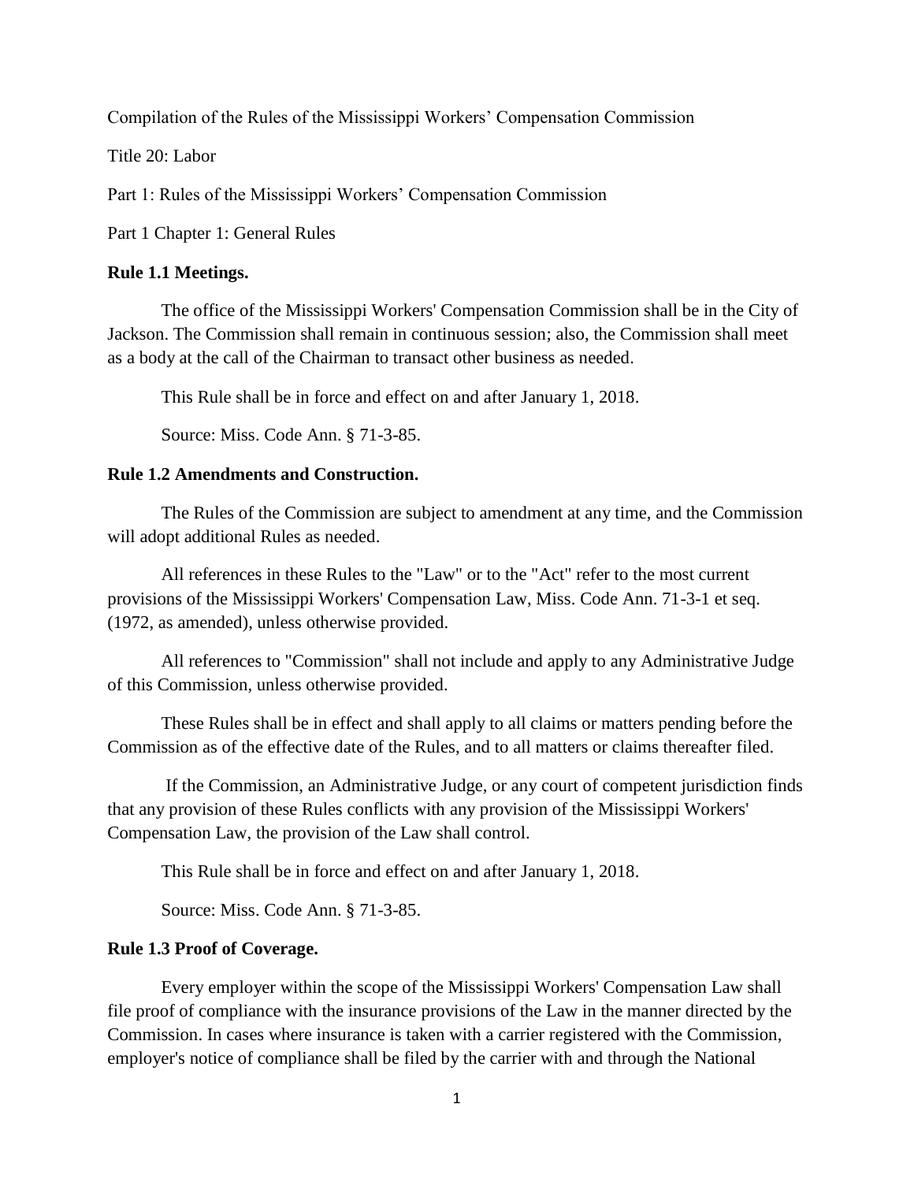Compilation of the Rules of the Mississippi Workers' Compensation Commission

Title 20: Labor

Part 1: Rules of the Mississippi Workers' Compensation Commission

Part 1 Chapter 1: General Rules

**Rule 1.1 Meetings.**

The office of the Mississippi Workers' Compensation Commission shall be in the City of Jackson. The Commission shall remain in continuous session; also, the Commission shall meet as a body at the call of the Chairman to transact other business as needed.

This Rule shall be in force and effect on and after January 1, 2018.

Source: Miss. Code Ann. § 71-3-85.

**Rule 1.2 Amendments and Construction.**

The Rules of the Commission are subject to amendment at any time, and the Commission will adopt additional Rules as needed.

All references in these Rules to the "Law" or to the "Act" refer to the most current provisions of the Mississippi Workers' Compensation Law, Miss. Code Ann. 71-3-1 et seq. (1972, as amended), unless otherwise provided.

All references to "Commission" shall not include and apply to any Administrative Judge of this Commission, unless otherwise provided.

These Rules shall be in effect and shall apply to all claims or matters pending before the Commission as of the effective date of the Rules, and to all matters or claims thereafter filed.

If the Commission, an Administrative Judge, or any court of competent jurisdiction finds that any provision of these Rules conflicts with any provision of the Mississippi Workers' Compensation Law, the provision of the Law shall control.

This Rule shall be in force and effect on and after January 1, 2018.

Source: Miss. Code Ann. § 71-3-85.

**Rule 1.3 Proof of Coverage.**

Every employer within the scope of the Mississippi Workers' Compensation Law shall file proof of compliance with the insurance provisions of the Law in the manner directed by the Commission. In cases where insurance is taken with a carrier registered with the Commission, employer's notice of compliance shall be filed by the carrier with and through the National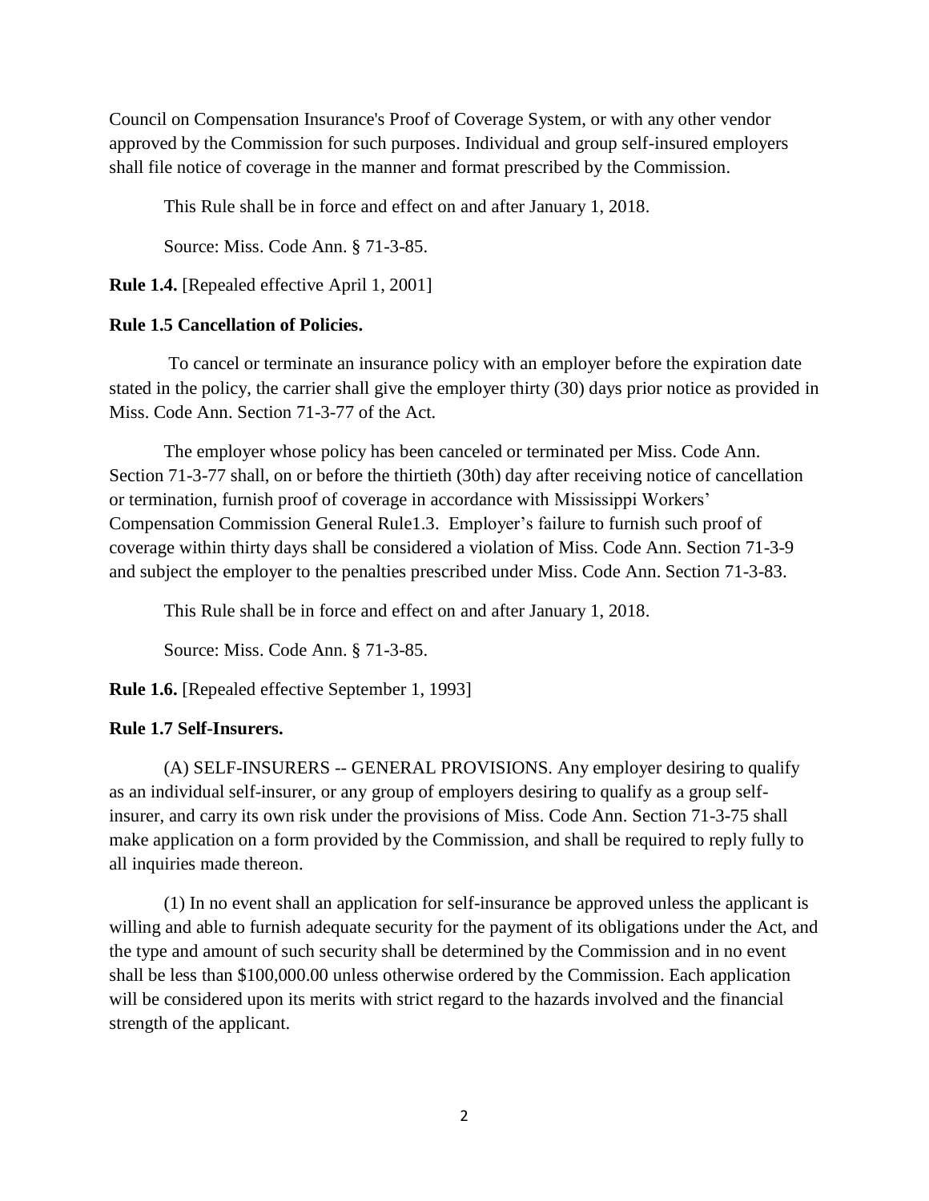Council on Compensation Insurance's Proof of Coverage System, or with any other vendor approved by the Commission for such purposes. Individual and group self-insured employers shall file notice of coverage in the manner and format prescribed by the Commission.

This Rule shall be in force and effect on and after January 1, 2018.

Source: Miss. Code Ann. § 71-3-85.

**Rule 1.4.** [Repealed effective April 1, 2001]

**Rule 1.5 Cancellation of Policies.**

To cancel or terminate an insurance policy with an employer before the expiration date stated in the policy, the carrier shall give the employer thirty (30) days prior notice as provided in Miss. Code Ann. Section 71-3-77 of the Act.

The employer whose policy has been canceled or terminated per Miss. Code Ann. Section 71-3-77 shall, on or before the thirtieth (30th) day after receiving notice of cancellation or termination, furnish proof of coverage in accordance with Mississippi Workers' Compensation Commission General Rule1.3. Employer's failure to furnish such proof of coverage within thirty days shall be considered a violation of Miss. Code Ann. Section 71-3-9 and subject the employer to the penalties prescribed under Miss. Code Ann. Section 71-3-83.

This Rule shall be in force and effect on and after January 1, 2018.

Source: Miss. Code Ann. § 71-3-85.

**Rule 1.6.** [Repealed effective September 1, 1993]

**Rule 1.7 Self-Insurers.**

(A) SELF-INSURERS -- GENERAL PROVISIONS. Any employer desiring to qualify as an individual self-insurer, or any group of employers desiring to qualify as a group self-insurer, and carry its own risk under the provisions of Miss. Code Ann. Section 71-3-75 shall make application on a form provided by the Commission, and shall be required to reply fully to all inquiries made thereon.

(1) In no event shall an application for self-insurance be approved unless the applicant is willing and able to furnish adequate security for the payment of its obligations under the Act, and the type and amount of such security shall be determined by the Commission and in no event shall be less than $100,000.00 unless otherwise ordered by the Commission. Each application will be considered upon its merits with strict regard to the hazards involved and the financial strength of the applicant.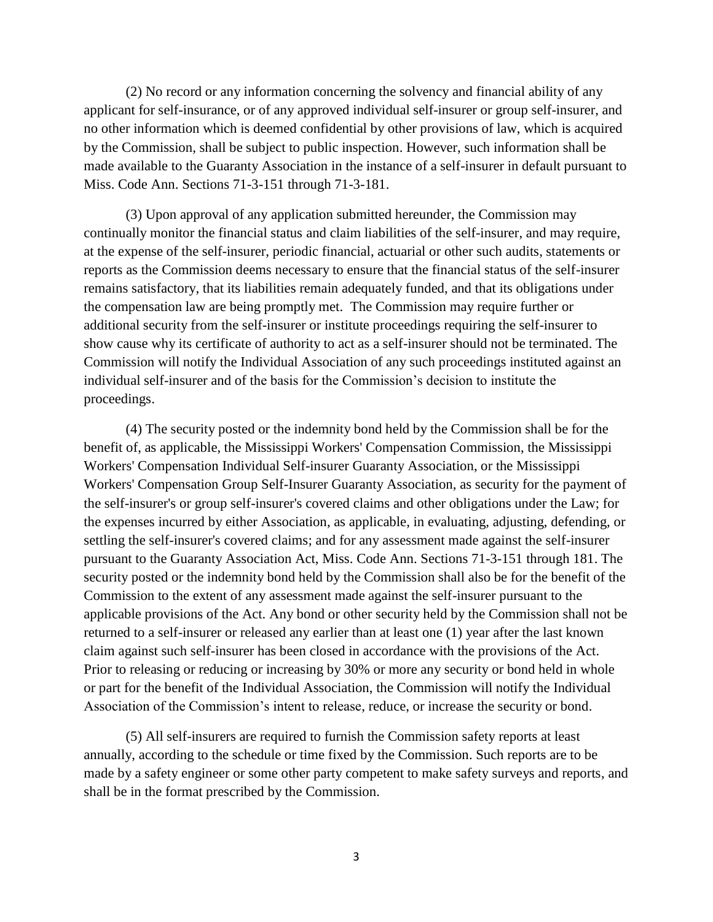(2) No record or any information concerning the solvency and financial ability of any applicant for self-insurance, or of any approved individual self-insurer or group self-insurer, and no other information which is deemed confidential by other provisions of law, which is acquired by the Commission, shall be subject to public inspection. However, such information shall be made available to the Guaranty Association in the instance of a self-insurer in default pursuant to Miss. Code Ann. Sections 71-3-151 through 71-3-181.

(3) Upon approval of any application submitted hereunder, the Commission may continually monitor the financial status and claim liabilities of the self-insurer, and may require, at the expense of the self-insurer, periodic financial, actuarial or other such audits, statements or reports as the Commission deems necessary to ensure that the financial status of the self-insurer remains satisfactory, that its liabilities remain adequately funded, and that its obligations under the compensation law are being promptly met. The Commission may require further or additional security from the self-insurer or institute proceedings requiring the self-insurer to show cause why its certificate of authority to act as a self-insurer should not be terminated. The Commission will notify the Individual Association of any such proceedings instituted against an individual self-insurer and of the basis for the Commission's decision to institute the proceedings.

(4) The security posted or the indemnity bond held by the Commission shall be for the benefit of, as applicable, the Mississippi Workers' Compensation Commission, the Mississippi Workers' Compensation Individual Self-insurer Guaranty Association, or the Mississippi Workers' Compensation Group Self-Insurer Guaranty Association, as security for the payment of the self-insurer's or group self-insurer's covered claims and other obligations under the Law; for the expenses incurred by either Association, as applicable, in evaluating, adjusting, defending, or settling the self-insurer's covered claims; and for any assessment made against the self-insurer pursuant to the Guaranty Association Act, Miss. Code Ann. Sections 71-3-151 through 181. The security posted or the indemnity bond held by the Commission shall also be for the benefit of the Commission to the extent of any assessment made against the self-insurer pursuant to the applicable provisions of the Act. Any bond or other security held by the Commission shall not be returned to a self-insurer or released any earlier than at least one (1) year after the last known claim against such self-insurer has been closed in accordance with the provisions of the Act. Prior to releasing or reducing or increasing by 30% or more any security or bond held in whole or part for the benefit of the Individual Association, the Commission will notify the Individual Association of the Commission's intent to release, reduce, or increase the security or bond.

(5) All self-insurers are required to furnish the Commission safety reports at least annually, according to the schedule or time fixed by the Commission. Such reports are to be made by a safety engineer or some other party competent to make safety surveys and reports, and shall be in the format prescribed by the Commission.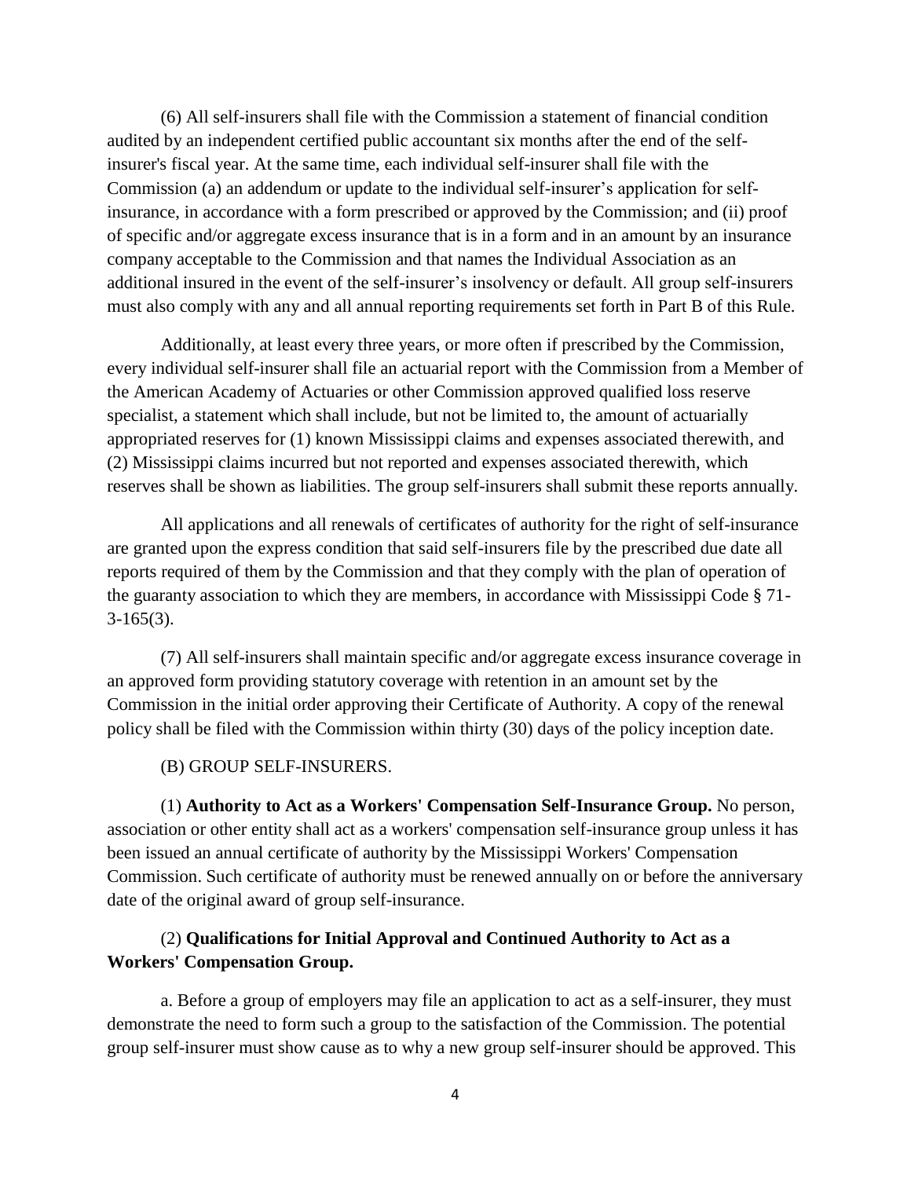(6) All self-insurers shall file with the Commission a statement of financial condition audited by an independent certified public accountant six months after the end of the self-insurer's fiscal year. At the same time, each individual self-insurer shall file with the Commission (a) an addendum or update to the individual self-insurer's application for self-insurance, in accordance with a form prescribed or approved by the Commission; and (ii) proof of specific and/or aggregate excess insurance that is in a form and in an amount by an insurance company acceptable to the Commission and that names the Individual Association as an additional insured in the event of the self-insurer's insolvency or default. All group self-insurers must also comply with any and all annual reporting requirements set forth in Part B of this Rule.

Additionally, at least every three years, or more often if prescribed by the Commission, every individual self-insurer shall file an actuarial report with the Commission from a Member of the American Academy of Actuaries or other Commission approved qualified loss reserve specialist, a statement which shall include, but not be limited to, the amount of actuarially appropriated reserves for (1) known Mississippi claims and expenses associated therewith, and (2) Mississippi claims incurred but not reported and expenses associated therewith, which reserves shall be shown as liabilities. The group self-insurers shall submit these reports annually.

All applications and all renewals of certificates of authority for the right of self-insurance are granted upon the express condition that said self-insurers file by the prescribed due date all reports required of them by the Commission and that they comply with the plan of operation of the guaranty association to which they are members, in accordance with Mississippi Code § 71-3-165(3).

(7) All self-insurers shall maintain specific and/or aggregate excess insurance coverage in an approved form providing statutory coverage with retention in an amount set by the Commission in the initial order approving their Certificate of Authority. A copy of the renewal policy shall be filed with the Commission within thirty (30) days of the policy inception date.

(B) GROUP SELF-INSURERS.

(1) **Authority to Act as a Workers' Compensation Self-Insurance Group.** No person, association or other entity shall act as a workers' compensation self-insurance group unless it has been issued an annual certificate of authority by the Mississippi Workers' Compensation Commission. Such certificate of authority must be renewed annually on or before the anniversary date of the original award of group self-insurance.

(2) **Qualifications for Initial Approval and Continued Authority to Act as a Workers' Compensation Group.**

a. Before a group of employers may file an application to act as a self-insurer, they must demonstrate the need to form such a group to the satisfaction of the Commission. The potential group self-insurer must show cause as to why a new group self-insurer should be approved. This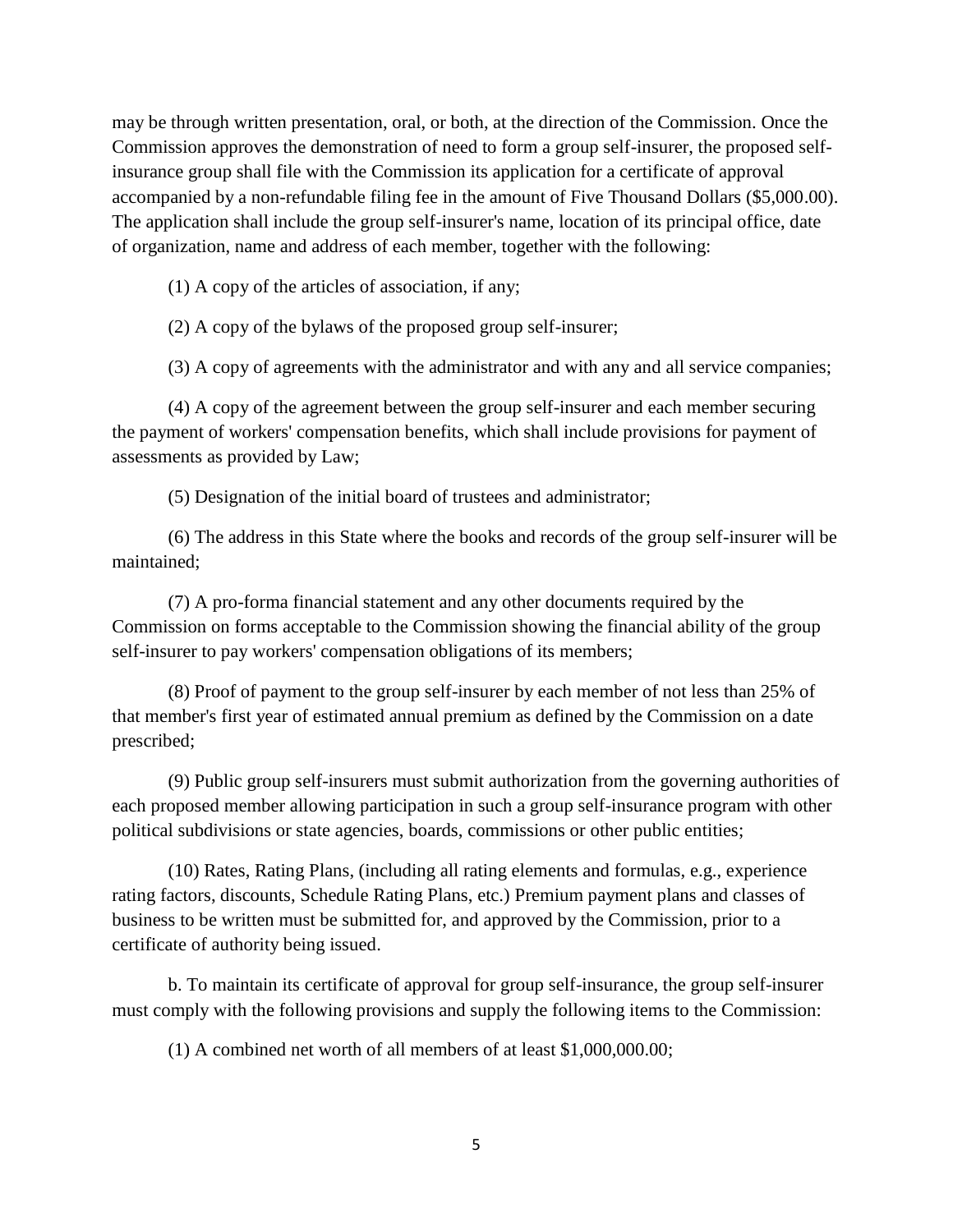may be through written presentation, oral, or both, at the direction of the Commission. Once the Commission approves the demonstration of need to form a group self-insurer, the proposed self-insurance group shall file with the Commission its application for a certificate of approval accompanied by a non-refundable filing fee in the amount of Five Thousand Dollars ($5,000.00). The application shall include the group self-insurer's name, location of its principal office, date of organization, name and address of each member, together with the following:

(1) A copy of the articles of association, if any;

(2) A copy of the bylaws of the proposed group self-insurer;

(3) A copy of agreements with the administrator and with any and all service companies;

(4) A copy of the agreement between the group self-insurer and each member securing the payment of workers' compensation benefits, which shall include provisions for payment of assessments as provided by Law;

(5) Designation of the initial board of trustees and administrator;

(6) The address in this State where the books and records of the group self-insurer will be maintained;

(7) A pro-forma financial statement and any other documents required by the Commission on forms acceptable to the Commission showing the financial ability of the group self-insurer to pay workers' compensation obligations of its members;

(8) Proof of payment to the group self-insurer by each member of not less than 25% of that member's first year of estimated annual premium as defined by the Commission on a date prescribed;

(9) Public group self-insurers must submit authorization from the governing authorities of each proposed member allowing participation in such a group self-insurance program with other political subdivisions or state agencies, boards, commissions or other public entities;

(10) Rates, Rating Plans, (including all rating elements and formulas, e.g., experience rating factors, discounts, Schedule Rating Plans, etc.) Premium payment plans and classes of business to be written must be submitted for, and approved by the Commission, prior to a certificate of authority being issued.

b. To maintain its certificate of approval for group self-insurance, the group self-insurer must comply with the following provisions and supply the following items to the Commission:

(1) A combined net worth of all members of at least $1,000,000.00;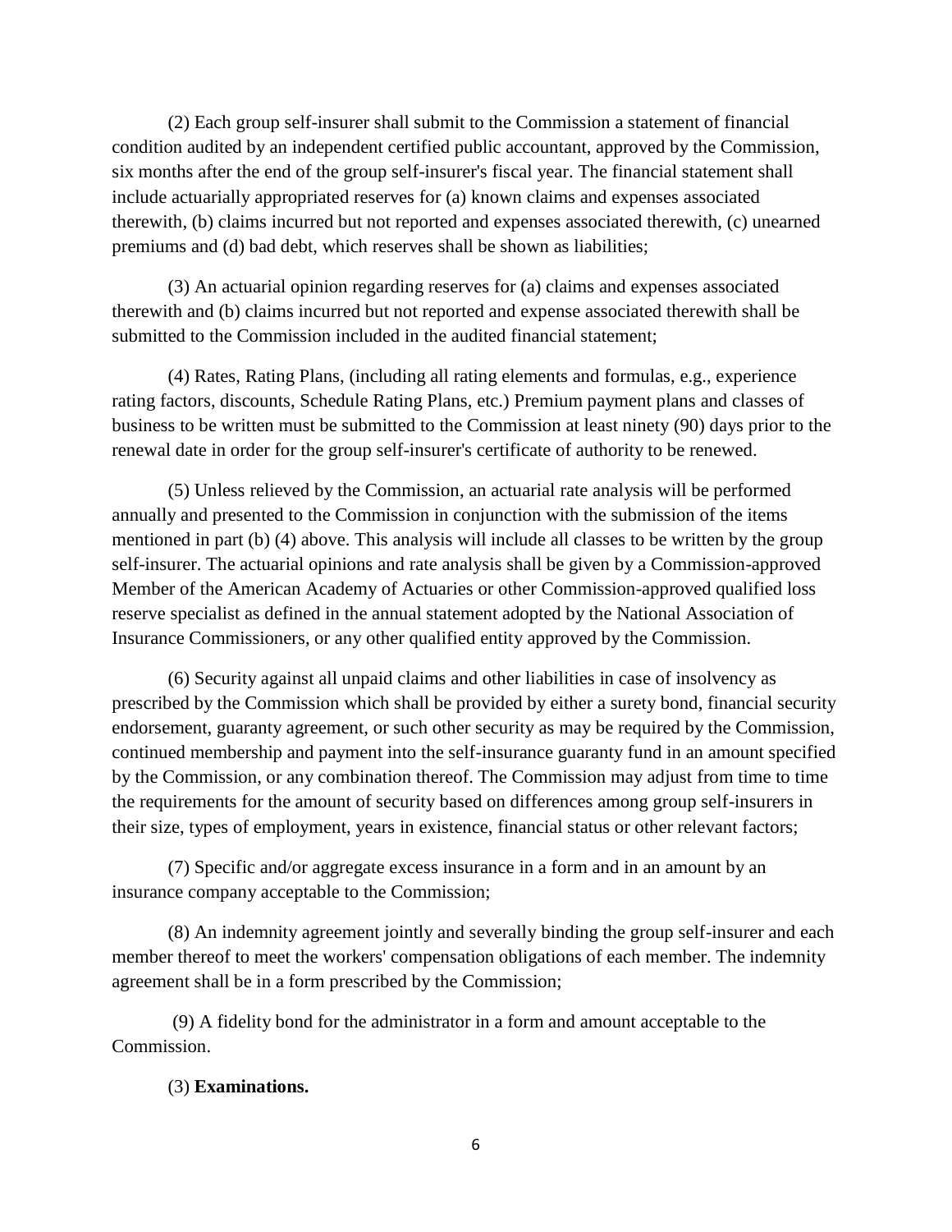(2) Each group self-insurer shall submit to the Commission a statement of financial condition audited by an independent certified public accountant, approved by the Commission, six months after the end of the group self-insurer's fiscal year. The financial statement shall include actuarially appropriated reserves for (a) known claims and expenses associated therewith, (b) claims incurred but not reported and expenses associated therewith, (c) unearned premiums and (d) bad debt, which reserves shall be shown as liabilities;

(3) An actuarial opinion regarding reserves for (a) claims and expenses associated therewith and (b) claims incurred but not reported and expense associated therewith shall be submitted to the Commission included in the audited financial statement;

(4) Rates, Rating Plans, (including all rating elements and formulas, e.g., experience rating factors, discounts, Schedule Rating Plans, etc.) Premium payment plans and classes of business to be written must be submitted to the Commission at least ninety (90) days prior to the renewal date in order for the group self-insurer's certificate of authority to be renewed.

(5) Unless relieved by the Commission, an actuarial rate analysis will be performed annually and presented to the Commission in conjunction with the submission of the items mentioned in part (b) (4) above. This analysis will include all classes to be written by the group self-insurer. The actuarial opinions and rate analysis shall be given by a Commission-approved Member of the American Academy of Actuaries or other Commission-approved qualified loss reserve specialist as defined in the annual statement adopted by the National Association of Insurance Commissioners, or any other qualified entity approved by the Commission.

(6) Security against all unpaid claims and other liabilities in case of insolvency as prescribed by the Commission which shall be provided by either a surety bond, financial security endorsement, guaranty agreement, or such other security as may be required by the Commission, continued membership and payment into the self-insurance guaranty fund in an amount specified by the Commission, or any combination thereof. The Commission may adjust from time to time the requirements for the amount of security based on differences among group self-insurers in their size, types of employment, years in existence, financial status or other relevant factors;

(7) Specific and/or aggregate excess insurance in a form and in an amount by an insurance company acceptable to the Commission;

(8) An indemnity agreement jointly and severally binding the group self-insurer and each member thereof to meet the workers' compensation obligations of each member. The indemnity agreement shall be in a form prescribed by the Commission;

(9) A fidelity bond for the administrator in a form and amount acceptable to the Commission.

(3) **Examinations.**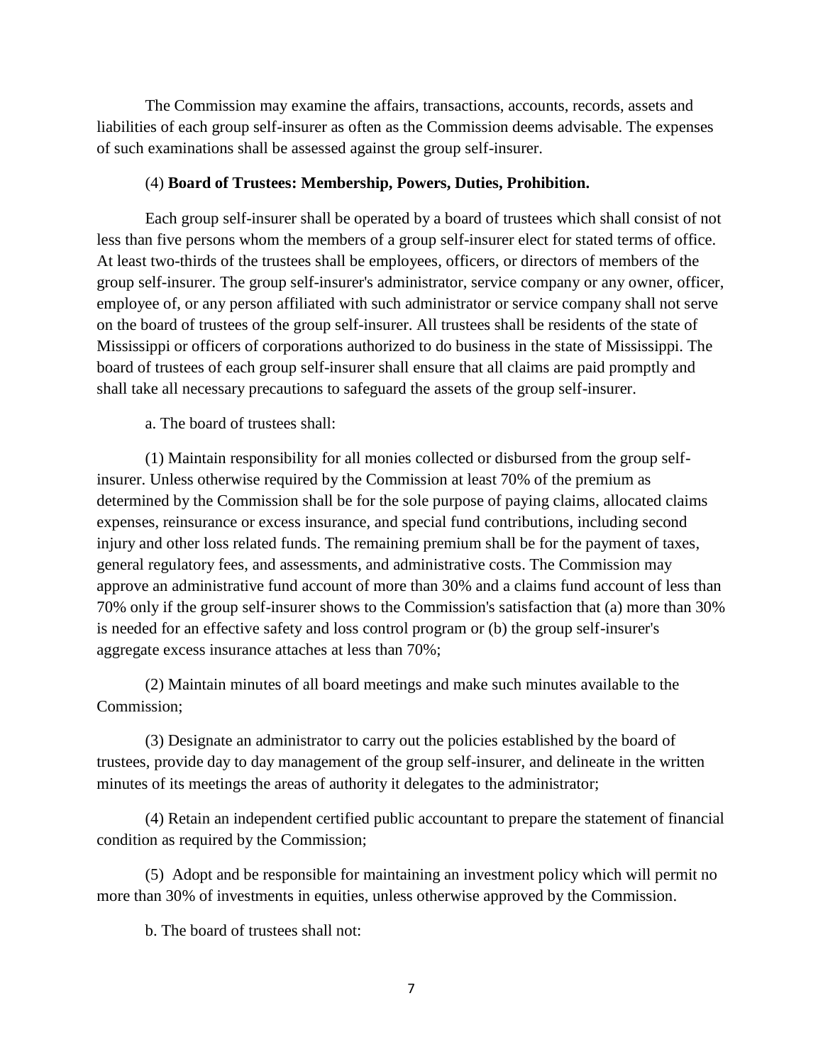The Commission may examine the affairs, transactions, accounts, records, assets and liabilities of each group self-insurer as often as the Commission deems advisable. The expenses of such examinations shall be assessed against the group self-insurer.

(4) **Board of Trustees: Membership, Powers, Duties, Prohibition.**

Each group self-insurer shall be operated by a board of trustees which shall consist of not less than five persons whom the members of a group self-insurer elect for stated terms of office. At least two-thirds of the trustees shall be employees, officers, or directors of members of the group self-insurer. The group self-insurer's administrator, service company or any owner, officer, employee of, or any person affiliated with such administrator or service company shall not serve on the board of trustees of the group self-insurer. All trustees shall be residents of the state of Mississippi or officers of corporations authorized to do business in the state of Mississippi. The board of trustees of each group self-insurer shall ensure that all claims are paid promptly and shall take all necessary precautions to safeguard the assets of the group self-insurer.

a. The board of trustees shall:

(1) Maintain responsibility for all monies collected or disbursed from the group self-insurer. Unless otherwise required by the Commission at least 70% of the premium as determined by the Commission shall be for the sole purpose of paying claims, allocated claims expenses, reinsurance or excess insurance, and special fund contributions, including second injury and other loss related funds. The remaining premium shall be for the payment of taxes, general regulatory fees, and assessments, and administrative costs. The Commission may approve an administrative fund account of more than 30% and a claims fund account of less than 70% only if the group self-insurer shows to the Commission's satisfaction that (a) more than 30% is needed for an effective safety and loss control program or (b) the group self-insurer's aggregate excess insurance attaches at less than 70%;

(2) Maintain minutes of all board meetings and make such minutes available to the Commission;

(3) Designate an administrator to carry out the policies established by the board of trustees, provide day to day management of the group self-insurer, and delineate in the written minutes of its meetings the areas of authority it delegates to the administrator;

(4) Retain an independent certified public accountant to prepare the statement of financial condition as required by the Commission;

(5) Adopt and be responsible for maintaining an investment policy which will permit no more than 30% of investments in equities, unless otherwise approved by the Commission.

b. The board of trustees shall not: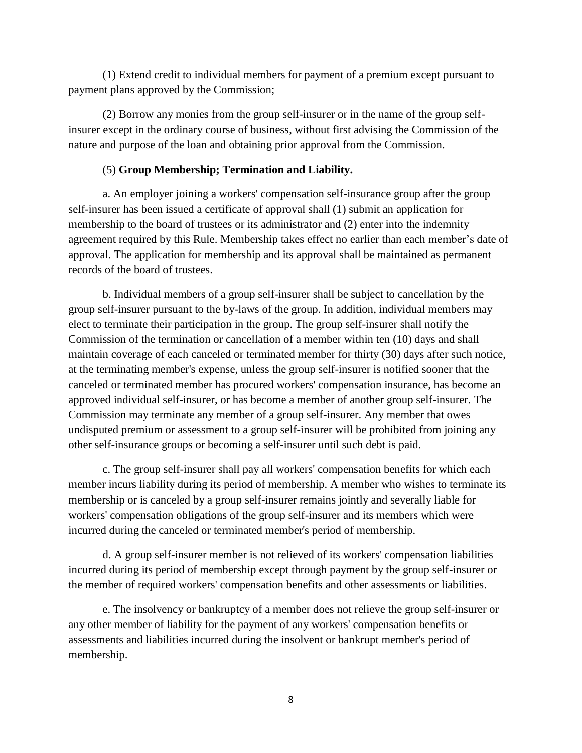(1) Extend credit to individual members for payment of a premium except pursuant to payment plans approved by the Commission;

(2) Borrow any monies from the group self-insurer or in the name of the group self-insurer except in the ordinary course of business, without first advising the Commission of the nature and purpose of the loan and obtaining prior approval from the Commission.

(5) **Group Membership; Termination and Liability.**

a. An employer joining a workers' compensation self-insurance group after the group self-insurer has been issued a certificate of approval shall (1) submit an application for membership to the board of trustees or its administrator and (2) enter into the indemnity agreement required by this Rule. Membership takes effect no earlier than each member's date of approval. The application for membership and its approval shall be maintained as permanent records of the board of trustees.

b. Individual members of a group self-insurer shall be subject to cancellation by the group self-insurer pursuant to the by-laws of the group. In addition, individual members may elect to terminate their participation in the group. The group self-insurer shall notify the Commission of the termination or cancellation of a member within ten (10) days and shall maintain coverage of each canceled or terminated member for thirty (30) days after such notice, at the terminating member's expense, unless the group self-insurer is notified sooner that the canceled or terminated member has procured workers' compensation insurance, has become an approved individual self-insurer, or has become a member of another group self-insurer. The Commission may terminate any member of a group self-insurer. Any member that owes undisputed premium or assessment to a group self-insurer will be prohibited from joining any other self-insurance groups or becoming a self-insurer until such debt is paid.

c. The group self-insurer shall pay all workers' compensation benefits for which each member incurs liability during its period of membership. A member who wishes to terminate its membership or is canceled by a group self-insurer remains jointly and severally liable for workers' compensation obligations of the group self-insurer and its members which were incurred during the canceled or terminated member's period of membership.

d. A group self-insurer member is not relieved of its workers' compensation liabilities incurred during its period of membership except through payment by the group self-insurer or the member of required workers' compensation benefits and other assessments or liabilities.

e. The insolvency or bankruptcy of a member does not relieve the group self-insurer or any other member of liability for the payment of any workers' compensation benefits or assessments and liabilities incurred during the insolvent or bankrupt member's period of membership.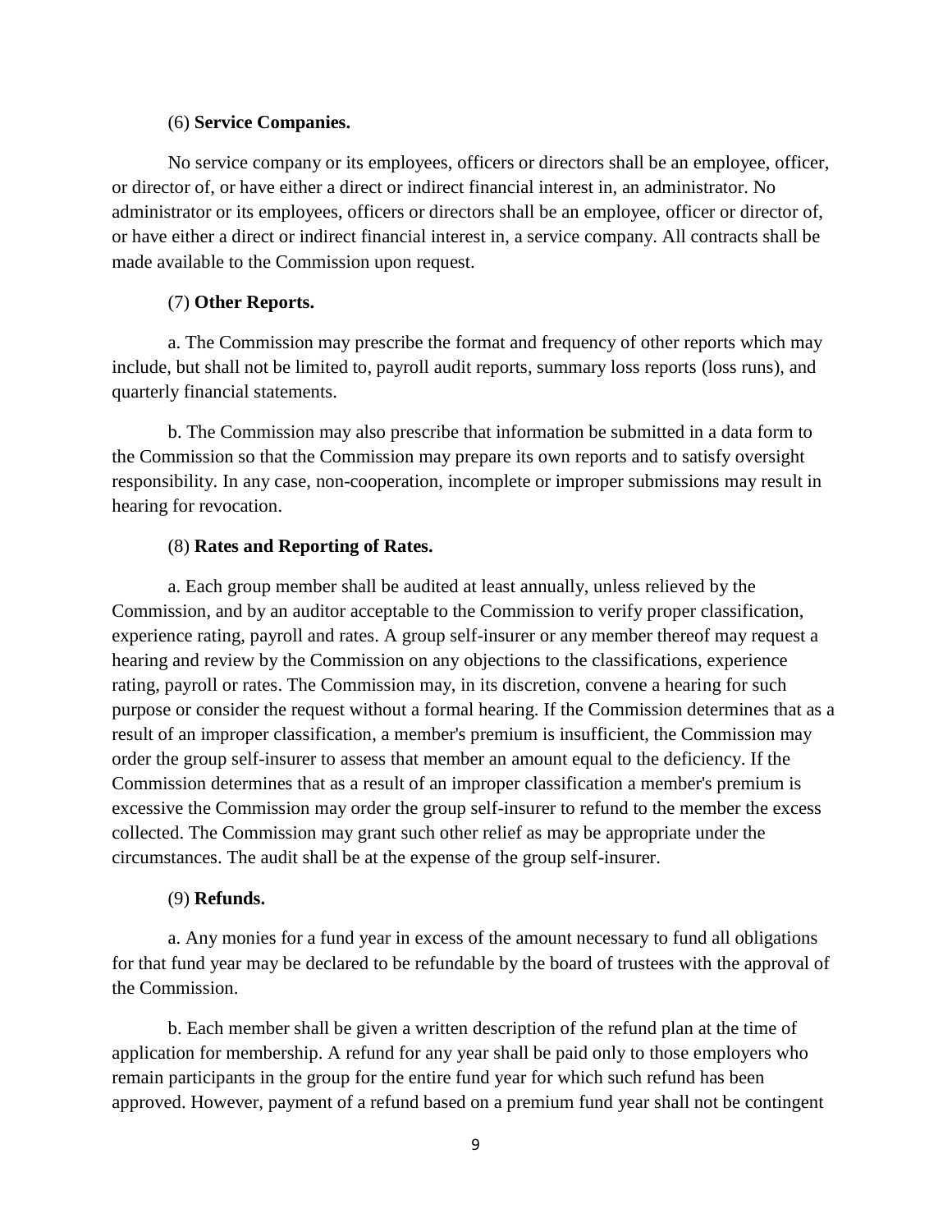(6) **Service Companies.**

No service company or its employees, officers or directors shall be an employee, officer, or director of, or have either a direct or indirect financial interest in, an administrator. No administrator or its employees, officers or directors shall be an employee, officer or director of, or have either a direct or indirect financial interest in, a service company. All contracts shall be made available to the Commission upon request.

(7) **Other Reports.**

a. The Commission may prescribe the format and frequency of other reports which may include, but shall not be limited to, payroll audit reports, summary loss reports (loss runs), and quarterly financial statements.

b. The Commission may also prescribe that information be submitted in a data form to the Commission so that the Commission may prepare its own reports and to satisfy oversight responsibility. In any case, non-cooperation, incomplete or improper submissions may result in hearing for revocation.

(8) **Rates and Reporting of Rates.**

a. Each group member shall be audited at least annually, unless relieved by the Commission, and by an auditor acceptable to the Commission to verify proper classification, experience rating, payroll and rates. A group self-insurer or any member thereof may request a hearing and review by the Commission on any objections to the classifications, experience rating, payroll or rates. The Commission may, in its discretion, convene a hearing for such purpose or consider the request without a formal hearing. If the Commission determines that as a result of an improper classification, a member's premium is insufficient, the Commission may order the group self-insurer to assess that member an amount equal to the deficiency. If the Commission determines that as a result of an improper classification a member's premium is excessive the Commission may order the group self-insurer to refund to the member the excess collected. The Commission may grant such other relief as may be appropriate under the circumstances. The audit shall be at the expense of the group self-insurer.

(9) **Refunds.**

a. Any monies for a fund year in excess of the amount necessary to fund all obligations for that fund year may be declared to be refundable by the board of trustees with the approval of the Commission.

b. Each member shall be given a written description of the refund plan at the time of application for membership. A refund for any year shall be paid only to those employers who remain participants in the group for the entire fund year for which such refund has been approved. However, payment of a refund based on a premium fund year shall not be contingent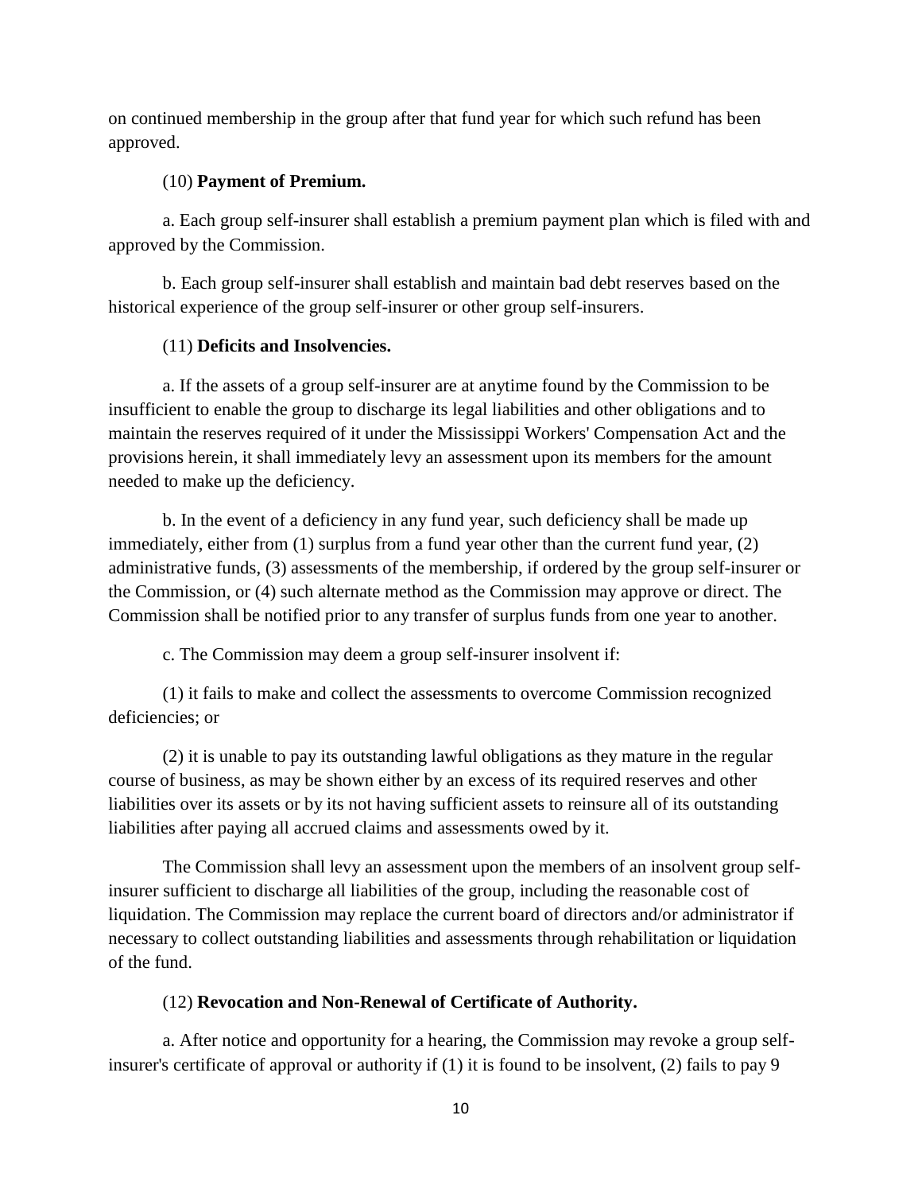on continued membership in the group after that fund year for which such refund has been approved.

(10) **Payment of Premium.**

a. Each group self-insurer shall establish a premium payment plan which is filed with and approved by the Commission.

b. Each group self-insurer shall establish and maintain bad debt reserves based on the historical experience of the group self-insurer or other group self-insurers.

(11) **Deficits and Insolvencies.**

a. If the assets of a group self-insurer are at anytime found by the Commission to be insufficient to enable the group to discharge its legal liabilities and other obligations and to maintain the reserves required of it under the Mississippi Workers' Compensation Act and the provisions herein, it shall immediately levy an assessment upon its members for the amount needed to make up the deficiency.

b. In the event of a deficiency in any fund year, such deficiency shall be made up immediately, either from (1) surplus from a fund year other than the current fund year, (2) administrative funds, (3) assessments of the membership, if ordered by the group self-insurer or the Commission, or (4) such alternate method as the Commission may approve or direct. The Commission shall be notified prior to any transfer of surplus funds from one year to another.

c. The Commission may deem a group self-insurer insolvent if:

(1) it fails to make and collect the assessments to overcome Commission recognized deficiencies; or

(2) it is unable to pay its outstanding lawful obligations as they mature in the regular course of business, as may be shown either by an excess of its required reserves and other liabilities over its assets or by its not having sufficient assets to reinsure all of its outstanding liabilities after paying all accrued claims and assessments owed by it.

The Commission shall levy an assessment upon the members of an insolvent group self-insurer sufficient to discharge all liabilities of the group, including the reasonable cost of liquidation. The Commission may replace the current board of directors and/or administrator if necessary to collect outstanding liabilities and assessments through rehabilitation or liquidation of the fund.

(12) **Revocation and Non-Renewal of Certificate of Authority.**

a. After notice and opportunity for a hearing, the Commission may revoke a group self-insurer's certificate of approval or authority if (1) it is found to be insolvent, (2) fails to pay 9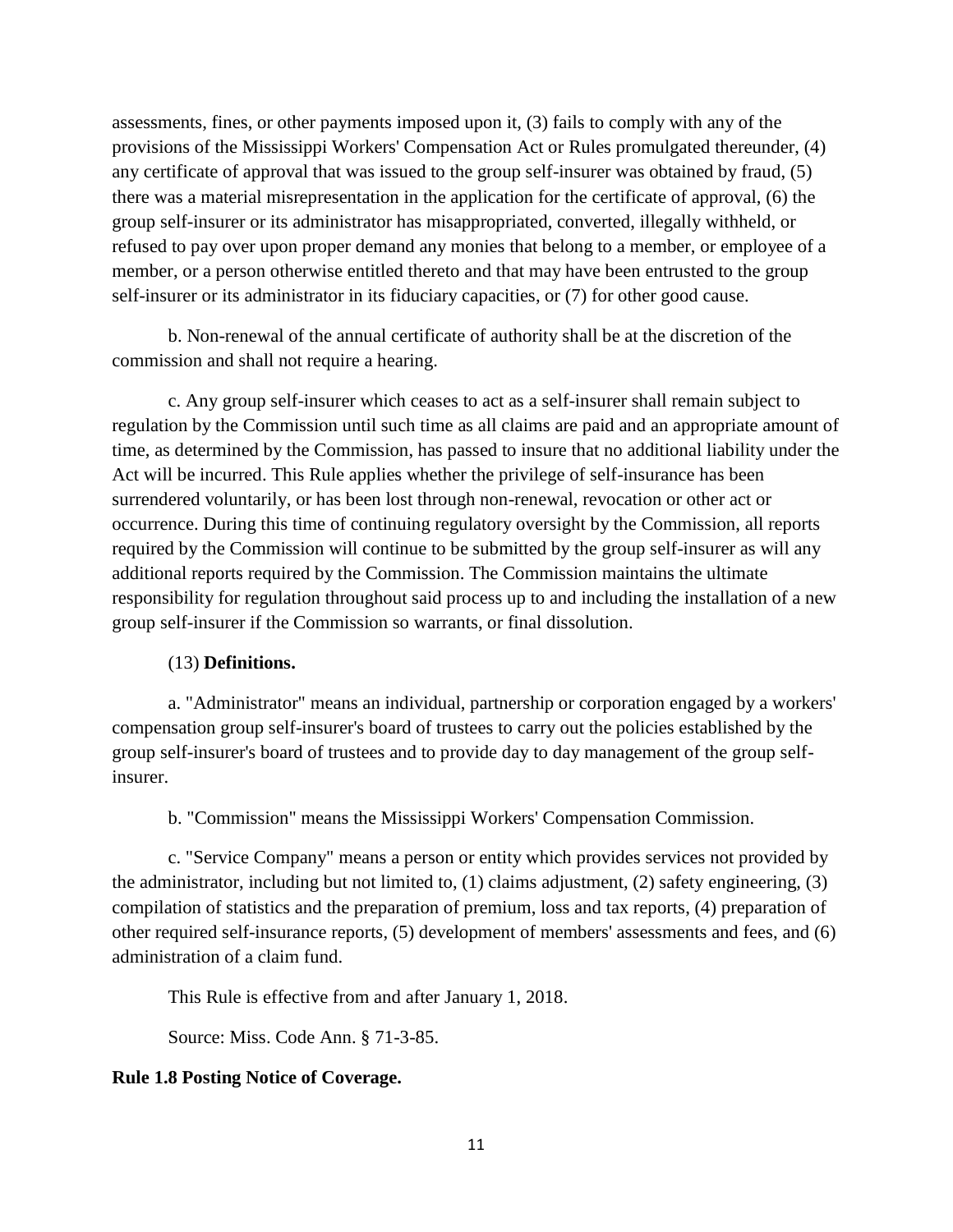assessments, fines, or other payments imposed upon it, (3) fails to comply with any of the provisions of the Mississippi Workers' Compensation Act or Rules promulgated thereunder, (4) any certificate of approval that was issued to the group self-insurer was obtained by fraud, (5) there was a material misrepresentation in the application for the certificate of approval, (6) the group self-insurer or its administrator has misappropriated, converted, illegally withheld, or refused to pay over upon proper demand any monies that belong to a member, or employee of a member, or a person otherwise entitled thereto and that may have been entrusted to the group self-insurer or its administrator in its fiduciary capacities, or (7) for other good cause.

b. Non-renewal of the annual certificate of authority shall be at the discretion of the commission and shall not require a hearing.

c. Any group self-insurer which ceases to act as a self-insurer shall remain subject to regulation by the Commission until such time as all claims are paid and an appropriate amount of time, as determined by the Commission, has passed to insure that no additional liability under the Act will be incurred. This Rule applies whether the privilege of self-insurance has been surrendered voluntarily, or has been lost through non-renewal, revocation or other act or occurrence. During this time of continuing regulatory oversight by the Commission, all reports required by the Commission will continue to be submitted by the group self-insurer as will any additional reports required by the Commission. The Commission maintains the ultimate responsibility for regulation throughout said process up to and including the installation of a new group self-insurer if the Commission so warrants, or final dissolution.

(13) **Definitions.**

a. "Administrator" means an individual, partnership or corporation engaged by a workers' compensation group self-insurer's board of trustees to carry out the policies established by the group self-insurer's board of trustees and to provide day to day management of the group self-insurer.

b. "Commission" means the Mississippi Workers' Compensation Commission.

c. "Service Company" means a person or entity which provides services not provided by the administrator, including but not limited to, (1) claims adjustment, (2) safety engineering, (3) compilation of statistics and the preparation of premium, loss and tax reports, (4) preparation of other required self-insurance reports, (5) development of members' assessments and fees, and (6) administration of a claim fund.

This Rule is effective from and after January 1, 2018.

Source: Miss. Code Ann. § 71-3-85.

**Rule 1.8 Posting Notice of Coverage.**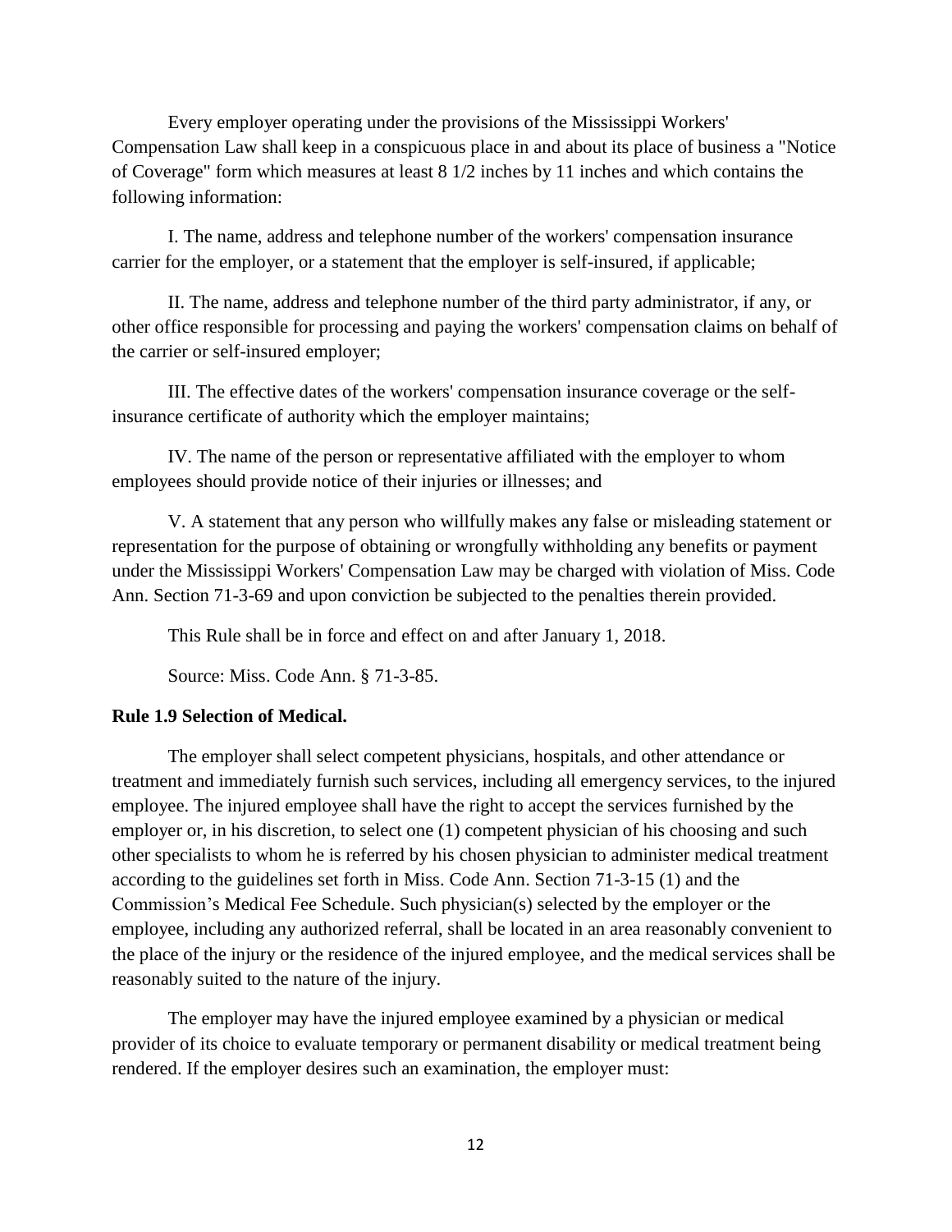Every employer operating under the provisions of the Mississippi Workers' Compensation Law shall keep in a conspicuous place in and about its place of business a "Notice of Coverage" form which measures at least 8 1/2 inches by 11 inches and which contains the following information:

I. The name, address and telephone number of the workers' compensation insurance carrier for the employer, or a statement that the employer is self-insured, if applicable;

II. The name, address and telephone number of the third party administrator, if any, or other office responsible for processing and paying the workers' compensation claims on behalf of the carrier or self-insured employer;

III. The effective dates of the workers' compensation insurance coverage or the self-insurance certificate of authority which the employer maintains;

IV. The name of the person or representative affiliated with the employer to whom employees should provide notice of their injuries or illnesses; and

V. A statement that any person who willfully makes any false or misleading statement or representation for the purpose of obtaining or wrongfully withholding any benefits or payment under the Mississippi Workers' Compensation Law may be charged with violation of Miss. Code Ann. Section 71-3-69 and upon conviction be subjected to the penalties therein provided.

This Rule shall be in force and effect on and after January 1, 2018.

Source: Miss. Code Ann. § 71-3-85.

**Rule 1.9 Selection of Medical.**

The employer shall select competent physicians, hospitals, and other attendance or treatment and immediately furnish such services, including all emergency services, to the injured employee. The injured employee shall have the right to accept the services furnished by the employer or, in his discretion, to select one (1) competent physician of his choosing and such other specialists to whom he is referred by his chosen physician to administer medical treatment according to the guidelines set forth in Miss. Code Ann. Section 71-3-15 (1) and the Commission's Medical Fee Schedule. Such physician(s) selected by the employer or the employee, including any authorized referral, shall be located in an area reasonably convenient to the place of the injury or the residence of the injured employee, and the medical services shall be reasonably suited to the nature of the injury.

The employer may have the injured employee examined by a physician or medical provider of its choice to evaluate temporary or permanent disability or medical treatment being rendered. If the employer desires such an examination, the employer must: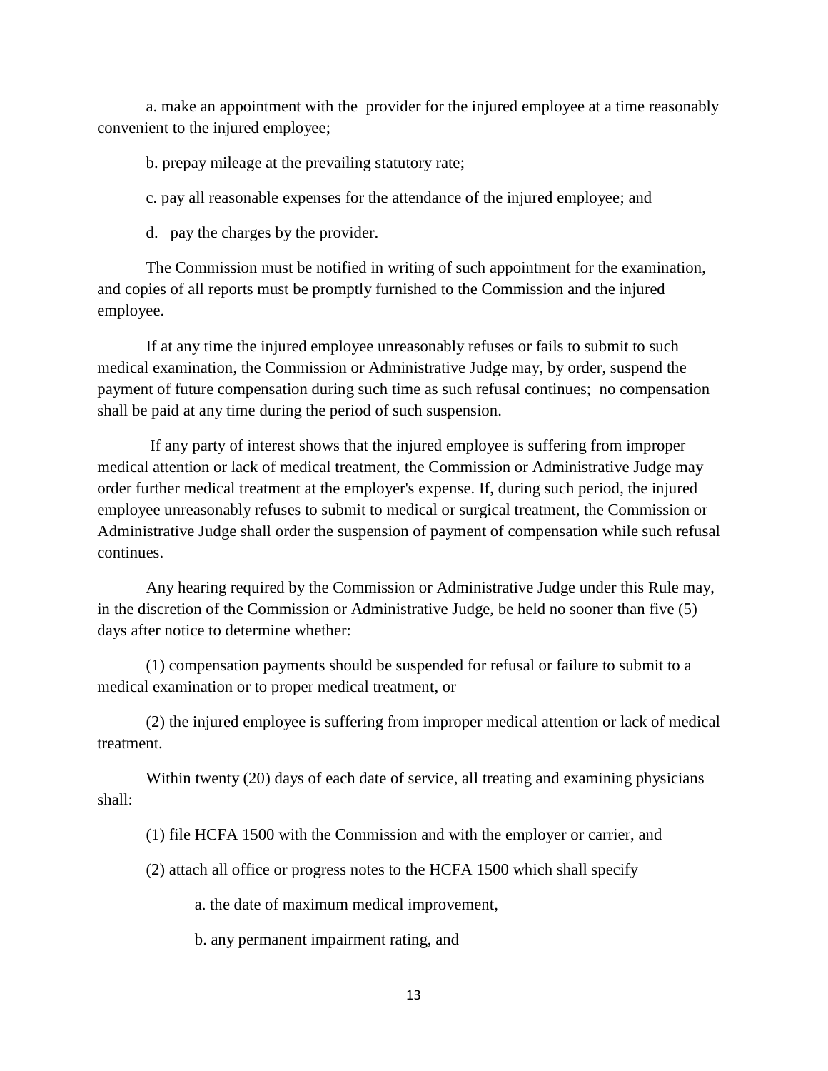a. make an appointment with the provider for the injured employee at a time reasonably convenient to the injured employee;

b. prepay mileage at the prevailing statutory rate;

c. pay all reasonable expenses for the attendance of the injured employee; and

d. pay the charges by the provider.

The Commission must be notified in writing of such appointment for the examination, and copies of all reports must be promptly furnished to the Commission and the injured employee.

If at any time the injured employee unreasonably refuses or fails to submit to such medical examination, the Commission or Administrative Judge may, by order, suspend the payment of future compensation during such time as such refusal continues; no compensation shall be paid at any time during the period of such suspension.

If any party of interest shows that the injured employee is suffering from improper medical attention or lack of medical treatment, the Commission or Administrative Judge may order further medical treatment at the employer's expense. If, during such period, the injured employee unreasonably refuses to submit to medical or surgical treatment, the Commission or Administrative Judge shall order the suspension of payment of compensation while such refusal continues.

Any hearing required by the Commission or Administrative Judge under this Rule may, in the discretion of the Commission or Administrative Judge, be held no sooner than five (5) days after notice to determine whether:

(1) compensation payments should be suspended for refusal or failure to submit to a medical examination or to proper medical treatment, or

(2) the injured employee is suffering from improper medical attention or lack of medical treatment.

Within twenty (20) days of each date of service, all treating and examining physicians shall:

(1) file HCFA 1500 with the Commission and with the employer or carrier, and

(2) attach all office or progress notes to the HCFA 1500 which shall specify

a. the date of maximum medical improvement,

b. any permanent impairment rating, and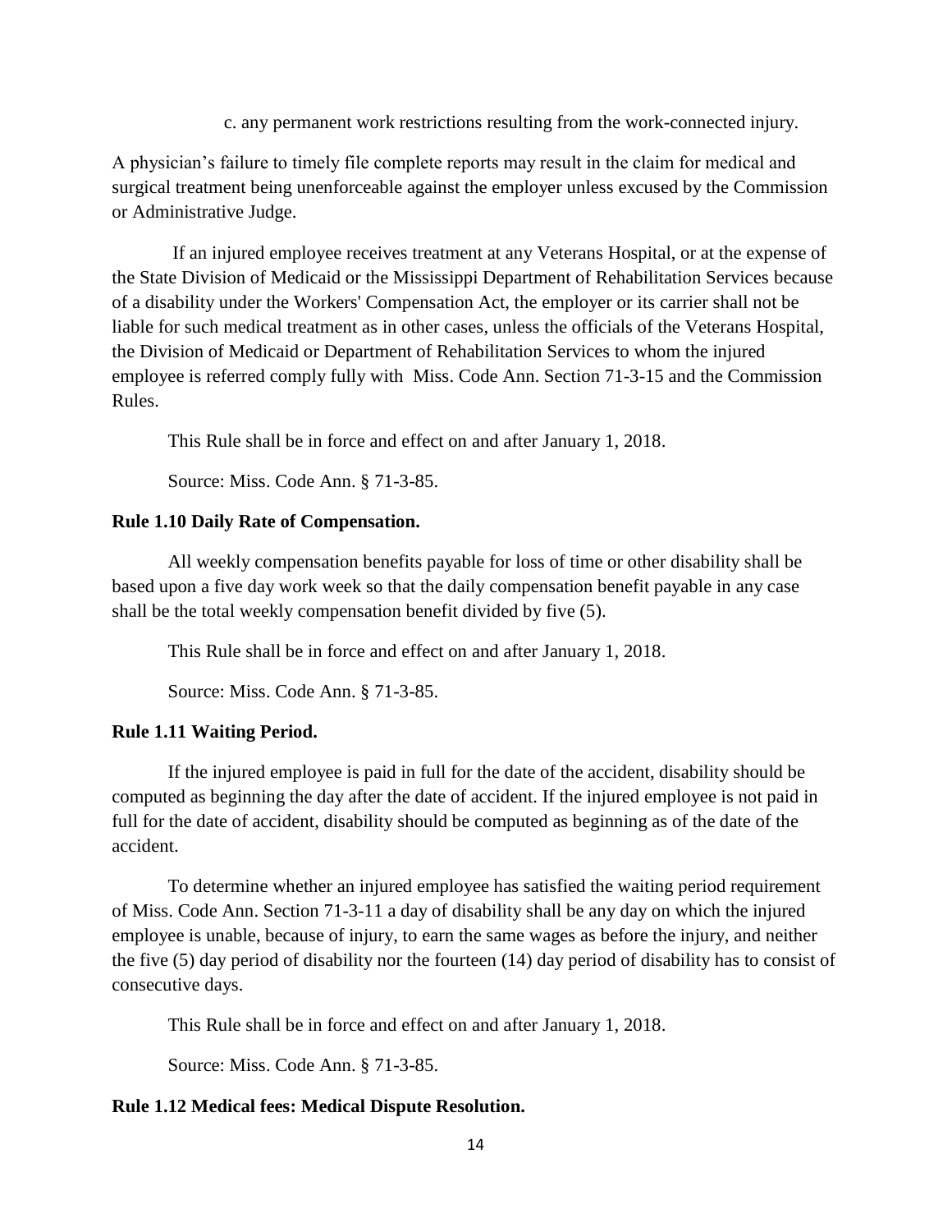c. any permanent work restrictions resulting from the work-connected injury.

A physician's failure to timely file complete reports may result in the claim for medical and surgical treatment being unenforceable against the employer unless excused by the Commission or Administrative Judge.

If an injured employee receives treatment at any Veterans Hospital, or at the expense of the State Division of Medicaid or the Mississippi Department of Rehabilitation Services because of a disability under the Workers' Compensation Act, the employer or its carrier shall not be liable for such medical treatment as in other cases, unless the officials of the Veterans Hospital, the Division of Medicaid or Department of Rehabilitation Services to whom the injured employee is referred comply fully with Miss. Code Ann. Section 71-3-15 and the Commission Rules.

This Rule shall be in force and effect on and after January 1, 2018.

Source: Miss. Code Ann. § 71-3-85.

**Rule 1.10 Daily Rate of Compensation.**

All weekly compensation benefits payable for loss of time or other disability shall be based upon a five day work week so that the daily compensation benefit payable in any case shall be the total weekly compensation benefit divided by five (5).

This Rule shall be in force and effect on and after January 1, 2018.

Source: Miss. Code Ann. § 71-3-85.

**Rule 1.11 Waiting Period.**

If the injured employee is paid in full for the date of the accident, disability should be computed as beginning the day after the date of accident. If the injured employee is not paid in full for the date of accident, disability should be computed as beginning as of the date of the accident.

To determine whether an injured employee has satisfied the waiting period requirement of Miss. Code Ann. Section 71-3-11 a day of disability shall be any day on which the injured employee is unable, because of injury, to earn the same wages as before the injury, and neither the five (5) day period of disability nor the fourteen (14) day period of disability has to consist of consecutive days.

This Rule shall be in force and effect on and after January 1, 2018.

Source: Miss. Code Ann. § 71-3-85.

**Rule 1.12 Medical fees: Medical Dispute Resolution.**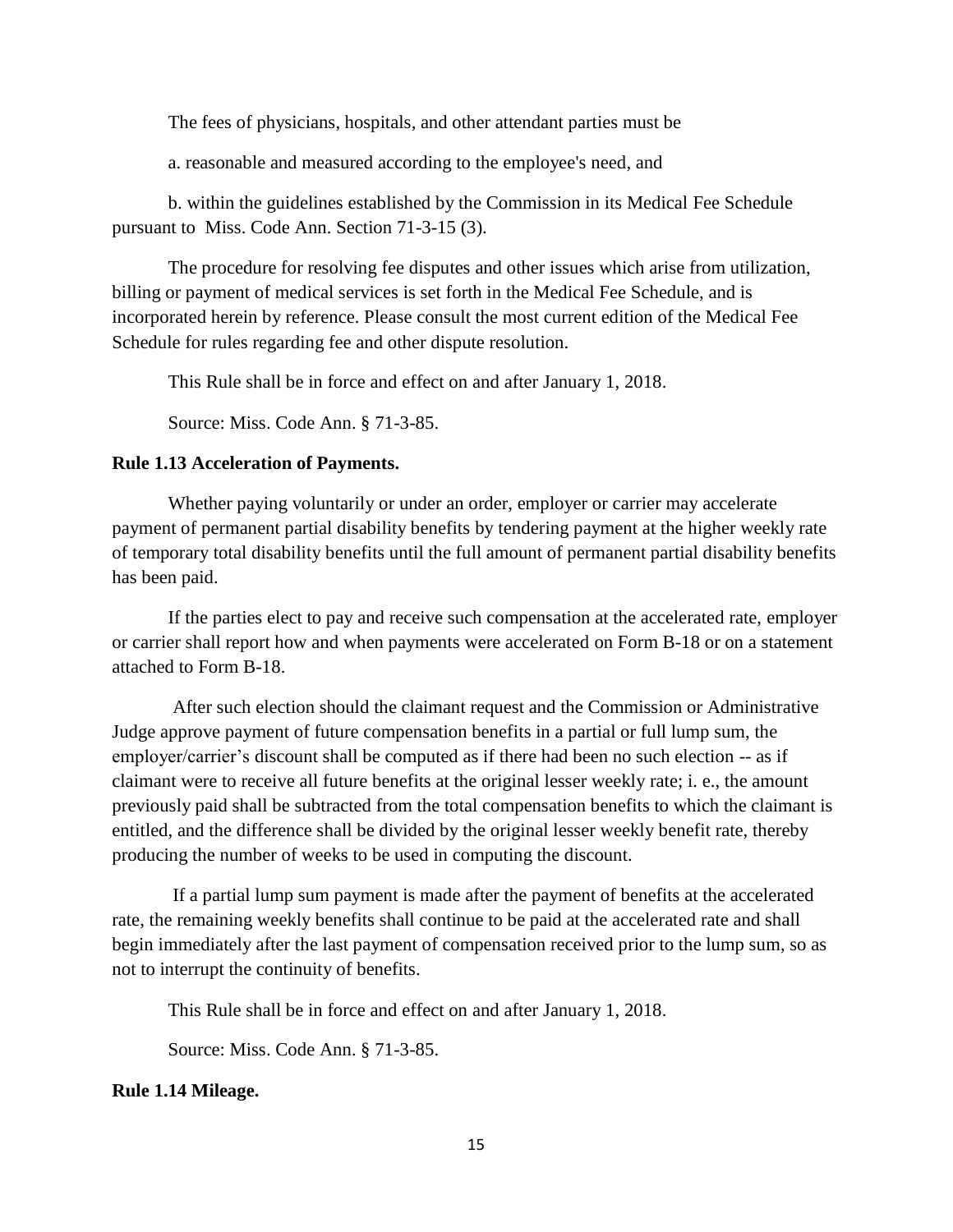The fees of physicians, hospitals, and other attendant parties must be

a. reasonable and measured according to the employee's need, and

b. within the guidelines established by the Commission in its Medical Fee Schedule pursuant to Miss. Code Ann. Section 71-3-15 (3).

The procedure for resolving fee disputes and other issues which arise from utilization, billing or payment of medical services is set forth in the Medical Fee Schedule, and is incorporated herein by reference. Please consult the most current edition of the Medical Fee Schedule for rules regarding fee and other dispute resolution.

This Rule shall be in force and effect on and after January 1, 2018.

Source: Miss. Code Ann. § 71-3-85.

**Rule 1.13 Acceleration of Payments.**

Whether paying voluntarily or under an order, employer or carrier may accelerate payment of permanent partial disability benefits by tendering payment at the higher weekly rate of temporary total disability benefits until the full amount of permanent partial disability benefits has been paid.

If the parties elect to pay and receive such compensation at the accelerated rate, employer or carrier shall report how and when payments were accelerated on Form B-18 or on a statement attached to Form B-18.

After such election should the claimant request and the Commission or Administrative Judge approve payment of future compensation benefits in a partial or full lump sum, the employer/carrier's discount shall be computed as if there had been no such election -- as if claimant were to receive all future benefits at the original lesser weekly rate; i. e., the amount previously paid shall be subtracted from the total compensation benefits to which the claimant is entitled, and the difference shall be divided by the original lesser weekly benefit rate, thereby producing the number of weeks to be used in computing the discount.

If a partial lump sum payment is made after the payment of benefits at the accelerated rate, the remaining weekly benefits shall continue to be paid at the accelerated rate and shall begin immediately after the last payment of compensation received prior to the lump sum, so as not to interrupt the continuity of benefits.

This Rule shall be in force and effect on and after January 1, 2018.

Source: Miss. Code Ann. § 71-3-85.

**Rule 1.14 Mileage.**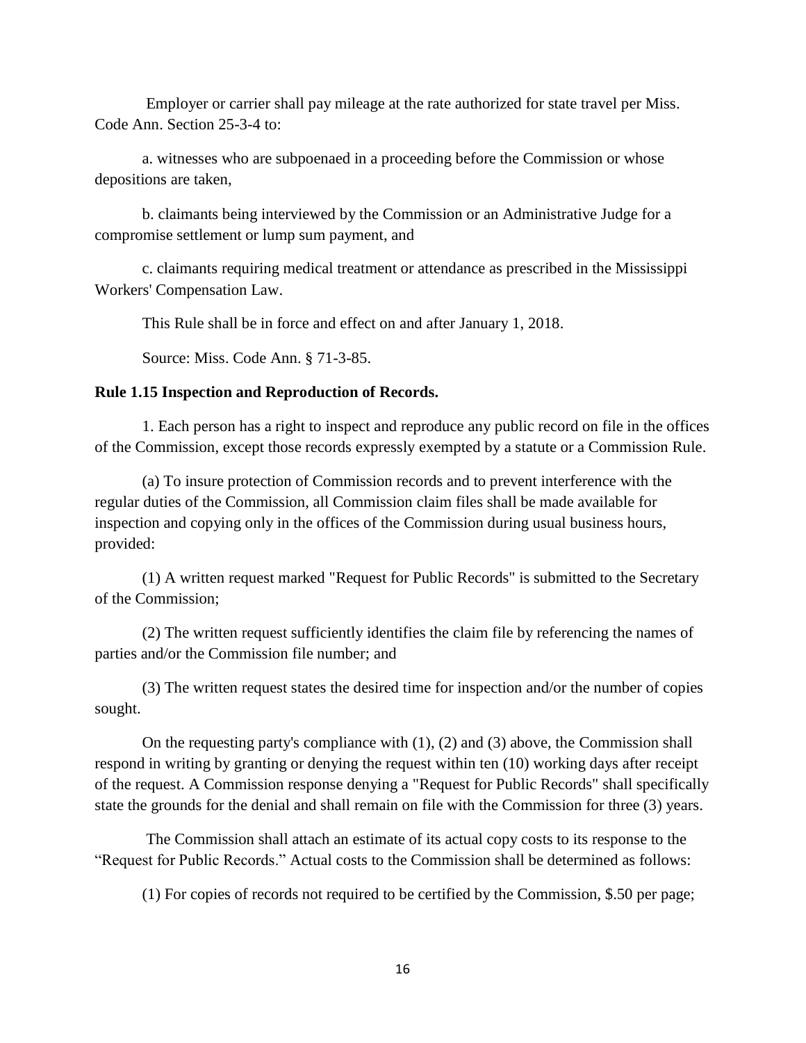Employer or carrier shall pay mileage at the rate authorized for state travel per Miss. Code Ann. Section 25-3-4 to:

a. witnesses who are subpoenaed in a proceeding before the Commission or whose depositions are taken,

b. claimants being interviewed by the Commission or an Administrative Judge for a compromise settlement or lump sum payment, and

c. claimants requiring medical treatment or attendance as prescribed in the Mississippi Workers' Compensation Law.

This Rule shall be in force and effect on and after January 1, 2018.

Source: Miss. Code Ann. § 71-3-85.

**Rule 1.15 Inspection and Reproduction of Records.**

1. Each person has a right to inspect and reproduce any public record on file in the offices of the Commission, except those records expressly exempted by a statute or a Commission Rule.

(a) To insure protection of Commission records and to prevent interference with the regular duties of the Commission, all Commission claim files shall be made available for inspection and copying only in the offices of the Commission during usual business hours, provided:

(1) A written request marked "Request for Public Records" is submitted to the Secretary of the Commission;

(2) The written request sufficiently identifies the claim file by referencing the names of parties and/or the Commission file number; and

(3) The written request states the desired time for inspection and/or the number of copies sought.

On the requesting party's compliance with (1), (2) and (3) above, the Commission shall respond in writing by granting or denying the request within ten (10) working days after receipt of the request. A Commission response denying a "Request for Public Records" shall specifically state the grounds for the denial and shall remain on file with the Commission for three (3) years.

The Commission shall attach an estimate of its actual copy costs to its response to the "Request for Public Records." Actual costs to the Commission shall be determined as follows:

(1) For copies of records not required to be certified by the Commission, $.50 per page;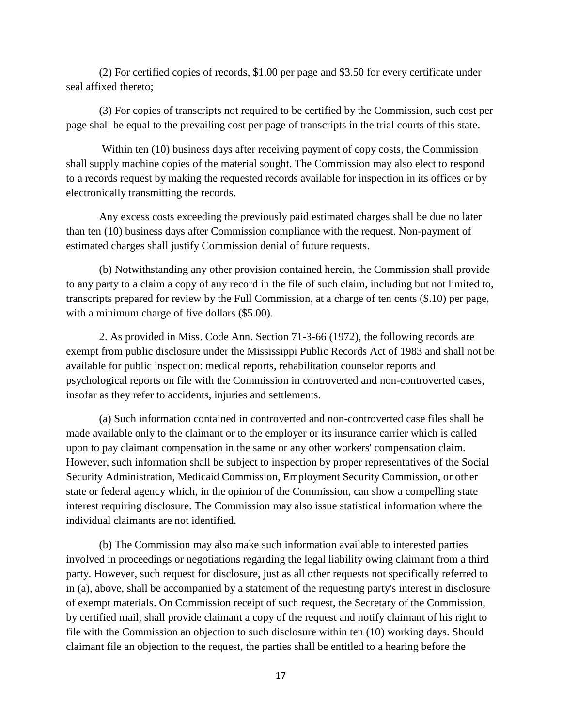(2) For certified copies of records, $1.00 per page and $3.50 for every certificate under seal affixed thereto;

(3) For copies of transcripts not required to be certified by the Commission, such cost per page shall be equal to the prevailing cost per page of transcripts in the trial courts of this state.

Within ten (10) business days after receiving payment of copy costs, the Commission shall supply machine copies of the material sought. The Commission may also elect to respond to a records request by making the requested records available for inspection in its offices or by electronically transmitting the records.

Any excess costs exceeding the previously paid estimated charges shall be due no later than ten (10) business days after Commission compliance with the request. Non-payment of estimated charges shall justify Commission denial of future requests.

(b) Notwithstanding any other provision contained herein, the Commission shall provide to any party to a claim a copy of any record in the file of such claim, including but not limited to, transcripts prepared for review by the Full Commission, at a charge of ten cents ($.10) per page, with a minimum charge of five dollars ($5.00).

2. As provided in Miss. Code Ann. Section 71-3-66 (1972), the following records are exempt from public disclosure under the Mississippi Public Records Act of 1983 and shall not be available for public inspection: medical reports, rehabilitation counselor reports and psychological reports on file with the Commission in controverted and non-controverted cases, insofar as they refer to accidents, injuries and settlements.

(a) Such information contained in controverted and non-controverted case files shall be made available only to the claimant or to the employer or its insurance carrier which is called upon to pay claimant compensation in the same or any other workers' compensation claim. However, such information shall be subject to inspection by proper representatives of the Social Security Administration, Medicaid Commission, Employment Security Commission, or other state or federal agency which, in the opinion of the Commission, can show a compelling state interest requiring disclosure. The Commission may also issue statistical information where the individual claimants are not identified.

(b) The Commission may also make such information available to interested parties involved in proceedings or negotiations regarding the legal liability owing claimant from a third party. However, such request for disclosure, just as all other requests not specifically referred to in (a), above, shall be accompanied by a statement of the requesting party's interest in disclosure of exempt materials. On Commission receipt of such request, the Secretary of the Commission, by certified mail, shall provide claimant a copy of the request and notify claimant of his right to file with the Commission an objection to such disclosure within ten (10) working days. Should claimant file an objection to the request, the parties shall be entitled to a hearing before the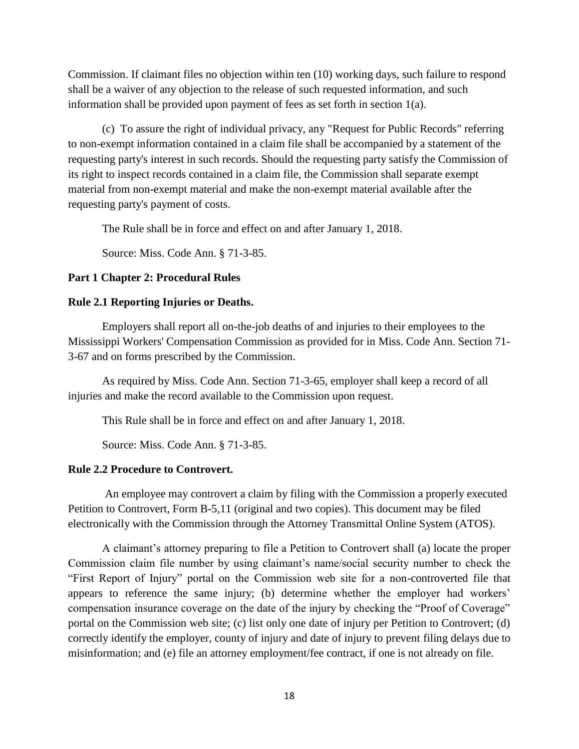Commission. If claimant files no objection within ten (10) working days, such failure to respond shall be a waiver of any objection to the release of such requested information, and such information shall be provided upon payment of fees as set forth in section 1(a).

(c) To assure the right of individual privacy, any "Request for Public Records" referring to non-exempt information contained in a claim file shall be accompanied by a statement of the requesting party's interest in such records. Should the requesting party satisfy the Commission of its right to inspect records contained in a claim file, the Commission shall separate exempt material from non-exempt material and make the non-exempt material available after the requesting party's payment of costs.

The Rule shall be in force and effect on and after January 1, 2018.

Source: Miss. Code Ann. § 71-3-85.

**Part 1 Chapter 2: Procedural Rules**

**Rule 2.1 Reporting Injuries or Deaths.**

Employers shall report all on-the-job deaths of and injuries to their employees to the Mississippi Workers' Compensation Commission as provided for in Miss. Code Ann. Section 71-3-67 and on forms prescribed by the Commission.

As required by Miss. Code Ann. Section 71-3-65, employer shall keep a record of all injuries and make the record available to the Commission upon request.

This Rule shall be in force and effect on and after January 1, 2018.

Source: Miss. Code Ann. § 71-3-85.

**Rule 2.2 Procedure to Controvert.**

An employee may controvert a claim by filing with the Commission a properly executed Petition to Controvert, Form B-5,11 (original and two copies). This document may be filed electronically with the Commission through the Attorney Transmittal Online System (ATOS).

A claimant's attorney preparing to file a Petition to Controvert shall (a) locate the proper Commission claim file number by using claimant's name/social security number to check the "First Report of Injury" portal on the Commission web site for a non-controverted file that appears to reference the same injury; (b) determine whether the employer had workers' compensation insurance coverage on the date of the injury by checking the "Proof of Coverage" portal on the Commission web site; (c) list only one date of injury per Petition to Controvert; (d) correctly identify the employer, county of injury and date of injury to prevent filing delays due to misinformation; and (e) file an attorney employment/fee contract, if one is not already on file.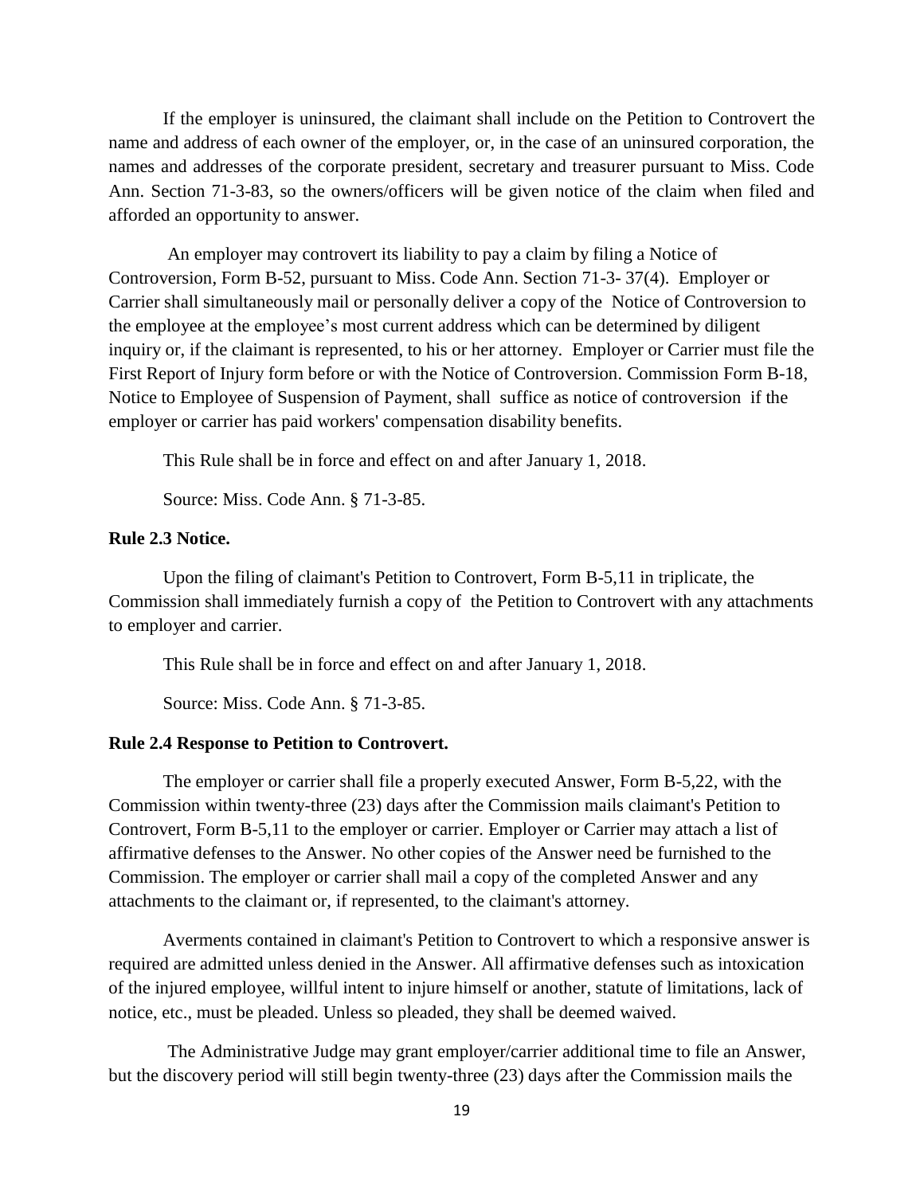If the employer is uninsured, the claimant shall include on the Petition to Controvert the name and address of each owner of the employer, or, in the case of an uninsured corporation, the names and addresses of the corporate president, secretary and treasurer pursuant to Miss. Code Ann. Section 71-3-83, so the owners/officers will be given notice of the claim when filed and afforded an opportunity to answer.

An employer may controvert its liability to pay a claim by filing a Notice of Controversion, Form B-52, pursuant to Miss. Code Ann. Section 71-3- 37(4). Employer or Carrier shall simultaneously mail or personally deliver a copy of the Notice of Controversion to the employee at the employee's most current address which can be determined by diligent inquiry or, if the claimant is represented, to his or her attorney. Employer or Carrier must file the First Report of Injury form before or with the Notice of Controversion. Commission Form B-18, Notice to Employee of Suspension of Payment, shall suffice as notice of controversion if the employer or carrier has paid workers' compensation disability benefits.

This Rule shall be in force and effect on and after January 1, 2018.

Source: Miss. Code Ann. § 71-3-85.

**Rule 2.3 Notice.**

Upon the filing of claimant's Petition to Controvert, Form B-5,11 in triplicate, the Commission shall immediately furnish a copy of the Petition to Controvert with any attachments to employer and carrier.

This Rule shall be in force and effect on and after January 1, 2018.

Source: Miss. Code Ann. § 71-3-85.

**Rule 2.4 Response to Petition to Controvert.**

The employer or carrier shall file a properly executed Answer, Form B-5,22, with the Commission within twenty-three (23) days after the Commission mails claimant's Petition to Controvert, Form B-5,11 to the employer or carrier. Employer or Carrier may attach a list of affirmative defenses to the Answer. No other copies of the Answer need be furnished to the Commission. The employer or carrier shall mail a copy of the completed Answer and any attachments to the claimant or, if represented, to the claimant's attorney.

Averments contained in claimant's Petition to Controvert to which a responsive answer is required are admitted unless denied in the Answer. All affirmative defenses such as intoxication of the injured employee, willful intent to injure himself or another, statute of limitations, lack of notice, etc., must be pleaded. Unless so pleaded, they shall be deemed waived.

The Administrative Judge may grant employer/carrier additional time to file an Answer, but the discovery period will still begin twenty-three (23) days after the Commission mails the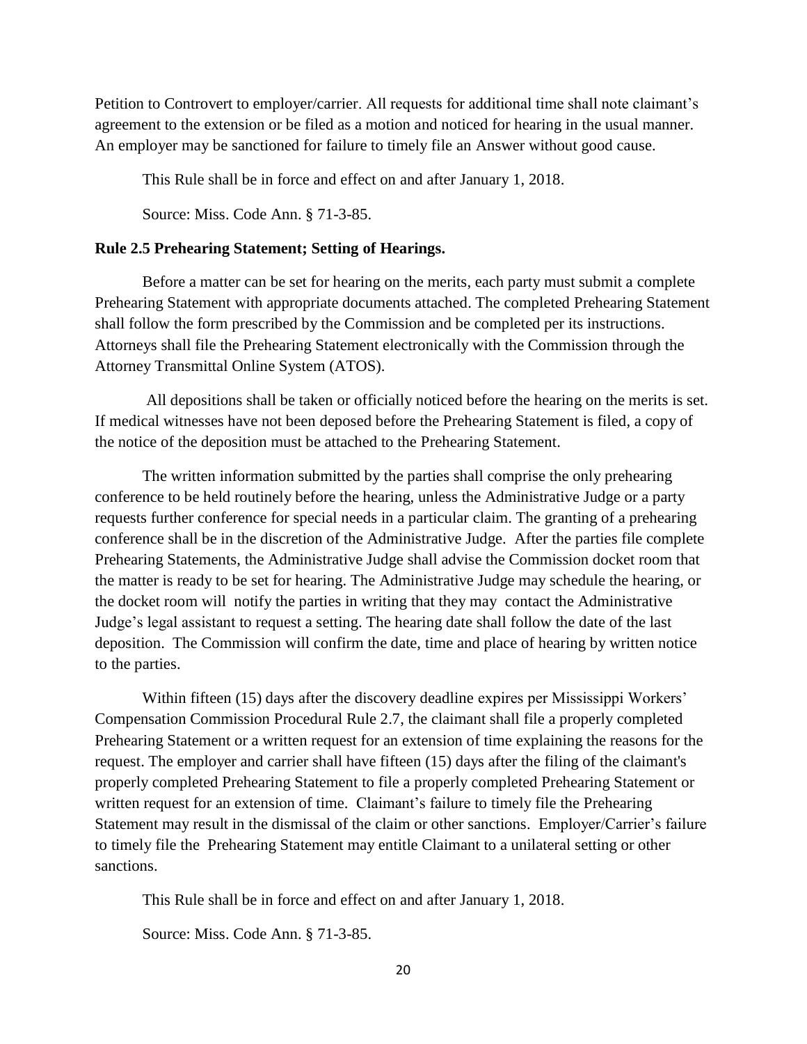Petition to Controvert to employer/carrier. All requests for additional time shall note claimant's agreement to the extension or be filed as a motion and noticed for hearing in the usual manner. An employer may be sanctioned for failure to timely file an Answer without good cause.

This Rule shall be in force and effect on and after January 1, 2018.

Source: Miss. Code Ann. § 71-3-85.

**Rule 2.5 Prehearing Statement; Setting of Hearings.**

Before a matter can be set for hearing on the merits, each party must submit a complete Prehearing Statement with appropriate documents attached. The completed Prehearing Statement shall follow the form prescribed by the Commission and be completed per its instructions. Attorneys shall file the Prehearing Statement electronically with the Commission through the Attorney Transmittal Online System (ATOS).

All depositions shall be taken or officially noticed before the hearing on the merits is set. If medical witnesses have not been deposed before the Prehearing Statement is filed, a copy of the notice of the deposition must be attached to the Prehearing Statement.

The written information submitted by the parties shall comprise the only prehearing conference to be held routinely before the hearing, unless the Administrative Judge or a party requests further conference for special needs in a particular claim. The granting of a prehearing conference shall be in the discretion of the Administrative Judge. After the parties file complete Prehearing Statements, the Administrative Judge shall advise the Commission docket room that the matter is ready to be set for hearing. The Administrative Judge may schedule the hearing, or the docket room will notify the parties in writing that they may contact the Administrative Judge's legal assistant to request a setting. The hearing date shall follow the date of the last deposition. The Commission will confirm the date, time and place of hearing by written notice to the parties.

Within fifteen (15) days after the discovery deadline expires per Mississippi Workers' Compensation Commission Procedural Rule 2.7, the claimant shall file a properly completed Prehearing Statement or a written request for an extension of time explaining the reasons for the request. The employer and carrier shall have fifteen (15) days after the filing of the claimant's properly completed Prehearing Statement to file a properly completed Prehearing Statement or written request for an extension of time. Claimant's failure to timely file the Prehearing Statement may result in the dismissal of the claim or other sanctions. Employer/Carrier's failure to timely file the Prehearing Statement may entitle Claimant to a unilateral setting or other sanctions.

This Rule shall be in force and effect on and after January 1, 2018.

Source: Miss. Code Ann. § 71-3-85.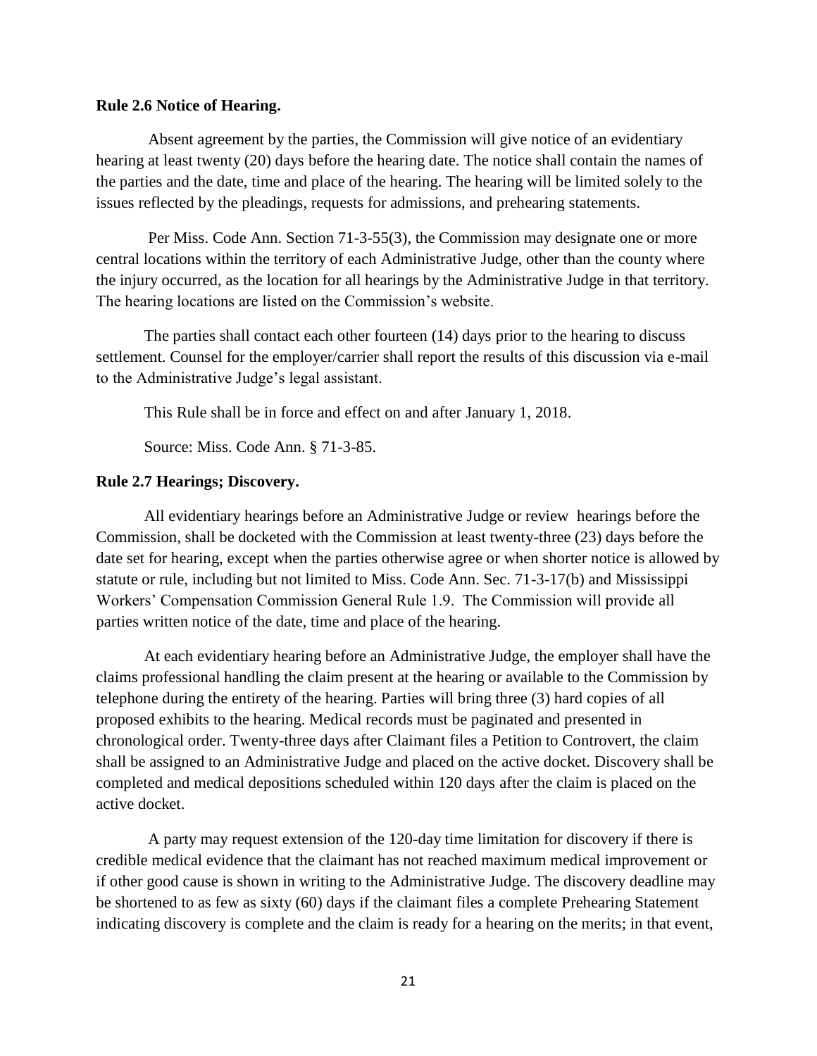**Rule 2.6 Notice of Hearing.**

Absent agreement by the parties, the Commission will give notice of an evidentiary hearing at least twenty (20) days before the hearing date. The notice shall contain the names of the parties and the date, time and place of the hearing. The hearing will be limited solely to the issues reflected by the pleadings, requests for admissions, and prehearing statements.

Per Miss. Code Ann. Section 71-3-55(3), the Commission may designate one or more central locations within the territory of each Administrative Judge, other than the county where the injury occurred, as the location for all hearings by the Administrative Judge in that territory. The hearing locations are listed on the Commission's website.

The parties shall contact each other fourteen (14) days prior to the hearing to discuss settlement. Counsel for the employer/carrier shall report the results of this discussion via e-mail to the Administrative Judge's legal assistant.

This Rule shall be in force and effect on and after January 1, 2018.

Source: Miss. Code Ann. § 71-3-85.

**Rule 2.7 Hearings; Discovery.**

All evidentiary hearings before an Administrative Judge or review hearings before the Commission, shall be docketed with the Commission at least twenty-three (23) days before the date set for hearing, except when the parties otherwise agree or when shorter notice is allowed by statute or rule, including but not limited to Miss. Code Ann. Sec. 71-3-17(b) and Mississippi Workers' Compensation Commission General Rule 1.9. The Commission will provide all parties written notice of the date, time and place of the hearing.

At each evidentiary hearing before an Administrative Judge, the employer shall have the claims professional handling the claim present at the hearing or available to the Commission by telephone during the entirety of the hearing. Parties will bring three (3) hard copies of all proposed exhibits to the hearing. Medical records must be paginated and presented in chronological order. Twenty-three days after Claimant files a Petition to Controvert, the claim shall be assigned to an Administrative Judge and placed on the active docket. Discovery shall be completed and medical depositions scheduled within 120 days after the claim is placed on the active docket.

A party may request extension of the 120-day time limitation for discovery if there is credible medical evidence that the claimant has not reached maximum medical improvement or if other good cause is shown in writing to the Administrative Judge. The discovery deadline may be shortened to as few as sixty (60) days if the claimant files a complete Prehearing Statement indicating discovery is complete and the claim is ready for a hearing on the merits; in that event,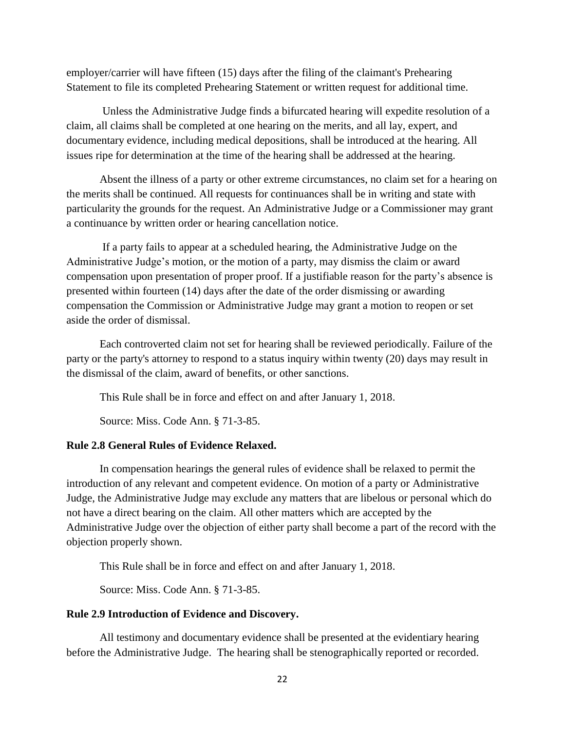employer/carrier will have fifteen (15) days after the filing of the claimant's Prehearing Statement to file its completed Prehearing Statement or written request for additional time.

Unless the Administrative Judge finds a bifurcated hearing will expedite resolution of a claim, all claims shall be completed at one hearing on the merits, and all lay, expert, and documentary evidence, including medical depositions, shall be introduced at the hearing. All issues ripe for determination at the time of the hearing shall be addressed at the hearing.

Absent the illness of a party or other extreme circumstances, no claim set for a hearing on the merits shall be continued. All requests for continuances shall be in writing and state with particularity the grounds for the request. An Administrative Judge or a Commissioner may grant a continuance by written order or hearing cancellation notice.

If a party fails to appear at a scheduled hearing, the Administrative Judge on the Administrative Judge's motion, or the motion of a party, may dismiss the claim or award compensation upon presentation of proper proof. If a justifiable reason for the party's absence is presented within fourteen (14) days after the date of the order dismissing or awarding compensation the Commission or Administrative Judge may grant a motion to reopen or set aside the order of dismissal.

Each controverted claim not set for hearing shall be reviewed periodically. Failure of the party or the party's attorney to respond to a status inquiry within twenty (20) days may result in the dismissal of the claim, award of benefits, or other sanctions.

This Rule shall be in force and effect on and after January 1, 2018.

Source: Miss. Code Ann. § 71-3-85.

**Rule 2.8 General Rules of Evidence Relaxed.**

In compensation hearings the general rules of evidence shall be relaxed to permit the introduction of any relevant and competent evidence. On motion of a party or Administrative Judge, the Administrative Judge may exclude any matters that are libelous or personal which do not have a direct bearing on the claim. All other matters which are accepted by the Administrative Judge over the objection of either party shall become a part of the record with the objection properly shown.

This Rule shall be in force and effect on and after January 1, 2018.

Source: Miss. Code Ann. § 71-3-85.

**Rule 2.9 Introduction of Evidence and Discovery.**

All testimony and documentary evidence shall be presented at the evidentiary hearing before the Administrative Judge. The hearing shall be stenographically reported or recorded.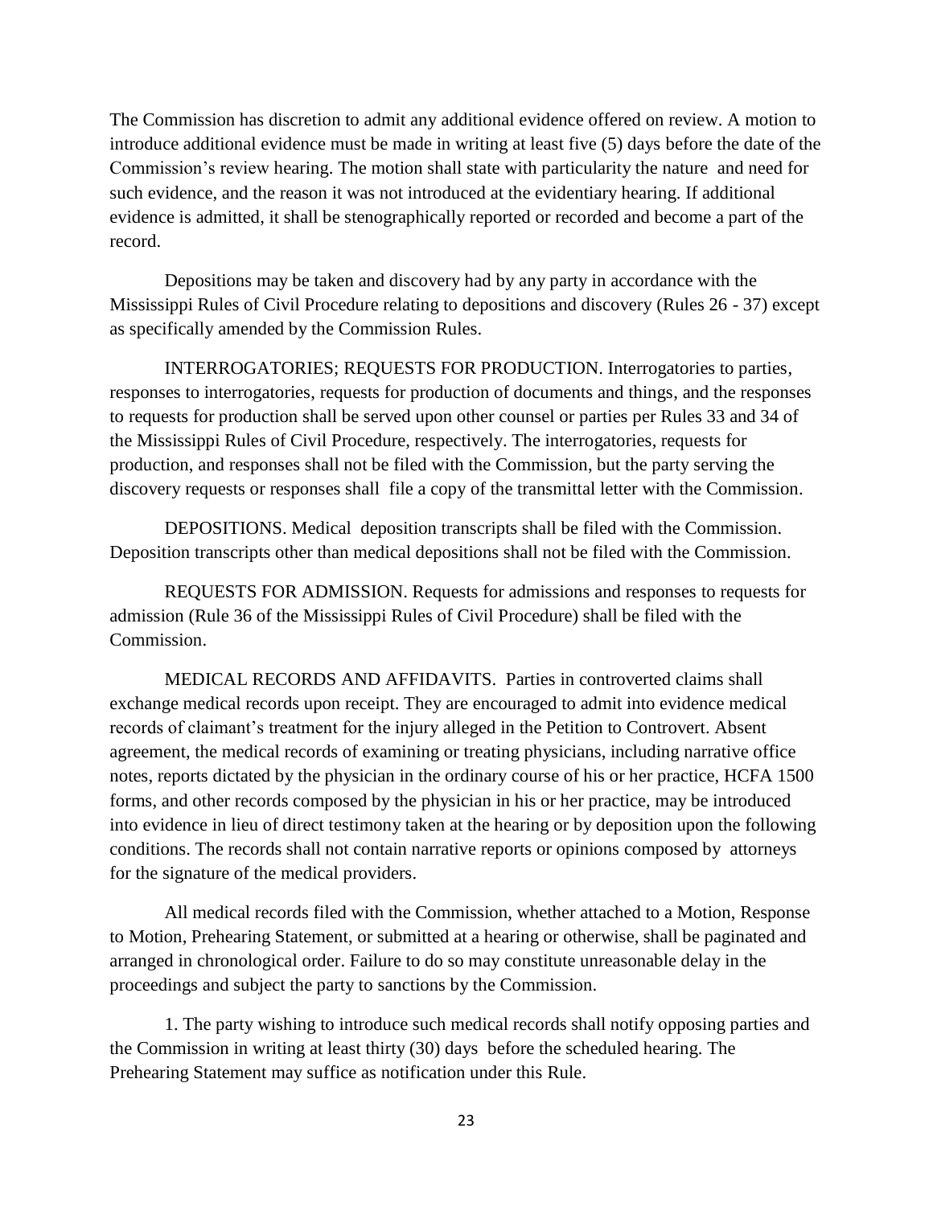The Commission has discretion to admit any additional evidence offered on review. A motion to introduce additional evidence must be made in writing at least five (5) days before the date of the Commission's review hearing. The motion shall state with particularity the nature and need for such evidence, and the reason it was not introduced at the evidentiary hearing. If additional evidence is admitted, it shall be stenographically reported or recorded and become a part of the record.

Depositions may be taken and discovery had by any party in accordance with the Mississippi Rules of Civil Procedure relating to depositions and discovery (Rules 26 - 37) except as specifically amended by the Commission Rules.

INTERROGATORIES; REQUESTS FOR PRODUCTION. Interrogatories to parties, responses to interrogatories, requests for production of documents and things, and the responses to requests for production shall be served upon other counsel or parties per Rules 33 and 34 of the Mississippi Rules of Civil Procedure, respectively. The interrogatories, requests for production, and responses shall not be filed with the Commission, but the party serving the discovery requests or responses shall file a copy of the transmittal letter with the Commission.

DEPOSITIONS. Medical deposition transcripts shall be filed with the Commission. Deposition transcripts other than medical depositions shall not be filed with the Commission.

REQUESTS FOR ADMISSION. Requests for admissions and responses to requests for admission (Rule 36 of the Mississippi Rules of Civil Procedure) shall be filed with the Commission.

MEDICAL RECORDS AND AFFIDAVITS. Parties in controverted claims shall exchange medical records upon receipt. They are encouraged to admit into evidence medical records of claimant's treatment for the injury alleged in the Petition to Controvert. Absent agreement, the medical records of examining or treating physicians, including narrative office notes, reports dictated by the physician in the ordinary course of his or her practice, HCFA 1500 forms, and other records composed by the physician in his or her practice, may be introduced into evidence in lieu of direct testimony taken at the hearing or by deposition upon the following conditions. The records shall not contain narrative reports or opinions composed by attorneys for the signature of the medical providers.

All medical records filed with the Commission, whether attached to a Motion, Response to Motion, Prehearing Statement, or submitted at a hearing or otherwise, shall be paginated and arranged in chronological order. Failure to do so may constitute unreasonable delay in the proceedings and subject the party to sanctions by the Commission.

1. The party wishing to introduce such medical records shall notify opposing parties and the Commission in writing at least thirty (30) days before the scheduled hearing. The Prehearing Statement may suffice as notification under this Rule.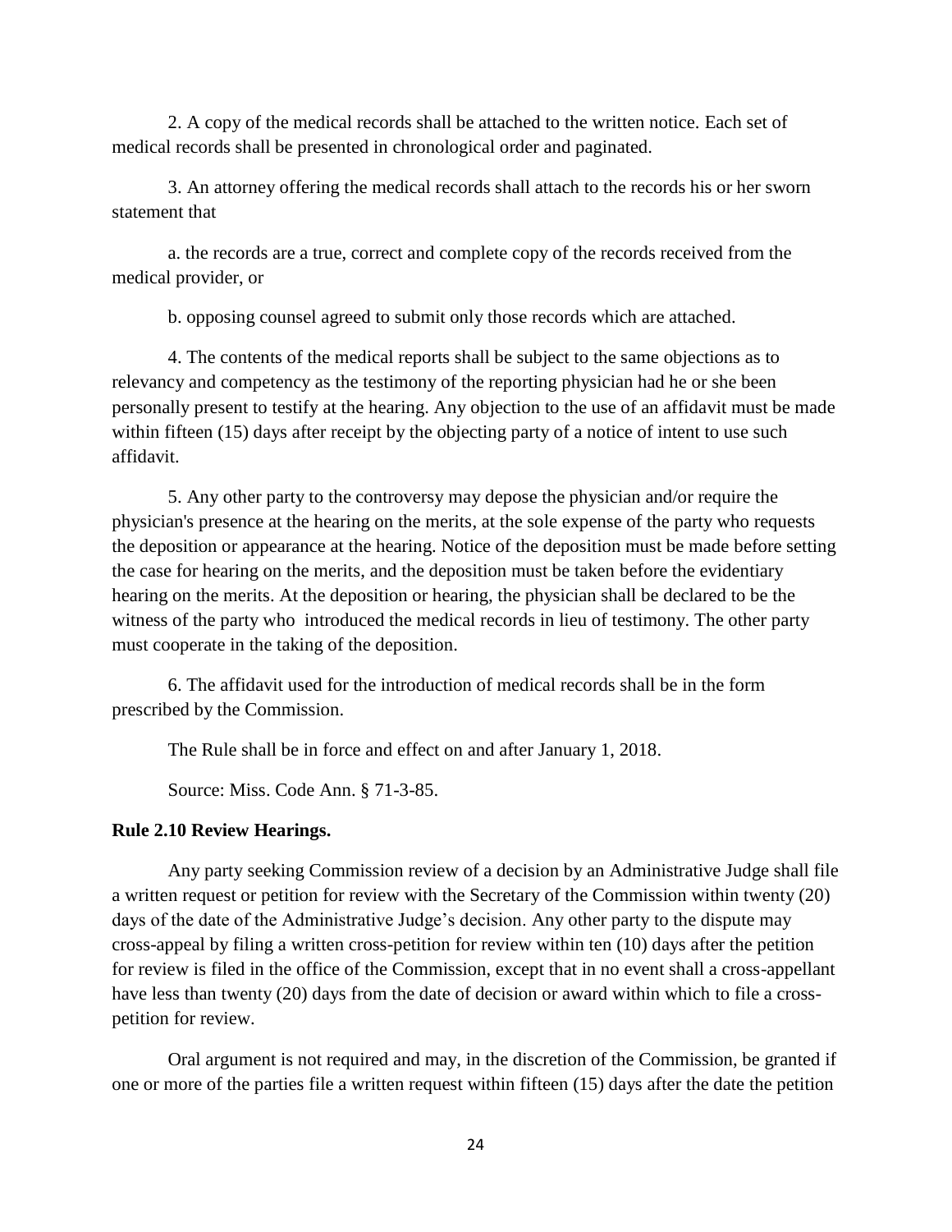2. A copy of the medical records shall be attached to the written notice. Each set of medical records shall be presented in chronological order and paginated.

3. An attorney offering the medical records shall attach to the records his or her sworn statement that

a. the records are a true, correct and complete copy of the records received from the medical provider, or

b. opposing counsel agreed to submit only those records which are attached.

4. The contents of the medical reports shall be subject to the same objections as to relevancy and competency as the testimony of the reporting physician had he or she been personally present to testify at the hearing. Any objection to the use of an affidavit must be made within fifteen (15) days after receipt by the objecting party of a notice of intent to use such affidavit.

5. Any other party to the controversy may depose the physician and/or require the physician's presence at the hearing on the merits, at the sole expense of the party who requests the deposition or appearance at the hearing. Notice of the deposition must be made before setting the case for hearing on the merits, and the deposition must be taken before the evidentiary hearing on the merits. At the deposition or hearing, the physician shall be declared to be the witness of the party who introduced the medical records in lieu of testimony. The other party must cooperate in the taking of the deposition.

6. The affidavit used for the introduction of medical records shall be in the form prescribed by the Commission.

The Rule shall be in force and effect on and after January 1, 2018.

Source: Miss. Code Ann. § 71-3-85.

**Rule 2.10 Review Hearings.**

Any party seeking Commission review of a decision by an Administrative Judge shall file a written request or petition for review with the Secretary of the Commission within twenty (20) days of the date of the Administrative Judge's decision. Any other party to the dispute may cross-appeal by filing a written cross-petition for review within ten (10) days after the petition for review is filed in the office of the Commission, except that in no event shall a cross-appellant have less than twenty (20) days from the date of decision or award within which to file a cross-petition for review.

Oral argument is not required and may, in the discretion of the Commission, be granted if one or more of the parties file a written request within fifteen (15) days after the date the petition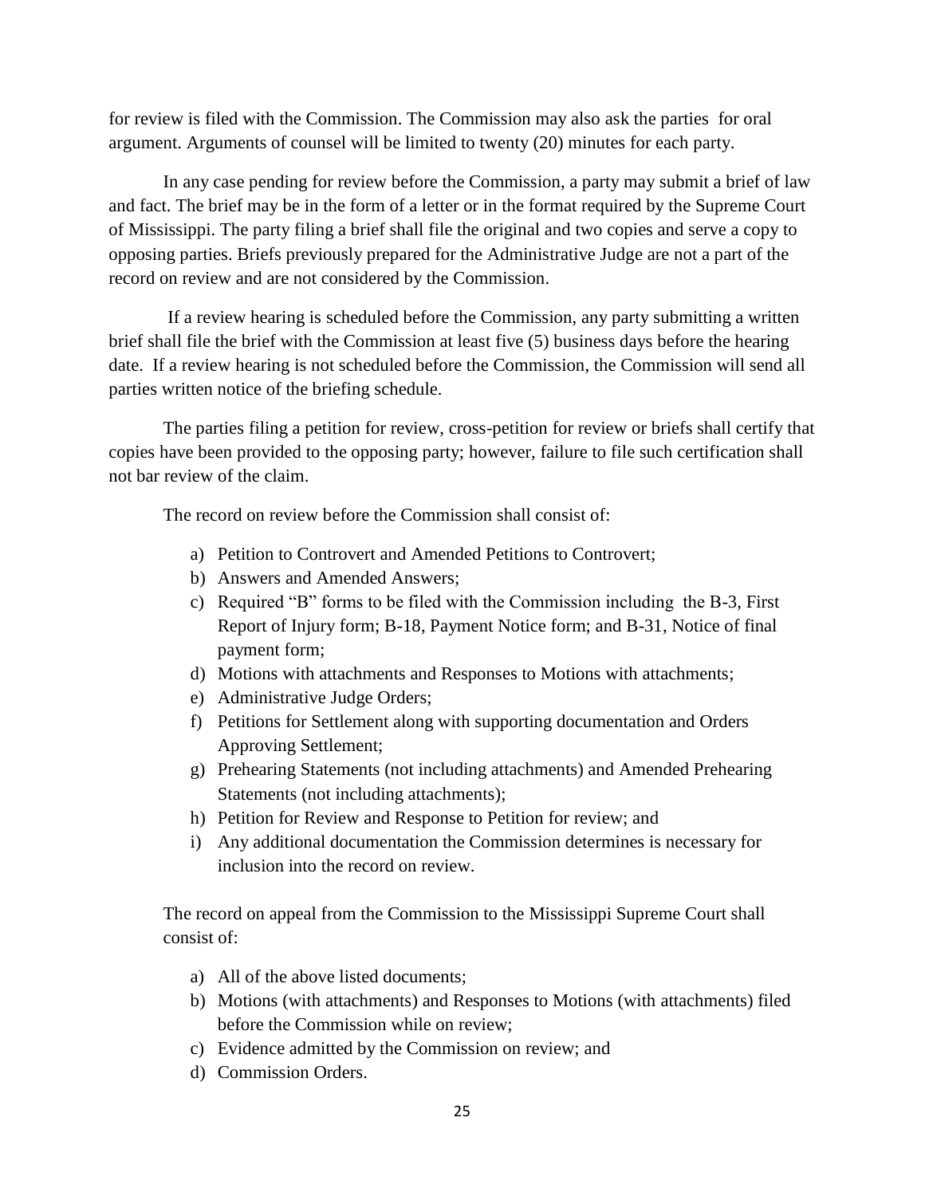for review is filed with the Commission. The Commission may also ask the parties for oral argument. Arguments of counsel will be limited to twenty (20) minutes for each party.

In any case pending for review before the Commission, a party may submit a brief of law and fact. The brief may be in the form of a letter or in the format required by the Supreme Court of Mississippi. The party filing a brief shall file the original and two copies and serve a copy to opposing parties. Briefs previously prepared for the Administrative Judge are not a part of the record on review and are not considered by the Commission.

If a review hearing is scheduled before the Commission, any party submitting a written brief shall file the brief with the Commission at least five (5) business days before the hearing date. If a review hearing is not scheduled before the Commission, the Commission will send all parties written notice of the briefing schedule.

The parties filing a petition for review, cross-petition for review or briefs shall certify that copies have been provided to the opposing party; however, failure to file such certification shall not bar review of the claim.

The record on review before the Commission shall consist of:

a) Petition to Controvert and Amended Petitions to Controvert;
b) Answers and Amended Answers;
c) Required "B" forms to be filed with the Commission including the B-3, First Report of Injury form; B-18, Payment Notice form; and B-31, Notice of final payment form;
d) Motions with attachments and Responses to Motions with attachments;
e) Administrative Judge Orders;
f) Petitions for Settlement along with supporting documentation and Orders Approving Settlement;
g) Prehearing Statements (not including attachments) and Amended Prehearing Statements (not including attachments);
h) Petition for Review and Response to Petition for review; and
i) Any additional documentation the Commission determines is necessary for inclusion into the record on review.

The record on appeal from the Commission to the Mississippi Supreme Court shall consist of:

a) All of the above listed documents;
b) Motions (with attachments) and Responses to Motions (with attachments) filed before the Commission while on review;
c) Evidence admitted by the Commission on review; and
d) Commission Orders.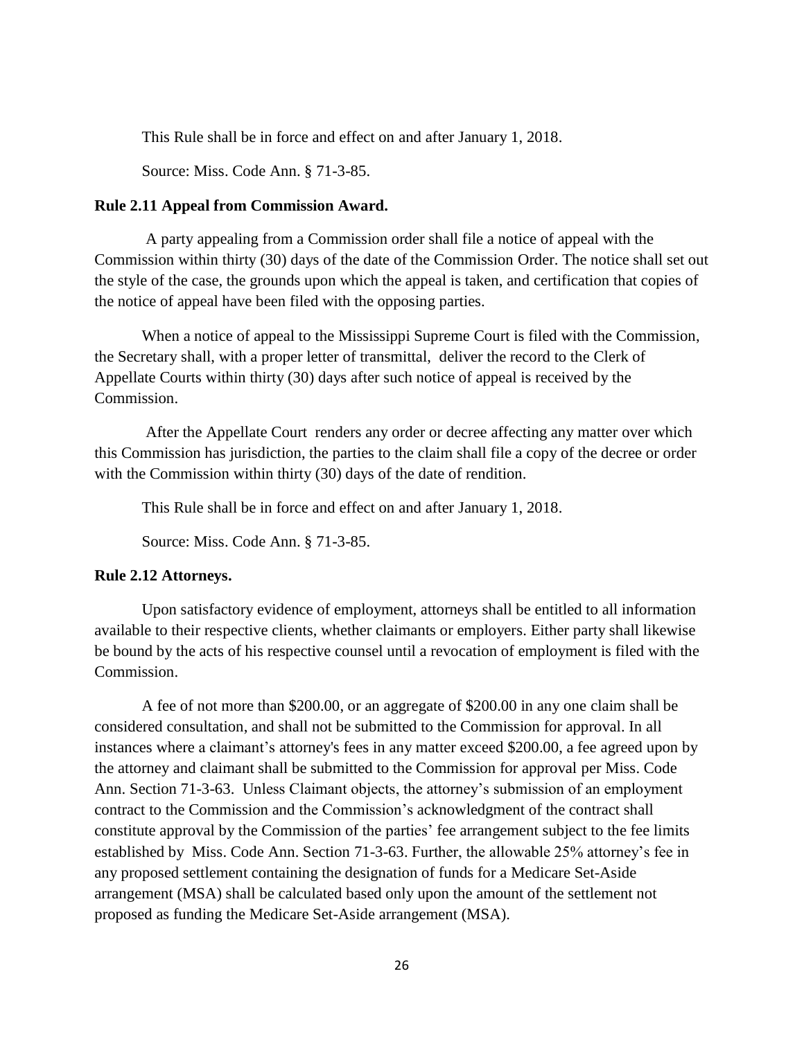This Rule shall be in force and effect on and after January 1, 2018.

Source: Miss. Code Ann. § 71-3-85.

**Rule 2.11 Appeal from Commission Award.**

A party appealing from a Commission order shall file a notice of appeal with the Commission within thirty (30) days of the date of the Commission Order. The notice shall set out the style of the case, the grounds upon which the appeal is taken, and certification that copies of the notice of appeal have been filed with the opposing parties.

When a notice of appeal to the Mississippi Supreme Court is filed with the Commission, the Secretary shall, with a proper letter of transmittal, deliver the record to the Clerk of Appellate Courts within thirty (30) days after such notice of appeal is received by the Commission.

After the Appellate Court renders any order or decree affecting any matter over which this Commission has jurisdiction, the parties to the claim shall file a copy of the decree or order with the Commission within thirty (30) days of the date of rendition.

This Rule shall be in force and effect on and after January 1, 2018.

Source: Miss. Code Ann. § 71-3-85.

**Rule 2.12 Attorneys.**

Upon satisfactory evidence of employment, attorneys shall be entitled to all information available to their respective clients, whether claimants or employers. Either party shall likewise be bound by the acts of his respective counsel until a revocation of employment is filed with the Commission.

A fee of not more than $200.00, or an aggregate of $200.00 in any one claim shall be considered consultation, and shall not be submitted to the Commission for approval. In all instances where a claimant's attorney's fees in any matter exceed $200.00, a fee agreed upon by the attorney and claimant shall be submitted to the Commission for approval per Miss. Code Ann. Section 71-3-63. Unless Claimant objects, the attorney's submission of an employment contract to the Commission and the Commission's acknowledgment of the contract shall constitute approval by the Commission of the parties' fee arrangement subject to the fee limits established by Miss. Code Ann. Section 71-3-63. Further, the allowable 25% attorney's fee in any proposed settlement containing the designation of funds for a Medicare Set-Aside arrangement (MSA) shall be calculated based only upon the amount of the settlement not proposed as funding the Medicare Set-Aside arrangement (MSA).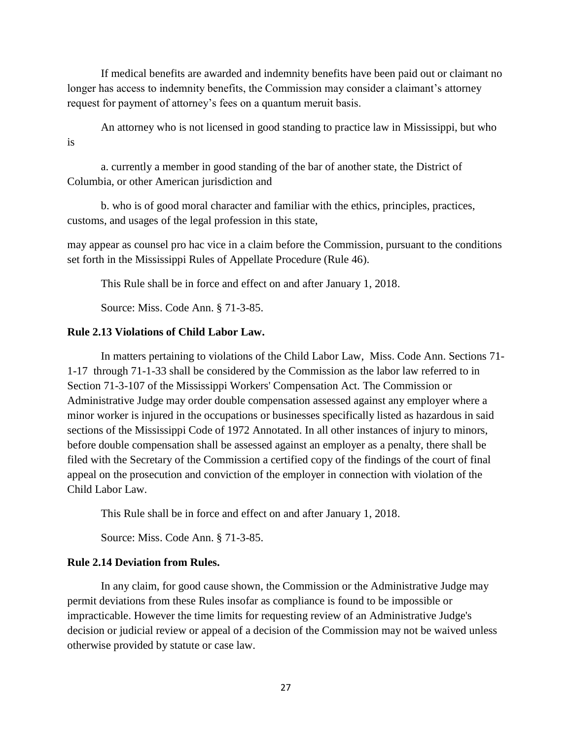If medical benefits are awarded and indemnity benefits have been paid out or claimant no longer has access to indemnity benefits, the Commission may consider a claimant's attorney request for payment of attorney's fees on a quantum meruit basis.

An attorney who is not licensed in good standing to practice law in Mississippi, but who is

a. currently a member in good standing of the bar of another state, the District of Columbia, or other American jurisdiction and

b. who is of good moral character and familiar with the ethics, principles, practices, customs, and usages of the legal profession in this state,

may appear as counsel pro hac vice in a claim before the Commission, pursuant to the conditions set forth in the Mississippi Rules of Appellate Procedure (Rule 46).

This Rule shall be in force and effect on and after January 1, 2018.

Source: Miss. Code Ann. § 71-3-85.

**Rule 2.13 Violations of Child Labor Law.**

In matters pertaining to violations of the Child Labor Law, Miss. Code Ann. Sections 71-1-17 through 71-1-33 shall be considered by the Commission as the labor law referred to in Section 71-3-107 of the Mississippi Workers' Compensation Act. The Commission or Administrative Judge may order double compensation assessed against any employer where a minor worker is injured in the occupations or businesses specifically listed as hazardous in said sections of the Mississippi Code of 1972 Annotated. In all other instances of injury to minors, before double compensation shall be assessed against an employer as a penalty, there shall be filed with the Secretary of the Commission a certified copy of the findings of the court of final appeal on the prosecution and conviction of the employer in connection with violation of the Child Labor Law.

This Rule shall be in force and effect on and after January 1, 2018.

Source: Miss. Code Ann. § 71-3-85.

**Rule 2.14 Deviation from Rules.**

In any claim, for good cause shown, the Commission or the Administrative Judge may permit deviations from these Rules insofar as compliance is found to be impossible or impracticable. However the time limits for requesting review of an Administrative Judge's decision or judicial review or appeal of a decision of the Commission may not be waived unless otherwise provided by statute or case law.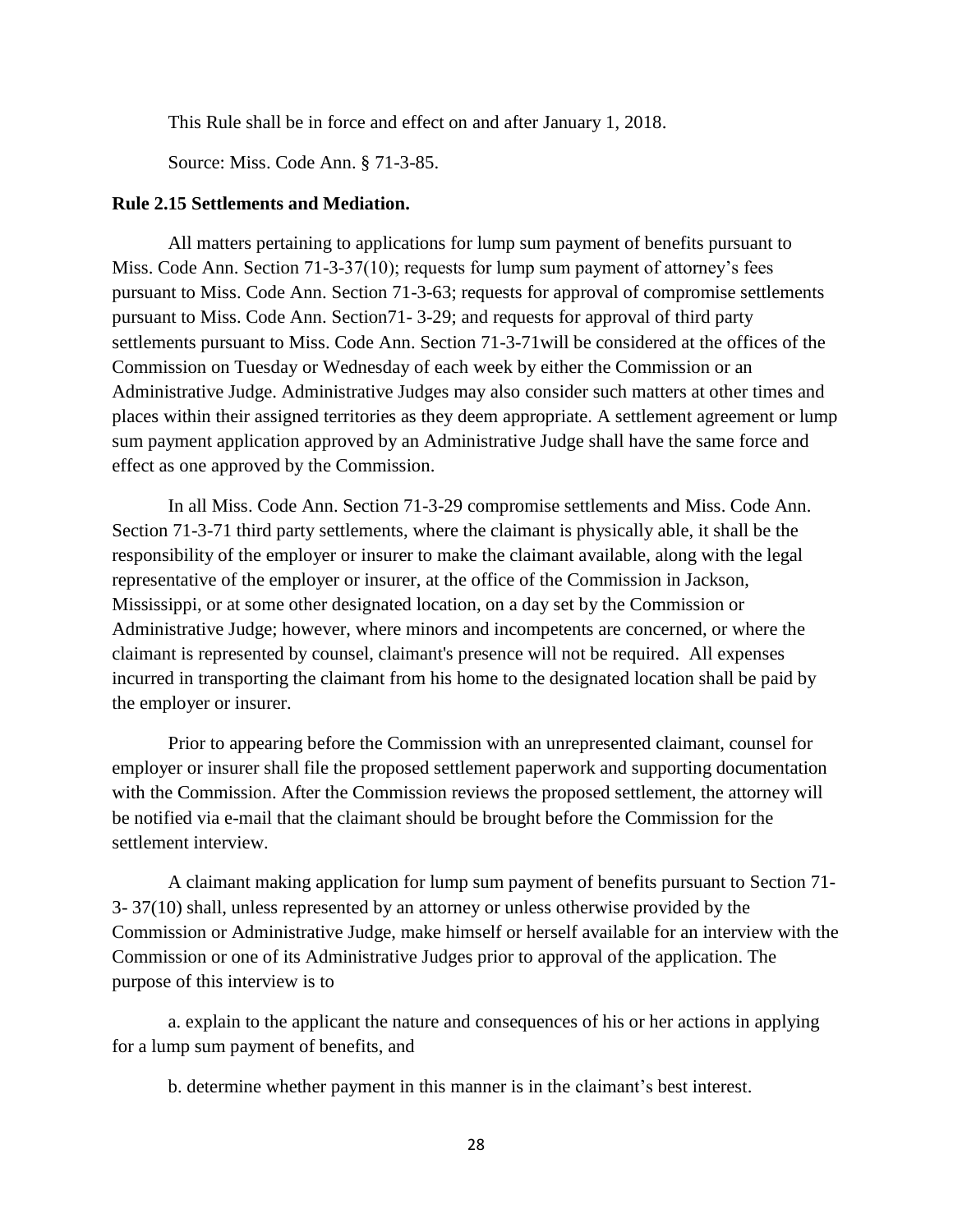This Rule shall be in force and effect on and after January 1, 2018.

Source: Miss. Code Ann. § 71-3-85.

**Rule 2.15 Settlements and Mediation.**

All matters pertaining to applications for lump sum payment of benefits pursuant to Miss. Code Ann. Section 71-3-37(10); requests for lump sum payment of attorney's fees pursuant to Miss. Code Ann. Section 71-3-63; requests for approval of compromise settlements pursuant to Miss. Code Ann. Section71- 3-29; and requests for approval of third party settlements pursuant to Miss. Code Ann. Section 71-3-71will be considered at the offices of the Commission on Tuesday or Wednesday of each week by either the Commission or an Administrative Judge. Administrative Judges may also consider such matters at other times and places within their assigned territories as they deem appropriate. A settlement agreement or lump sum payment application approved by an Administrative Judge shall have the same force and effect as one approved by the Commission.

In all Miss. Code Ann. Section 71-3-29 compromise settlements and Miss. Code Ann. Section 71-3-71 third party settlements, where the claimant is physically able, it shall be the responsibility of the employer or insurer to make the claimant available, along with the legal representative of the employer or insurer, at the office of the Commission in Jackson, Mississippi, or at some other designated location, on a day set by the Commission or Administrative Judge; however, where minors and incompetents are concerned, or where the claimant is represented by counsel, claimant's presence will not be required. All expenses incurred in transporting the claimant from his home to the designated location shall be paid by the employer or insurer.

Prior to appearing before the Commission with an unrepresented claimant, counsel for employer or insurer shall file the proposed settlement paperwork and supporting documentation with the Commission. After the Commission reviews the proposed settlement, the attorney will be notified via e-mail that the claimant should be brought before the Commission for the settlement interview.

A claimant making application for lump sum payment of benefits pursuant to Section 71-3- 37(10) shall, unless represented by an attorney or unless otherwise provided by the Commission or Administrative Judge, make himself or herself available for an interview with the Commission or one of its Administrative Judges prior to approval of the application. The purpose of this interview is to

a. explain to the applicant the nature and consequences of his or her actions in applying for a lump sum payment of benefits, and

b. determine whether payment in this manner is in the claimant's best interest.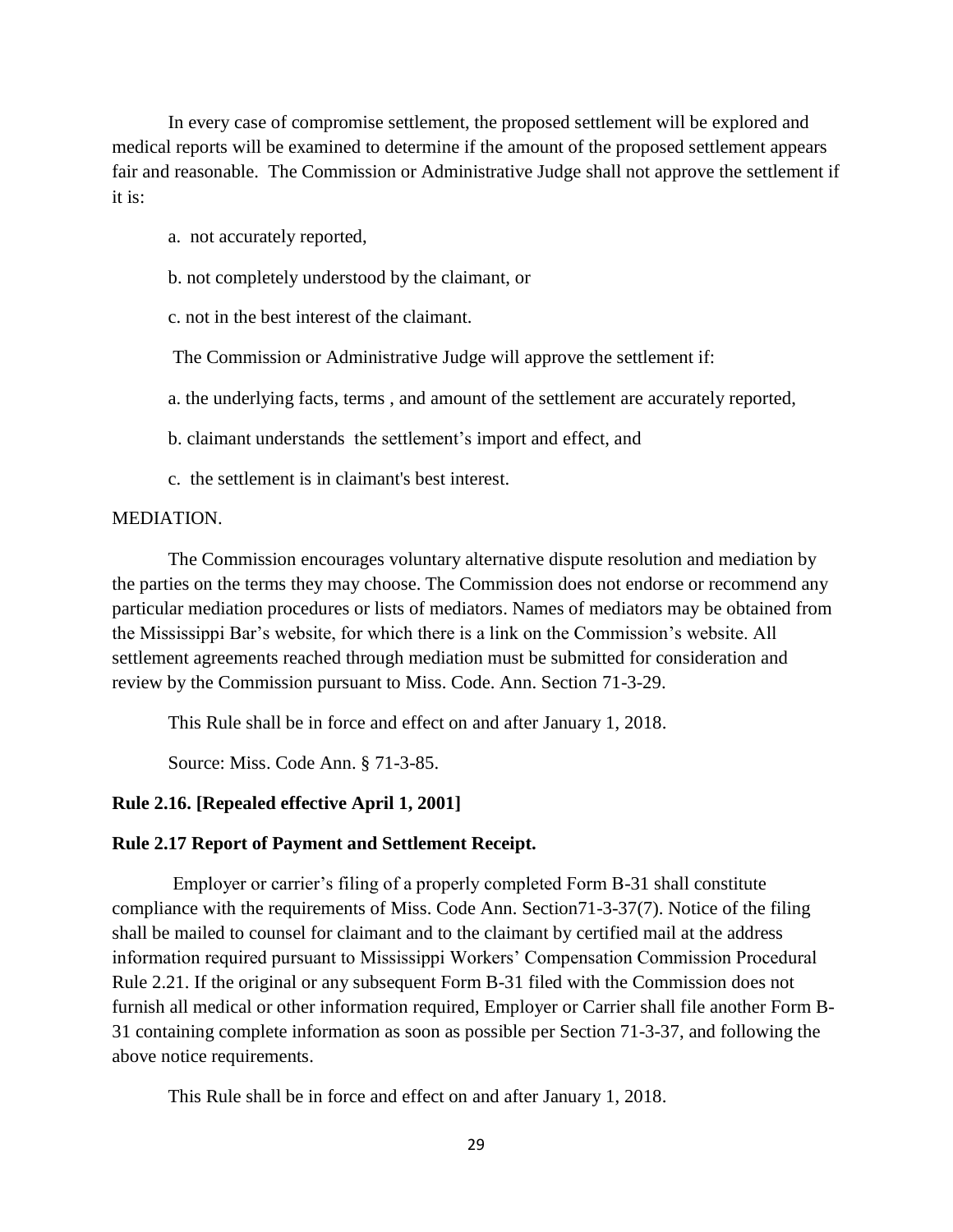In every case of compromise settlement, the proposed settlement will be explored and medical reports will be examined to determine if the amount of the proposed settlement appears fair and reasonable. The Commission or Administrative Judge shall not approve the settlement if it is:

a. not accurately reported,

b. not completely understood by the claimant, or

c. not in the best interest of the claimant.

The Commission or Administrative Judge will approve the settlement if:

a. the underlying facts, terms , and amount of the settlement are accurately reported,

b. claimant understands the settlement's import and effect, and

c. the settlement is in claimant's best interest.

MEDIATION.

The Commission encourages voluntary alternative dispute resolution and mediation by the parties on the terms they may choose. The Commission does not endorse or recommend any particular mediation procedures or lists of mediators. Names of mediators may be obtained from the Mississippi Bar's website, for which there is a link on the Commission's website. All settlement agreements reached through mediation must be submitted for consideration and review by the Commission pursuant to Miss. Code. Ann. Section 71-3-29.

This Rule shall be in force and effect on and after January 1, 2018.

Source: Miss. Code Ann. § 71-3-85.

**Rule 2.16. [Repealed effective April 1, 2001]**

**Rule 2.17 Report of Payment and Settlement Receipt.**

Employer or carrier's filing of a properly completed Form B-31 shall constitute compliance with the requirements of Miss. Code Ann. Section71-3-37(7). Notice of the filing shall be mailed to counsel for claimant and to the claimant by certified mail at the address information required pursuant to Mississippi Workers' Compensation Commission Procedural Rule 2.21. If the original or any subsequent Form B-31 filed with the Commission does not furnish all medical or other information required, Employer or Carrier shall file another Form B-31 containing complete information as soon as possible per Section 71-3-37, and following the above notice requirements.

This Rule shall be in force and effect on and after January 1, 2018.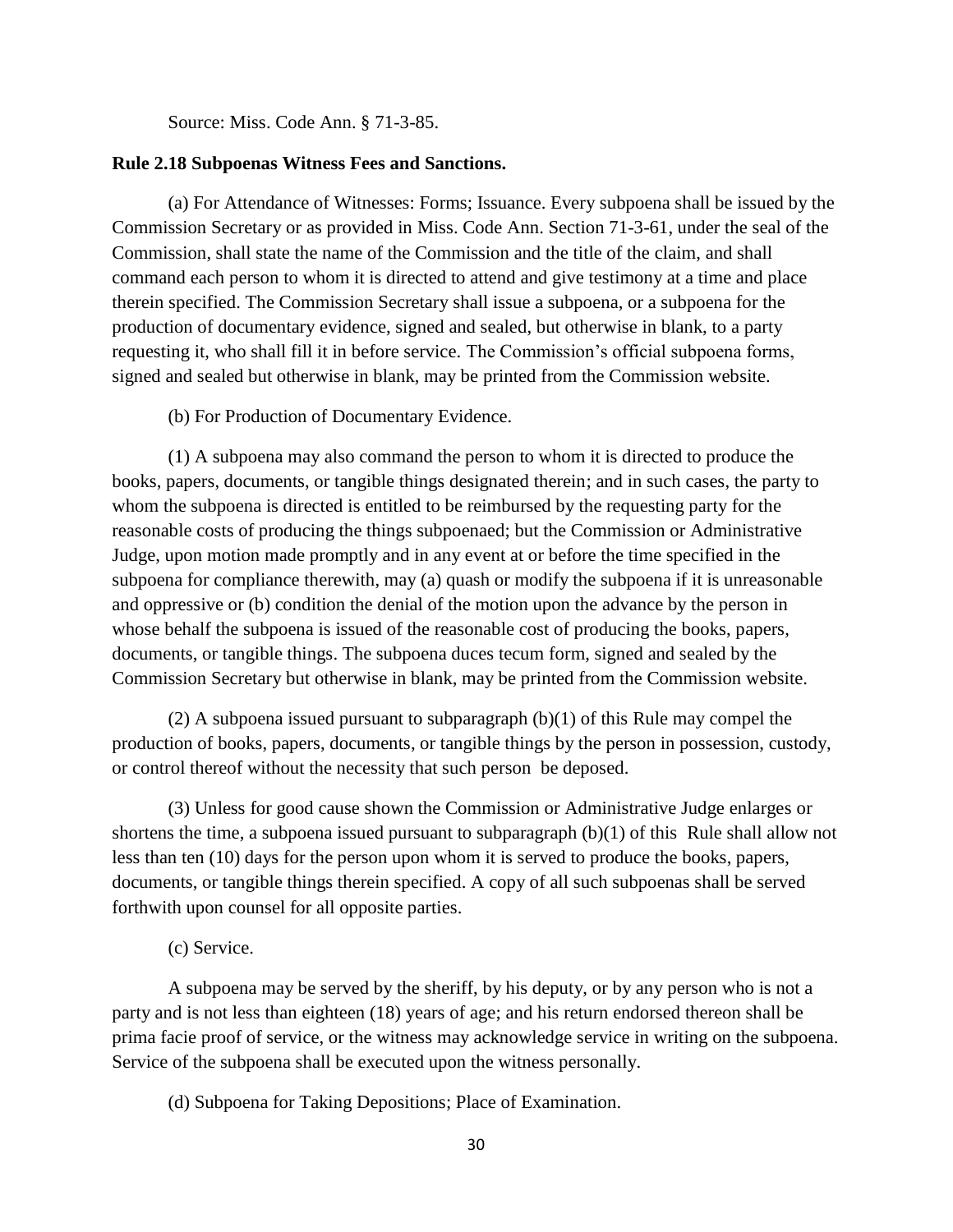Source: Miss. Code Ann. § 71-3-85.

**Rule 2.18 Subpoenas Witness Fees and Sanctions.**

(a) For Attendance of Witnesses: Forms; Issuance. Every subpoena shall be issued by the Commission Secretary or as provided in Miss. Code Ann. Section 71-3-61, under the seal of the Commission, shall state the name of the Commission and the title of the claim, and shall command each person to whom it is directed to attend and give testimony at a time and place therein specified. The Commission Secretary shall issue a subpoena, or a subpoena for the production of documentary evidence, signed and sealed, but otherwise in blank, to a party requesting it, who shall fill it in before service. The Commission's official subpoena forms, signed and sealed but otherwise in blank, may be printed from the Commission website.

(b) For Production of Documentary Evidence.

(1) A subpoena may also command the person to whom it is directed to produce the books, papers, documents, or tangible things designated therein; and in such cases, the party to whom the subpoena is directed is entitled to be reimbursed by the requesting party for the reasonable costs of producing the things subpoenaed; but the Commission or Administrative Judge, upon motion made promptly and in any event at or before the time specified in the subpoena for compliance therewith, may (a) quash or modify the subpoena if it is unreasonable and oppressive or (b) condition the denial of the motion upon the advance by the person in whose behalf the subpoena is issued of the reasonable cost of producing the books, papers, documents, or tangible things. The subpoena duces tecum form, signed and sealed by the Commission Secretary but otherwise in blank, may be printed from the Commission website.

(2) A subpoena issued pursuant to subparagraph (b)(1) of this Rule may compel the production of books, papers, documents, or tangible things by the person in possession, custody, or control thereof without the necessity that such person be deposed.

(3) Unless for good cause shown the Commission or Administrative Judge enlarges or shortens the time, a subpoena issued pursuant to subparagraph (b)(1) of this Rule shall allow not less than ten (10) days for the person upon whom it is served to produce the books, papers, documents, or tangible things therein specified. A copy of all such subpoenas shall be served forthwith upon counsel for all opposite parties.

(c) Service.

A subpoena may be served by the sheriff, by his deputy, or by any person who is not a party and is not less than eighteen (18) years of age; and his return endorsed thereon shall be prima facie proof of service, or the witness may acknowledge service in writing on the subpoena. Service of the subpoena shall be executed upon the witness personally.

(d) Subpoena for Taking Depositions; Place of Examination.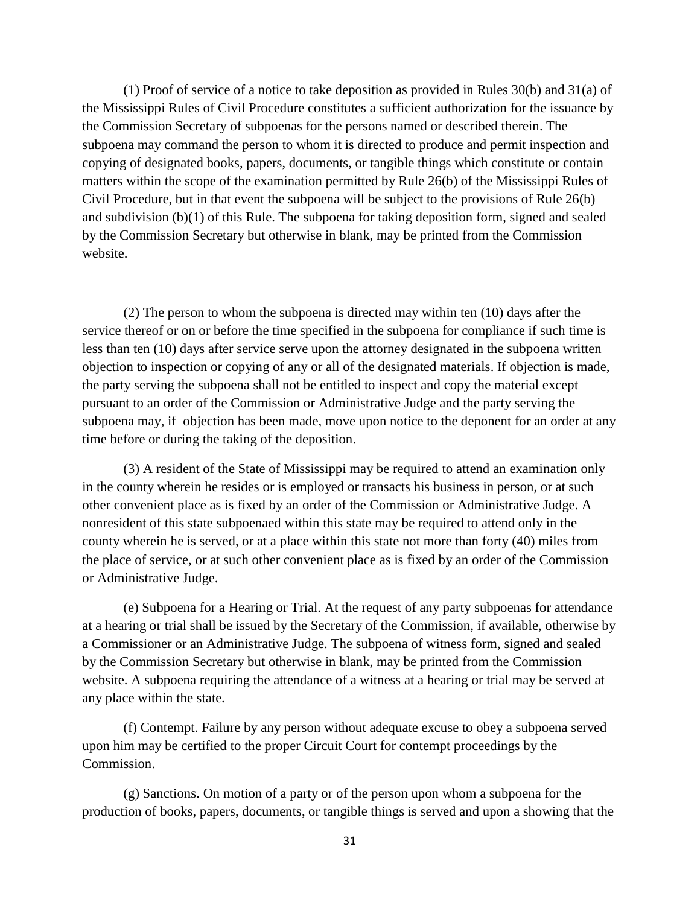(1) Proof of service of a notice to take deposition as provided in Rules 30(b) and 31(a) of the Mississippi Rules of Civil Procedure constitutes a sufficient authorization for the issuance by the Commission Secretary of subpoenas for the persons named or described therein. The subpoena may command the person to whom it is directed to produce and permit inspection and copying of designated books, papers, documents, or tangible things which constitute or contain matters within the scope of the examination permitted by Rule 26(b) of the Mississippi Rules of Civil Procedure, but in that event the subpoena will be subject to the provisions of Rule 26(b) and subdivision (b)(1) of this Rule. The subpoena for taking deposition form, signed and sealed by the Commission Secretary but otherwise in blank, may be printed from the Commission website.

(2) The person to whom the subpoena is directed may within ten (10) days after the service thereof or on or before the time specified in the subpoena for compliance if such time is less than ten (10) days after service serve upon the attorney designated in the subpoena written objection to inspection or copying of any or all of the designated materials. If objection is made, the party serving the subpoena shall not be entitled to inspect and copy the material except pursuant to an order of the Commission or Administrative Judge and the party serving the subpoena may, if objection has been made, move upon notice to the deponent for an order at any time before or during the taking of the deposition.

(3) A resident of the State of Mississippi may be required to attend an examination only in the county wherein he resides or is employed or transacts his business in person, or at such other convenient place as is fixed by an order of the Commission or Administrative Judge. A nonresident of this state subpoenaed within this state may be required to attend only in the county wherein he is served, or at a place within this state not more than forty (40) miles from the place of service, or at such other convenient place as is fixed by an order of the Commission or Administrative Judge.

(e) Subpoena for a Hearing or Trial. At the request of any party subpoenas for attendance at a hearing or trial shall be issued by the Secretary of the Commission, if available, otherwise by a Commissioner or an Administrative Judge. The subpoena of witness form, signed and sealed by the Commission Secretary but otherwise in blank, may be printed from the Commission website. A subpoena requiring the attendance of a witness at a hearing or trial may be served at any place within the state.

(f) Contempt. Failure by any person without adequate excuse to obey a subpoena served upon him may be certified to the proper Circuit Court for contempt proceedings by the Commission.

(g) Sanctions. On motion of a party or of the person upon whom a subpoena for the production of books, papers, documents, or tangible things is served and upon a showing that the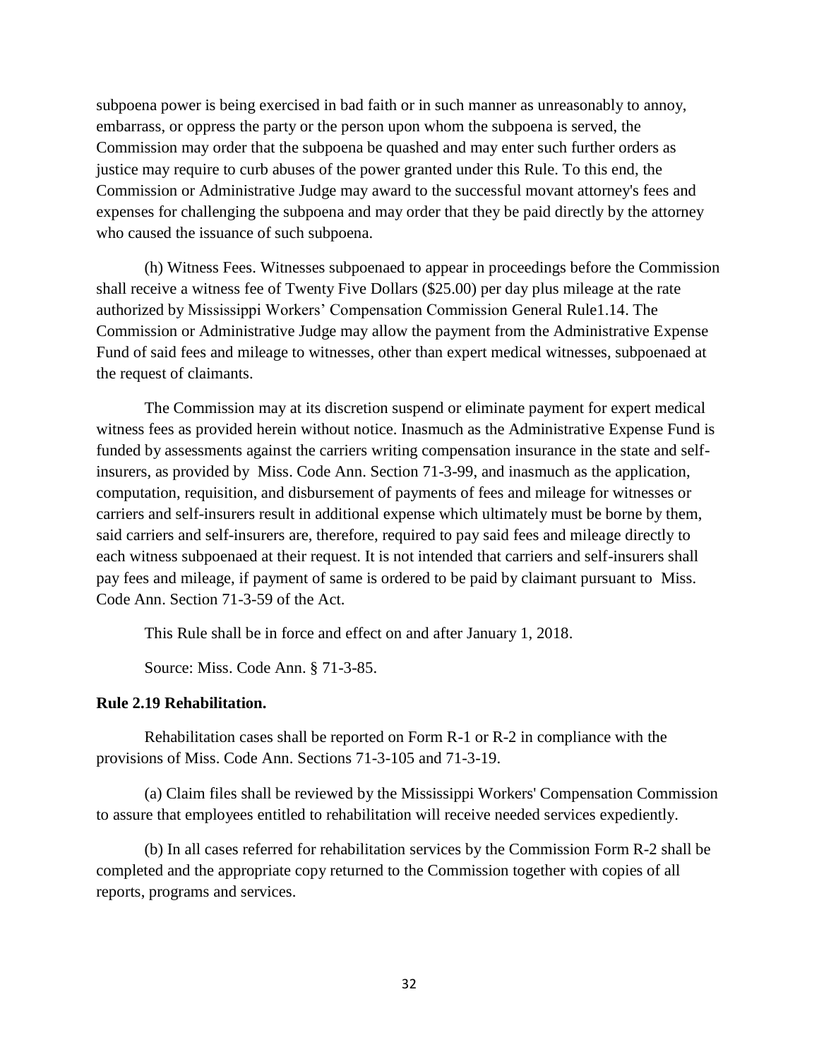subpoena power is being exercised in bad faith or in such manner as unreasonably to annoy, embarrass, or oppress the party or the person upon whom the subpoena is served, the Commission may order that the subpoena be quashed and may enter such further orders as justice may require to curb abuses of the power granted under this Rule. To this end, the Commission or Administrative Judge may award to the successful movant attorney's fees and expenses for challenging the subpoena and may order that they be paid directly by the attorney who caused the issuance of such subpoena.

(h) Witness Fees. Witnesses subpoenaed to appear in proceedings before the Commission shall receive a witness fee of Twenty Five Dollars ($25.00) per day plus mileage at the rate authorized by Mississippi Workers' Compensation Commission General Rule1.14. The Commission or Administrative Judge may allow the payment from the Administrative Expense Fund of said fees and mileage to witnesses, other than expert medical witnesses, subpoenaed at the request of claimants.

The Commission may at its discretion suspend or eliminate payment for expert medical witness fees as provided herein without notice. Inasmuch as the Administrative Expense Fund is funded by assessments against the carriers writing compensation insurance in the state and self-insurers, as provided by Miss. Code Ann. Section 71-3-99, and inasmuch as the application, computation, requisition, and disbursement of payments of fees and mileage for witnesses or carriers and self-insurers result in additional expense which ultimately must be borne by them, said carriers and self-insurers are, therefore, required to pay said fees and mileage directly to each witness subpoenaed at their request. It is not intended that carriers and self-insurers shall pay fees and mileage, if payment of same is ordered to be paid by claimant pursuant to Miss. Code Ann. Section 71-3-59 of the Act.

This Rule shall be in force and effect on and after January 1, 2018.

Source: Miss. Code Ann. § 71-3-85.

**Rule 2.19 Rehabilitation.**

Rehabilitation cases shall be reported on Form R-1 or R-2 in compliance with the provisions of Miss. Code Ann. Sections 71-3-105 and 71-3-19.

(a) Claim files shall be reviewed by the Mississippi Workers' Compensation Commission to assure that employees entitled to rehabilitation will receive needed services expediently.

(b) In all cases referred for rehabilitation services by the Commission Form R-2 shall be completed and the appropriate copy returned to the Commission together with copies of all reports, programs and services.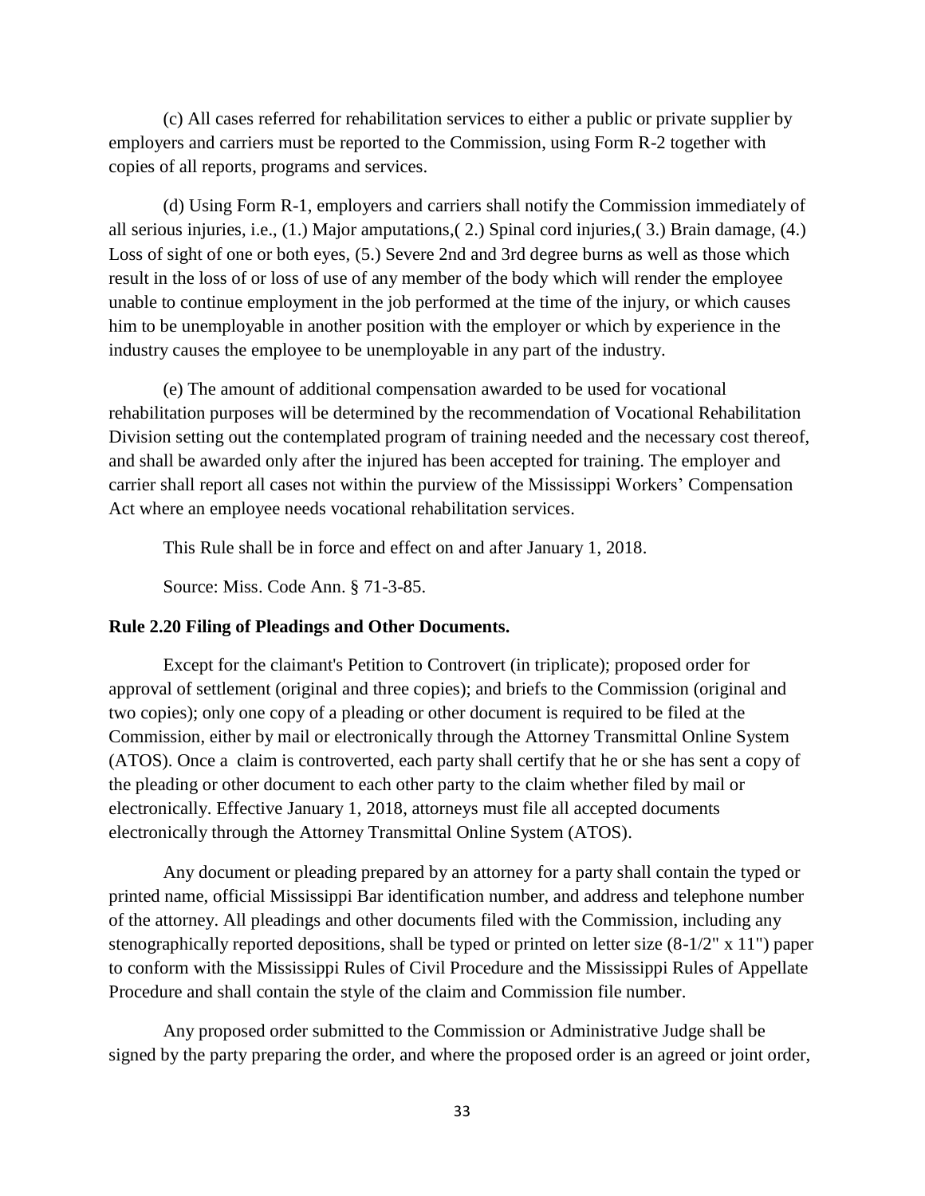(c) All cases referred for rehabilitation services to either a public or private supplier by employers and carriers must be reported to the Commission, using Form R-2 together with copies of all reports, programs and services.

(d) Using Form R-1, employers and carriers shall notify the Commission immediately of all serious injuries, i.e., (1.) Major amputations,( 2.) Spinal cord injuries,( 3.) Brain damage, (4.) Loss of sight of one or both eyes, (5.) Severe 2nd and 3rd degree burns as well as those which result in the loss of or loss of use of any member of the body which will render the employee unable to continue employment in the job performed at the time of the injury, or which causes him to be unemployable in another position with the employer or which by experience in the industry causes the employee to be unemployable in any part of the industry.

(e) The amount of additional compensation awarded to be used for vocational rehabilitation purposes will be determined by the recommendation of Vocational Rehabilitation Division setting out the contemplated program of training needed and the necessary cost thereof, and shall be awarded only after the injured has been accepted for training. The employer and carrier shall report all cases not within the purview of the Mississippi Workers' Compensation Act where an employee needs vocational rehabilitation services.

This Rule shall be in force and effect on and after January 1, 2018.

Source: Miss. Code Ann. § 71-3-85.

**Rule 2.20 Filing of Pleadings and Other Documents.**

Except for the claimant's Petition to Controvert (in triplicate); proposed order for approval of settlement (original and three copies); and briefs to the Commission (original and two copies); only one copy of a pleading or other document is required to be filed at the Commission, either by mail or electronically through the Attorney Transmittal Online System (ATOS). Once a claim is controverted, each party shall certify that he or she has sent a copy of the pleading or other document to each other party to the claim whether filed by mail or electronically. Effective January 1, 2018, attorneys must file all accepted documents electronically through the Attorney Transmittal Online System (ATOS).

Any document or pleading prepared by an attorney for a party shall contain the typed or printed name, official Mississippi Bar identification number, and address and telephone number of the attorney. All pleadings and other documents filed with the Commission, including any stenographically reported depositions, shall be typed or printed on letter size (8-1/2" x 11") paper to conform with the Mississippi Rules of Civil Procedure and the Mississippi Rules of Appellate Procedure and shall contain the style of the claim and Commission file number.

Any proposed order submitted to the Commission or Administrative Judge shall be signed by the party preparing the order, and where the proposed order is an agreed or joint order,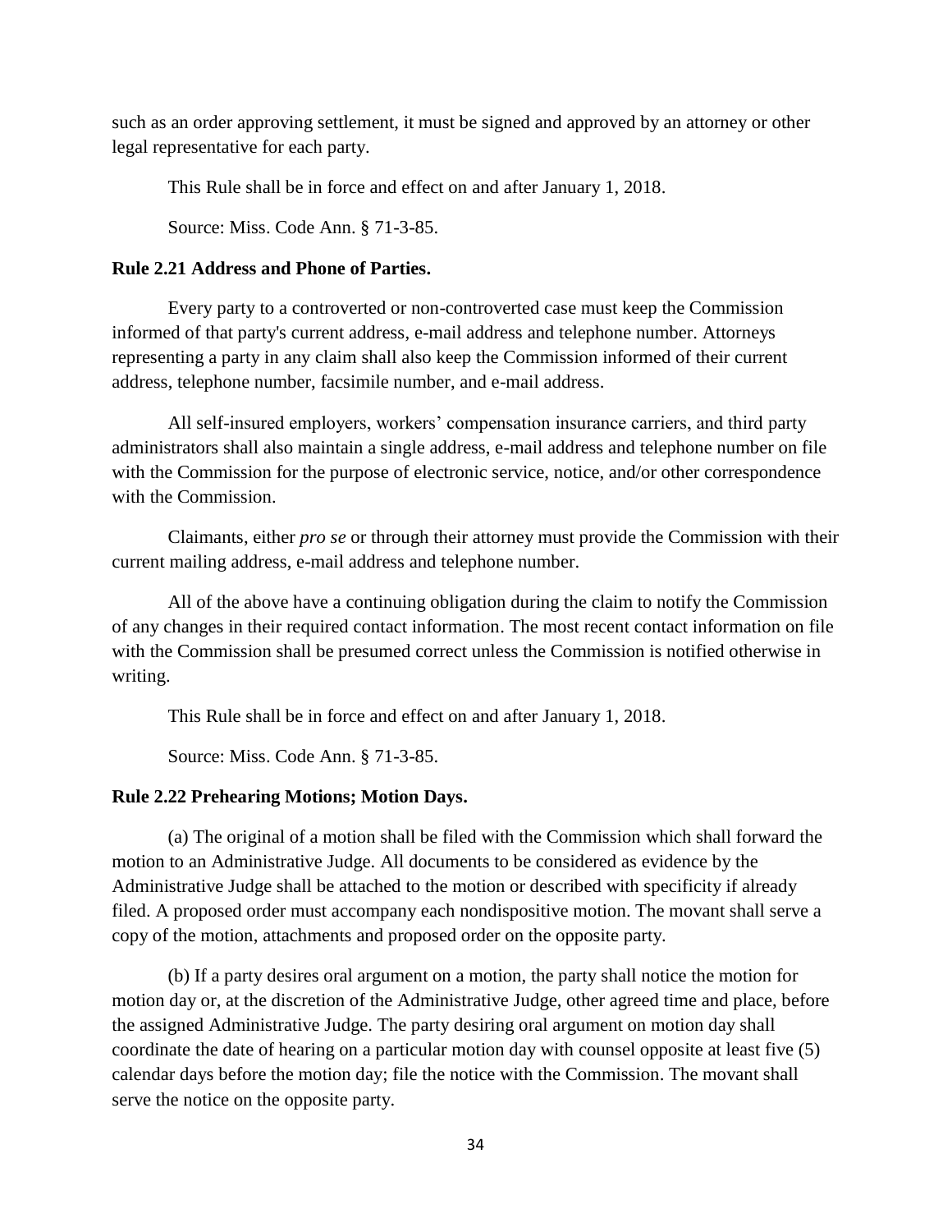such as an order approving settlement, it must be signed and approved by an attorney or other legal representative for each party.

This Rule shall be in force and effect on and after January 1, 2018.

Source: Miss. Code Ann. § 71-3-85.

**Rule 2.21 Address and Phone of Parties.**

Every party to a controverted or non-controverted case must keep the Commission informed of that party's current address, e-mail address and telephone number. Attorneys representing a party in any claim shall also keep the Commission informed of their current address, telephone number, facsimile number, and e-mail address.

All self-insured employers, workers' compensation insurance carriers, and third party administrators shall also maintain a single address, e-mail address and telephone number on file with the Commission for the purpose of electronic service, notice, and/or other correspondence with the Commission.

Claimants, either *pro se* or through their attorney must provide the Commission with their current mailing address, e-mail address and telephone number.

All of the above have a continuing obligation during the claim to notify the Commission of any changes in their required contact information. The most recent contact information on file with the Commission shall be presumed correct unless the Commission is notified otherwise in writing.

This Rule shall be in force and effect on and after January 1, 2018.

Source: Miss. Code Ann. § 71-3-85.

**Rule 2.22 Prehearing Motions; Motion Days.**

(a) The original of a motion shall be filed with the Commission which shall forward the motion to an Administrative Judge. All documents to be considered as evidence by the Administrative Judge shall be attached to the motion or described with specificity if already filed. A proposed order must accompany each nondispositive motion. The movant shall serve a copy of the motion, attachments and proposed order on the opposite party.

(b) If a party desires oral argument on a motion, the party shall notice the motion for motion day or, at the discretion of the Administrative Judge, other agreed time and place, before the assigned Administrative Judge. The party desiring oral argument on motion day shall coordinate the date of hearing on a particular motion day with counsel opposite at least five (5) calendar days before the motion day; file the notice with the Commission. The movant shall serve the notice on the opposite party.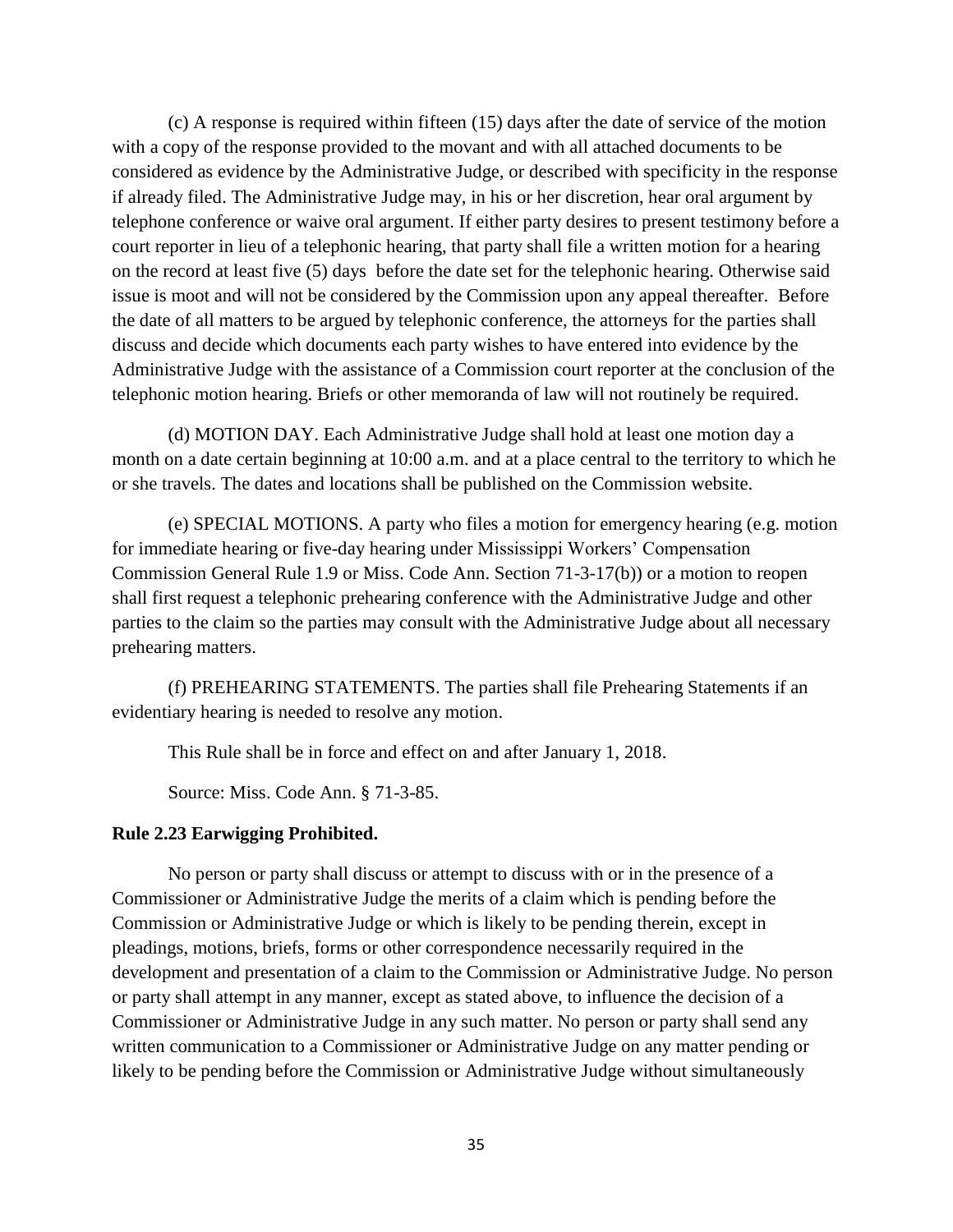(c) A response is required within fifteen (15) days after the date of service of the motion with a copy of the response provided to the movant and with all attached documents to be considered as evidence by the Administrative Judge, or described with specificity in the response if already filed. The Administrative Judge may, in his or her discretion, hear oral argument by telephone conference or waive oral argument. If either party desires to present testimony before a court reporter in lieu of a telephonic hearing, that party shall file a written motion for a hearing on the record at least five (5) days before the date set for the telephonic hearing. Otherwise said issue is moot and will not be considered by the Commission upon any appeal thereafter. Before the date of all matters to be argued by telephonic conference, the attorneys for the parties shall discuss and decide which documents each party wishes to have entered into evidence by the Administrative Judge with the assistance of a Commission court reporter at the conclusion of the telephonic motion hearing. Briefs or other memoranda of law will not routinely be required.

(d) MOTION DAY. Each Administrative Judge shall hold at least one motion day a month on a date certain beginning at 10:00 a.m. and at a place central to the territory to which he or she travels. The dates and locations shall be published on the Commission website.

(e) SPECIAL MOTIONS. A party who files a motion for emergency hearing (e.g. motion for immediate hearing or five-day hearing under Mississippi Workers' Compensation Commission General Rule 1.9 or Miss. Code Ann. Section 71-3-17(b)) or a motion to reopen shall first request a telephonic prehearing conference with the Administrative Judge and other parties to the claim so the parties may consult with the Administrative Judge about all necessary prehearing matters.

(f) PREHEARING STATEMENTS. The parties shall file Prehearing Statements if an evidentiary hearing is needed to resolve any motion.

This Rule shall be in force and effect on and after January 1, 2018.

Source: Miss. Code Ann. § 71-3-85.

**Rule 2.23 Earwigging Prohibited.**

No person or party shall discuss or attempt to discuss with or in the presence of a Commissioner or Administrative Judge the merits of a claim which is pending before the Commission or Administrative Judge or which is likely to be pending therein, except in pleadings, motions, briefs, forms or other correspondence necessarily required in the development and presentation of a claim to the Commission or Administrative Judge. No person or party shall attempt in any manner, except as stated above, to influence the decision of a Commissioner or Administrative Judge in any such matter. No person or party shall send any written communication to a Commissioner or Administrative Judge on any matter pending or likely to be pending before the Commission or Administrative Judge without simultaneously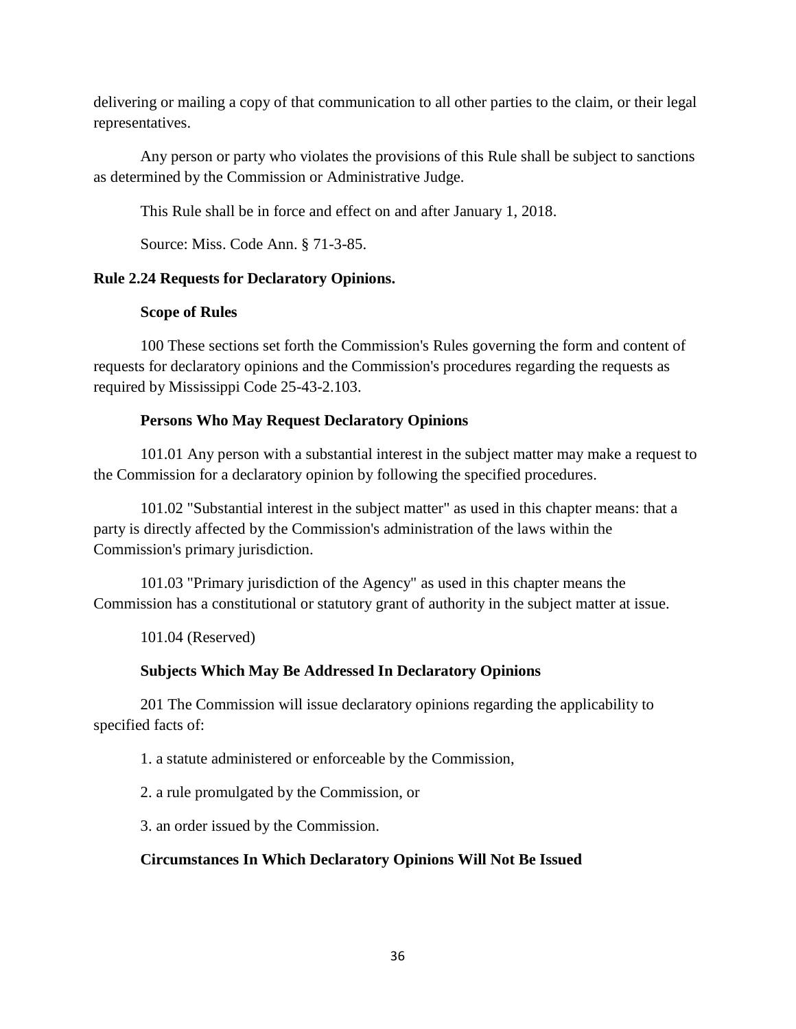delivering or mailing a copy of that communication to all other parties to the claim, or their legal representatives.

Any person or party who violates the provisions of this Rule shall be subject to sanctions as determined by the Commission or Administrative Judge.

This Rule shall be in force and effect on and after January 1, 2018.

Source: Miss. Code Ann. § 71-3-85.

**Rule 2.24 Requests for Declaratory Opinions.**

**Scope of Rules**

100 These sections set forth the Commission's Rules governing the form and content of requests for declaratory opinions and the Commission's procedures regarding the requests as required by Mississippi Code 25-43-2.103.

**Persons Who May Request Declaratory Opinions**

101.01 Any person with a substantial interest in the subject matter may make a request to the Commission for a declaratory opinion by following the specified procedures.

101.02 "Substantial interest in the subject matter" as used in this chapter means: that a party is directly affected by the Commission's administration of the laws within the Commission's primary jurisdiction.

101.03 "Primary jurisdiction of the Agency" as used in this chapter means the Commission has a constitutional or statutory grant of authority in the subject matter at issue.

101.04 (Reserved)

**Subjects Which May Be Addressed In Declaratory Opinions**

201 The Commission will issue declaratory opinions regarding the applicability to specified facts of:

1. a statute administered or enforceable by the Commission,

2. a rule promulgated by the Commission, or

3. an order issued by the Commission.

**Circumstances In Which Declaratory Opinions Will Not Be Issued**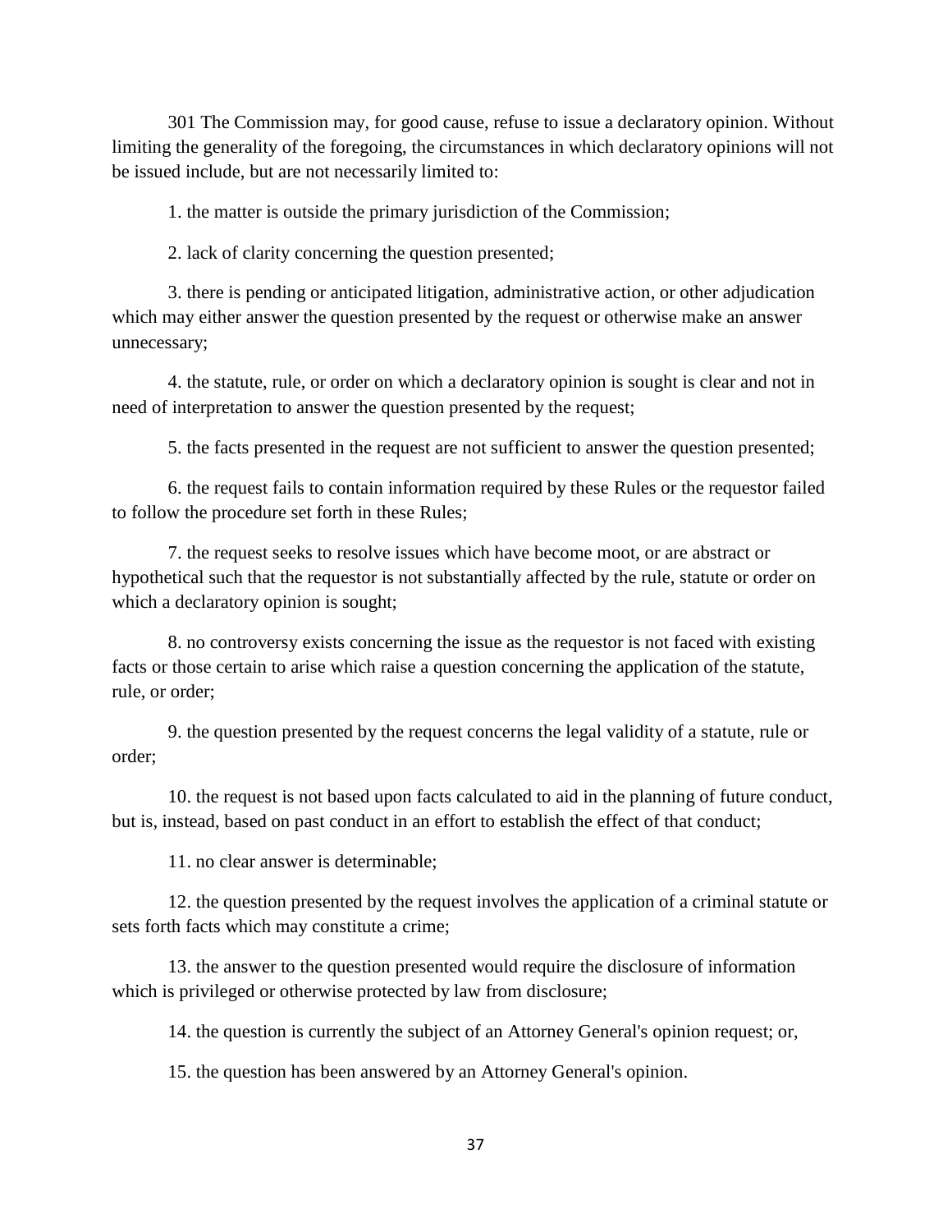301 The Commission may, for good cause, refuse to issue a declaratory opinion. Without limiting the generality of the foregoing, the circumstances in which declaratory opinions will not be issued include, but are not necessarily limited to:

1. the matter is outside the primary jurisdiction of the Commission;

2. lack of clarity concerning the question presented;

3. there is pending or anticipated litigation, administrative action, or other adjudication which may either answer the question presented by the request or otherwise make an answer unnecessary;

4. the statute, rule, or order on which a declaratory opinion is sought is clear and not in need of interpretation to answer the question presented by the request;

5. the facts presented in the request are not sufficient to answer the question presented;

6. the request fails to contain information required by these Rules or the requestor failed to follow the procedure set forth in these Rules;

7. the request seeks to resolve issues which have become moot, or are abstract or hypothetical such that the requestor is not substantially affected by the rule, statute or order on which a declaratory opinion is sought;

8. no controversy exists concerning the issue as the requestor is not faced with existing facts or those certain to arise which raise a question concerning the application of the statute, rule, or order;

9. the question presented by the request concerns the legal validity of a statute, rule or order;

10. the request is not based upon facts calculated to aid in the planning of future conduct, but is, instead, based on past conduct in an effort to establish the effect of that conduct;

11. no clear answer is determinable;

12. the question presented by the request involves the application of a criminal statute or sets forth facts which may constitute a crime;

13. the answer to the question presented would require the disclosure of information which is privileged or otherwise protected by law from disclosure;

14. the question is currently the subject of an Attorney General's opinion request; or,

15. the question has been answered by an Attorney General's opinion.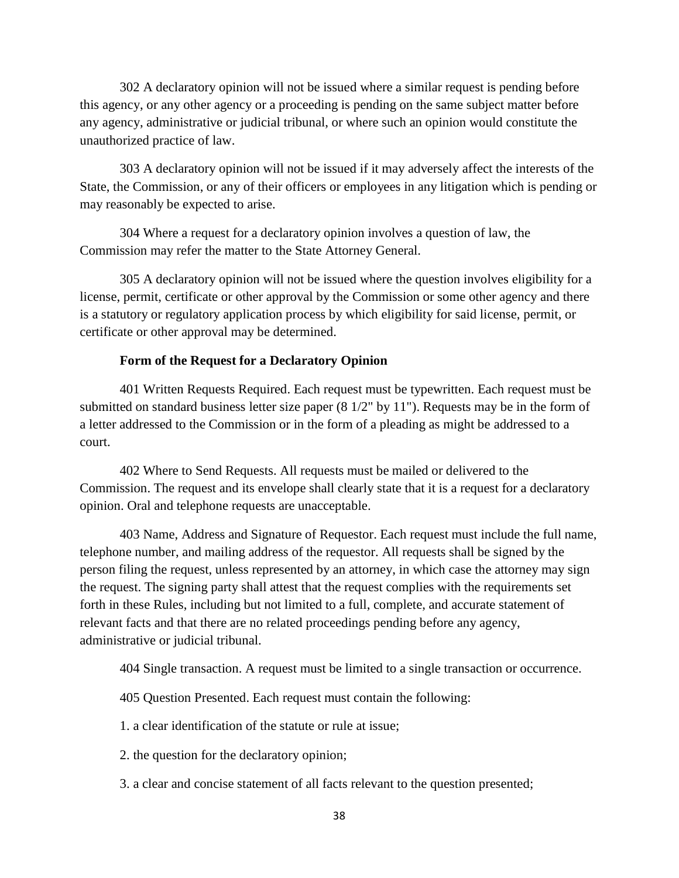302 A declaratory opinion will not be issued where a similar request is pending before this agency, or any other agency or a proceeding is pending on the same subject matter before any agency, administrative or judicial tribunal, or where such an opinion would constitute the unauthorized practice of law.

303 A declaratory opinion will not be issued if it may adversely affect the interests of the State, the Commission, or any of their officers or employees in any litigation which is pending or may reasonably be expected to arise.

304 Where a request for a declaratory opinion involves a question of law, the Commission may refer the matter to the State Attorney General.

305 A declaratory opinion will not be issued where the question involves eligibility for a license, permit, certificate or other approval by the Commission or some other agency and there is a statutory or regulatory application process by which eligibility for said license, permit, or certificate or other approval may be determined.

**Form of the Request for a Declaratory Opinion**

401 Written Requests Required. Each request must be typewritten. Each request must be submitted on standard business letter size paper (8 1/2" by 11"). Requests may be in the form of a letter addressed to the Commission or in the form of a pleading as might be addressed to a court.

402 Where to Send Requests. All requests must be mailed or delivered to the Commission. The request and its envelope shall clearly state that it is a request for a declaratory opinion. Oral and telephone requests are unacceptable.

403 Name, Address and Signature of Requestor. Each request must include the full name, telephone number, and mailing address of the requestor. All requests shall be signed by the person filing the request, unless represented by an attorney, in which case the attorney may sign the request. The signing party shall attest that the request complies with the requirements set forth in these Rules, including but not limited to a full, complete, and accurate statement of relevant facts and that there are no related proceedings pending before any agency, administrative or judicial tribunal.

404 Single transaction. A request must be limited to a single transaction or occurrence.

405 Question Presented. Each request must contain the following:

1. a clear identification of the statute or rule at issue;

2. the question for the declaratory opinion;

3. a clear and concise statement of all facts relevant to the question presented;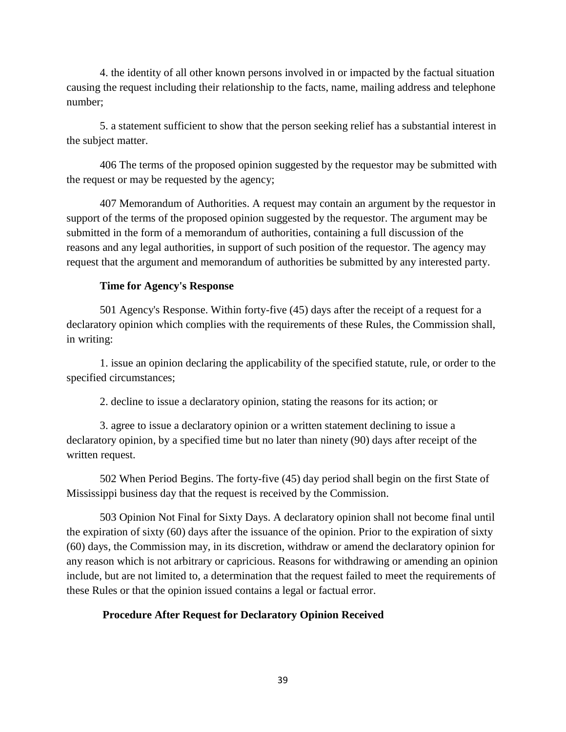4. the identity of all other known persons involved in or impacted by the factual situation causing the request including their relationship to the facts, name, mailing address and telephone number;

5. a statement sufficient to show that the person seeking relief has a substantial interest in the subject matter.

406 The terms of the proposed opinion suggested by the requestor may be submitted with the request or may be requested by the agency;

407 Memorandum of Authorities. A request may contain an argument by the requestor in support of the terms of the proposed opinion suggested by the requestor. The argument may be submitted in the form of a memorandum of authorities, containing a full discussion of the reasons and any legal authorities, in support of such position of the requestor. The agency may request that the argument and memorandum of authorities be submitted by any interested party.

**Time for Agency's Response**

501 Agency's Response. Within forty-five (45) days after the receipt of a request for a declaratory opinion which complies with the requirements of these Rules, the Commission shall, in writing:

1. issue an opinion declaring the applicability of the specified statute, rule, or order to the specified circumstances;

2. decline to issue a declaratory opinion, stating the reasons for its action; or

3. agree to issue a declaratory opinion or a written statement declining to issue a declaratory opinion, by a specified time but no later than ninety (90) days after receipt of the written request.

502 When Period Begins. The forty-five (45) day period shall begin on the first State of Mississippi business day that the request is received by the Commission.

503 Opinion Not Final for Sixty Days. A declaratory opinion shall not become final until the expiration of sixty (60) days after the issuance of the opinion. Prior to the expiration of sixty (60) days, the Commission may, in its discretion, withdraw or amend the declaratory opinion for any reason which is not arbitrary or capricious. Reasons for withdrawing or amending an opinion include, but are not limited to, a determination that the request failed to meet the requirements of these Rules or that the opinion issued contains a legal or factual error.

**Procedure After Request for Declaratory Opinion Received**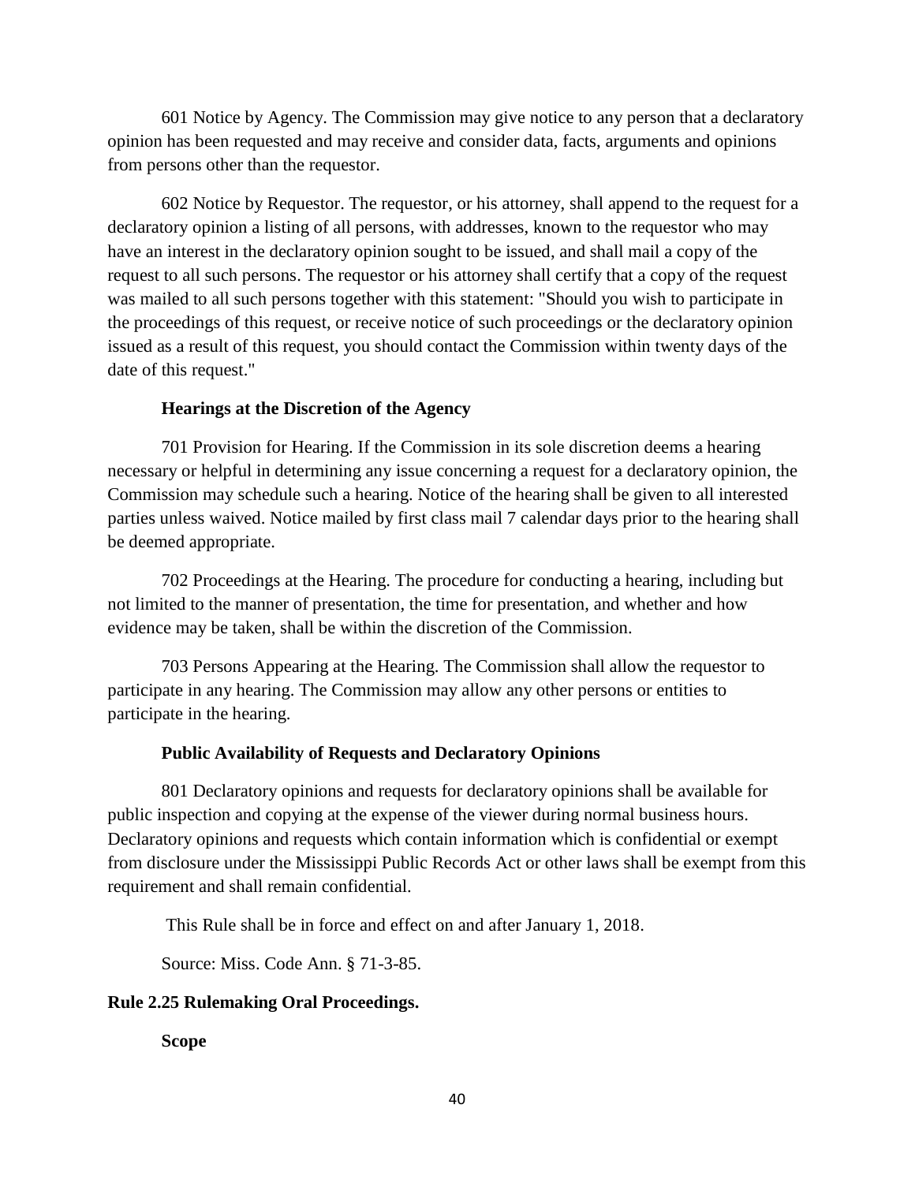601 Notice by Agency. The Commission may give notice to any person that a declaratory opinion has been requested and may receive and consider data, facts, arguments and opinions from persons other than the requestor.

602 Notice by Requestor. The requestor, or his attorney, shall append to the request for a declaratory opinion a listing of all persons, with addresses, known to the requestor who may have an interest in the declaratory opinion sought to be issued, and shall mail a copy of the request to all such persons. The requestor or his attorney shall certify that a copy of the request was mailed to all such persons together with this statement: "Should you wish to participate in the proceedings of this request, or receive notice of such proceedings or the declaratory opinion issued as a result of this request, you should contact the Commission within twenty days of the date of this request."

**Hearings at the Discretion of the Agency**

701 Provision for Hearing. If the Commission in its sole discretion deems a hearing necessary or helpful in determining any issue concerning a request for a declaratory opinion, the Commission may schedule such a hearing. Notice of the hearing shall be given to all interested parties unless waived. Notice mailed by first class mail 7 calendar days prior to the hearing shall be deemed appropriate.

702 Proceedings at the Hearing. The procedure for conducting a hearing, including but not limited to the manner of presentation, the time for presentation, and whether and how evidence may be taken, shall be within the discretion of the Commission.

703 Persons Appearing at the Hearing. The Commission shall allow the requestor to participate in any hearing. The Commission may allow any other persons or entities to participate in the hearing.

**Public Availability of Requests and Declaratory Opinions**

801 Declaratory opinions and requests for declaratory opinions shall be available for public inspection and copying at the expense of the viewer during normal business hours. Declaratory opinions and requests which contain information which is confidential or exempt from disclosure under the Mississippi Public Records Act or other laws shall be exempt from this requirement and shall remain confidential.

This Rule shall be in force and effect on and after January 1, 2018.

Source: Miss. Code Ann. § 71-3-85.

**Rule 2.25 Rulemaking Oral Proceedings.**

**Scope**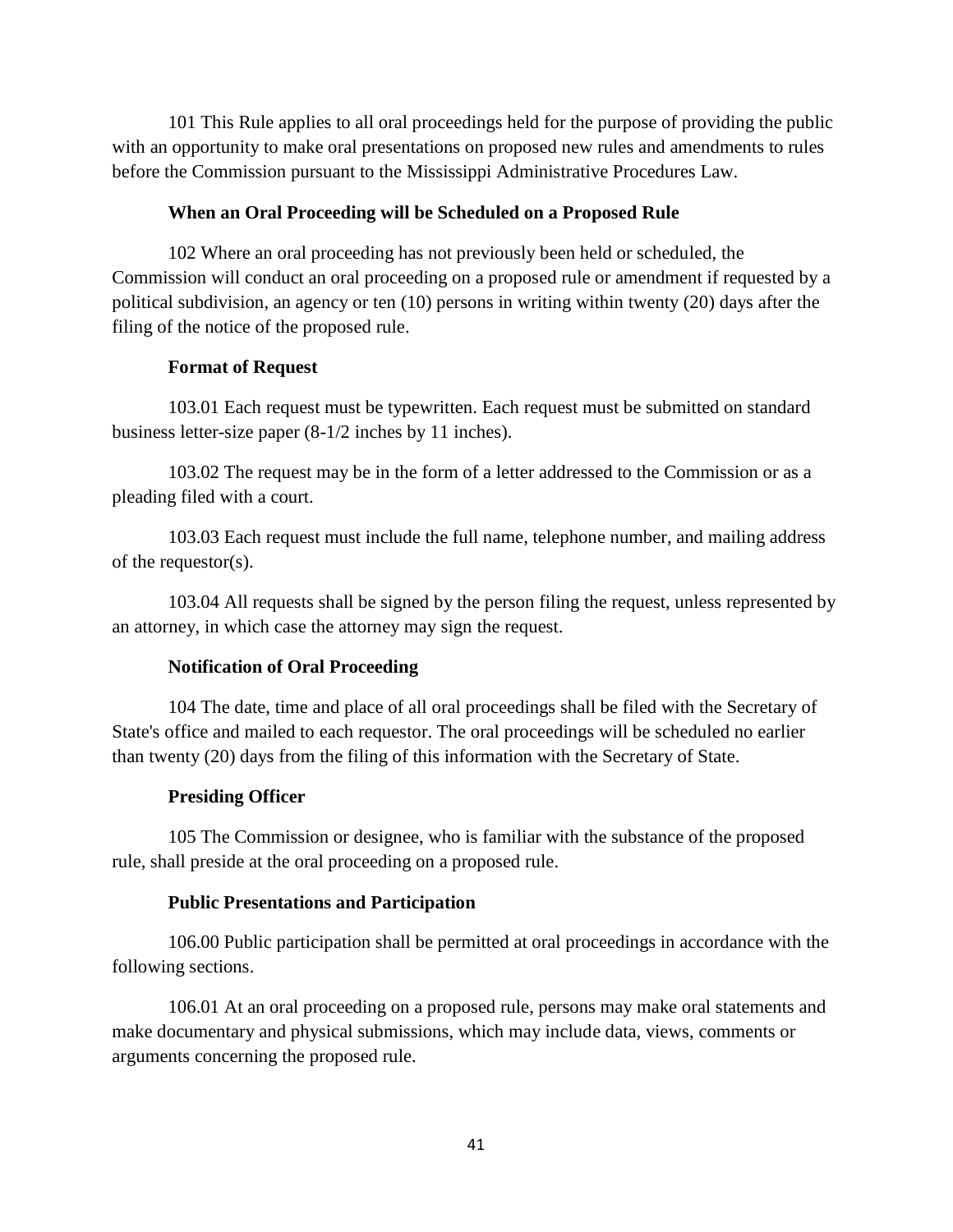101 This Rule applies to all oral proceedings held for the purpose of providing the public with an opportunity to make oral presentations on proposed new rules and amendments to rules before the Commission pursuant to the Mississippi Administrative Procedures Law.

**When an Oral Proceeding will be Scheduled on a Proposed Rule**

102 Where an oral proceeding has not previously been held or scheduled, the Commission will conduct an oral proceeding on a proposed rule or amendment if requested by a political subdivision, an agency or ten (10) persons in writing within twenty (20) days after the filing of the notice of the proposed rule.

**Format of Request**

103.01 Each request must be typewritten. Each request must be submitted on standard business letter-size paper (8-1/2 inches by 11 inches).

103.02 The request may be in the form of a letter addressed to the Commission or as a pleading filed with a court.

103.03 Each request must include the full name, telephone number, and mailing address of the requestor(s).

103.04 All requests shall be signed by the person filing the request, unless represented by an attorney, in which case the attorney may sign the request.

**Notification of Oral Proceeding**

104 The date, time and place of all oral proceedings shall be filed with the Secretary of State's office and mailed to each requestor. The oral proceedings will be scheduled no earlier than twenty (20) days from the filing of this information with the Secretary of State.

**Presiding Officer**

105 The Commission or designee, who is familiar with the substance of the proposed rule, shall preside at the oral proceeding on a proposed rule.

**Public Presentations and Participation**

106.00 Public participation shall be permitted at oral proceedings in accordance with the following sections.

106.01 At an oral proceeding on a proposed rule, persons may make oral statements and make documentary and physical submissions, which may include data, views, comments or arguments concerning the proposed rule.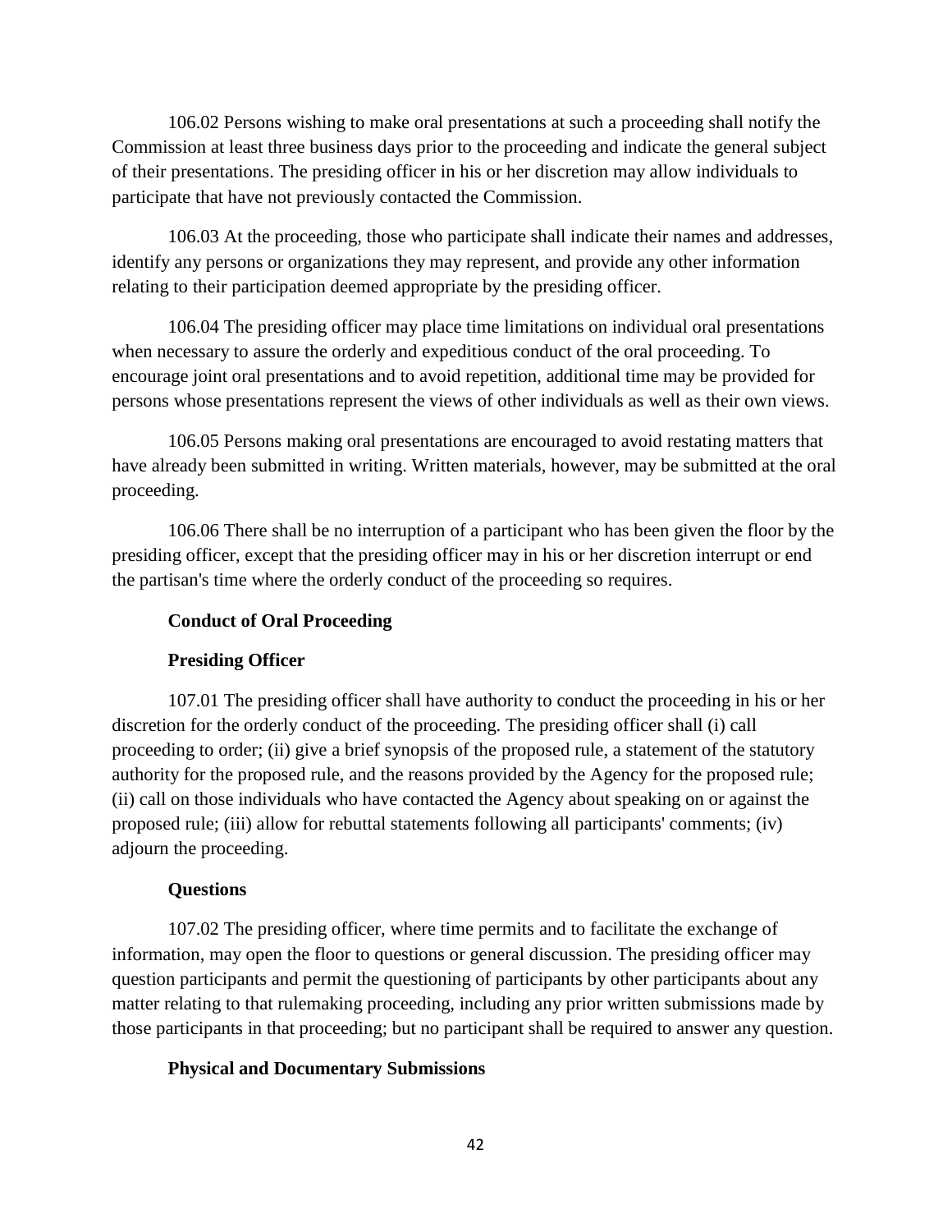106.02 Persons wishing to make oral presentations at such a proceeding shall notify the Commission at least three business days prior to the proceeding and indicate the general subject of their presentations. The presiding officer in his or her discretion may allow individuals to participate that have not previously contacted the Commission.

106.03 At the proceeding, those who participate shall indicate their names and addresses, identify any persons or organizations they may represent, and provide any other information relating to their participation deemed appropriate by the presiding officer.

106.04 The presiding officer may place time limitations on individual oral presentations when necessary to assure the orderly and expeditious conduct of the oral proceeding. To encourage joint oral presentations and to avoid repetition, additional time may be provided for persons whose presentations represent the views of other individuals as well as their own views.

106.05 Persons making oral presentations are encouraged to avoid restating matters that have already been submitted in writing. Written materials, however, may be submitted at the oral proceeding.

106.06 There shall be no interruption of a participant who has been given the floor by the presiding officer, except that the presiding officer may in his or her discretion interrupt or end the partisan's time where the orderly conduct of the proceeding so requires.

**Conduct of Oral Proceeding**

**Presiding Officer**

107.01 The presiding officer shall have authority to conduct the proceeding in his or her discretion for the orderly conduct of the proceeding. The presiding officer shall (i) call proceeding to order; (ii) give a brief synopsis of the proposed rule, a statement of the statutory authority for the proposed rule, and the reasons provided by the Agency for the proposed rule; (ii) call on those individuals who have contacted the Agency about speaking on or against the proposed rule; (iii) allow for rebuttal statements following all participants' comments; (iv) adjourn the proceeding.

**Questions**

107.02 The presiding officer, where time permits and to facilitate the exchange of information, may open the floor to questions or general discussion. The presiding officer may question participants and permit the questioning of participants by other participants about any matter relating to that rulemaking proceeding, including any prior written submissions made by those participants in that proceeding; but no participant shall be required to answer any question.

**Physical and Documentary Submissions**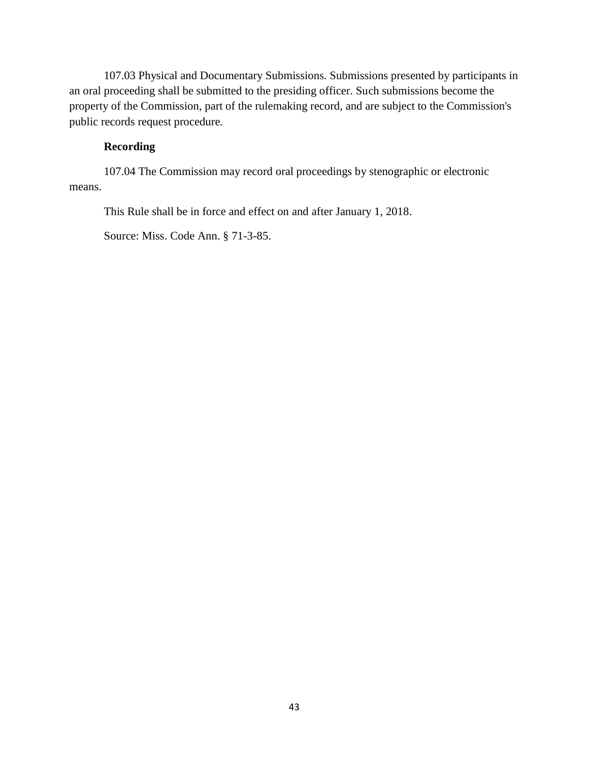107.03 Physical and Documentary Submissions. Submissions presented by participants in an oral proceeding shall be submitted to the presiding officer. Such submissions become the property of the Commission, part of the rulemaking record, and are subject to the Commission's public records request procedure.

**Recording**

107.04 The Commission may record oral proceedings by stenographic or electronic means.

This Rule shall be in force and effect on and after January 1, 2018.

Source: Miss. Code Ann. § 71-3-85.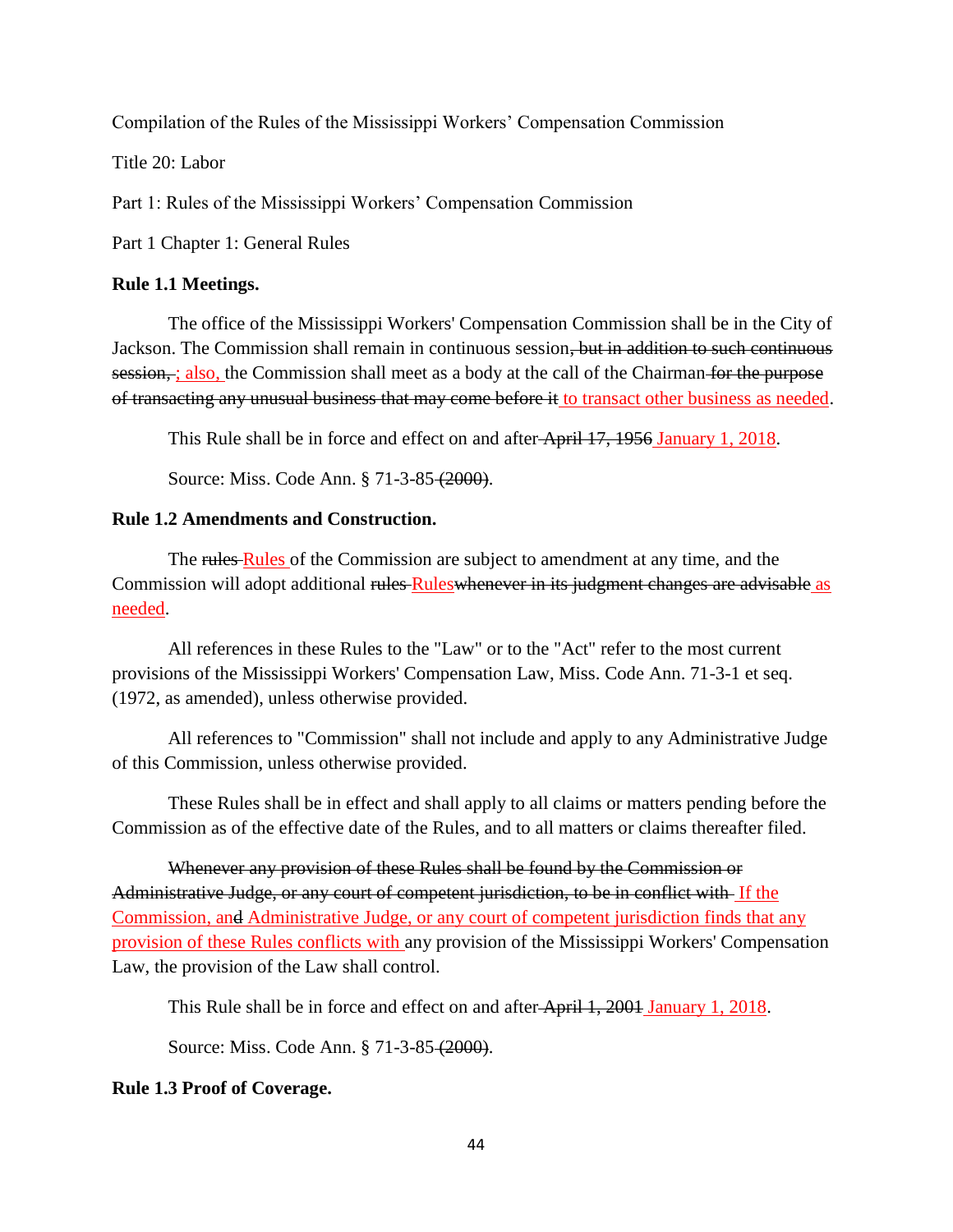Compilation of the Rules of the Mississippi Workers' Compensation Commission

Title 20: Labor

Part 1: Rules of the Mississippi Workers' Compensation Commission

Part 1 Chapter 1: General Rules

**Rule 1.1 Meetings.**

The office of the Mississippi Workers' Compensation Commission shall be in the City of Jackson. The Commission shall remain in continuous session~~, but in addition to such continuous session,~~ ; also, the Commission shall meet as a body at the call of the Chairman ~~for the purpose of transacting any unusual business that may come before it~~ to transact other business as needed.

This Rule shall be in force and effect on and after ~~April 17, 1956~~ January 1, 2018.

Source: Miss. Code Ann. § 71-3-85 ~~(2000)~~.

**Rule 1.2 Amendments and Construction.**

The ~~rules~~ Rules of the Commission are subject to amendment at any time, and the Commission will adopt additional ~~rules~~ Rules~~whenever in its judgment changes are advisable~~ as needed.

All references in these Rules to the "Law" or to the "Act" refer to the most current provisions of the Mississippi Workers' Compensation Law, Miss. Code Ann. 71-3-1 et seq. (1972, as amended), unless otherwise provided.

All references to "Commission" shall not include and apply to any Administrative Judge of this Commission, unless otherwise provided.

These Rules shall be in effect and shall apply to all claims or matters pending before the Commission as of the effective date of the Rules, and to all matters or claims thereafter filed.

~~Whenever any provision of these Rules shall be found by the Commission or Administrative Judge, or any court of competent jurisdiction, to be in conflict with~~ If the Commission, an~~d~~ Administrative Judge, or any court of competent jurisdiction finds that any provision of these Rules conflicts with any provision of the Mississippi Workers' Compensation Law, the provision of the Law shall control.

This Rule shall be in force and effect on and after ~~April 1, 2001~~ January 1, 2018.

Source: Miss. Code Ann. § 71-3-85 ~~(2000)~~.

**Rule 1.3 Proof of Coverage.**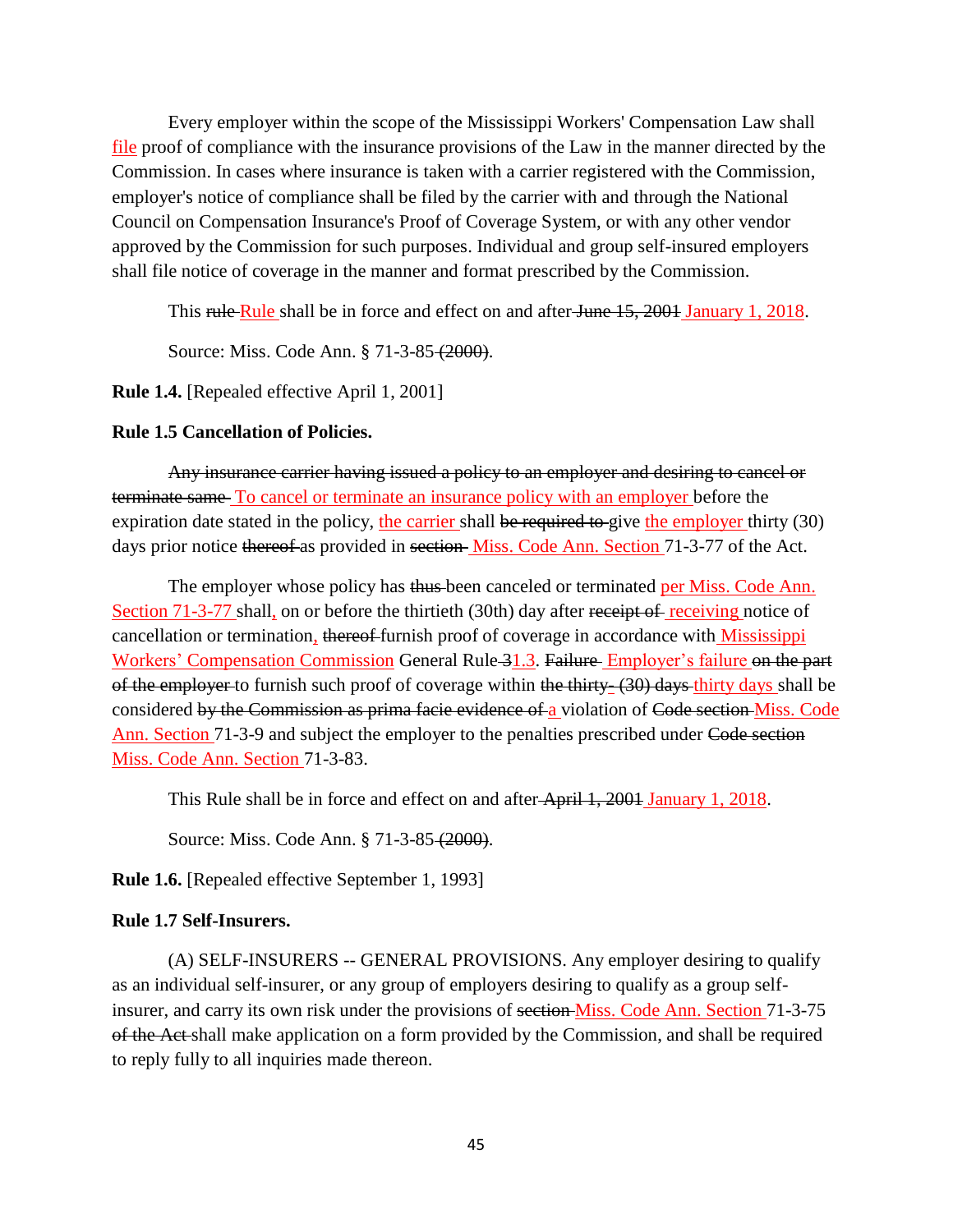Every employer within the scope of the Mississippi Workers' Compensation Law shall file proof of compliance with the insurance provisions of the Law in the manner directed by the Commission. In cases where insurance is taken with a carrier registered with the Commission, employer's notice of compliance shall be filed by the carrier with and through the National Council on Compensation Insurance's Proof of Coverage System, or with any other vendor approved by the Commission for such purposes. Individual and group self-insured employers shall file notice of coverage in the manner and format prescribed by the Commission.

This ~~rule~~ Rule shall be in force and effect on and after ~~June 15, 2001~~ January 1, 2018.

Source: Miss. Code Ann. § 71-3-85 ~~(2000)~~.

**Rule 1.4.** [Repealed effective April 1, 2001]

**Rule 1.5 Cancellation of Policies.**

~~Any insurance carrier having issued a policy to an employer and desiring to cancel or terminate same~~ To cancel or terminate an insurance policy with an employer before the expiration date stated in the policy, the carrier shall ~~be required to~~ give the employer thirty (30) days prior notice ~~thereof~~ as provided in ~~section~~ Miss. Code Ann. Section 71-3-77 of the Act.

The employer whose policy has ~~thus~~ been canceled or terminated per Miss. Code Ann. Section 71-3-77 shall, on or before the thirtieth (30th) day after ~~receipt of~~ receiving notice of cancellation or termination, ~~thereof~~ furnish proof of coverage in accordance with Mississippi Workers' Compensation Commission General Rule ~~3~~1.3. ~~Failure~~ Employer's failure ~~on the part of the employer~~ to furnish such proof of coverage within ~~the thirty- (30) days~~ thirty days shall be considered ~~by the Commission as prima facie evidence of~~ a violation of ~~Code section~~ Miss. Code Ann. Section 71-3-9 and subject the employer to the penalties prescribed under ~~Code section~~ Miss. Code Ann. Section 71-3-83.

This Rule shall be in force and effect on and after ~~April 1, 2001~~ January 1, 2018.

Source: Miss. Code Ann. § 71-3-85 ~~(2000)~~.

**Rule 1.6.** [Repealed effective September 1, 1993]

**Rule 1.7 Self-Insurers.**

(A) SELF-INSURERS -- GENERAL PROVISIONS. Any employer desiring to qualify as an individual self-insurer, or any group of employers desiring to qualify as a group self-insurer, and carry its own risk under the provisions of ~~section~~ Miss. Code Ann. Section 71-3-75 ~~of the Act~~ shall make application on a form provided by the Commission, and shall be required to reply fully to all inquiries made thereon.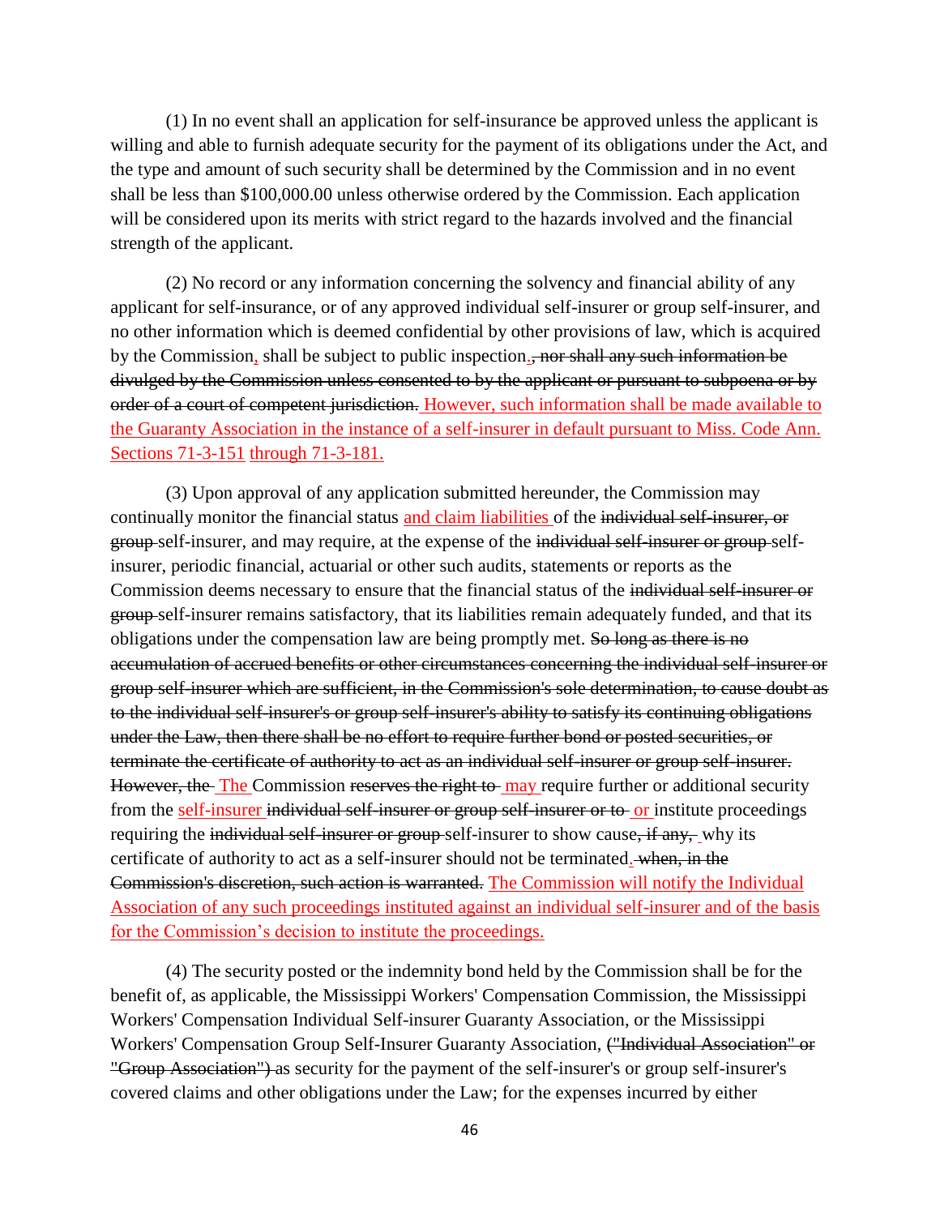(1) In no event shall an application for self-insurance be approved unless the applicant is willing and able to furnish adequate security for the payment of its obligations under the Act, and the type and amount of such security shall be determined by the Commission and in no event shall be less than $100,000.00 unless otherwise ordered by the Commission. Each application will be considered upon its merits with strict regard to the hazards involved and the financial strength of the applicant.

(2) No record or any information concerning the solvency and financial ability of any applicant for self-insurance, or of any approved individual self-insurer or group self-insurer, and no other information which is deemed confidential by other provisions of law, which is acquired by the Commission<u>,</u> shall be subject to public inspection<u>.</u>~~, nor shall any such information be divulged by the Commission unless consented to by the applicant or pursuant to subpoena or by order of a court of competent jurisdiction.~~ <u>However, such information shall be made available to the Guaranty Association in the instance of a self-insurer in default pursuant to Miss. Code Ann. Sections 71-3-151 through 71-3-181.</u>

(3) Upon approval of any application submitted hereunder, the Commission may continually monitor the financial status <u>and claim liabilities</u> of the ~~individual self-insurer, or group~~ self-insurer, and may require, at the expense of the ~~individual self-insurer or group~~ self-insurer, periodic financial, actuarial or other such audits, statements or reports as the Commission deems necessary to ensure that the financial status of the ~~individual self-insurer or group~~ self-insurer remains satisfactory, that its liabilities remain adequately funded, and that its obligations under the compensation law are being promptly met. ~~So long as there is no accumulation of accrued benefits or other circumstances concerning the individual self-insurer or group self-insurer which are sufficient, in the Commission's sole determination, to cause doubt as to the individual self-insurer's or group self-insurer's ability to satisfy its continuing obligations under the Law, then there shall be no effort to require further bond or posted securities, or terminate the certificate of authority to act as an individual self-insurer or group self-insurer. However, the~~ <u>The</u> Commission ~~reserves the right to~~ <u>may</u> require further or additional security from the <u>self-insurer</u> ~~individual self-insurer or group self-insurer or to~~ <u>or</u> institute proceedings requiring the ~~individual self-insurer or group~~ self-insurer to show cause~~, if any,~~ why its certificate of authority to act as a self-insurer should not be terminated<u>.</u> ~~when, in the Commission's discretion, such action is warranted.~~ <u>The Commission will notify the Individual Association of any such proceedings instituted against an individual self-insurer and of the basis for the Commission's decision to institute the proceedings.</u>

(4) The security posted or the indemnity bond held by the Commission shall be for the benefit of, as applicable, the Mississippi Workers' Compensation Commission, the Mississippi Workers' Compensation Individual Self-insurer Guaranty Association, or the Mississippi Workers' Compensation Group Self-Insurer Guaranty Association, ~~("Individual Association" or "Group Association")~~ as security for the payment of the self-insurer's or group self-insurer's covered claims and other obligations under the Law; for the expenses incurred by either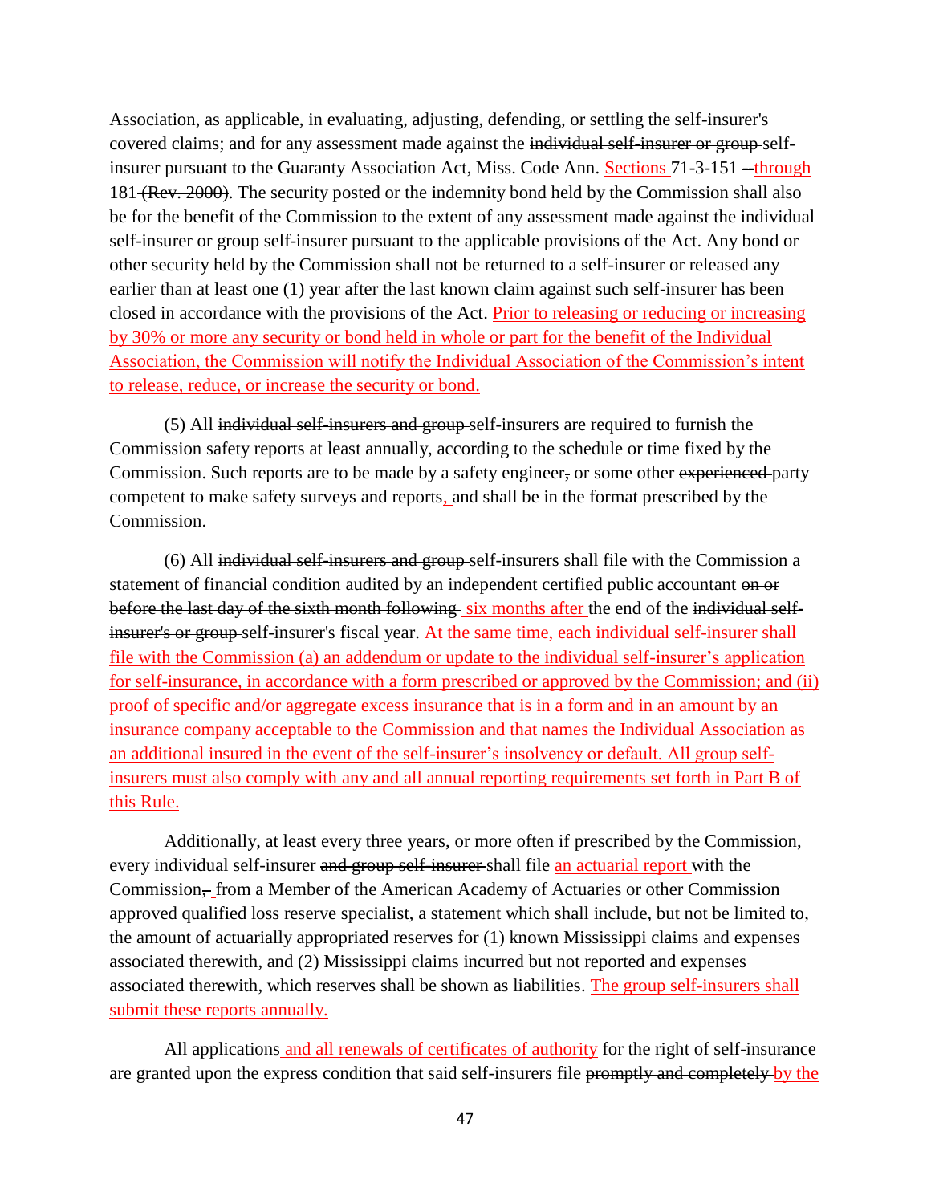Association, as applicable, in evaluating, adjusting, defending, or settling the self-insurer's covered claims; and for any assessment made against the ~~individual self-insurer or group~~ self-insurer pursuant to the Guaranty Association Act, Miss. Code Ann. <u>Sections</u> 71-3-151 ~~--~~<u>through</u> 181 ~~(Rev. 2000)~~. The security posted or the indemnity bond held by the Commission shall also be for the benefit of the Commission to the extent of any assessment made against the ~~individual self-insurer or group~~ self-insurer pursuant to the applicable provisions of the Act. Any bond or other security held by the Commission shall not be returned to a self-insurer or released any earlier than at least one (1) year after the last known claim against such self-insurer has been closed in accordance with the provisions of the Act. <u>Prior to releasing or reducing or increasing by 30% or more any security or bond held in whole or part for the benefit of the Individual Association, the Commission will notify the Individual Association of the Commission's intent to release, reduce, or increase the security or bond.</u>

(5) All ~~individual self-insurers and group~~ self-insurers are required to furnish the Commission safety reports at least annually, according to the schedule or time fixed by the Commission. Such reports are to be made by a safety engineer~~,~~ or some other ~~experienced~~ party competent to make safety surveys and reports<u>,</u> and shall be in the format prescribed by the Commission.

(6) All ~~individual self-insurers and group~~ self-insurers shall file with the Commission a statement of financial condition audited by an independent certified public accountant ~~on or before the last day of the sixth month following~~ <u>six months after</u> the end of the ~~individual self-insurer's or group~~ self-insurer's fiscal year. <u>At the same time, each individual self-insurer shall file with the Commission (a) an addendum or update to the individual self-insurer's application for self-insurance, in accordance with a form prescribed or approved by the Commission; and (ii) proof of specific and/or aggregate excess insurance that is in a form and in an amount by an insurance company acceptable to the Commission and that names the Individual Association as an additional insured in the event of the self-insurer's insolvency or default. All group self-insurers must also comply with any and all annual reporting requirements set forth in Part B of this Rule.</u>

Additionally, at least every three years, or more often if prescribed by the Commission, every individual self-insurer ~~and group self-insurer~~ shall file <u>an actuarial report</u> with the Commission~~,~~ from a Member of the American Academy of Actuaries or other Commission approved qualified loss reserve specialist, a statement which shall include, but not be limited to, the amount of actuarially appropriated reserves for (1) known Mississippi claims and expenses associated therewith, and (2) Mississippi claims incurred but not reported and expenses associated therewith, which reserves shall be shown as liabilities. <u>The group self-insurers shall submit these reports annually.</u>

All applications <u>and all renewals of certificates of authority</u> for the right of self-insurance are granted upon the express condition that said self-insurers file ~~promptly and completely~~ <u>by the</u>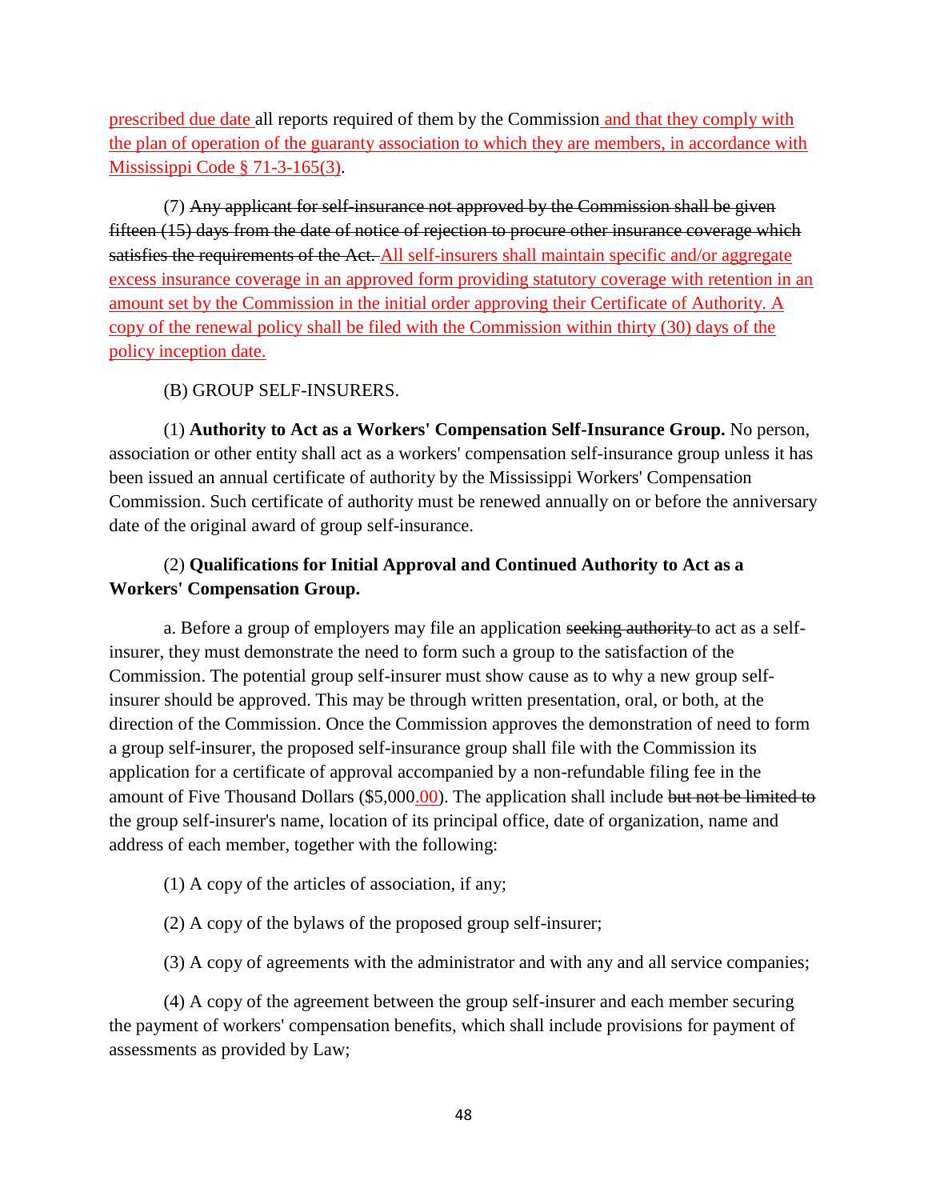prescribed due date all reports required of them by the Commission and that they comply with the plan of operation of the guaranty association to which they are members, in accordance with Mississippi Code § 71-3-165(3).

(7) ~~Any applicant for self-insurance not approved by the Commission shall be given fifteen (15) days from the date of notice of rejection to procure other insurance coverage which satisfies the requirements of the Act.~~ All self-insurers shall maintain specific and/or aggregate excess insurance coverage in an approved form providing statutory coverage with retention in an amount set by the Commission in the initial order approving their Certificate of Authority. A copy of the renewal policy shall be filed with the Commission within thirty (30) days of the policy inception date.

(B) GROUP SELF-INSURERS.

(1) **Authority to Act as a Workers' Compensation Self-Insurance Group.** No person, association or other entity shall act as a workers' compensation self-insurance group unless it has been issued an annual certificate of authority by the Mississippi Workers' Compensation Commission. Such certificate of authority must be renewed annually on or before the anniversary date of the original award of group self-insurance.

(2) **Qualifications for Initial Approval and Continued Authority to Act as a Workers' Compensation Group.**

a. Before a group of employers may file an application ~~seeking authority~~ to act as a self-insurer, they must demonstrate the need to form such a group to the satisfaction of the Commission. The potential group self-insurer must show cause as to why a new group self-insurer should be approved. This may be through written presentation, oral, or both, at the direction of the Commission. Once the Commission approves the demonstration of need to form a group self-insurer, the proposed self-insurance group shall file with the Commission its application for a certificate of approval accompanied by a non-refundable filing fee in the amount of Five Thousand Dollars ($5,000.00). The application shall include ~~but not be limited to~~ the group self-insurer's name, location of its principal office, date of organization, name and address of each member, together with the following:

(1) A copy of the articles of association, if any;

(2) A copy of the bylaws of the proposed group self-insurer;

(3) A copy of agreements with the administrator and with any and all service companies;

(4) A copy of the agreement between the group self-insurer and each member securing the payment of workers' compensation benefits, which shall include provisions for payment of assessments as provided by Law;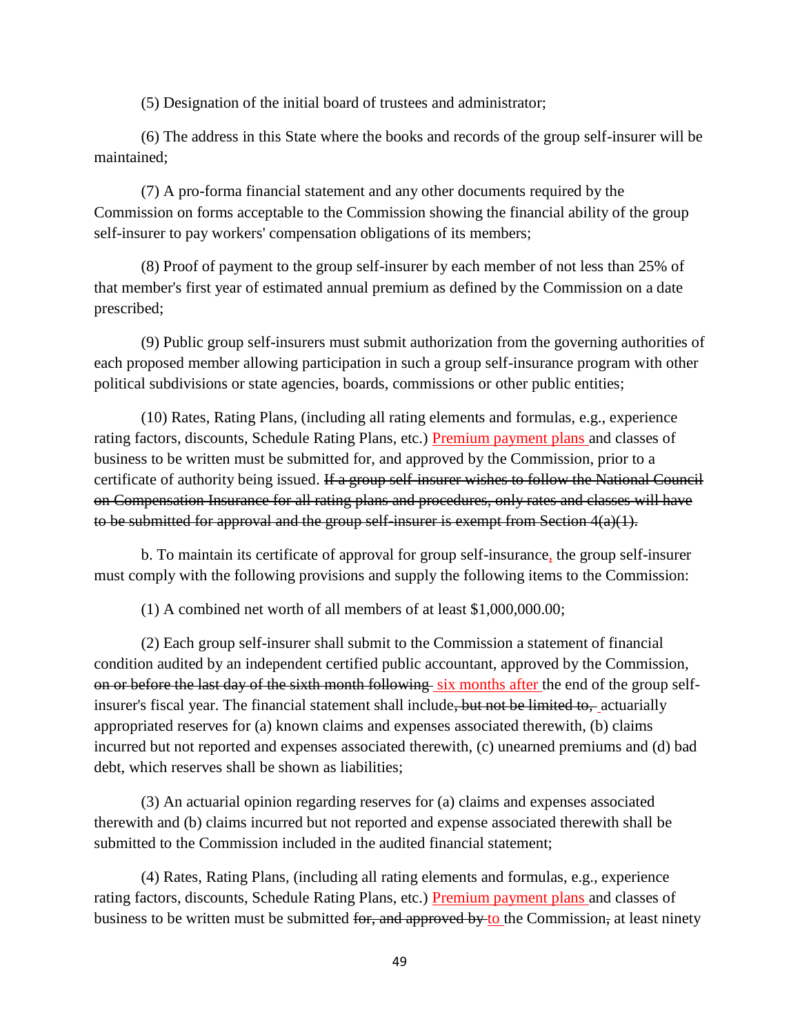(5) Designation of the initial board of trustees and administrator;

(6) The address in this State where the books and records of the group self-insurer will be maintained;

(7) A pro-forma financial statement and any other documents required by the Commission on forms acceptable to the Commission showing the financial ability of the group self-insurer to pay workers' compensation obligations of its members;

(8) Proof of payment to the group self-insurer by each member of not less than 25% of that member's first year of estimated annual premium as defined by the Commission on a date prescribed;

(9) Public group self-insurers must submit authorization from the governing authorities of each proposed member allowing participation in such a group self-insurance program with other political subdivisions or state agencies, boards, commissions or other public entities;

(10) Rates, Rating Plans, (including all rating elements and formulas, e.g., experience rating factors, discounts, Schedule Rating Plans, etc.) <u>Premium payment plans</u> and classes of business to be written must be submitted for, and approved by the Commission, prior to a certificate of authority being issued. ~~If a group self-insurer wishes to follow the National Council on Compensation Insurance for all rating plans and procedures, only rates and classes will have to be submitted for approval and the group self-insurer is exempt from Section 4(a)(1).~~

b. To maintain its certificate of approval for group self-insurance<u>,</u> the group self-insurer must comply with the following provisions and supply the following items to the Commission:

(1) A combined net worth of all members of at least $1,000,000.00;

(2) Each group self-insurer shall submit to the Commission a statement of financial condition audited by an independent certified public accountant, approved by the Commission, ~~on or before the last day of the sixth month following~~ <u>six months after</u> the end of the group self-insurer's fiscal year. The financial statement shall include~~, but not be limited to,~~ actuarially appropriated reserves for (a) known claims and expenses associated therewith, (b) claims incurred but not reported and expenses associated therewith, (c) unearned premiums and (d) bad debt, which reserves shall be shown as liabilities;

(3) An actuarial opinion regarding reserves for (a) claims and expenses associated therewith and (b) claims incurred but not reported and expense associated therewith shall be submitted to the Commission included in the audited financial statement;

(4) Rates, Rating Plans, (including all rating elements and formulas, e.g., experience rating factors, discounts, Schedule Rating Plans, etc.) <u>Premium payment plans</u> and classes of business to be written must be submitted ~~for, and approved by~~ <u>to</u> the Commission~~,~~ at least ninety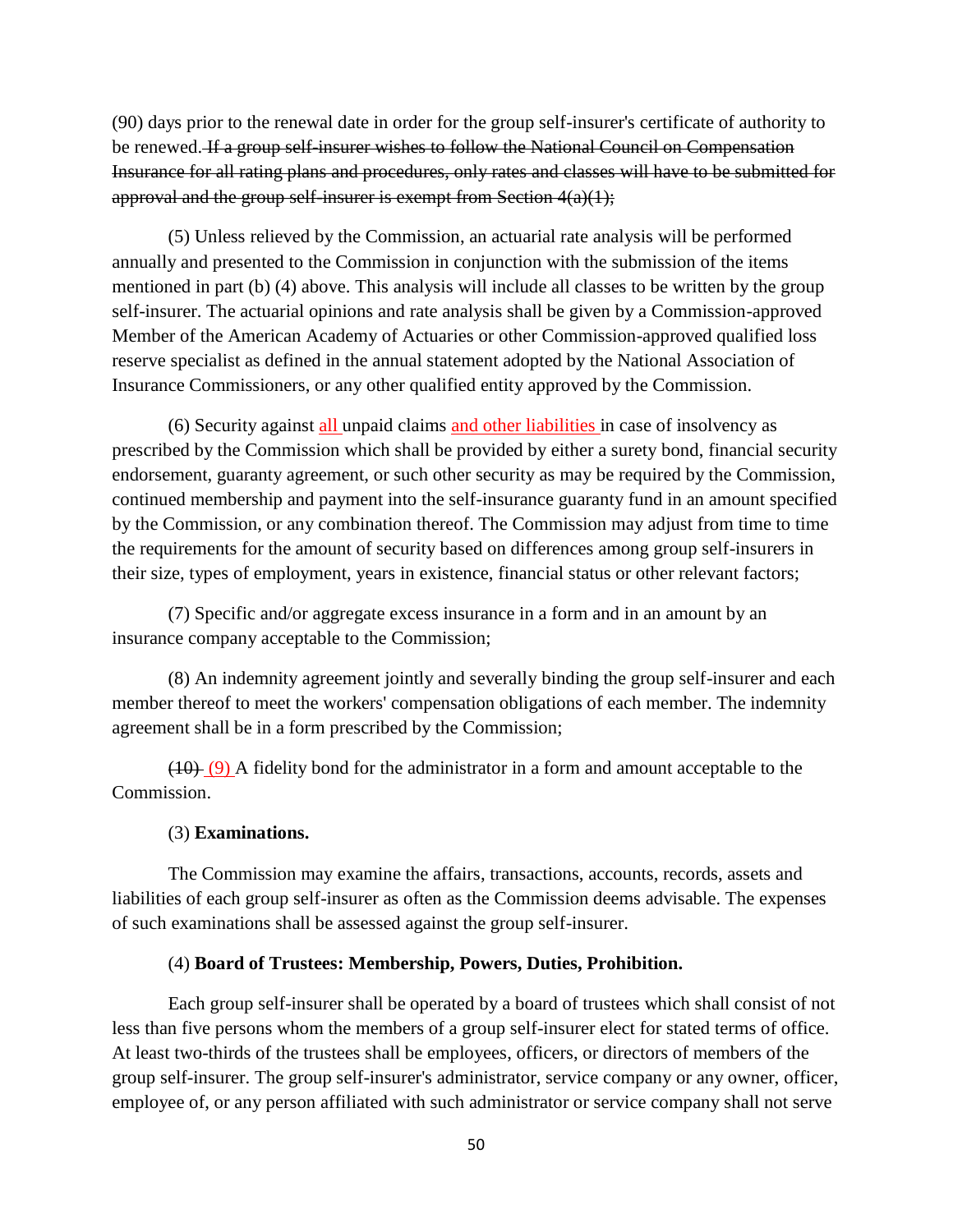(90) days prior to the renewal date in order for the group self-insurer's certificate of authority to be renewed. ~~If a group self-insurer wishes to follow the National Council on Compensation Insurance for all rating plans and procedures, only rates and classes will have to be submitted for approval and the group self-insurer is exempt from Section 4(a)(1);~~

(5) Unless relieved by the Commission, an actuarial rate analysis will be performed annually and presented to the Commission in conjunction with the submission of the items mentioned in part (b) (4) above. This analysis will include all classes to be written by the group self-insurer. The actuarial opinions and rate analysis shall be given by a Commission-approved Member of the American Academy of Actuaries or other Commission-approved qualified loss reserve specialist as defined in the annual statement adopted by the National Association of Insurance Commissioners, or any other qualified entity approved by the Commission.

(6) Security against all unpaid claims and other liabilities in case of insolvency as prescribed by the Commission which shall be provided by either a surety bond, financial security endorsement, guaranty agreement, or such other security as may be required by the Commission, continued membership and payment into the self-insurance guaranty fund in an amount specified by the Commission, or any combination thereof. The Commission may adjust from time to time the requirements for the amount of security based on differences among group self-insurers in their size, types of employment, years in existence, financial status or other relevant factors;

(7) Specific and/or aggregate excess insurance in a form and in an amount by an insurance company acceptable to the Commission;

(8) An indemnity agreement jointly and severally binding the group self-insurer and each member thereof to meet the workers' compensation obligations of each member. The indemnity agreement shall be in a form prescribed by the Commission;

~~(10)~~ (9) A fidelity bond for the administrator in a form and amount acceptable to the Commission.

(3) **Examinations.**

The Commission may examine the affairs, transactions, accounts, records, assets and liabilities of each group self-insurer as often as the Commission deems advisable. The expenses of such examinations shall be assessed against the group self-insurer.

(4) **Board of Trustees: Membership, Powers, Duties, Prohibition.**

Each group self-insurer shall be operated by a board of trustees which shall consist of not less than five persons whom the members of a group self-insurer elect for stated terms of office. At least two-thirds of the trustees shall be employees, officers, or directors of members of the group self-insurer. The group self-insurer's administrator, service company or any owner, officer, employee of, or any person affiliated with such administrator or service company shall not serve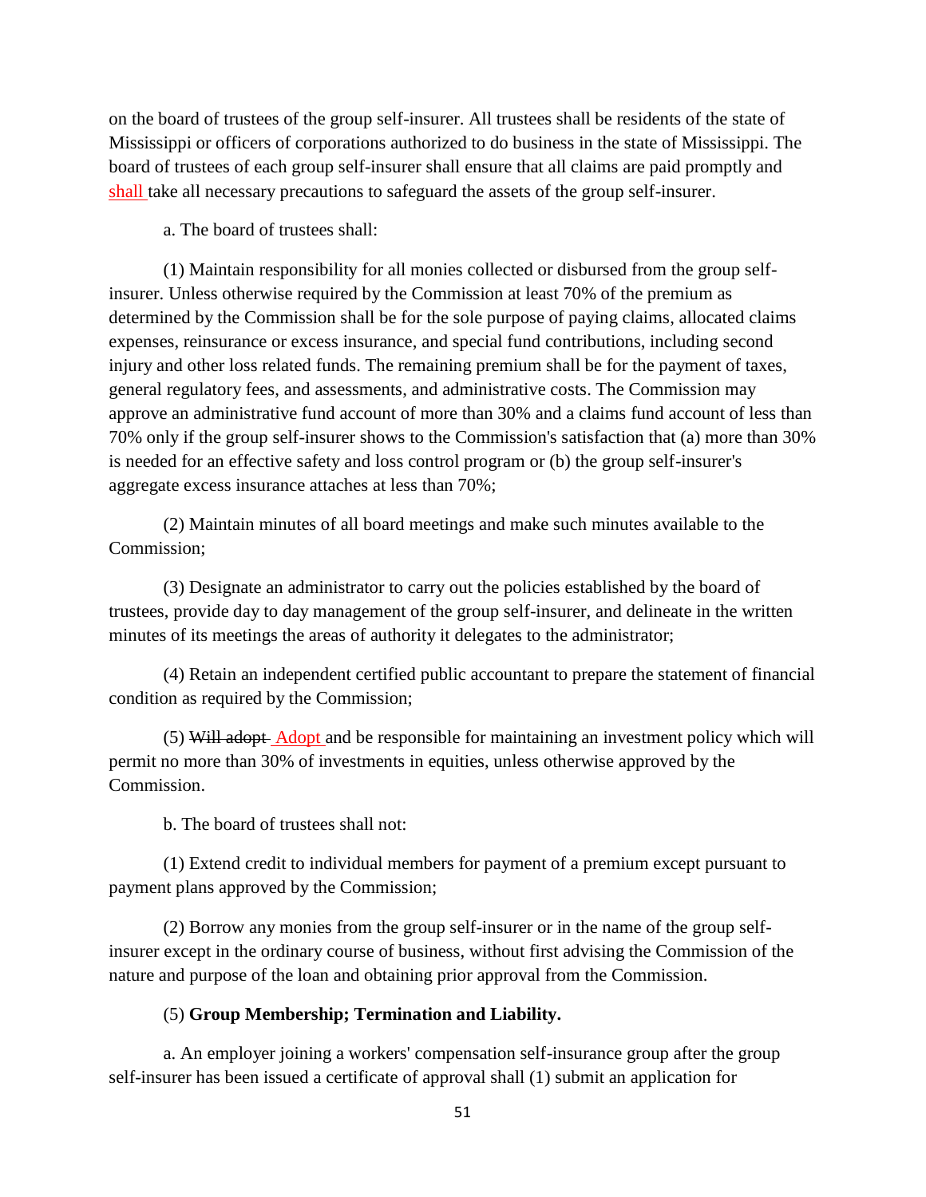on the board of trustees of the group self-insurer. All trustees shall be residents of the state of Mississippi or officers of corporations authorized to do business in the state of Mississippi. The board of trustees of each group self-insurer shall ensure that all claims are paid promptly and shall take all necessary precautions to safeguard the assets of the group self-insurer.

a. The board of trustees shall:

(1) Maintain responsibility for all monies collected or disbursed from the group self-insurer. Unless otherwise required by the Commission at least 70% of the premium as determined by the Commission shall be for the sole purpose of paying claims, allocated claims expenses, reinsurance or excess insurance, and special fund contributions, including second injury and other loss related funds. The remaining premium shall be for the payment of taxes, general regulatory fees, and assessments, and administrative costs. The Commission may approve an administrative fund account of more than 30% and a claims fund account of less than 70% only if the group self-insurer shows to the Commission's satisfaction that (a) more than 30% is needed for an effective safety and loss control program or (b) the group self-insurer's aggregate excess insurance attaches at less than 70%;

(2) Maintain minutes of all board meetings and make such minutes available to the Commission;

(3) Designate an administrator to carry out the policies established by the board of trustees, provide day to day management of the group self-insurer, and delineate in the written minutes of its meetings the areas of authority it delegates to the administrator;

(4) Retain an independent certified public accountant to prepare the statement of financial condition as required by the Commission;

(5) ~~Will adopt~~ Adopt and be responsible for maintaining an investment policy which will permit no more than 30% of investments in equities, unless otherwise approved by the Commission.

b. The board of trustees shall not:

(1) Extend credit to individual members for payment of a premium except pursuant to payment plans approved by the Commission;

(2) Borrow any monies from the group self-insurer or in the name of the group self-insurer except in the ordinary course of business, without first advising the Commission of the nature and purpose of the loan and obtaining prior approval from the Commission.

(5) **Group Membership; Termination and Liability.**

a. An employer joining a workers' compensation self-insurance group after the group self-insurer has been issued a certificate of approval shall (1) submit an application for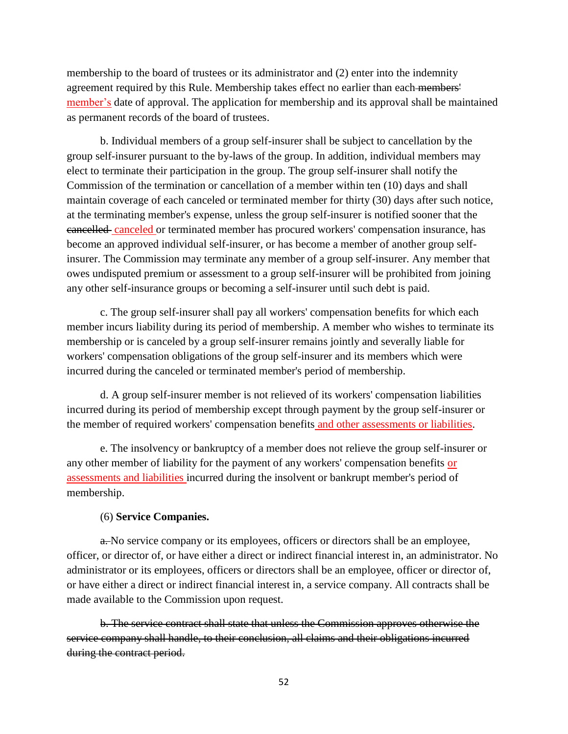membership to the board of trustees or its administrator and (2) enter into the indemnity agreement required by this Rule. Membership takes effect no earlier than each ~~members'~~ member's date of approval. The application for membership and its approval shall be maintained as permanent records of the board of trustees.

b. Individual members of a group self-insurer shall be subject to cancellation by the group self-insurer pursuant to the by-laws of the group. In addition, individual members may elect to terminate their participation in the group. The group self-insurer shall notify the Commission of the termination or cancellation of a member within ten (10) days and shall maintain coverage of each canceled or terminated member for thirty (30) days after such notice, at the terminating member's expense, unless the group self-insurer is notified sooner that the ~~cancelled~~ canceled or terminated member has procured workers' compensation insurance, has become an approved individual self-insurer, or has become a member of another group self-insurer. The Commission may terminate any member of a group self-insurer. Any member that owes undisputed premium or assessment to a group self-insurer will be prohibited from joining any other self-insurance groups or becoming a self-insurer until such debt is paid.

c. The group self-insurer shall pay all workers' compensation benefits for which each member incurs liability during its period of membership. A member who wishes to terminate its membership or is canceled by a group self-insurer remains jointly and severally liable for workers' compensation obligations of the group self-insurer and its members which were incurred during the canceled or terminated member's period of membership.

d. A group self-insurer member is not relieved of its workers' compensation liabilities incurred during its period of membership except through payment by the group self-insurer or the member of required workers' compensation benefits and other assessments or liabilities.

e. The insolvency or bankruptcy of a member does not relieve the group self-insurer or any other member of liability for the payment of any workers' compensation benefits or assessments and liabilities incurred during the insolvent or bankrupt member's period of membership.

(6) **Service Companies.**

~~a.~~ No service company or its employees, officers or directors shall be an employee, officer, or director of, or have either a direct or indirect financial interest in, an administrator. No administrator or its employees, officers or directors shall be an employee, officer or director of, or have either a direct or indirect financial interest in, a service company. All contracts shall be made available to the Commission upon request.

~~b. The service contract shall state that unless the Commission approves otherwise the service company shall handle, to their conclusion, all claims and their obligations incurred during the contract period.~~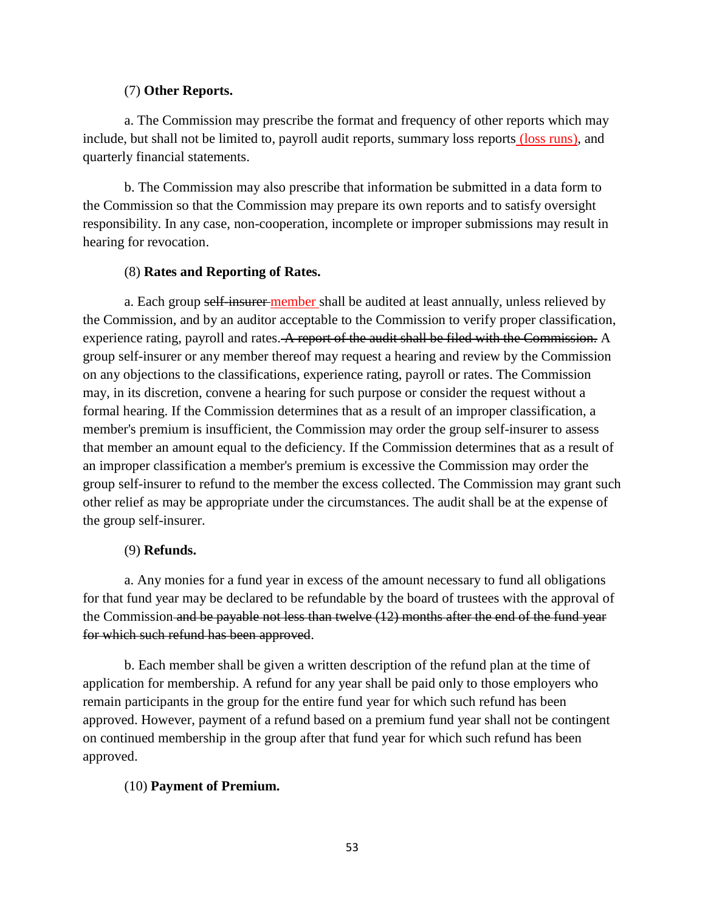(7) **Other Reports.**

a. The Commission may prescribe the format and frequency of other reports which may include, but shall not be limited to, payroll audit reports, summary loss reports <u>(loss runs)</u>, and quarterly financial statements.

b. The Commission may also prescribe that information be submitted in a data form to the Commission so that the Commission may prepare its own reports and to satisfy oversight responsibility. In any case, non-cooperation, incomplete or improper submissions may result in hearing for revocation.

(8) **Rates and Reporting of Rates.**

a. Each group ~~self-insurer~~ <u>member</u> shall be audited at least annually, unless relieved by the Commission, and by an auditor acceptable to the Commission to verify proper classification, experience rating, payroll and rates. ~~A report of the audit shall be filed with the Commission.~~ A group self-insurer or any member thereof may request a hearing and review by the Commission on any objections to the classifications, experience rating, payroll or rates. The Commission may, in its discretion, convene a hearing for such purpose or consider the request without a formal hearing. If the Commission determines that as a result of an improper classification, a member's premium is insufficient, the Commission may order the group self-insurer to assess that member an amount equal to the deficiency. If the Commission determines that as a result of an improper classification a member's premium is excessive the Commission may order the group self-insurer to refund to the member the excess collected. The Commission may grant such other relief as may be appropriate under the circumstances. The audit shall be at the expense of the group self-insurer.

(9) **Refunds.**

a. Any monies for a fund year in excess of the amount necessary to fund all obligations for that fund year may be declared to be refundable by the board of trustees with the approval of the Commission ~~and be payable not less than twelve (12) months after the end of the fund year for which such refund has been approved~~.

b. Each member shall be given a written description of the refund plan at the time of application for membership. A refund for any year shall be paid only to those employers who remain participants in the group for the entire fund year for which such refund has been approved. However, payment of a refund based on a premium fund year shall not be contingent on continued membership in the group after that fund year for which such refund has been approved.

(10) **Payment of Premium.**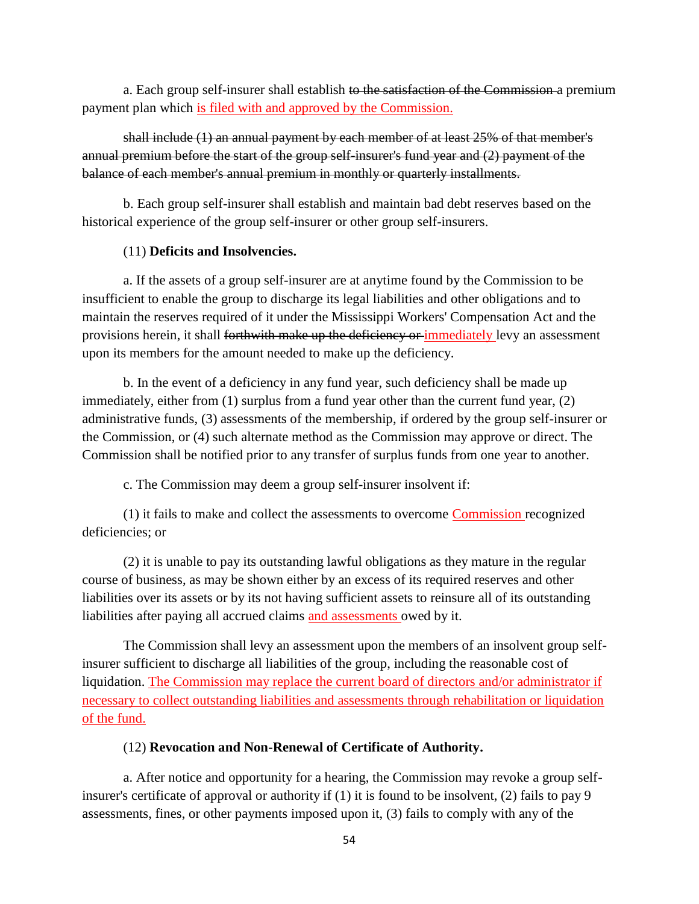a. Each group self-insurer shall establish ~~to the satisfaction of the Commission~~ a premium payment plan which <u>is filed with and approved by the Commission.</u>

~~shall include (1) an annual payment by each member of at least 25% of that member's annual premium before the start of the group self-insurer's fund year and (2) payment of the balance of each member's annual premium in monthly or quarterly installments.~~

b. Each group self-insurer shall establish and maintain bad debt reserves based on the historical experience of the group self-insurer or other group self-insurers.

(11) **Deficits and Insolvencies.**

a. If the assets of a group self-insurer are at anytime found by the Commission to be insufficient to enable the group to discharge its legal liabilities and other obligations and to maintain the reserves required of it under the Mississippi Workers' Compensation Act and the provisions herein, it shall ~~forthwith make up the deficiency or~~ <u>immediately</u> levy an assessment upon its members for the amount needed to make up the deficiency.

b. In the event of a deficiency in any fund year, such deficiency shall be made up immediately, either from (1) surplus from a fund year other than the current fund year, (2) administrative funds, (3) assessments of the membership, if ordered by the group self-insurer or the Commission, or (4) such alternate method as the Commission may approve or direct. The Commission shall be notified prior to any transfer of surplus funds from one year to another.

c. The Commission may deem a group self-insurer insolvent if:

(1) it fails to make and collect the assessments to overcome <u>Commission</u> recognized deficiencies; or

(2) it is unable to pay its outstanding lawful obligations as they mature in the regular course of business, as may be shown either by an excess of its required reserves and other liabilities over its assets or by its not having sufficient assets to reinsure all of its outstanding liabilities after paying all accrued claims <u>and assessments</u> owed by it.

The Commission shall levy an assessment upon the members of an insolvent group self-insurer sufficient to discharge all liabilities of the group, including the reasonable cost of liquidation. <u>The Commission may replace the current board of directors and/or administrator if necessary to collect outstanding liabilities and assessments through rehabilitation or liquidation of the fund.</u>

(12) **Revocation and Non-Renewal of Certificate of Authority.**

a. After notice and opportunity for a hearing, the Commission may revoke a group self-insurer's certificate of approval or authority if (1) it is found to be insolvent, (2) fails to pay 9 assessments, fines, or other payments imposed upon it, (3) fails to comply with any of the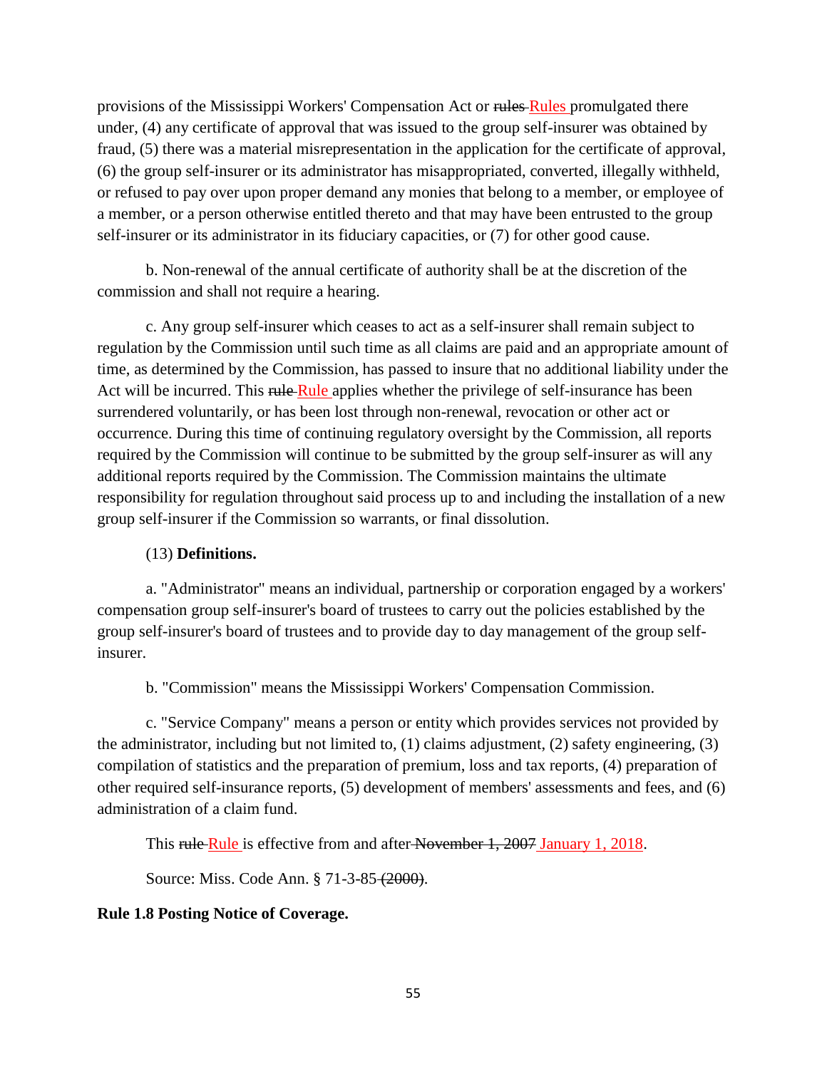provisions of the Mississippi Workers' Compensation Act or ~~rules~~ Rules promulgated there under, (4) any certificate of approval that was issued to the group self-insurer was obtained by fraud, (5) there was a material misrepresentation in the application for the certificate of approval, (6) the group self-insurer or its administrator has misappropriated, converted, illegally withheld, or refused to pay over upon proper demand any monies that belong to a member, or employee of a member, or a person otherwise entitled thereto and that may have been entrusted to the group self-insurer or its administrator in its fiduciary capacities, or (7) for other good cause.

b. Non-renewal of the annual certificate of authority shall be at the discretion of the commission and shall not require a hearing.

c. Any group self-insurer which ceases to act as a self-insurer shall remain subject to regulation by the Commission until such time as all claims are paid and an appropriate amount of time, as determined by the Commission, has passed to insure that no additional liability under the Act will be incurred. This ~~rule~~ Rule applies whether the privilege of self-insurance has been surrendered voluntarily, or has been lost through non-renewal, revocation or other act or occurrence. During this time of continuing regulatory oversight by the Commission, all reports required by the Commission will continue to be submitted by the group self-insurer as will any additional reports required by the Commission. The Commission maintains the ultimate responsibility for regulation throughout said process up to and including the installation of a new group self-insurer if the Commission so warrants, or final dissolution.

(13) **Definitions.**

a. "Administrator" means an individual, partnership or corporation engaged by a workers' compensation group self-insurer's board of trustees to carry out the policies established by the group self-insurer's board of trustees and to provide day to day management of the group self-insurer.

b. "Commission" means the Mississippi Workers' Compensation Commission.

c. "Service Company" means a person or entity which provides services not provided by the administrator, including but not limited to, (1) claims adjustment, (2) safety engineering, (3) compilation of statistics and the preparation of premium, loss and tax reports, (4) preparation of other required self-insurance reports, (5) development of members' assessments and fees, and (6) administration of a claim fund.

This ~~rule~~ Rule is effective from and after ~~November 1, 2007~~ January 1, 2018.

Source: Miss. Code Ann. § 71-3-85 ~~(2000)~~.

**Rule 1.8 Posting Notice of Coverage.**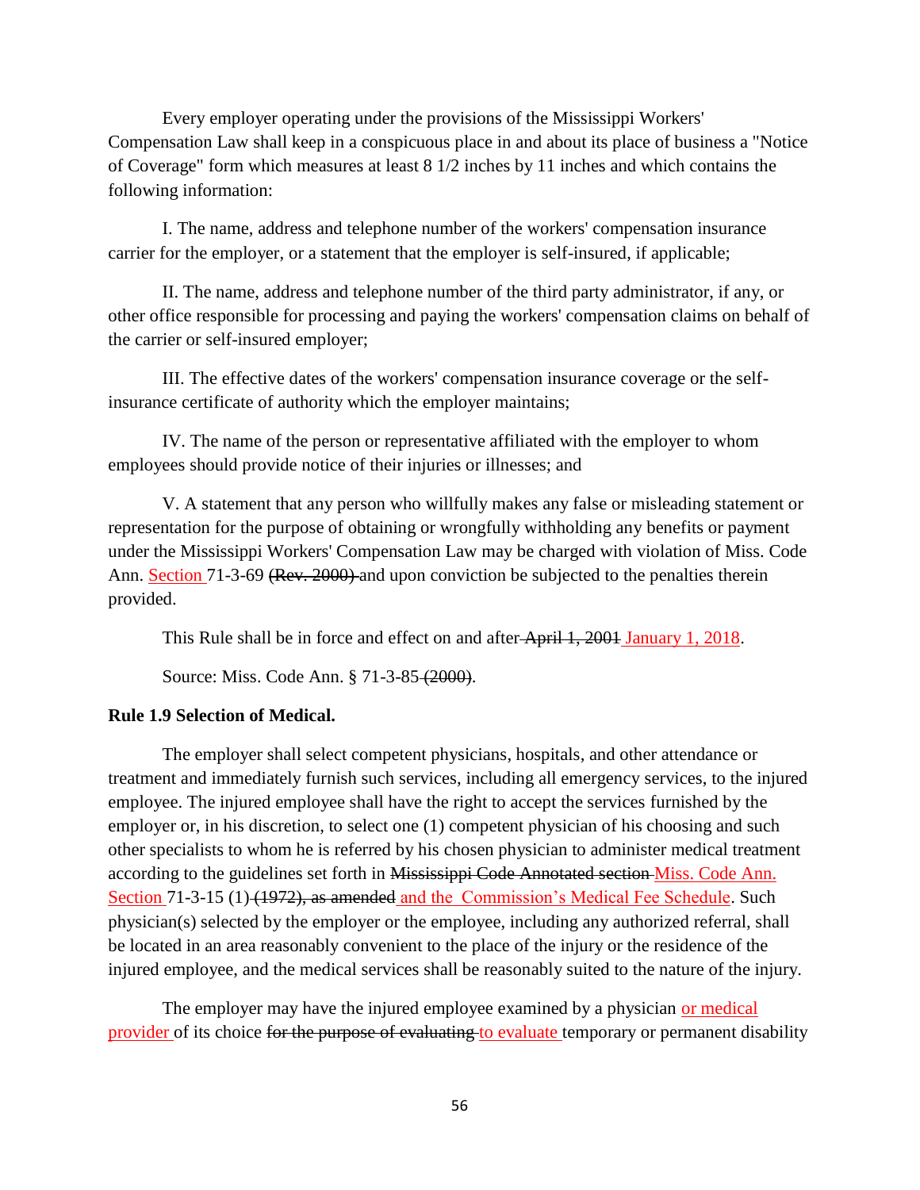Every employer operating under the provisions of the Mississippi Workers' Compensation Law shall keep in a conspicuous place in and about its place of business a "Notice of Coverage" form which measures at least 8 1/2 inches by 11 inches and which contains the following information:

I. The name, address and telephone number of the workers' compensation insurance carrier for the employer, or a statement that the employer is self-insured, if applicable;

II. The name, address and telephone number of the third party administrator, if any, or other office responsible for processing and paying the workers' compensation claims on behalf of the carrier or self-insured employer;

III. The effective dates of the workers' compensation insurance coverage or the self-insurance certificate of authority which the employer maintains;

IV. The name of the person or representative affiliated with the employer to whom employees should provide notice of their injuries or illnesses; and

V. A statement that any person who willfully makes any false or misleading statement or representation for the purpose of obtaining or wrongfully withholding any benefits or payment under the Mississippi Workers' Compensation Law may be charged with violation of Miss. Code Ann. Section 71-3-69 ~~(Rev. 2000)~~ and upon conviction be subjected to the penalties therein provided.

This Rule shall be in force and effect on and after ~~April 1, 2001~~ January 1, 2018.

Source: Miss. Code Ann. § 71-3-85 ~~(2000)~~.

**Rule 1.9 Selection of Medical.**

The employer shall select competent physicians, hospitals, and other attendance or treatment and immediately furnish such services, including all emergency services, to the injured employee. The injured employee shall have the right to accept the services furnished by the employer or, in his discretion, to select one (1) competent physician of his choosing and such other specialists to whom he is referred by his chosen physician to administer medical treatment according to the guidelines set forth in ~~Mississippi Code Annotated section~~ Miss. Code Ann. Section 71-3-15 (1) ~~(1972), as amended~~ and the Commission's Medical Fee Schedule. Such physician(s) selected by the employer or the employee, including any authorized referral, shall be located in an area reasonably convenient to the place of the injury or the residence of the injured employee, and the medical services shall be reasonably suited to the nature of the injury.

The employer may have the injured employee examined by a physician or medical provider of its choice ~~for the purpose of evaluating~~ to evaluate temporary or permanent disability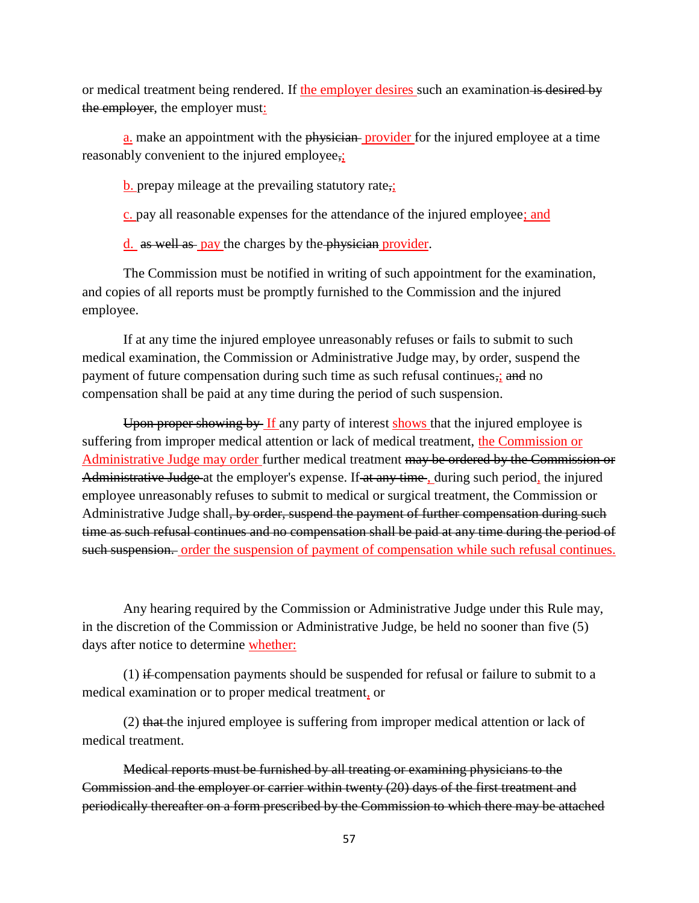or medical treatment being rendered. If the employer desires such an examination ~~is desired by the employer~~, the employer must:

a. make an appointment with the ~~physician~~ provider for the injured employee at a time reasonably convenient to the injured employee~~,~~;

b. prepay mileage at the prevailing statutory rate~~,~~;

c. pay all reasonable expenses for the attendance of the injured employee; and

d. ~~as well as~~ pay the charges by the ~~physician~~ provider.

The Commission must be notified in writing of such appointment for the examination, and copies of all reports must be promptly furnished to the Commission and the injured employee.

If at any time the injured employee unreasonably refuses or fails to submit to such medical examination, the Commission or Administrative Judge may, by order, suspend the payment of future compensation during such time as such refusal continues~~,~~; ~~and~~ no compensation shall be paid at any time during the period of such suspension.

~~Upon proper showing by~~ If any party of interest shows that the injured employee is suffering from improper medical attention or lack of medical treatment, the Commission or Administrative Judge may order further medical treatment ~~may be ordered by the Commission or Administrative Judge~~ at the employer's expense. If ~~at any time~~ , during such period, the injured employee unreasonably refuses to submit to medical or surgical treatment, the Commission or Administrative Judge shall~~, by order, suspend the payment of further compensation during such time as such refusal continues and no compensation shall be paid at any time during the period of such suspension.~~ order the suspension of payment of compensation while such refusal continues.

Any hearing required by the Commission or Administrative Judge under this Rule may, in the discretion of the Commission or Administrative Judge, be held no sooner than five (5) days after notice to determine whether:

(1) ~~if~~ compensation payments should be suspended for refusal or failure to submit to a medical examination or to proper medical treatment, or

(2) ~~that~~ the injured employee is suffering from improper medical attention or lack of medical treatment.

~~Medical reports must be furnished by all treating or examining physicians to the Commission and the employer or carrier within twenty (20) days of the first treatment and periodically thereafter on a form prescribed by the Commission to which there may be attached~~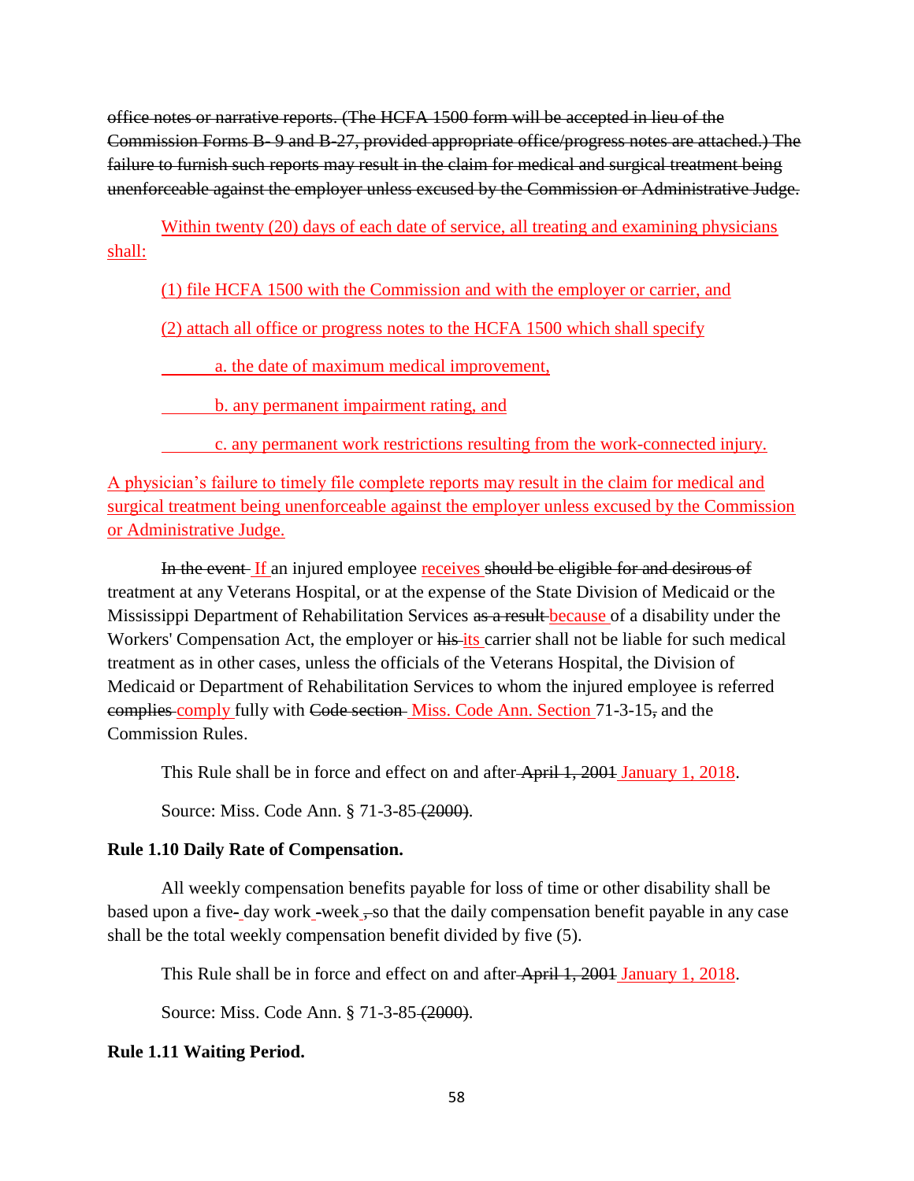~~office notes or narrative reports. (The HCFA 1500 form will be accepted in lieu of the Commission Forms B- 9 and B-27, provided appropriate office/progress notes are attached.) The failure to furnish such reports may result in the claim for medical and surgical treatment being unenforceable against the employer unless excused by the Commission or Administrative Judge.~~

Within twenty (20) days of each date of service, all treating and examining physicians shall:

(1) file HCFA 1500 with the Commission and with the employer or carrier, and

(2) attach all office or progress notes to the HCFA 1500 which shall specify

a. the date of maximum medical improvement,

b. any permanent impairment rating, and

c. any permanent work restrictions resulting from the work-connected injury.

A physician's failure to timely file complete reports may result in the claim for medical and surgical treatment being unenforceable against the employer unless excused by the Commission or Administrative Judge.

~~In the event~~ If an injured employee receives ~~should be eligible for and desirous of~~ treatment at any Veterans Hospital, or at the expense of the State Division of Medicaid or the Mississippi Department of Rehabilitation Services ~~as a result~~ because of a disability under the Workers' Compensation Act, the employer or ~~his~~ its carrier shall not be liable for such medical treatment as in other cases, unless the officials of the Veterans Hospital, the Division of Medicaid or Department of Rehabilitation Services to whom the injured employee is referred ~~complies~~ comply fully with ~~Code section~~ Miss. Code Ann. Section 71-3-15~~,~~ and the Commission Rules.

This Rule shall be in force and effect on and after ~~April 1, 2001~~ January 1, 2018.

Source: Miss. Code Ann. § 71-3-85 ~~(2000)~~.

**Rule 1.10 Daily Rate of Compensation.**

All weekly compensation benefits payable for loss of time or other disability shall be based upon a five~~-~~ day work ~~-~~week ~~,~~ so that the daily compensation benefit payable in any case shall be the total weekly compensation benefit divided by five (5).

This Rule shall be in force and effect on and after ~~April 1, 2001~~ January 1, 2018.

Source: Miss. Code Ann. § 71-3-85 ~~(2000)~~.

**Rule 1.11 Waiting Period.**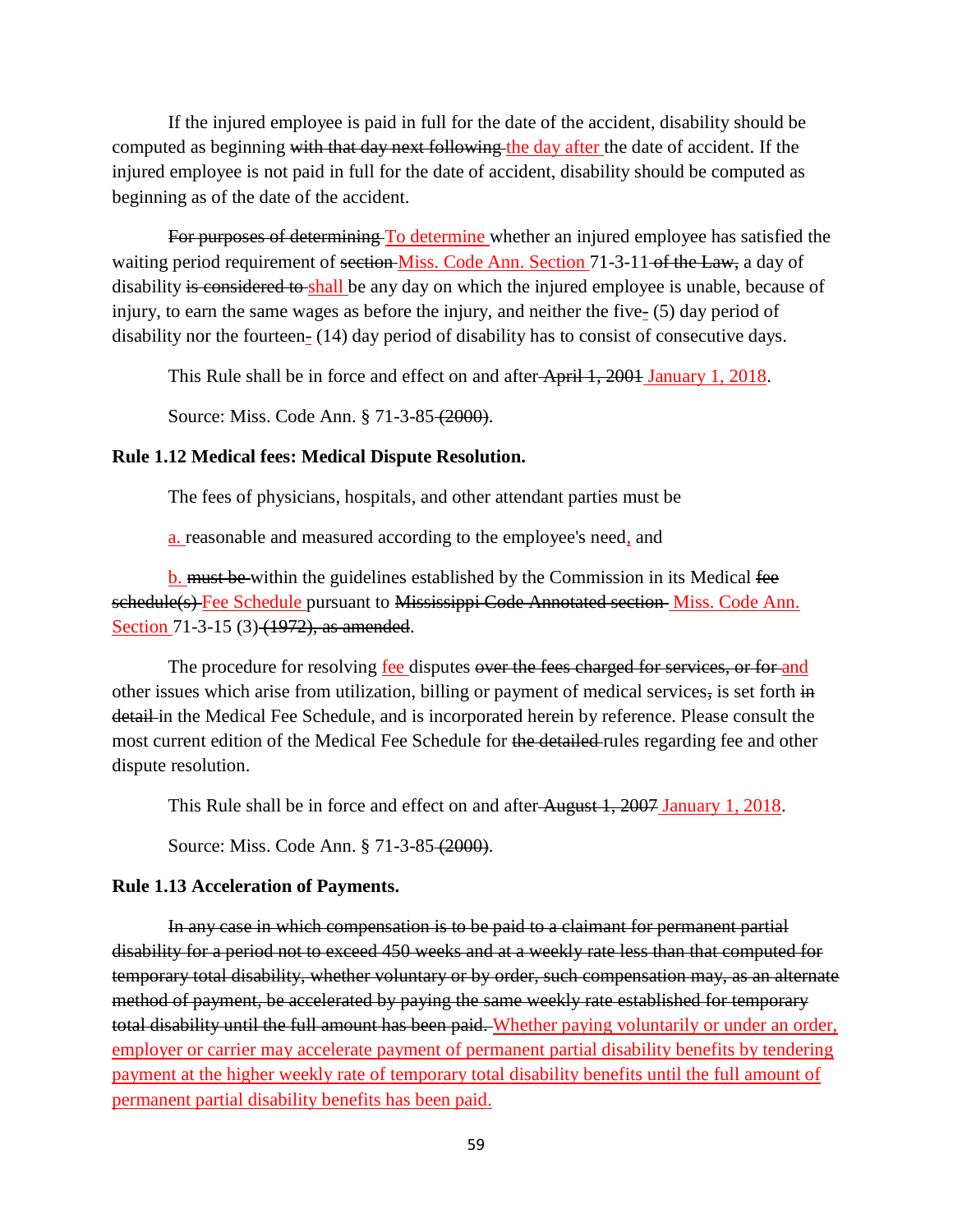If the injured employee is paid in full for the date of the accident, disability should be computed as beginning ~~with that day next following~~ <u>the day after</u> the date of accident. If the injured employee is not paid in full for the date of accident, disability should be computed as beginning as of the date of the accident.

~~For purposes of determining~~ <u>To determine</u> whether an injured employee has satisfied the waiting period requirement of ~~section~~ <u>Miss. Code Ann. Section</u> 71-3-11 ~~of the Law,~~ a day of disability ~~is considered to~~ <u>shall</u> be any day on which the injured employee is unable, because of injury, to earn the same wages as before the injury, and neither the five<u>-</u> (5) day period of disability nor the fourteen<u>-</u> (14) day period of disability has to consist of consecutive days.

This Rule shall be in force and effect on and after ~~April 1, 2001~~ <u>January 1, 2018</u>.

Source: Miss. Code Ann. § 71-3-85 ~~(2000)~~.

**Rule 1.12 Medical fees: Medical Dispute Resolution.**

The fees of physicians, hospitals, and other attendant parties must be

<u>a.</u> reasonable and measured according to the employee's need<u>,</u> and

<u>b.</u> ~~must be~~ within the guidelines established by the Commission in its Medical ~~fee schedule(s)~~ <u>Fee Schedule</u> pursuant to ~~Mississippi Code Annotated section~~ <u>Miss. Code Ann. Section</u> 71-3-15 (3) ~~(1972), as amended~~.

The procedure for resolving <u>fee</u> disputes ~~over the fees charged for services, or for~~ <u>and</u> other issues which arise from utilization, billing or payment of medical services~~,~~ is set forth ~~in detail~~ in the Medical Fee Schedule, and is incorporated herein by reference. Please consult the most current edition of the Medical Fee Schedule for ~~the detailed~~ rules regarding fee and other dispute resolution.

This Rule shall be in force and effect on and after ~~August 1, 2007~~ <u>January 1, 2018</u>.

Source: Miss. Code Ann. § 71-3-85 ~~(2000)~~.

**Rule 1.13 Acceleration of Payments.**

~~In any case in which compensation is to be paid to a claimant for permanent partial disability for a period not to exceed 450 weeks and at a weekly rate less than that computed for temporary total disability, whether voluntary or by order, such compensation may, as an alternate method of payment, be accelerated by paying the same weekly rate established for temporary total disability until the full amount has been paid.~~ <u>Whether paying voluntarily or under an order, employer or carrier may accelerate payment of permanent partial disability benefits by tendering payment at the higher weekly rate of temporary total disability benefits until the full amount of permanent partial disability benefits has been paid.</u>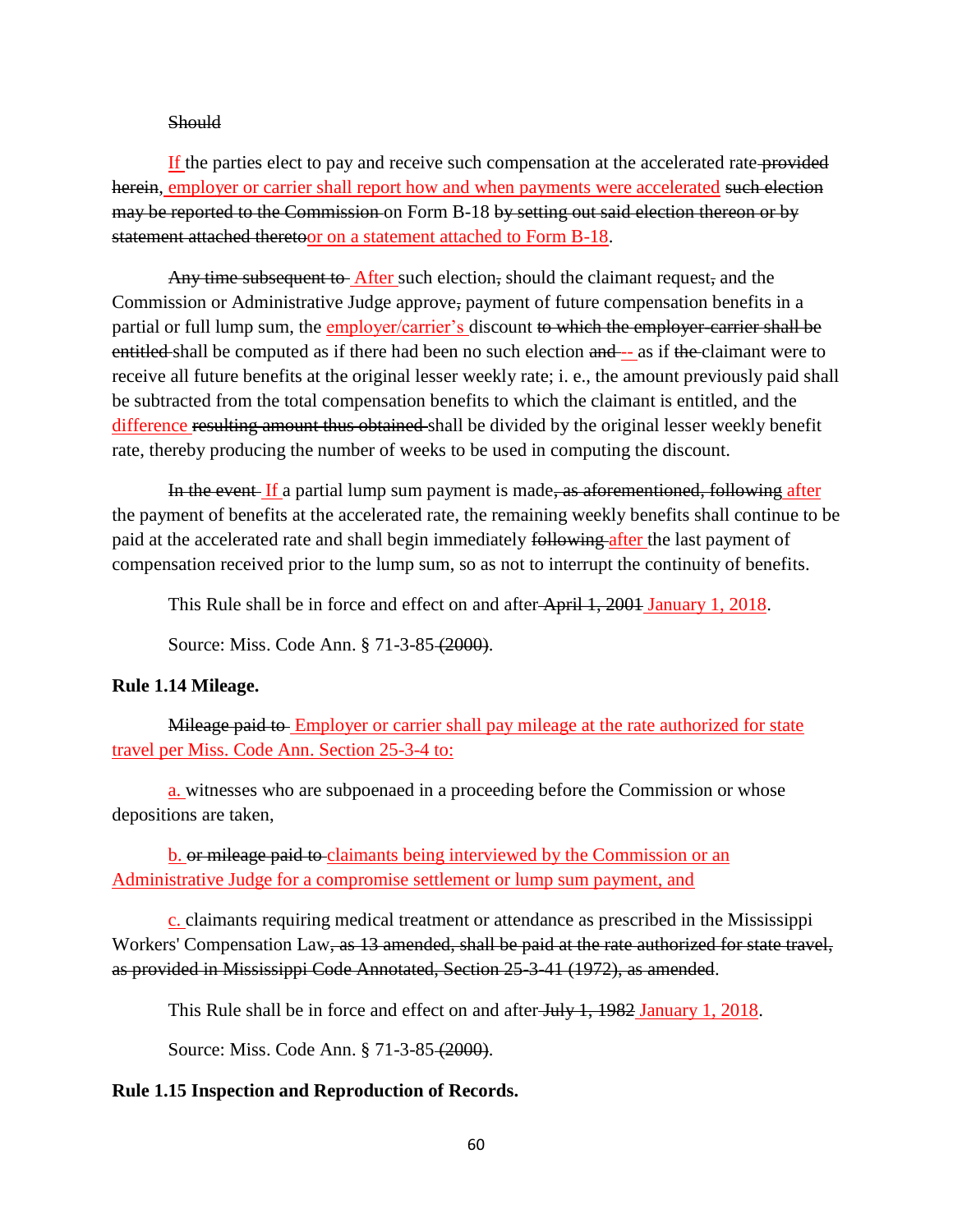Should

If the parties elect to pay and receive such compensation at the accelerated rate provided herein, employer or carrier shall report how and when payments were accelerated such election may be reported to the Commission on Form B-18 by setting out said election thereon or by statement attached theretoor on a statement attached to Form B-18.

Any time subsequent to After such election, should the claimant request, and the Commission or Administrative Judge approve, payment of future compensation benefits in a partial or full lump sum, the employer/carrier's discount to which the employer-carrier shall be entitled shall be computed as if there had been no such election and -- as if the claimant were to receive all future benefits at the original lesser weekly rate; i. e., the amount previously paid shall be subtracted from the total compensation benefits to which the claimant is entitled, and the difference resulting amount thus obtained shall be divided by the original lesser weekly benefit rate, thereby producing the number of weeks to be used in computing the discount.

In the event If a partial lump sum payment is made, as aforementioned, following after the payment of benefits at the accelerated rate, the remaining weekly benefits shall continue to be paid at the accelerated rate and shall begin immediately following after the last payment of compensation received prior to the lump sum, so as not to interrupt the continuity of benefits.

This Rule shall be in force and effect on and after April 1, 2001 January 1, 2018.

Source: Miss. Code Ann. § 71-3-85 (2000).

**Rule 1.14 Mileage.**

Mileage paid to Employer or carrier shall pay mileage at the rate authorized for state travel per Miss. Code Ann. Section 25-3-4 to:

a. witnesses who are subpoenaed in a proceeding before the Commission or whose depositions are taken,

b. or mileage paid to claimants being interviewed by the Commission or an Administrative Judge for a compromise settlement or lump sum payment, and

c. claimants requiring medical treatment or attendance as prescribed in the Mississippi Workers' Compensation Law, as 13 amended, shall be paid at the rate authorized for state travel, as provided in Mississippi Code Annotated, Section 25-3-41 (1972), as amended.

This Rule shall be in force and effect on and after July 1, 1982 January 1, 2018.

Source: Miss. Code Ann. § 71-3-85 (2000).

**Rule 1.15 Inspection and Reproduction of Records.**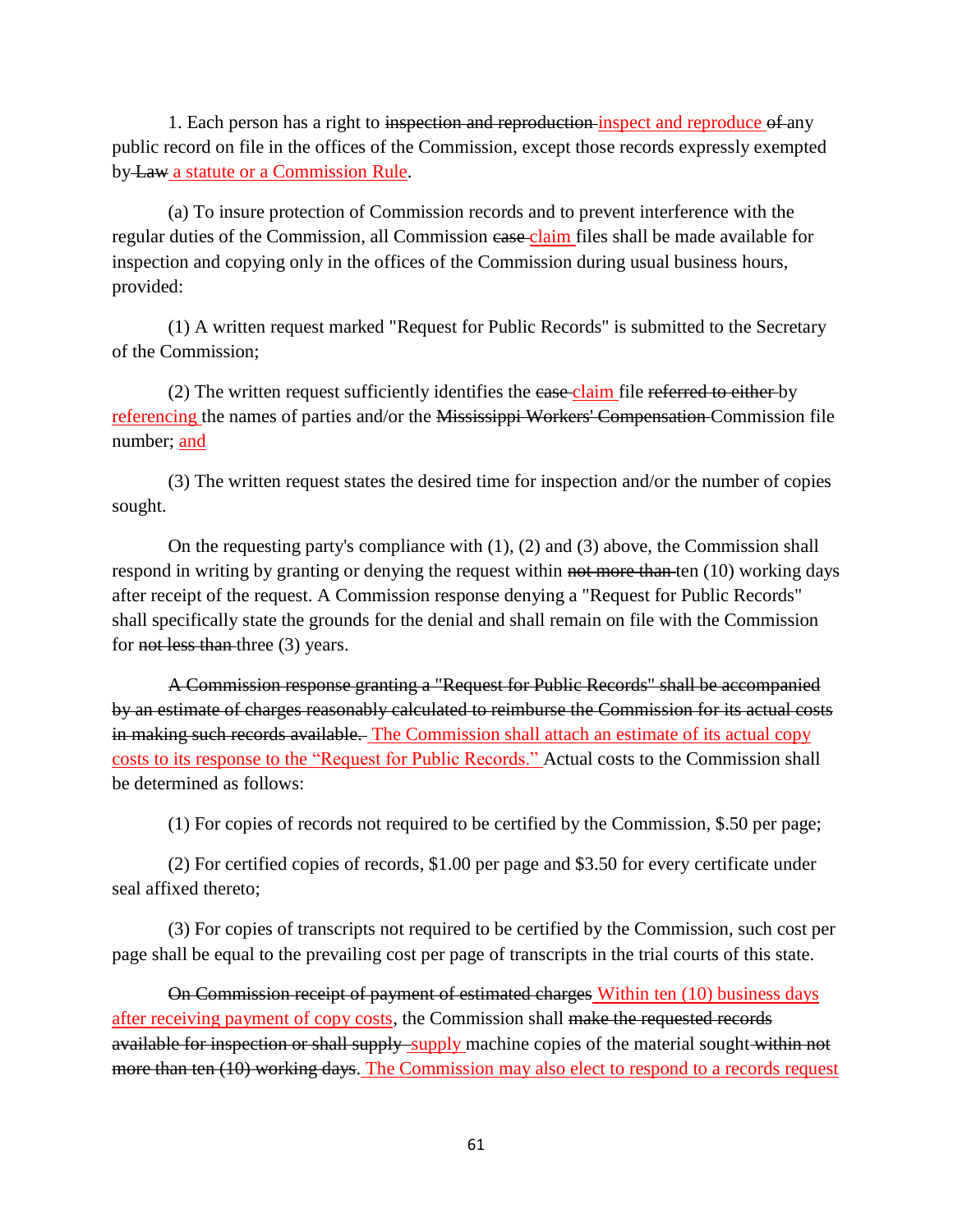1. Each person has a right to ~~inspection and reproduction~~ inspect and reproduce ~~of~~ any public record on file in the offices of the Commission, except those records expressly exempted by ~~Law~~ a statute or a Commission Rule.

(a) To insure protection of Commission records and to prevent interference with the regular duties of the Commission, all Commission ~~case~~ claim files shall be made available for inspection and copying only in the offices of the Commission during usual business hours, provided:

(1) A written request marked "Request for Public Records" is submitted to the Secretary of the Commission;

(2) The written request sufficiently identifies the ~~case~~ claim file ~~referred to either~~ by referencing the names of parties and/or the ~~Mississippi Workers' Compensation~~ Commission file number; and

(3) The written request states the desired time for inspection and/or the number of copies sought.

On the requesting party's compliance with (1), (2) and (3) above, the Commission shall respond in writing by granting or denying the request within ~~not more than~~ ten (10) working days after receipt of the request. A Commission response denying a "Request for Public Records" shall specifically state the grounds for the denial and shall remain on file with the Commission for ~~not less than~~ three (3) years.

~~A Commission response granting a "Request for Public Records" shall be accompanied by an estimate of charges reasonably calculated to reimburse the Commission for its actual costs in making such records available.~~ The Commission shall attach an estimate of its actual copy costs to its response to the "Request for Public Records." Actual costs to the Commission shall be determined as follows:

(1) For copies of records not required to be certified by the Commission, $.50 per page;

(2) For certified copies of records, $1.00 per page and $3.50 for every certificate under seal affixed thereto;

(3) For copies of transcripts not required to be certified by the Commission, such cost per page shall be equal to the prevailing cost per page of transcripts in the trial courts of this state.

~~On Commission receipt of payment of estimated charges~~ Within ten (10) business days after receiving payment of copy costs, the Commission shall ~~make the requested records available for inspection or shall supply~~ supply machine copies of the material sought ~~within not more than ten (10) working days~~. The Commission may also elect to respond to a records request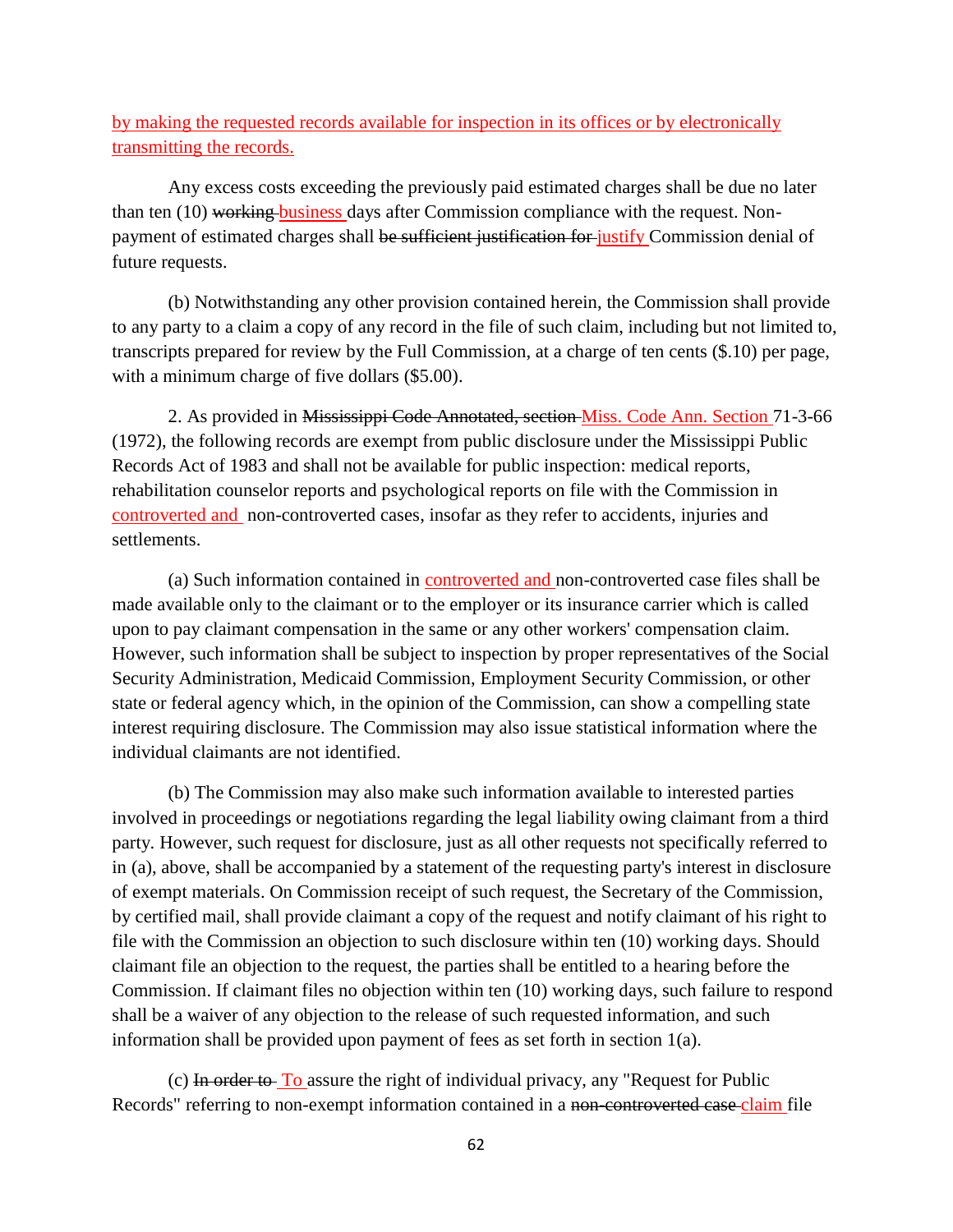by making the requested records available for inspection in its offices or by electronically transmitting the records.

Any excess costs exceeding the previously paid estimated charges shall be due no later than ten (10) ~~working~~ business days after Commission compliance with the request. Non-payment of estimated charges shall ~~be sufficient justification for~~ justify Commission denial of future requests.

(b) Notwithstanding any other provision contained herein, the Commission shall provide to any party to a claim a copy of any record in the file of such claim, including but not limited to, transcripts prepared for review by the Full Commission, at a charge of ten cents ($.10) per page, with a minimum charge of five dollars ($5.00).

2. As provided in ~~Mississippi Code Annotated, section~~ Miss. Code Ann. Section 71-3-66 (1972), the following records are exempt from public disclosure under the Mississippi Public Records Act of 1983 and shall not be available for public inspection: medical reports, rehabilitation counselor reports and psychological reports on file with the Commission in controverted and non-controverted cases, insofar as they refer to accidents, injuries and settlements.

(a) Such information contained in controverted and non-controverted case files shall be made available only to the claimant or to the employer or its insurance carrier which is called upon to pay claimant compensation in the same or any other workers' compensation claim. However, such information shall be subject to inspection by proper representatives of the Social Security Administration, Medicaid Commission, Employment Security Commission, or other state or federal agency which, in the opinion of the Commission, can show a compelling state interest requiring disclosure. The Commission may also issue statistical information where the individual claimants are not identified.

(b) The Commission may also make such information available to interested parties involved in proceedings or negotiations regarding the legal liability owing claimant from a third party. However, such request for disclosure, just as all other requests not specifically referred to in (a), above, shall be accompanied by a statement of the requesting party's interest in disclosure of exempt materials. On Commission receipt of such request, the Secretary of the Commission, by certified mail, shall provide claimant a copy of the request and notify claimant of his right to file with the Commission an objection to such disclosure within ten (10) working days. Should claimant file an objection to the request, the parties shall be entitled to a hearing before the Commission. If claimant files no objection within ten (10) working days, such failure to respond shall be a waiver of any objection to the release of such requested information, and such information shall be provided upon payment of fees as set forth in section 1(a).

(c) ~~In order to~~ To assure the right of individual privacy, any "Request for Public Records" referring to non-exempt information contained in a ~~non-controverted case~~ claim file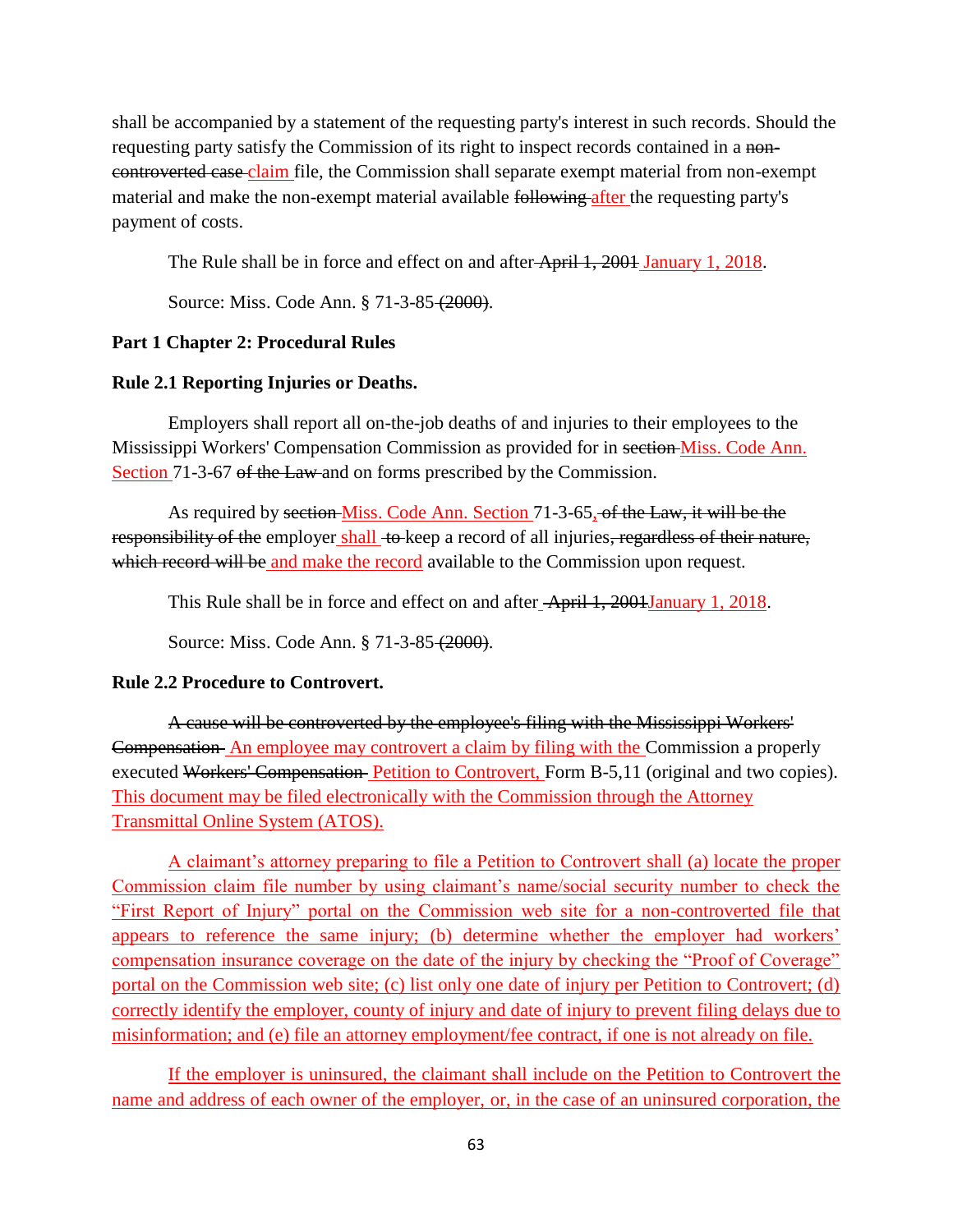shall be accompanied by a statement of the requesting party's interest in such records. Should the requesting party satisfy the Commission of its right to inspect records contained in a ~~non-controverted case~~ <u>claim</u> file, the Commission shall separate exempt material from non-exempt material and make the non-exempt material available ~~following~~ <u>after</u> the requesting party's payment of costs.

The Rule shall be in force and effect on and after ~~April 1, 2001~~ <u>January 1, 2018</u>.

Source: Miss. Code Ann. § 71-3-85 ~~(2000)~~.

## Part 1 Chapter 2: Procedural Rules

### Rule 2.1 Reporting Injuries or Deaths.

Employers shall report all on-the-job deaths of and injuries to their employees to the Mississippi Workers' Compensation Commission as provided for in ~~section~~ <u>Miss. Code Ann. Section</u> 71-3-67 ~~of the Law~~ and on forms prescribed by the Commission.

As required by ~~section~~ <u>Miss. Code Ann. Section</u> 71-3-65<u>,</u> ~~of the Law, it will be the responsibility of the~~ employer <u>shall</u> ~~to~~ keep a record of all injuries~~, regardless of their nature, which record will be~~ <u>and make the record</u> available to the Commission upon request.

This Rule shall be in force and effect on and after ~~April 1, 2001~~ <u>January 1, 2018</u>.

Source: Miss. Code Ann. § 71-3-85 ~~(2000)~~.

### Rule 2.2 Procedure to Controvert.

~~A cause will be controverted by the employee's filing with the Mississippi Workers' Compensation~~ <u>An employee may controvert a claim by filing with the</u> Commission a properly executed ~~Workers' Compensation~~ <u>Petition to Controvert,</u> Form B-5,11 (original and two copies). <u>This document may be filed electronically with the Commission through the Attorney Transmittal Online System (ATOS).</u>

<u>A claimant's attorney preparing to file a Petition to Controvert shall (a) locate the proper Commission claim file number by using claimant's name/social security number to check the "First Report of Injury" portal on the Commission web site for a non-controverted file that appears to reference the same injury; (b) determine whether the employer had workers' compensation insurance coverage on the date of the injury by checking the "Proof of Coverage" portal on the Commission web site; (c) list only one date of injury per Petition to Controvert; (d) correctly identify the employer, county of injury and date of injury to prevent filing delays due to misinformation; and (e) file an attorney employment/fee contract, if one is not already on file.</u>

<u>If the employer is uninsured, the claimant shall include on the Petition to Controvert the name and address of each owner of the employer, or, in the case of an uninsured corporation, the</u>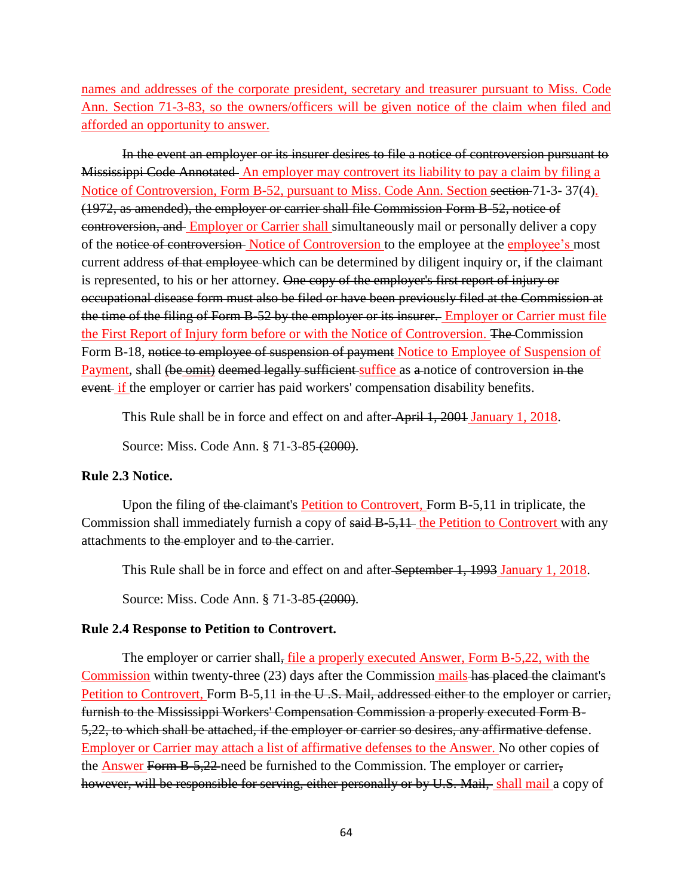names and addresses of the corporate president, secretary and treasurer pursuant to Miss. Code Ann. Section 71-3-83, so the owners/officers will be given notice of the claim when filed and afforded an opportunity to answer.

~~In the event an employer or its insurer desires to file a notice of controversion pursuant to Mississippi Code Annotated~~ An employer may controvert its liability to pay a claim by filing a Notice of Controversion, Form B-52, pursuant to Miss. Code Ann. Section ~~section~~ 71-3- 37(4). ~~(1972, as amended), the employer or carrier shall file Commission Form B-52, notice of controversion, and~~ Employer or Carrier shall simultaneously mail or personally deliver a copy of the ~~notice of controversion~~ Notice of Controversion to the employee at the employee's most current address ~~of that employee~~ which can be determined by diligent inquiry or, if the claimant is represented, to his or her attorney. ~~One copy of the employer's first report of injury or occupational disease form must also be filed or have been previously filed at the Commission at the time of the filing of Form B-52 by the employer or its insurer.~~ Employer or Carrier must file the First Report of Injury form before or with the Notice of Controversion. ~~The~~ Commission Form B-18, ~~notice to employee of suspension of payment~~ Notice to Employee of Suspension of Payment, shall ~~(be omit)~~ ~~deemed legally sufficient~~ suffice as ~~a~~ notice of controversion ~~in the event~~ if the employer or carrier has paid workers' compensation disability benefits.

This Rule shall be in force and effect on and after ~~April 1, 2001~~ January 1, 2018.

Source: Miss. Code Ann. § 71-3-85 ~~(2000)~~.

**Rule 2.3 Notice.**

Upon the filing of ~~the~~ claimant's Petition to Controvert, Form B-5,11 in triplicate, the Commission shall immediately furnish a copy of ~~said B-5,11~~ the Petition to Controvert with any attachments to ~~the~~ employer and ~~to the~~ carrier.

This Rule shall be in force and effect on and after ~~September 1, 1993~~ January 1, 2018.

Source: Miss. Code Ann. § 71-3-85 ~~(2000)~~.

**Rule 2.4 Response to Petition to Controvert.**

The employer or carrier shall~~,~~ file a properly executed Answer, Form B-5,22, with the Commission within twenty-three (23) days after the Commission mails ~~has placed the~~ claimant's Petition to Controvert, Form B-5,11 ~~in the U .S. Mail, addressed either~~ to the employer or carrier~~, furnish to the Mississippi Workers' Compensation Commission a properly executed Form B-5,22, to which shall be attached, if the employer or carrier so desires, any affirmative defense~~. Employer or Carrier may attach a list of affirmative defenses to the Answer. No other copies of the Answer ~~Form B-5,22~~ need be furnished to the Commission. The employer or carrier~~, however, will be responsible for serving, either personally or by U.S. Mail,~~ shall mail a copy of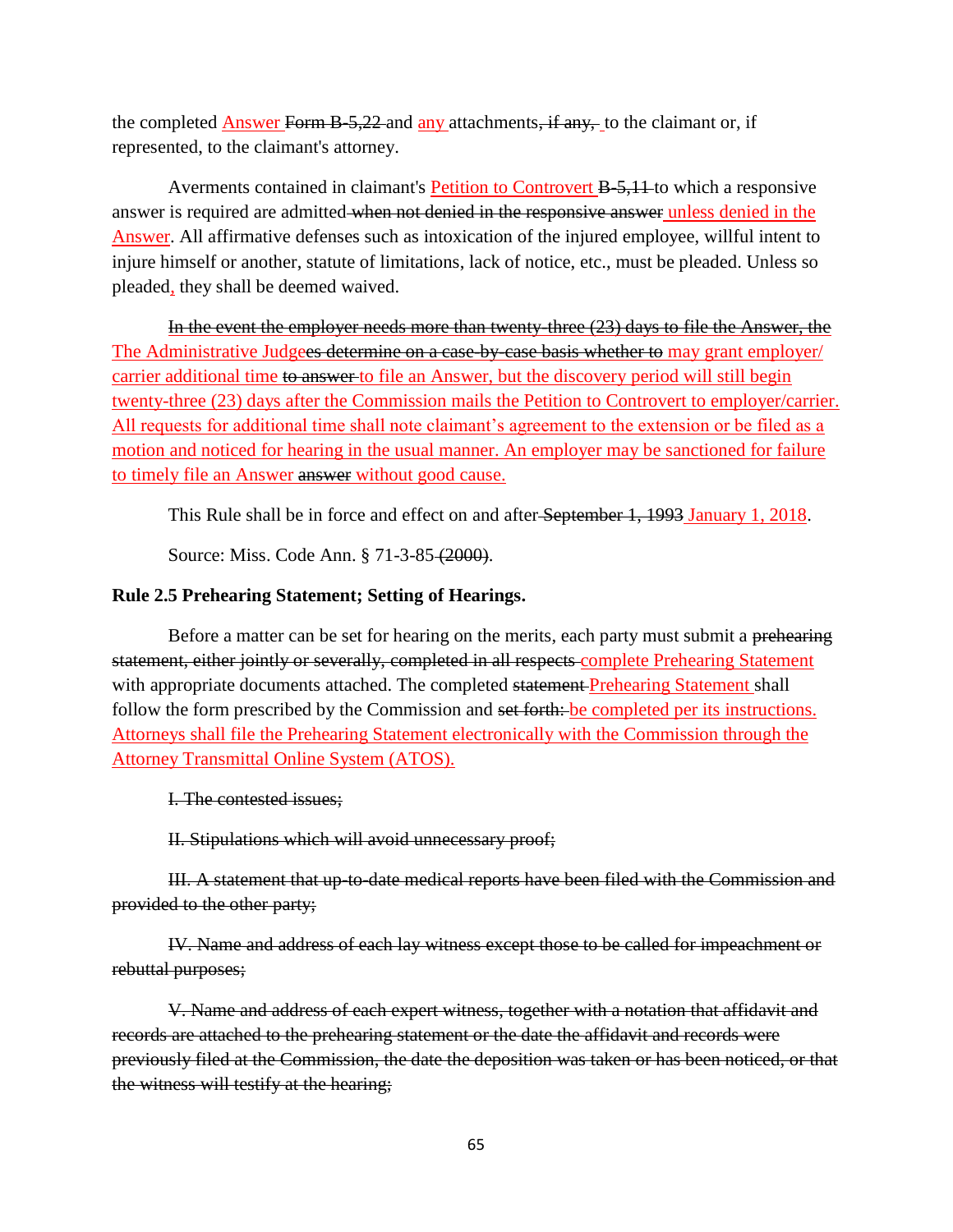the completed Answer ~~Form B-5,22~~ and any attachments~~, if any,~~ to the claimant or, if represented, to the claimant's attorney.

Averments contained in claimant's Petition to Controvert ~~B-5,11~~ to which a responsive answer is required are admitted ~~when not denied in the responsive answer~~ unless denied in the Answer. All affirmative defenses such as intoxication of the injured employee, willful intent to injure himself or another, statute of limitations, lack of notice, etc., must be pleaded. Unless so pleaded, they shall be deemed waived.

~~In the event the employer needs more than twenty-three (23) days to file the Answer, the~~ The Administrative Judge~~es determine on a case-by-case basis whether to~~ may grant employer/carrier additional time ~~to answer~~ to file an Answer, but the discovery period will still begin twenty-three (23) days after the Commission mails the Petition to Controvert to employer/carrier. All requests for additional time shall note claimant's agreement to the extension or be filed as a motion and noticed for hearing in the usual manner. An employer may be sanctioned for failure to timely file an Answer ~~answer~~ without good cause.

This Rule shall be in force and effect on and after ~~September 1, 1993~~ January 1, 2018.

Source: Miss. Code Ann. § 71-3-85 ~~(2000)~~.

**Rule 2.5 Prehearing Statement; Setting of Hearings.**

Before a matter can be set for hearing on the merits, each party must submit a ~~prehearing statement, either jointly or severally, completed in all respects~~ complete Prehearing Statement with appropriate documents attached. The completed ~~statement~~ Prehearing Statement shall follow the form prescribed by the Commission and ~~set forth:~~ be completed per its instructions. Attorneys shall file the Prehearing Statement electronically with the Commission through the Attorney Transmittal Online System (ATOS).

~~I. The contested issues;~~

~~II. Stipulations which will avoid unnecessary proof;~~

~~III. A statement that up-to-date medical reports have been filed with the Commission and provided to the other party;~~

~~IV. Name and address of each lay witness except those to be called for impeachment or rebuttal purposes;~~

~~V. Name and address of each expert witness, together with a notation that affidavit and records are attached to the prehearing statement or the date the affidavit and records were previously filed at the Commission, the date the deposition was taken or has been noticed, or that the witness will testify at the hearing;~~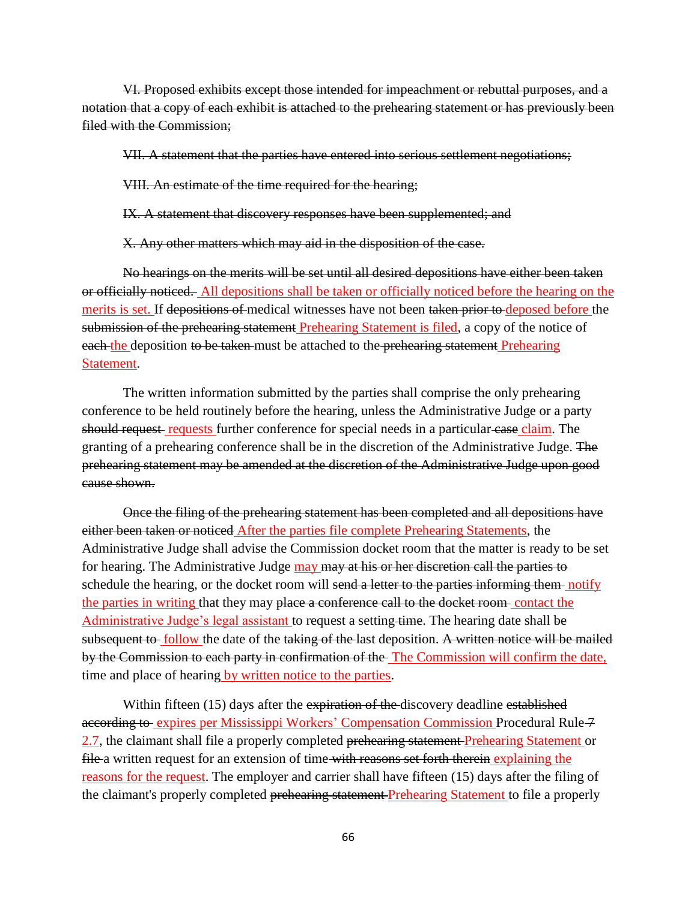~~VI. Proposed exhibits except those intended for impeachment or rebuttal purposes, and a notation that a copy of each exhibit is attached to the prehearing statement or has previously been filed with the Commission;~~

~~VII. A statement that the parties have entered into serious settlement negotiations;~~

~~VIII. An estimate of the time required for the hearing;~~

~~IX. A statement that discovery responses have been supplemented; and~~

~~X. Any other matters which may aid in the disposition of the case.~~

~~No hearings on the merits will be set until all desired depositions have either been taken or officially noticed.~~ All depositions shall be taken or officially noticed before the hearing on the merits is set. If ~~depositions of~~ medical witnesses have not been ~~taken prior to~~ deposed before the ~~submission of the prehearing statement~~ Prehearing Statement is filed, a copy of the notice of ~~each~~ the deposition ~~to be taken~~ must be attached to the ~~prehearing statement~~ Prehearing Statement.

The written information submitted by the parties shall comprise the only prehearing conference to be held routinely before the hearing, unless the Administrative Judge or a party ~~should request~~ requests further conference for special needs in a particular ~~case~~ claim. The granting of a prehearing conference shall be in the discretion of the Administrative Judge. ~~The prehearing statement may be amended at the discretion of the Administrative Judge upon good cause shown.~~

~~Once the filing of the prehearing statement has been completed and all depositions have either been taken or noticed~~ After the parties file complete Prehearing Statements, the Administrative Judge shall advise the Commission docket room that the matter is ready to be set for hearing. The Administrative Judge may ~~may at his or her discretion call the parties to~~ schedule the hearing, or the docket room will ~~send a letter to the parties informing them~~ notify the parties in writing that they may ~~place a conference call to the docket room~~ contact the Administrative Judge's legal assistant to request a setting ~~time~~. The hearing date shall ~~be subsequent to~~ follow the date of the ~~taking of the~~ last deposition. ~~A written notice will be mailed by the Commission to each party in confirmation of the~~ The Commission will confirm the date, time and place of hearing by written notice to the parties.

Within fifteen (15) days after the ~~expiration of the~~ discovery deadline ~~established according to~~ expires per Mississippi Workers' Compensation Commission Procedural Rule ~~7~~ 2.7, the claimant shall file a properly completed ~~prehearing statement~~ Prehearing Statement or ~~file~~ a written request for an extension of time ~~with reasons set forth therein~~ explaining the reasons for the request. The employer and carrier shall have fifteen (15) days after the filing of the claimant's properly completed ~~prehearing statement~~ Prehearing Statement to file a properly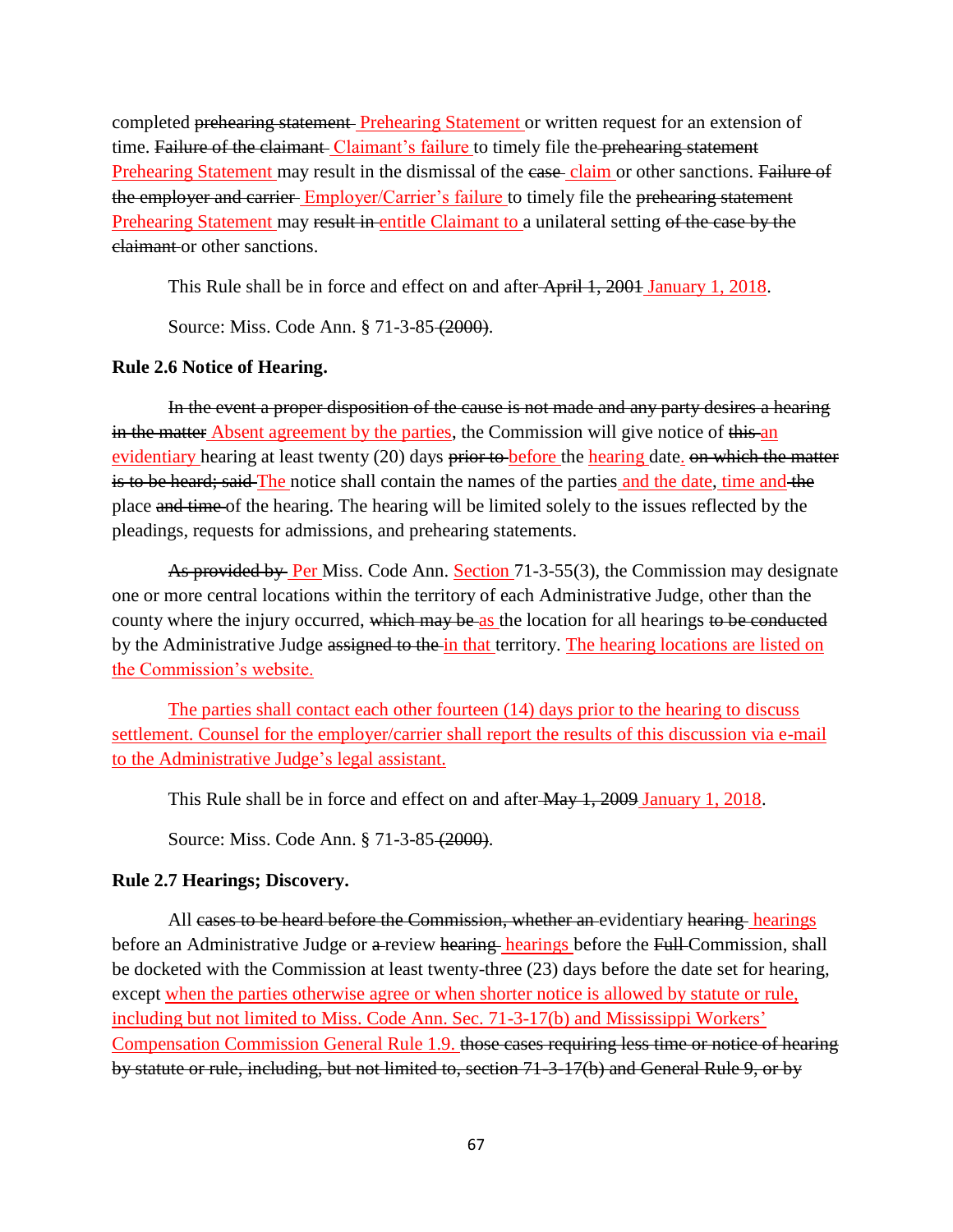completed ~~prehearing statement~~ <u>Prehearing Statement</u> or written request for an extension of time. ~~Failure of the claimant~~ <u>Claimant's failure</u> to timely file the ~~prehearing statement~~ <u>Prehearing Statement</u> may result in the dismissal of the ~~case~~ <u>claim</u> or other sanctions. ~~Failure of the employer and carrier~~ <u>Employer/Carrier's failure</u> to timely file the ~~prehearing statement~~ <u>Prehearing Statement</u> may ~~result in~~ <u>entitle Claimant to</u> a unilateral setting ~~of the case by the claimant~~ or other sanctions.

This Rule shall be in force and effect on and after ~~April 1, 2001~~ <u>January 1, 2018</u>.

Source: Miss. Code Ann. § 71-3-85 ~~(2000)~~.

**Rule 2.6 Notice of Hearing.**

~~In the event a proper disposition of the cause is not made and any party desires a hearing in the matter~~ <u>Absent agreement by the parties</u>, the Commission will give notice of ~~this~~ <u>an evidentiary</u> hearing at least twenty (20) days ~~prior to~~ <u>before</u> the <u>hearing</u> date<u>.</u> ~~on which the matter is to be heard; said~~ <u>The</u> notice shall contain the names of the parties <u>and the date, time and</u> ~~the~~ place ~~and time~~ of the hearing. The hearing will be limited solely to the issues reflected by the pleadings, requests for admissions, and prehearing statements.

~~As provided by~~ <u>Per</u> Miss. Code Ann. <u>Section</u> 71-3-55(3), the Commission may designate one or more central locations within the territory of each Administrative Judge, other than the county where the injury occurred, ~~which may be~~ <u>as</u> the location for all hearings ~~to be conducted~~ by the Administrative Judge ~~assigned to the~~ <u>in that</u> territory. <u>The hearing locations are listed on the Commission's website.</u>

<u>The parties shall contact each other fourteen (14) days prior to the hearing to discuss settlement. Counsel for the employer/carrier shall report the results of this discussion via e-mail to the Administrative Judge's legal assistant.</u>

This Rule shall be in force and effect on and after ~~May 1, 2009~~ <u>January 1, 2018</u>.

Source: Miss. Code Ann. § 71-3-85 ~~(2000)~~.

**Rule 2.7 Hearings; Discovery.**

All ~~cases to be heard before the Commission, whether an~~ evidentiary ~~hearing~~ <u>hearings</u> before an Administrative Judge or ~~a~~ review ~~hearing~~ <u>hearings</u> before the ~~Full~~ Commission, shall be docketed with the Commission at least twenty-three (23) days before the date set for hearing, except <u>when the parties otherwise agree or when shorter notice is allowed by statute or rule, including but not limited to Miss. Code Ann. Sec. 71-3-17(b) and Mississippi Workers' Compensation Commission General Rule 1.9.</u> ~~those cases requiring less time or notice of hearing by statute or rule, including, but not limited to, section 71-3-17(b) and General Rule 9, or by~~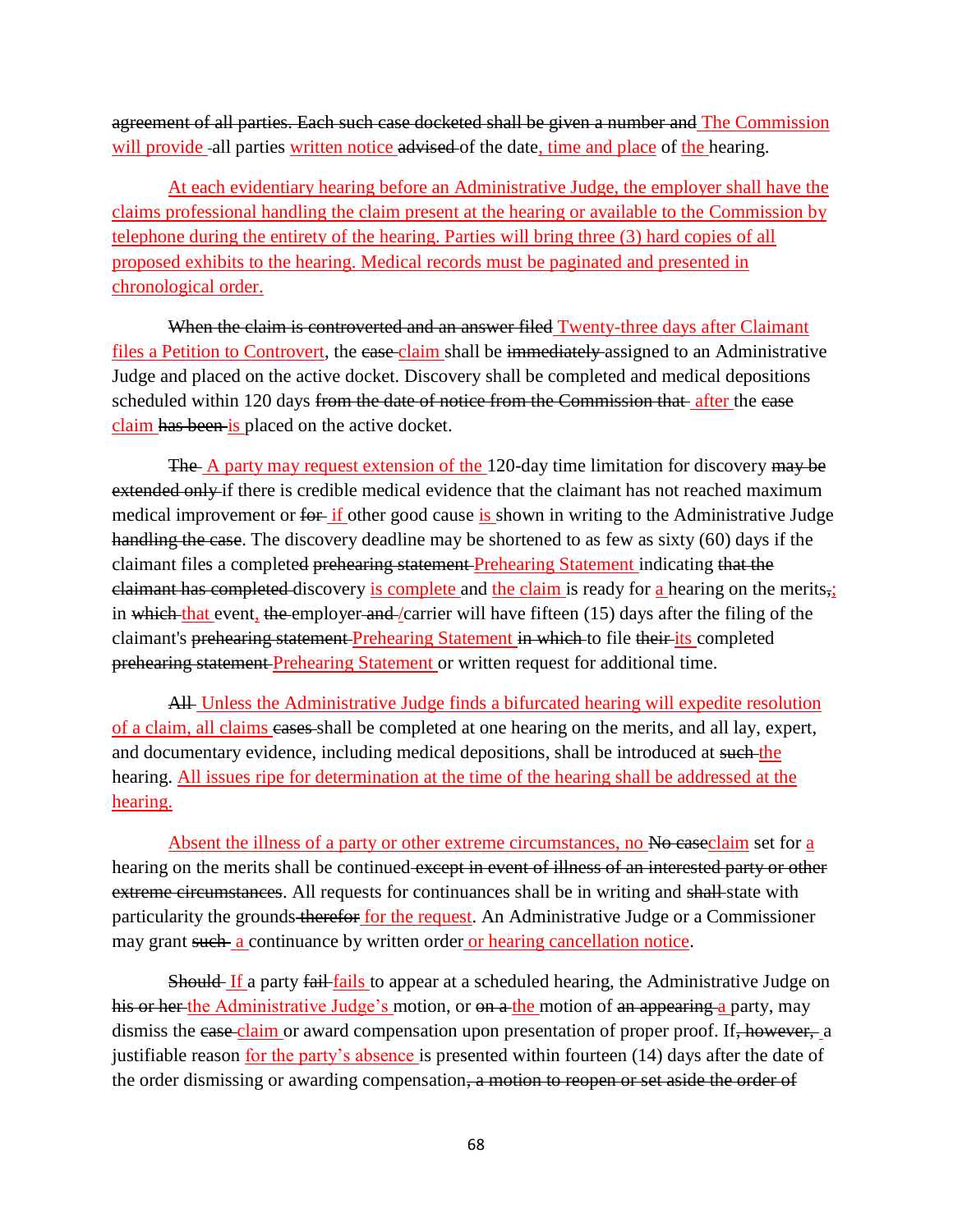~~agreement of all parties. Each such case docketed shall be given a number and~~ The Commission will provide all parties written notice ~~advised~~ of the date, time and place of the hearing.

At each evidentiary hearing before an Administrative Judge, the employer shall have the claims professional handling the claim present at the hearing or available to the Commission by telephone during the entirety of the hearing. Parties will bring three (3) hard copies of all proposed exhibits to the hearing. Medical records must be paginated and presented in chronological order.

~~When the claim is controverted and an answer filed~~ Twenty-three days after Claimant files a Petition to Controvert, the ~~case~~ claim shall be ~~immediately~~ assigned to an Administrative Judge and placed on the active docket. Discovery shall be completed and medical depositions scheduled within 120 days ~~from the date of notice from the Commission that~~ after the ~~case~~ claim ~~has been~~ is placed on the active docket.

~~The~~ A party may request extension of the 120-day time limitation for discovery ~~may be extended only~~ if there is credible medical evidence that the claimant has not reached maximum medical improvement or ~~for~~ if other good cause is shown in writing to the Administrative Judge ~~handling the case~~. The discovery deadline may be shortened to as few as sixty (60) days if the claimant files a complete~~d~~ ~~prehearing statement~~ Prehearing Statement indicating ~~that the claimant has completed~~ discovery is complete and the claim is ready for a hearing on the merits~~,~~; in ~~which~~ that event, ~~the~~ employer ~~and~~ /carrier will have fifteen (15) days after the filing of the claimant's ~~prehearing statement~~ Prehearing Statement ~~in which~~ to file ~~their~~ its completed ~~prehearing statement~~ Prehearing Statement or written request for additional time.

~~All~~ Unless the Administrative Judge finds a bifurcated hearing will expedite resolution of a claim, all claims ~~cases~~ shall be completed at one hearing on the merits, and all lay, expert, and documentary evidence, including medical depositions, shall be introduced at ~~such~~ the hearing. All issues ripe for determination at the time of the hearing shall be addressed at the hearing.

Absent the illness of a party or other extreme circumstances, no ~~No case~~claim set for a hearing on the merits shall be continued ~~except in event of illness of an interested party or other extreme circumstances~~. All requests for continuances shall be in writing and ~~shall~~ state with particularity the grounds ~~therefor~~ for the request. An Administrative Judge or a Commissioner may grant ~~such~~ a continuance by written order or hearing cancellation notice.

~~Should~~ If a party ~~fail~~ fails to appear at a scheduled hearing, the Administrative Judge on ~~his or her~~ the Administrative Judge's motion, or ~~on a~~ the motion of ~~an appearing~~ a party, may dismiss the ~~case~~ claim or award compensation upon presentation of proper proof. If~~, however,~~ a justifiable reason for the party's absence is presented within fourteen (14) days after the date of the order dismissing or awarding compensation~~, a motion to reopen or set aside the order of~~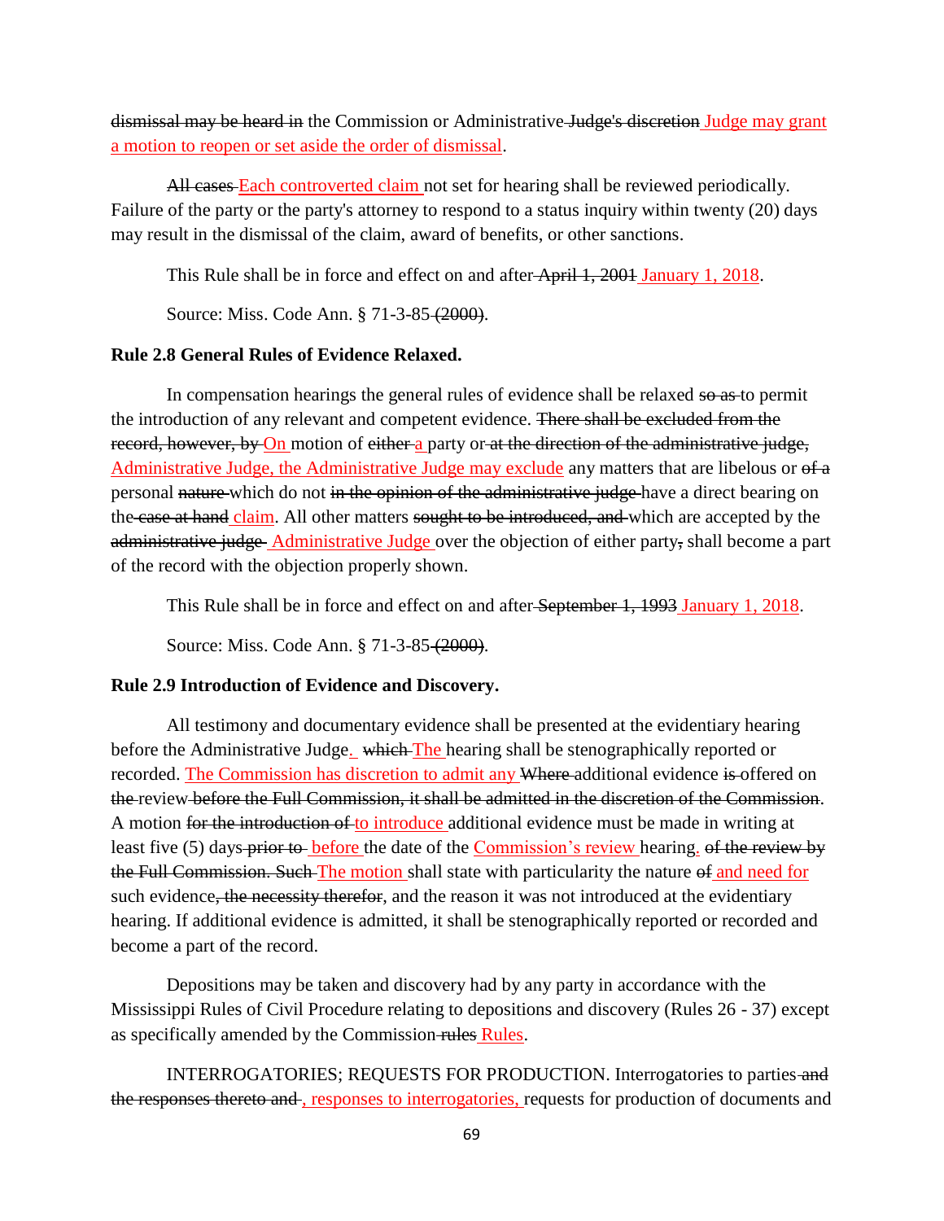~~dismissal may be heard in~~ the Commission or Administrative ~~Judge's discretion~~ Judge may grant a motion to reopen or set aside the order of dismissal.

~~All cases~~ Each controverted claim not set for hearing shall be reviewed periodically. Failure of the party or the party's attorney to respond to a status inquiry within twenty (20) days may result in the dismissal of the claim, award of benefits, or other sanctions.

This Rule shall be in force and effect on and after ~~April 1, 2001~~ January 1, 2018.

Source: Miss. Code Ann. § 71-3-85 ~~(2000)~~.

**Rule 2.8 General Rules of Evidence Relaxed.**

In compensation hearings the general rules of evidence shall be relaxed ~~so as~~ to permit the introduction of any relevant and competent evidence. ~~There shall be excluded from the record, however, by~~ On motion of ~~either~~ a party or ~~at the direction of the administrative judge,~~ Administrative Judge, the Administrative Judge may exclude any matters that are libelous or ~~of a~~ personal ~~nature~~ which do not ~~in the opinion of the administrative judge~~ have a direct bearing on the ~~case at hand~~ claim. All other matters ~~sought to be introduced, and~~ which are accepted by the ~~administrative judge~~ Administrative Judge over the objection of either party~~,~~ shall become a part of the record with the objection properly shown.

This Rule shall be in force and effect on and after ~~September 1, 1993~~ January 1, 2018.

Source: Miss. Code Ann. § 71-3-85 ~~(2000)~~.

**Rule 2.9 Introduction of Evidence and Discovery.**

All testimony and documentary evidence shall be presented at the evidentiary hearing before the Administrative Judge. ~~which~~ The hearing shall be stenographically reported or recorded. The Commission has discretion to admit any ~~Where~~ additional evidence ~~is~~ offered on ~~the~~ review ~~before the Full Commission, it shall be admitted in the discretion of the Commission~~. A motion ~~for the introduction of~~ to introduce additional evidence must be made in writing at least five (5) days ~~prior to~~ before the date of the Commission's review hearing. ~~of the review by the Full Commission. Such~~ The motion shall state with particularity the nature ~~of~~ and need for such evidence~~, the necessity therefor~~, and the reason it was not introduced at the evidentiary hearing. If additional evidence is admitted, it shall be stenographically reported or recorded and become a part of the record.

Depositions may be taken and discovery had by any party in accordance with the Mississippi Rules of Civil Procedure relating to depositions and discovery (Rules 26 - 37) except as specifically amended by the Commission ~~rules~~ Rules.

INTERROGATORIES; REQUESTS FOR PRODUCTION. Interrogatories to parties ~~and the responses thereto and~~ , responses to interrogatories, requests for production of documents and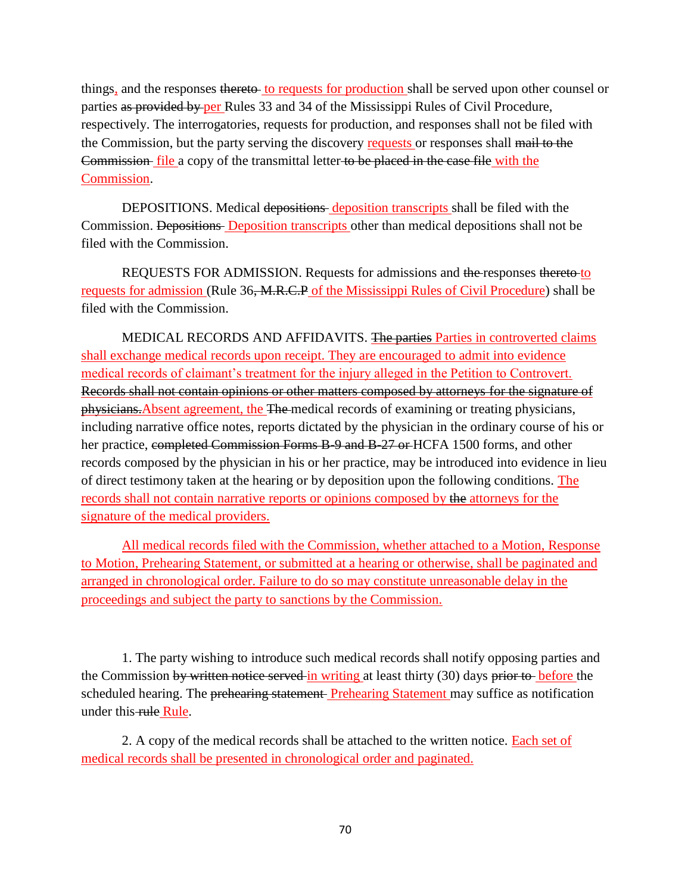things, and the responses ~~thereto~~ to requests for production shall be served upon other counsel or parties ~~as provided by~~ per Rules 33 and 34 of the Mississippi Rules of Civil Procedure, respectively. The interrogatories, requests for production, and responses shall not be filed with the Commission, but the party serving the discovery requests or responses shall ~~mail to the Commission~~ file a copy of the transmittal letter ~~to be placed in the case file~~ with the Commission.

DEPOSITIONS. Medical ~~depositions~~ deposition transcripts shall be filed with the Commission. ~~Depositions~~ Deposition transcripts other than medical depositions shall not be filed with the Commission.

REQUESTS FOR ADMISSION. Requests for admissions and ~~the~~ responses ~~thereto~~ to requests for admission (Rule 36~~, M.R.C.P~~ of the Mississippi Rules of Civil Procedure) shall be filed with the Commission.

MEDICAL RECORDS AND AFFIDAVITS. ~~The parties~~ Parties in controverted claims shall exchange medical records upon receipt. They are encouraged to admit into evidence medical records of claimant's treatment for the injury alleged in the Petition to Controvert. ~~Records shall not contain opinions or other matters composed by attorneys for the signature of physicians.~~ Absent agreement, the ~~The~~ medical records of examining or treating physicians, including narrative office notes, reports dictated by the physician in the ordinary course of his or her practice, ~~completed Commission Forms B-9 and B-27 or~~ HCFA 1500 forms, and other records composed by the physician in his or her practice, may be introduced into evidence in lieu of direct testimony taken at the hearing or by deposition upon the following conditions. The records shall not contain narrative reports or opinions composed by ~~the~~ attorneys for the signature of the medical providers.

All medical records filed with the Commission, whether attached to a Motion, Response to Motion, Prehearing Statement, or submitted at a hearing or otherwise, shall be paginated and arranged in chronological order. Failure to do so may constitute unreasonable delay in the proceedings and subject the party to sanctions by the Commission.

1. The party wishing to introduce such medical records shall notify opposing parties and the Commission ~~by written notice served~~ in writing at least thirty (30) days ~~prior to~~ before the scheduled hearing. The ~~prehearing statement~~ Prehearing Statement may suffice as notification under this ~~rule~~ Rule.

2. A copy of the medical records shall be attached to the written notice. Each set of medical records shall be presented in chronological order and paginated.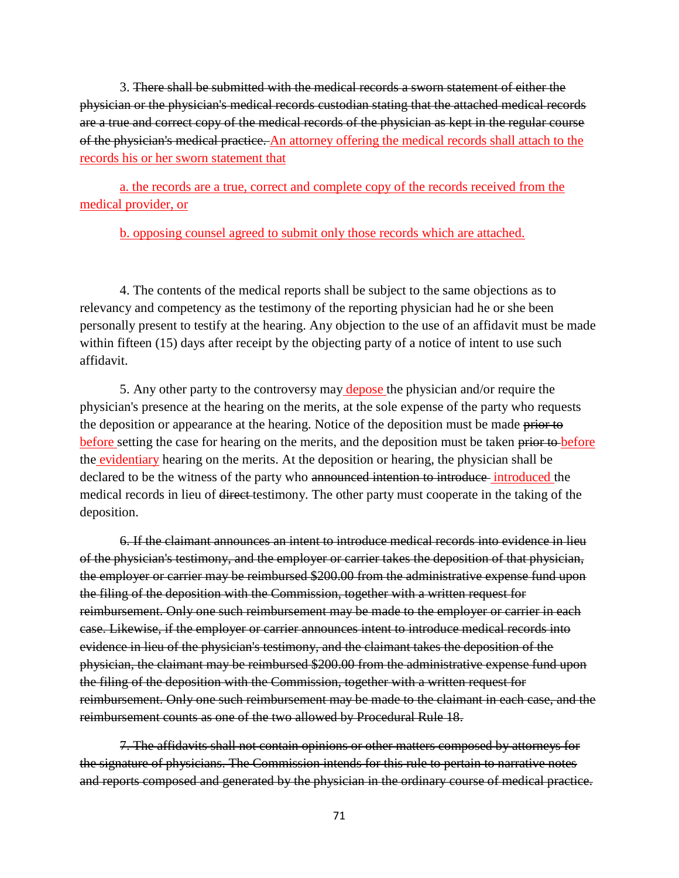3. ~~There shall be submitted with the medical records a sworn statement of either the physician or the physician's medical records custodian stating that the attached medical records are a true and correct copy of the medical records of the physician as kept in the regular course of the physician's medical practice.~~ <u>An attorney offering the medical records shall attach to the records his or her sworn statement that</u>

<u>a. the records are a true, correct and complete copy of the records received from the medical provider, or</u>

<u>b. opposing counsel agreed to submit only those records which are attached.</u>

4. The contents of the medical reports shall be subject to the same objections as to relevancy and competency as the testimony of the reporting physician had he or she been personally present to testify at the hearing. Any objection to the use of an affidavit must be made within fifteen (15) days after receipt by the objecting party of a notice of intent to use such affidavit.

5. Any other party to the controversy may <u>depose</u> the physician and/or require the physician's presence at the hearing on the merits, at the sole expense of the party who requests the deposition or appearance at the hearing. Notice of the deposition must be made ~~prior to~~ <u>before</u> setting the case for hearing on the merits, and the deposition must be taken ~~prior to~~ <u>before</u> the <u>evidentiary</u> hearing on the merits. At the deposition or hearing, the physician shall be declared to be the witness of the party who ~~announced intention to introduce~~ <u>introduced</u> the medical records in lieu of ~~direct~~ testimony. The other party must cooperate in the taking of the deposition.

~~6. If the claimant announces an intent to introduce medical records into evidence in lieu of the physician's testimony, and the employer or carrier takes the deposition of that physician, the employer or carrier may be reimbursed $200.00 from the administrative expense fund upon the filing of the deposition with the Commission, together with a written request for reimbursement. Only one such reimbursement may be made to the employer or carrier in each case. Likewise, if the employer or carrier announces intent to introduce medical records into evidence in lieu of the physician's testimony, and the claimant takes the deposition of the physician, the claimant may be reimbursed $200.00 from the administrative expense fund upon the filing of the deposition with the Commission, together with a written request for reimbursement. Only one such reimbursement may be made to the claimant in each case, and the reimbursement counts as one of the two allowed by Procedural Rule 18.~~

~~7. The affidavits shall not contain opinions or other matters composed by attorneys for the signature of physicians. The Commission intends for this rule to pertain to narrative notes and reports composed and generated by the physician in the ordinary course of medical practice.~~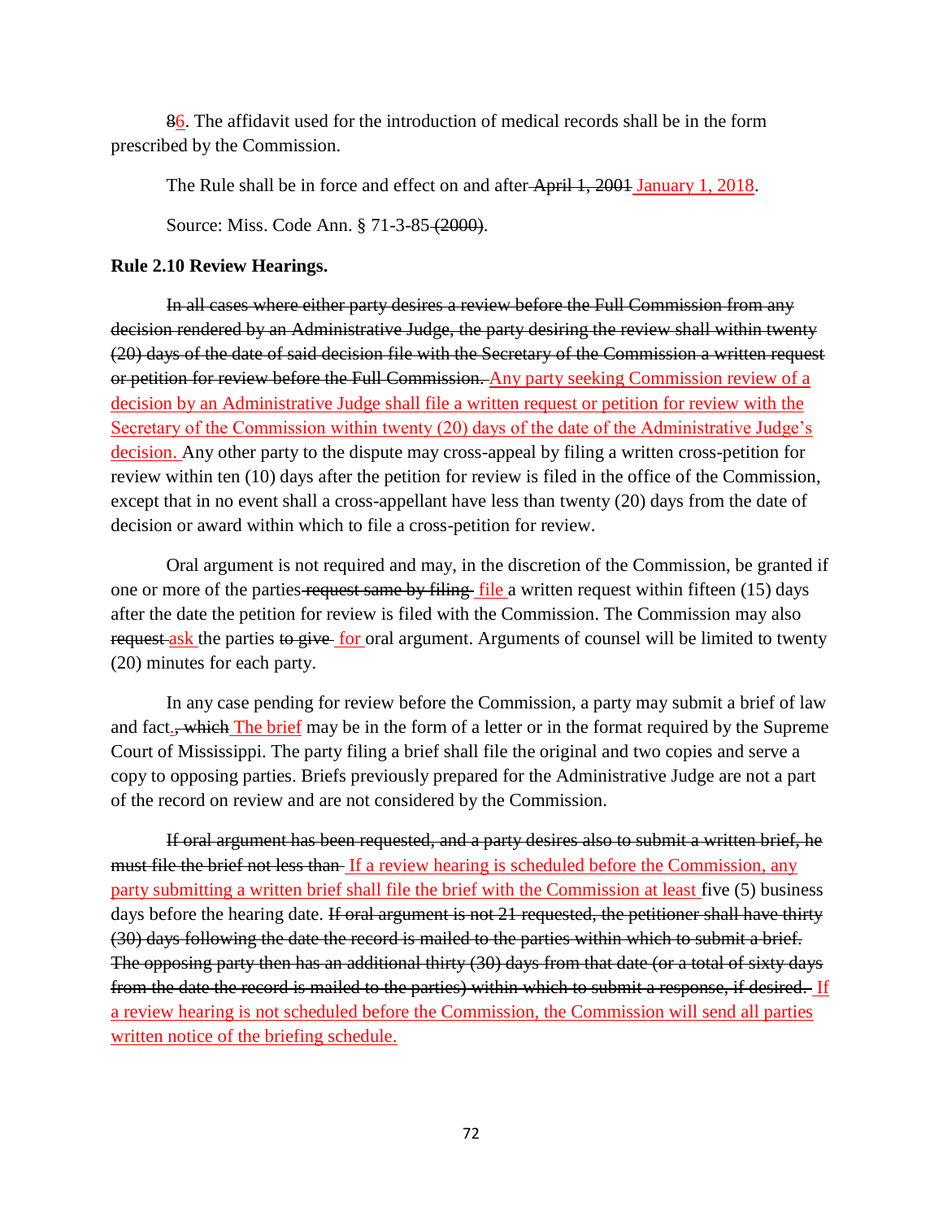~~8~~6. The affidavit used for the introduction of medical records shall be in the form prescribed by the Commission.

The Rule shall be in force and effect on and after ~~April 1, 2001~~ January 1, 2018.

Source: Miss. Code Ann. § 71-3-85 ~~(2000)~~.

**Rule 2.10 Review Hearings.**

~~In all cases where either party desires a review before the Full Commission from any decision rendered by an Administrative Judge, the party desiring the review shall within twenty (20) days of the date of said decision file with the Secretary of the Commission a written request or petition for review before the Full Commission.~~ Any party seeking Commission review of a decision by an Administrative Judge shall file a written request or petition for review with the Secretary of the Commission within twenty (20) days of the date of the Administrative Judge's decision. Any other party to the dispute may cross-appeal by filing a written cross-petition for review within ten (10) days after the petition for review is filed in the office of the Commission, except that in no event shall a cross-appellant have less than twenty (20) days from the date of decision or award within which to file a cross-petition for review.

Oral argument is not required and may, in the discretion of the Commission, be granted if one or more of the parties ~~request same by filing~~ file a written request within fifteen (15) days after the date the petition for review is filed with the Commission. The Commission may also ~~request~~ ask the parties ~~to give~~ for oral argument. Arguments of counsel will be limited to twenty (20) minutes for each party.

In any case pending for review before the Commission, a party may submit a brief of law and fact.~~, which~~ The brief may be in the form of a letter or in the format required by the Supreme Court of Mississippi. The party filing a brief shall file the original and two copies and serve a copy to opposing parties. Briefs previously prepared for the Administrative Judge are not a part of the record on review and are not considered by the Commission.

~~If oral argument has been requested, and a party desires also to submit a written brief, he must file the brief not less than~~ If a review hearing is scheduled before the Commission, any party submitting a written brief shall file the brief with the Commission at least five (5) business days before the hearing date. ~~If oral argument is not 21 requested, the petitioner shall have thirty (30) days following the date the record is mailed to the parties within which to submit a brief. The opposing party then has an additional thirty (30) days from that date (or a total of sixty days from the date the record is mailed to the parties) within which to submit a response, if desired.~~ If a review hearing is not scheduled before the Commission, the Commission will send all parties written notice of the briefing schedule.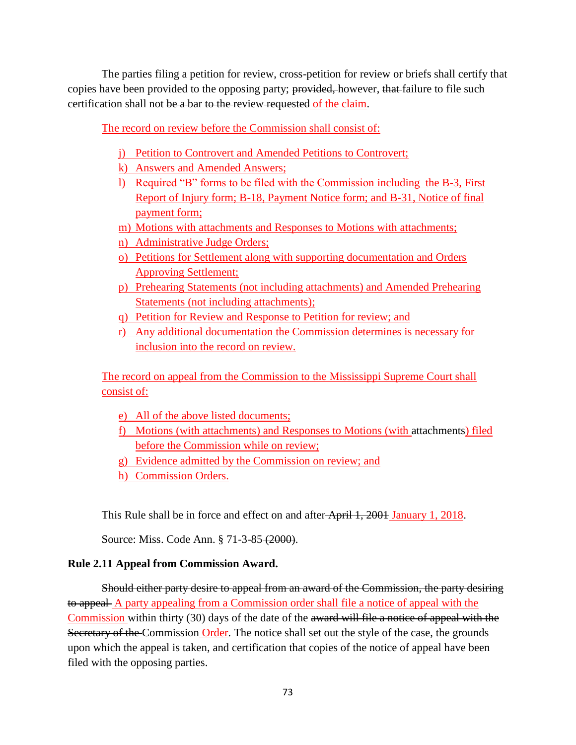The parties filing a petition for review, cross-petition for review or briefs shall certify that copies have been provided to the opposing party; ~~provided,~~ however, ~~that~~ failure to file such certification shall not ~~be a~~ bar ~~to the~~ review ~~requested~~ of the claim.

The record on review before the Commission shall consist of:

j) Petition to Controvert and Amended Petitions to Controvert;
k) Answers and Amended Answers;
l) Required "B" forms to be filed with the Commission including the B-3, First Report of Injury form; B-18, Payment Notice form; and B-31, Notice of final payment form;
m) Motions with attachments and Responses to Motions with attachments;
n) Administrative Judge Orders;
o) Petitions for Settlement along with supporting documentation and Orders Approving Settlement;
p) Prehearing Statements (not including attachments) and Amended Prehearing Statements (not including attachments);
q) Petition for Review and Response to Petition for review; and
r) Any additional documentation the Commission determines is necessary for inclusion into the record on review.

The record on appeal from the Commission to the Mississippi Supreme Court shall consist of:

e) All of the above listed documents;
f) Motions (with attachments) and Responses to Motions (with attachments) filed before the Commission while on review;
g) Evidence admitted by the Commission on review; and
h) Commission Orders.

This Rule shall be in force and effect on and after ~~April 1, 2001~~ January 1, 2018.

Source: Miss. Code Ann. § 71-3-85 ~~(2000)~~.

**Rule 2.11 Appeal from Commission Award.**

~~Should either party desire to appeal from an award of the Commission, the party desiring to appeal~~ A party appealing from a Commission order shall file a notice of appeal with the Commission within thirty (30) days of the date of the ~~award will file a notice of appeal with the Secretary of the~~ Commission Order. The notice shall set out the style of the case, the grounds upon which the appeal is taken, and certification that copies of the notice of appeal have been filed with the opposing parties.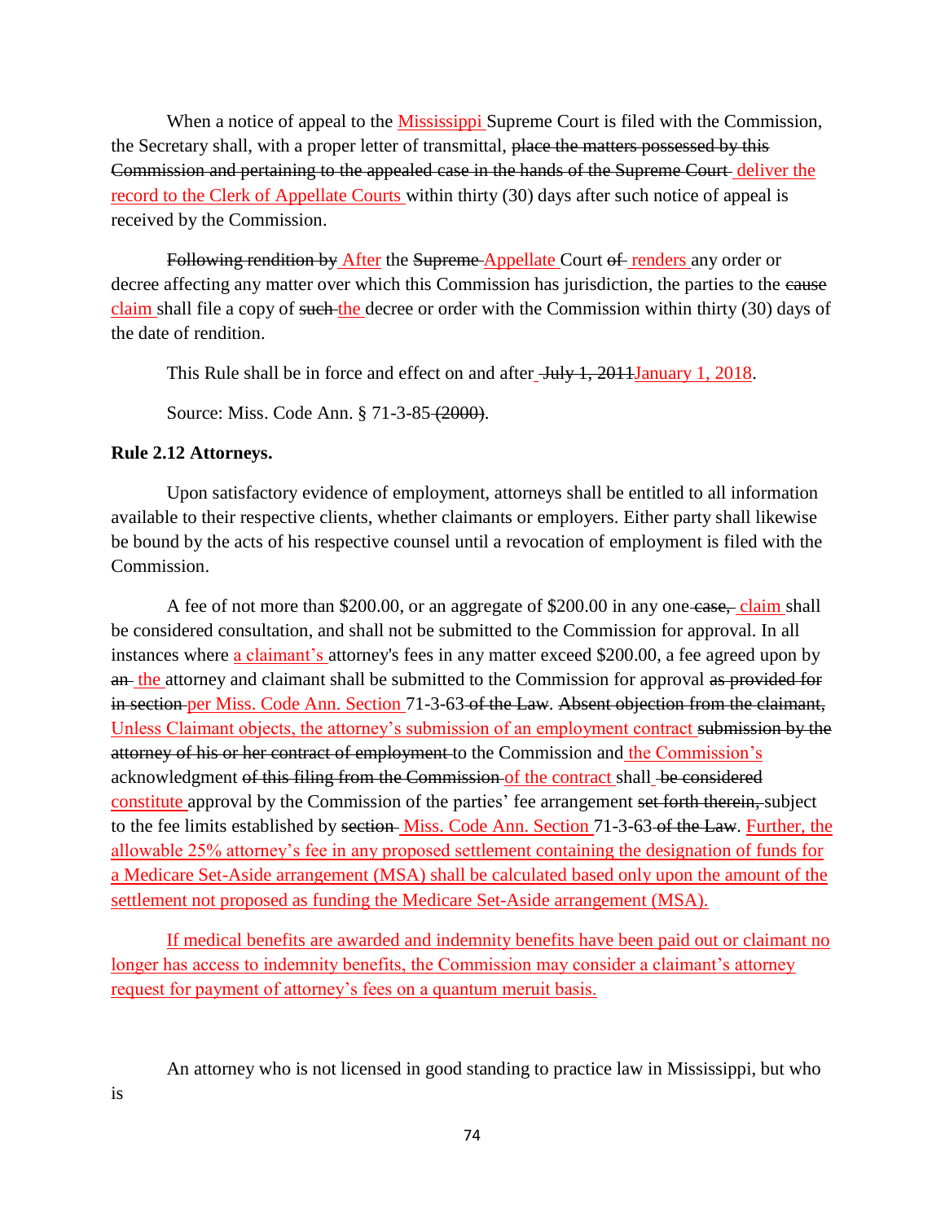When a notice of appeal to the Mississippi Supreme Court is filed with the Commission, the Secretary shall, with a proper letter of transmittal, ~~place the matters possessed by this Commission and pertaining to the appealed case in the hands of the Supreme Court~~ deliver the record to the Clerk of Appellate Courts within thirty (30) days after such notice of appeal is received by the Commission.

~~Following rendition by~~ After the ~~Supreme~~ Appellate Court ~~of~~ renders any order or decree affecting any matter over which this Commission has jurisdiction, the parties to the ~~cause~~ claim shall file a copy of ~~such~~ the decree or order with the Commission within thirty (30) days of the date of rendition.

This Rule shall be in force and effect on and after ~~July 1, 2011~~January 1, 2018.

Source: Miss. Code Ann. § 71-3-85 ~~(2000)~~.

**Rule 2.12 Attorneys.**

Upon satisfactory evidence of employment, attorneys shall be entitled to all information available to their respective clients, whether claimants or employers. Either party shall likewise be bound by the acts of his respective counsel until a revocation of employment is filed with the Commission.

A fee of not more than $200.00, or an aggregate of $200.00 in any one ~~case,~~ claim shall be considered consultation, and shall not be submitted to the Commission for approval. In all instances where a claimant's attorney's fees in any matter exceed $200.00, a fee agreed upon by ~~an~~ the attorney and claimant shall be submitted to the Commission for approval ~~as provided for in section~~ per Miss. Code Ann. Section 71-3-63 ~~of the Law~~. ~~Absent objection from the claimant,~~ Unless Claimant objects, the attorney's submission of an employment contract ~~submission by the attorney of his or her contract of employment~~ to the Commission and the Commission's acknowledgment ~~of this filing from the Commission~~ of the contract shall ~~be considered~~ constitute approval by the Commission of the parties' fee arrangement ~~set forth therein,~~ subject to the fee limits established by ~~section~~ Miss. Code Ann. Section 71-3-63 ~~of the Law~~. Further, the allowable 25% attorney's fee in any proposed settlement containing the designation of funds for a Medicare Set-Aside arrangement (MSA) shall be calculated based only upon the amount of the settlement not proposed as funding the Medicare Set-Aside arrangement (MSA).

If medical benefits are awarded and indemnity benefits have been paid out or claimant no longer has access to indemnity benefits, the Commission may consider a claimant's attorney request for payment of attorney's fees on a quantum meruit basis.

An attorney who is not licensed in good standing to practice law in Mississippi, but who is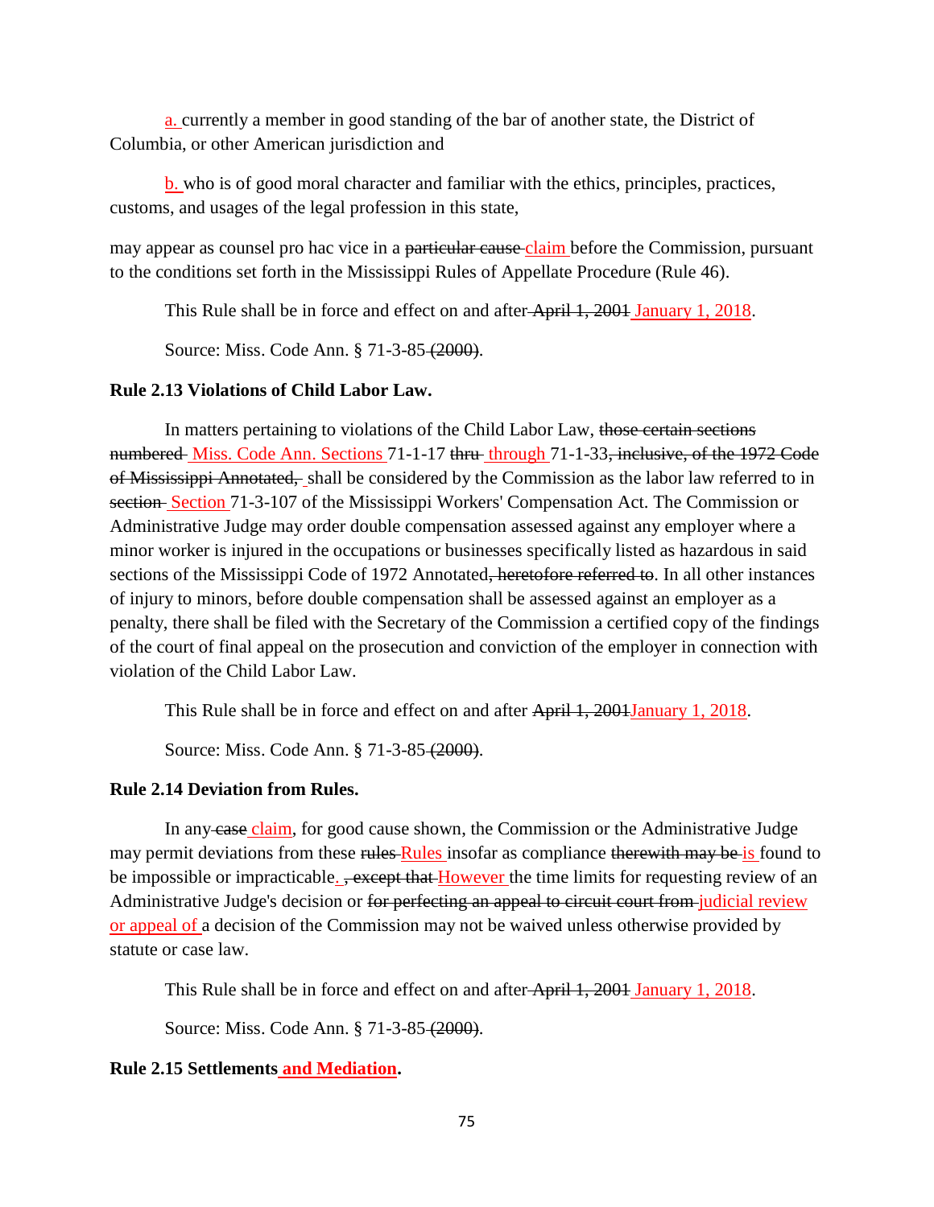a. currently a member in good standing of the bar of another state, the District of Columbia, or other American jurisdiction and

b. who is of good moral character and familiar with the ethics, principles, practices, customs, and usages of the legal profession in this state,

may appear as counsel pro hac vice in a ~~particular cause~~ claim before the Commission, pursuant to the conditions set forth in the Mississippi Rules of Appellate Procedure (Rule 46).

This Rule shall be in force and effect on and after ~~April 1, 2001~~ January 1, 2018.

Source: Miss. Code Ann. § 71-3-85 ~~(2000)~~.

**Rule 2.13 Violations of Child Labor Law.**

In matters pertaining to violations of the Child Labor Law, ~~those certain sections numbered~~ Miss. Code Ann. Sections 71-1-17 ~~thru~~ through 71-1-33~~, inclusive, of the 1972 Code of Mississippi Annotated,~~ shall be considered by the Commission as the labor law referred to in ~~section~~ Section 71-3-107 of the Mississippi Workers' Compensation Act. The Commission or Administrative Judge may order double compensation assessed against any employer where a minor worker is injured in the occupations or businesses specifically listed as hazardous in said sections of the Mississippi Code of 1972 Annotated~~, heretofore referred to~~. In all other instances of injury to minors, before double compensation shall be assessed against an employer as a penalty, there shall be filed with the Secretary of the Commission a certified copy of the findings of the court of final appeal on the prosecution and conviction of the employer in connection with violation of the Child Labor Law.

This Rule shall be in force and effect on and after ~~April 1, 2001~~January 1, 2018.

Source: Miss. Code Ann. § 71-3-85 ~~(2000)~~.

**Rule 2.14 Deviation from Rules.**

In any ~~case~~ claim, for good cause shown, the Commission or the Administrative Judge may permit deviations from these ~~rules~~ Rules insofar as compliance ~~therewith may be~~ is found to be impossible or impracticable. ~~, except that~~ However the time limits for requesting review of an Administrative Judge's decision or ~~for perfecting an appeal to circuit court from~~ judicial review or appeal of a decision of the Commission may not be waived unless otherwise provided by statute or case law.

This Rule shall be in force and effect on and after ~~April 1, 2001~~ January 1, 2018.

Source: Miss. Code Ann. § 71-3-85 ~~(2000)~~.

**Rule 2.15 Settlements and Mediation.**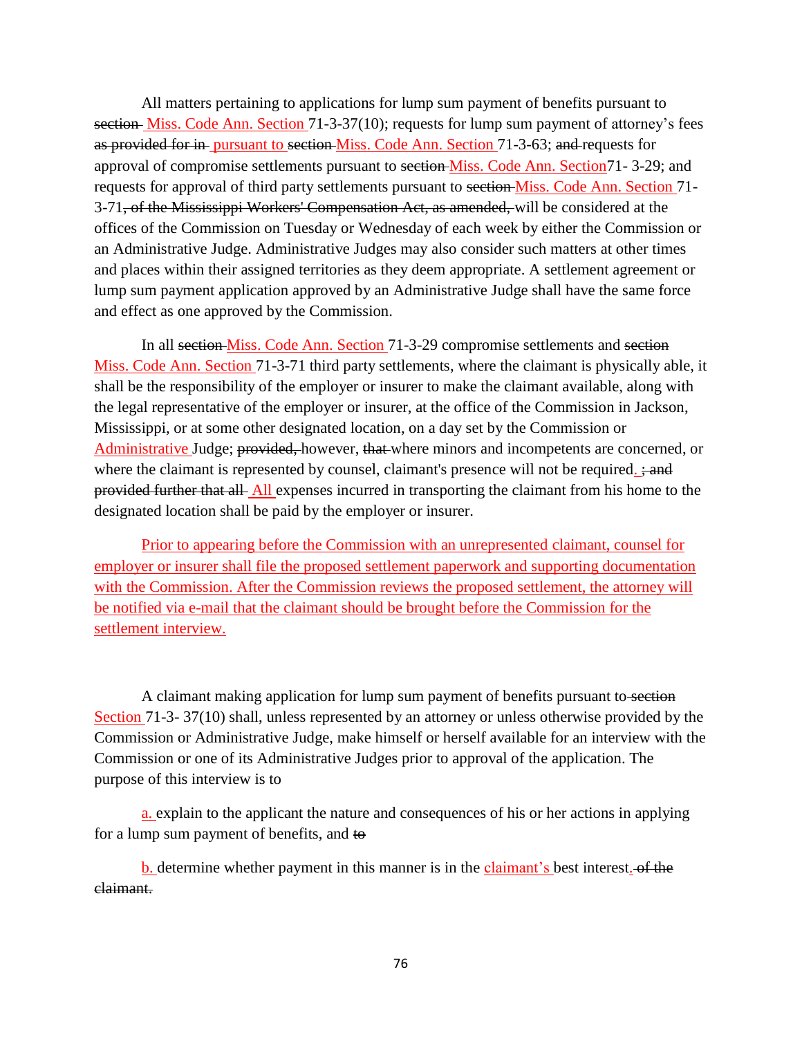All matters pertaining to applications for lump sum payment of benefits pursuant to ~~section~~ Miss. Code Ann. Section 71-3-37(10); requests for lump sum payment of attorney's fees ~~as provided for in~~ pursuant to ~~section~~ Miss. Code Ann. Section 71-3-63; ~~and~~ requests for approval of compromise settlements pursuant to ~~section~~ Miss. Code Ann. Section71- 3-29; and requests for approval of third party settlements pursuant to ~~section~~ Miss. Code Ann. Section 71-3-71~~, of the Mississippi Workers' Compensation Act, as amended,~~ will be considered at the offices of the Commission on Tuesday or Wednesday of each week by either the Commission or an Administrative Judge. Administrative Judges may also consider such matters at other times and places within their assigned territories as they deem appropriate. A settlement agreement or lump sum payment application approved by an Administrative Judge shall have the same force and effect as one approved by the Commission.

In all ~~section~~ Miss. Code Ann. Section 71-3-29 compromise settlements and ~~section~~ Miss. Code Ann. Section 71-3-71 third party settlements, where the claimant is physically able, it shall be the responsibility of the employer or insurer to make the claimant available, along with the legal representative of the employer or insurer, at the office of the Commission in Jackson, Mississippi, or at some other designated location, on a day set by the Commission or Administrative Judge; ~~provided,~~ however, ~~that~~ where minors and incompetents are concerned, or where the claimant is represented by counsel, claimant's presence will not be required. ~~; and provided further that all~~ All expenses incurred in transporting the claimant from his home to the designated location shall be paid by the employer or insurer.

Prior to appearing before the Commission with an unrepresented claimant, counsel for employer or insurer shall file the proposed settlement paperwork and supporting documentation with the Commission. After the Commission reviews the proposed settlement, the attorney will be notified via e-mail that the claimant should be brought before the Commission for the settlement interview.

A claimant making application for lump sum payment of benefits pursuant to ~~section~~ Section 71-3- 37(10) shall, unless represented by an attorney or unless otherwise provided by the Commission or Administrative Judge, make himself or herself available for an interview with the Commission or one of its Administrative Judges prior to approval of the application. The purpose of this interview is to

a. explain to the applicant the nature and consequences of his or her actions in applying for a lump sum payment of benefits, and ~~to~~

b. determine whether payment in this manner is in the claimant's best interest. ~~of the claimant.~~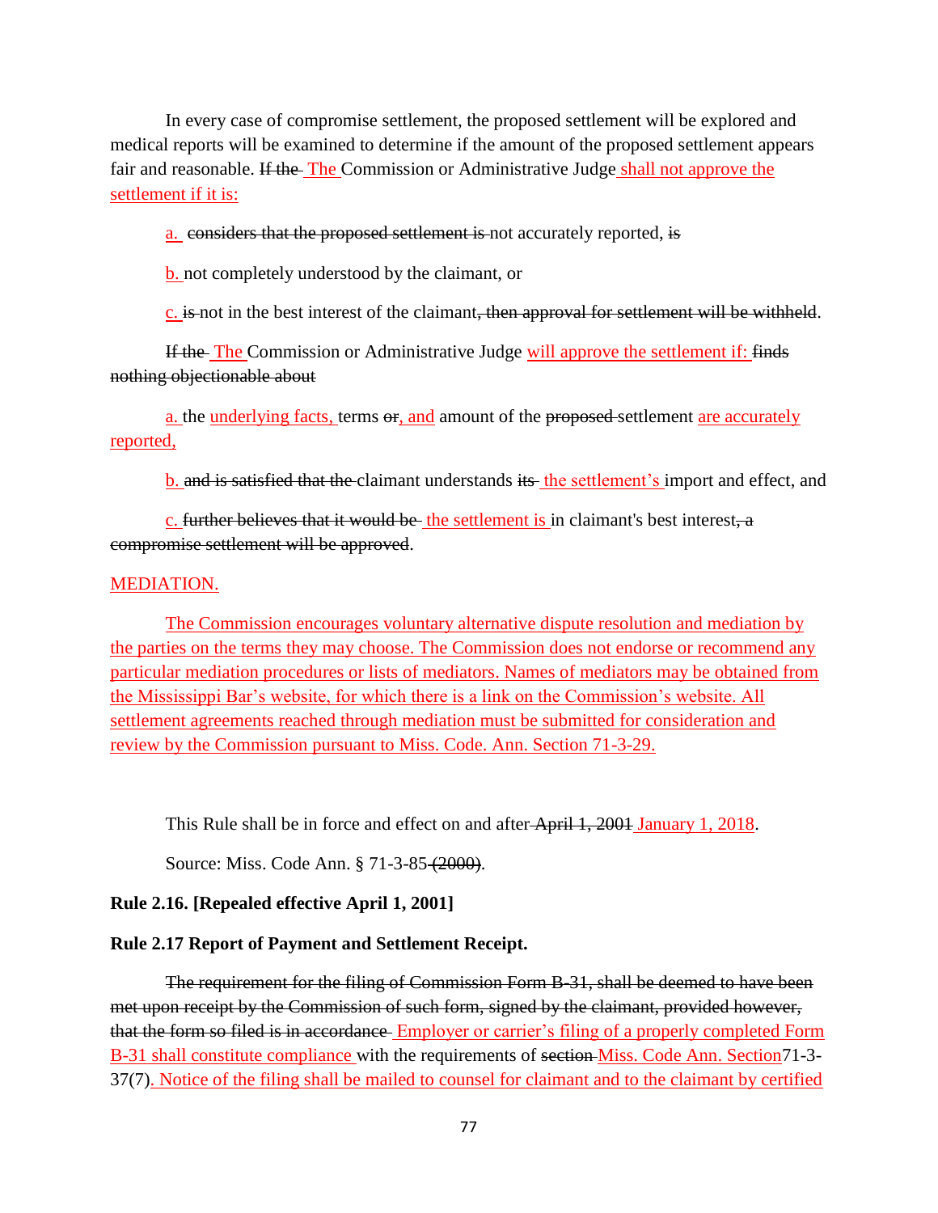In every case of compromise settlement, the proposed settlement will be explored and medical reports will be examined to determine if the amount of the proposed settlement appears fair and reasonable. ~~If the~~ The Commission or Administrative Judge shall not approve the settlement if it is:

a. ~~considers that the proposed settlement is~~ not accurately reported, ~~is~~

b. not completely understood by the claimant, or

c. ~~is~~ not in the best interest of the claimant~~, then approval for settlement will be withheld~~.

~~If the~~ The Commission or Administrative Judge will approve the settlement if: ~~finds nothing objectionable about~~

a. the underlying facts, terms ~~or~~, and amount of the ~~proposed~~ settlement are accurately reported,

b. ~~and is satisfied that the~~ claimant understands ~~its~~ the settlement's import and effect, and

c. ~~further believes that it would be~~ the settlement is in claimant's best interest~~, a compromise settlement will be approved~~.

MEDIATION.

The Commission encourages voluntary alternative dispute resolution and mediation by the parties on the terms they may choose. The Commission does not endorse or recommend any particular mediation procedures or lists of mediators. Names of mediators may be obtained from the Mississippi Bar's website, for which there is a link on the Commission's website. All settlement agreements reached through mediation must be submitted for consideration and review by the Commission pursuant to Miss. Code. Ann. Section 71-3-29.

This Rule shall be in force and effect on and after ~~April 1, 2001~~ January 1, 2018.

Source: Miss. Code Ann. § 71-3-85 ~~(2000)~~.

**Rule 2.16. [Repealed effective April 1, 2001]**

**Rule 2.17 Report of Payment and Settlement Receipt.**

~~The requirement for the filing of Commission Form B-31, shall be deemed to have been met upon receipt by the Commission of such form, signed by the claimant, provided however, that the form so filed is in accordance~~ Employer or carrier's filing of a properly completed Form B-31 shall constitute compliance with the requirements of ~~section~~ Miss. Code Ann. Section71-3-37(7). Notice of the filing shall be mailed to counsel for claimant and to the claimant by certified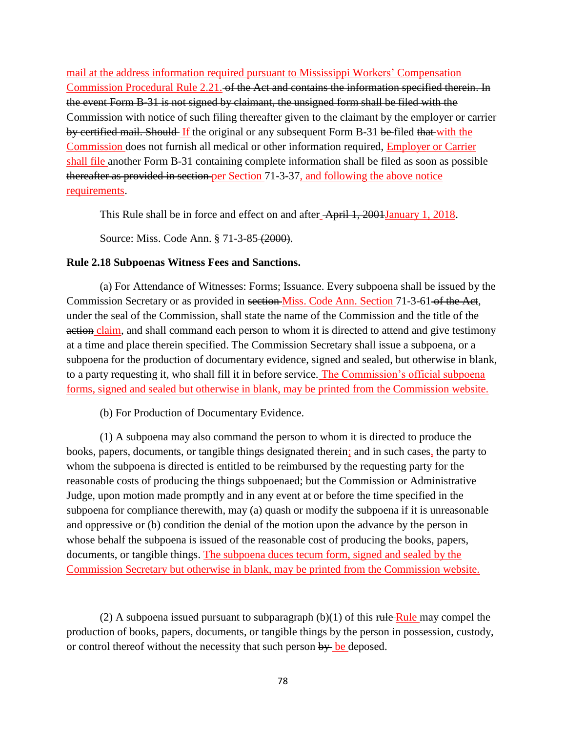mail at the address information required pursuant to Mississippi Workers' Compensation Commission Procedural Rule 2.21. ~~of the Act and contains the information specified therein. In the event Form B-31 is not signed by claimant, the unsigned form shall be filed with the Commission with notice of such filing thereafter given to the claimant by the employer or carrier by certified mail. Should~~ If the original or any subsequent Form B-31 ~~be~~ filed ~~that~~ with the Commission does not furnish all medical or other information required, Employer or Carrier shall file another Form B-31 containing complete information ~~shall be filed~~ as soon as possible ~~thereafter as provided in section~~ per Section 71-3-37, and following the above notice requirements.

This Rule shall be in force and effect on and after ~~April 1, 2001~~January 1, 2018.

Source: Miss. Code Ann. § 71-3-85 ~~(2000)~~.

**Rule 2.18 Subpoenas Witness Fees and Sanctions.**

(a) For Attendance of Witnesses: Forms; Issuance. Every subpoena shall be issued by the Commission Secretary or as provided in ~~section~~ Miss. Code Ann. Section 71-3-61 ~~of the Act~~, under the seal of the Commission, shall state the name of the Commission and the title of the ~~action~~ claim, and shall command each person to whom it is directed to attend and give testimony at a time and place therein specified. The Commission Secretary shall issue a subpoena, or a subpoena for the production of documentary evidence, signed and sealed, but otherwise in blank, to a party requesting it, who shall fill it in before service. The Commission's official subpoena forms, signed and sealed but otherwise in blank, may be printed from the Commission website.

(b) For Production of Documentary Evidence.

(1) A subpoena may also command the person to whom it is directed to produce the books, papers, documents, or tangible things designated therein; and in such cases, the party to whom the subpoena is directed is entitled to be reimbursed by the requesting party for the reasonable costs of producing the things subpoenaed; but the Commission or Administrative Judge, upon motion made promptly and in any event at or before the time specified in the subpoena for compliance therewith, may (a) quash or modify the subpoena if it is unreasonable and oppressive or (b) condition the denial of the motion upon the advance by the person in whose behalf the subpoena is issued of the reasonable cost of producing the books, papers, documents, or tangible things. The subpoena duces tecum form, signed and sealed by the Commission Secretary but otherwise in blank, may be printed from the Commission website.

(2) A subpoena issued pursuant to subparagraph (b)(1) of this ~~rule~~ Rule may compel the production of books, papers, documents, or tangible things by the person in possession, custody, or control thereof without the necessity that such person ~~by~~ be deposed.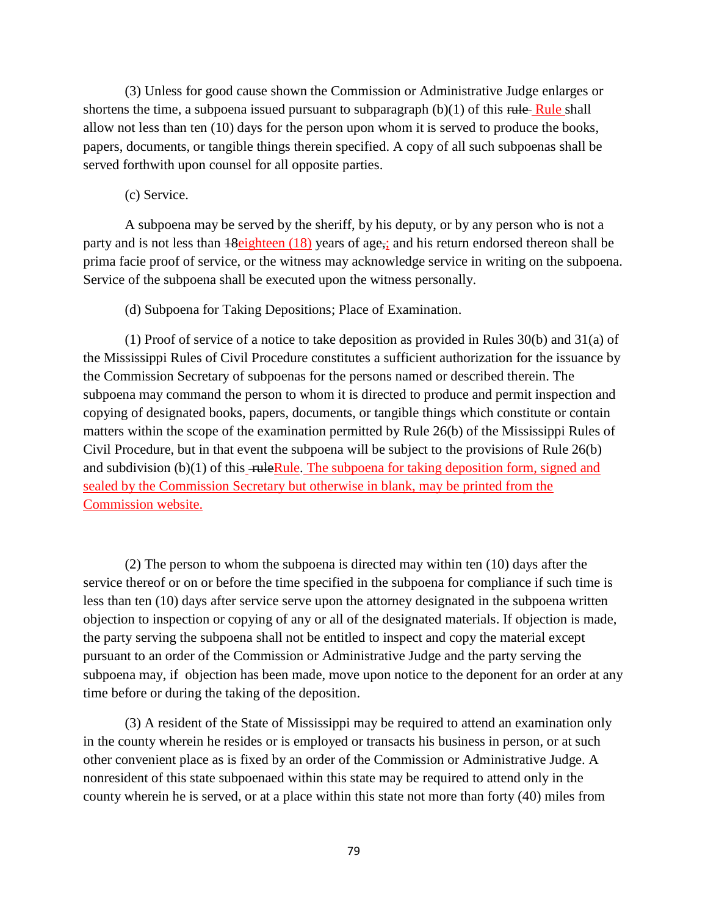(3) Unless for good cause shown the Commission or Administrative Judge enlarges or shortens the time, a subpoena issued pursuant to subparagraph (b)(1) of this ~~rule~~ Rule shall allow not less than ten (10) days for the person upon whom it is served to produce the books, papers, documents, or tangible things therein specified. A copy of all such subpoenas shall be served forthwith upon counsel for all opposite parties.

(c) Service.

A subpoena may be served by the sheriff, by his deputy, or by any person who is not a party and is not less than ~~18~~eighteen (18) years of age~~,~~; and his return endorsed thereon shall be prima facie proof of service, or the witness may acknowledge service in writing on the subpoena. Service of the subpoena shall be executed upon the witness personally.

(d) Subpoena for Taking Depositions; Place of Examination.

(1) Proof of service of a notice to take deposition as provided in Rules 30(b) and 31(a) of the Mississippi Rules of Civil Procedure constitutes a sufficient authorization for the issuance by the Commission Secretary of subpoenas for the persons named or described therein. The subpoena may command the person to whom it is directed to produce and permit inspection and copying of designated books, papers, documents, or tangible things which constitute or contain matters within the scope of the examination permitted by Rule 26(b) of the Mississippi Rules of Civil Procedure, but in that event the subpoena will be subject to the provisions of Rule 26(b) and subdivision (b)(1) of this ~~rule~~Rule. The subpoena for taking deposition form, signed and sealed by the Commission Secretary but otherwise in blank, may be printed from the Commission website.

(2) The person to whom the subpoena is directed may within ten (10) days after the service thereof or on or before the time specified in the subpoena for compliance if such time is less than ten (10) days after service serve upon the attorney designated in the subpoena written objection to inspection or copying of any or all of the designated materials. If objection is made, the party serving the subpoena shall not be entitled to inspect and copy the material except pursuant to an order of the Commission or Administrative Judge and the party serving the subpoena may, if objection has been made, move upon notice to the deponent for an order at any time before or during the taking of the deposition.

(3) A resident of the State of Mississippi may be required to attend an examination only in the county wherein he resides or is employed or transacts his business in person, or at such other convenient place as is fixed by an order of the Commission or Administrative Judge. A nonresident of this state subpoenaed within this state may be required to attend only in the county wherein he is served, or at a place within this state not more than forty (40) miles from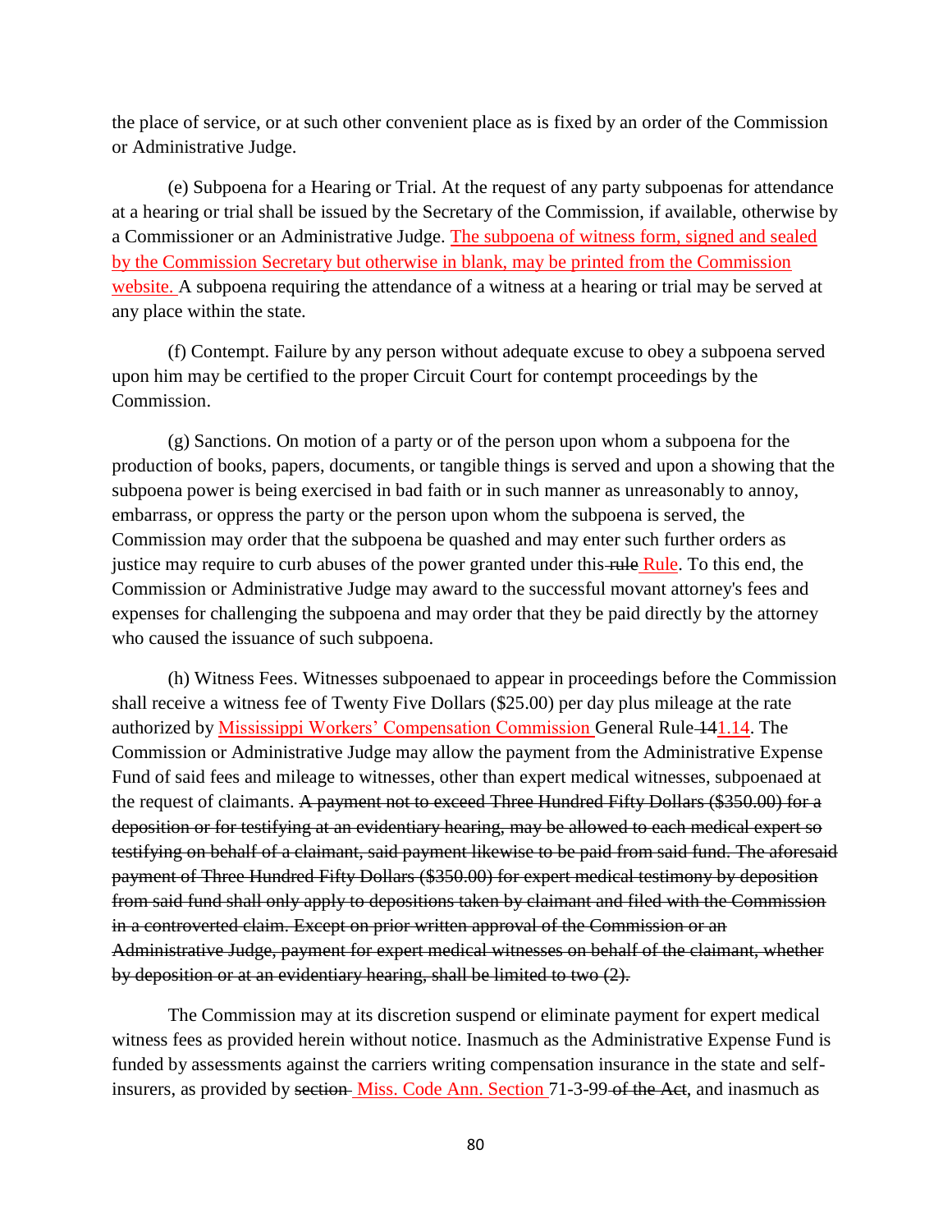the place of service, or at such other convenient place as is fixed by an order of the Commission or Administrative Judge.

(e) Subpoena for a Hearing or Trial. At the request of any party subpoenas for attendance at a hearing or trial shall be issued by the Secretary of the Commission, if available, otherwise by a Commissioner or an Administrative Judge. The subpoena of witness form, signed and sealed by the Commission Secretary but otherwise in blank, may be printed from the Commission website. A subpoena requiring the attendance of a witness at a hearing or trial may be served at any place within the state.

(f) Contempt. Failure by any person without adequate excuse to obey a subpoena served upon him may be certified to the proper Circuit Court for contempt proceedings by the Commission.

(g) Sanctions. On motion of a party or of the person upon whom a subpoena for the production of books, papers, documents, or tangible things is served and upon a showing that the subpoena power is being exercised in bad faith or in such manner as unreasonably to annoy, embarrass, or oppress the party or the person upon whom the subpoena is served, the Commission may order that the subpoena be quashed and may enter such further orders as justice may require to curb abuses of the power granted under this ~~rule~~ Rule. To this end, the Commission or Administrative Judge may award to the successful movant attorney's fees and expenses for challenging the subpoena and may order that they be paid directly by the attorney who caused the issuance of such subpoena.

(h) Witness Fees. Witnesses subpoenaed to appear in proceedings before the Commission shall receive a witness fee of Twenty Five Dollars ($25.00) per day plus mileage at the rate authorized by Mississippi Workers' Compensation Commission General Rule ~~14~~1.14. The Commission or Administrative Judge may allow the payment from the Administrative Expense Fund of said fees and mileage to witnesses, other than expert medical witnesses, subpoenaed at the request of claimants. ~~A payment not to exceed Three Hundred Fifty Dollars ($350.00) for a deposition or for testifying at an evidentiary hearing, may be allowed to each medical expert so testifying on behalf of a claimant, said payment likewise to be paid from said fund. The aforesaid payment of Three Hundred Fifty Dollars ($350.00) for expert medical testimony by deposition from said fund shall only apply to depositions taken by claimant and filed with the Commission in a controverted claim. Except on prior written approval of the Commission or an Administrative Judge, payment for expert medical witnesses on behalf of the claimant, whether by deposition or at an evidentiary hearing, shall be limited to two (2).~~

The Commission may at its discretion suspend or eliminate payment for expert medical witness fees as provided herein without notice. Inasmuch as the Administrative Expense Fund is funded by assessments against the carriers writing compensation insurance in the state and self-insurers, as provided by ~~section~~ Miss. Code Ann. Section 71-3-99 ~~of the Act~~, and inasmuch as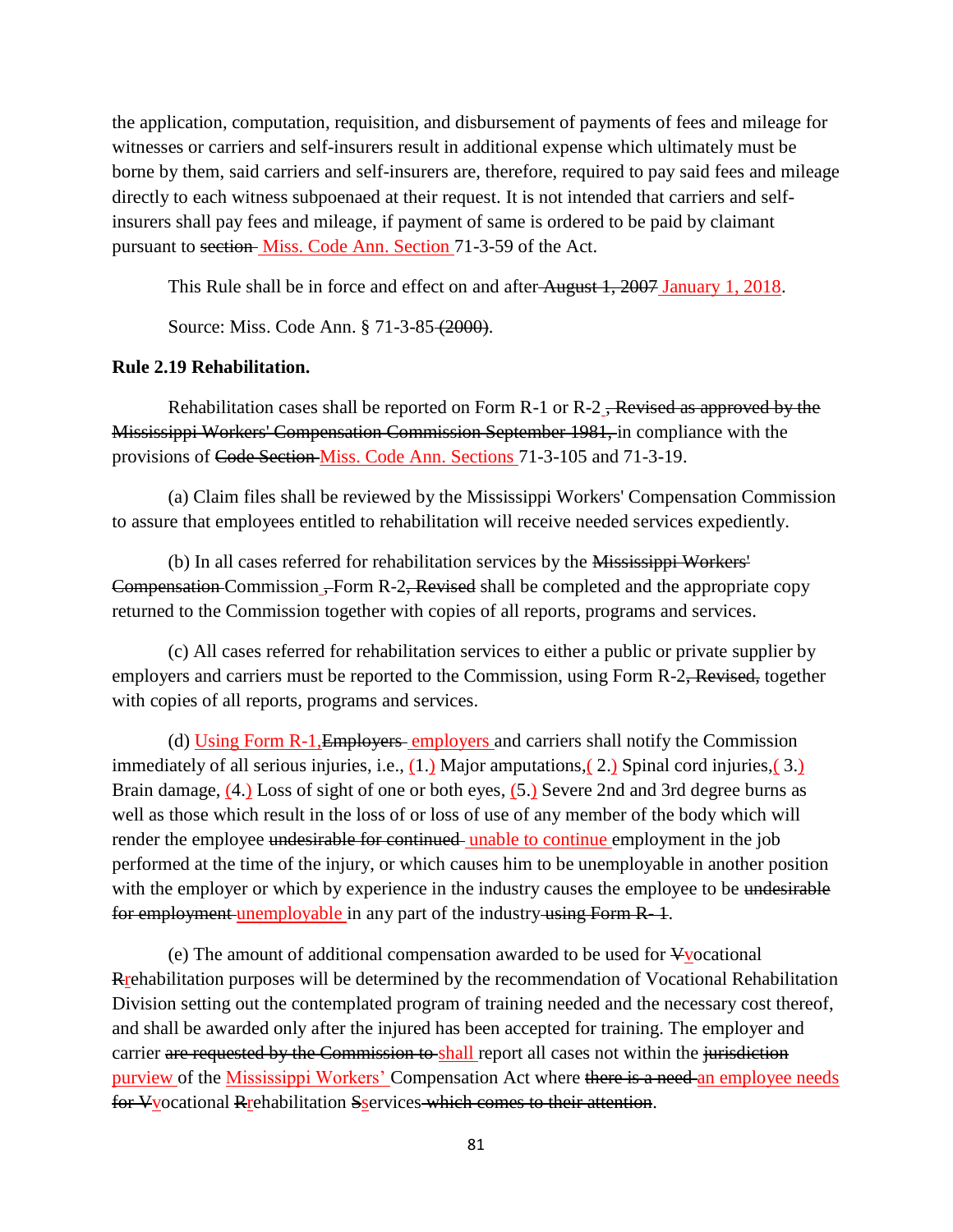the application, computation, requisition, and disbursement of payments of fees and mileage for witnesses or carriers and self-insurers result in additional expense which ultimately must be borne by them, said carriers and self-insurers are, therefore, required to pay said fees and mileage directly to each witness subpoenaed at their request. It is not intended that carriers and self-insurers shall pay fees and mileage, if payment of same is ordered to be paid by claimant pursuant to ~~section~~ Miss. Code Ann. Section 71-3-59 of the Act.

This Rule shall be in force and effect on and after ~~August 1, 2007~~ January 1, 2018.

Source: Miss. Code Ann. § 71-3-85 ~~(2000)~~.

**Rule 2.19 Rehabilitation.**

Rehabilitation cases shall be reported on Form R-1 or R-2 ~~, Revised as approved by the Mississippi Workers' Compensation Commission September 1981,~~ in compliance with the provisions of ~~Code Section~~ Miss. Code Ann. Sections 71-3-105 and 71-3-19.

(a) Claim files shall be reviewed by the Mississippi Workers' Compensation Commission to assure that employees entitled to rehabilitation will receive needed services expediently.

(b) In all cases referred for rehabilitation services by the ~~Mississippi Workers' Compensation~~ Commission ~~,~~ Form R-2~~, Revised~~ shall be completed and the appropriate copy returned to the Commission together with copies of all reports, programs and services.

(c) All cases referred for rehabilitation services to either a public or private supplier by employers and carriers must be reported to the Commission, using Form R-2~~, Revised,~~ together with copies of all reports, programs and services.

(d) Using Form R-1,~~Employers~~ employers and carriers shall notify the Commission immediately of all serious injuries, i.e., (1.) Major amputations, (2.) Spinal cord injuries, (3.) Brain damage, (4.) Loss of sight of one or both eyes, (5.) Severe 2nd and 3rd degree burns as well as those which result in the loss of or loss of use of any member of the body which will render the employee ~~undesirable for continued~~ unable to continue employment in the job performed at the time of the injury, or which causes him to be unemployable in another position with the employer or which by experience in the industry causes the employee to be ~~undesirable for employment~~ unemployable in any part of the industry ~~using Form R- 1~~.

(e) The amount of additional compensation awarded to be used for ~~V~~vocational ~~R~~rehabilitation purposes will be determined by the recommendation of Vocational Rehabilitation Division setting out the contemplated program of training needed and the necessary cost thereof, and shall be awarded only after the injured has been accepted for training. The employer and carrier ~~are requested by the Commission to~~ shall report all cases not within the ~~jurisdiction~~ purview of the Mississippi Workers' Compensation Act where ~~there is a need~~ an employee needs ~~for V~~vocational ~~R~~rehabilitation ~~S~~services ~~which comes to their attention~~.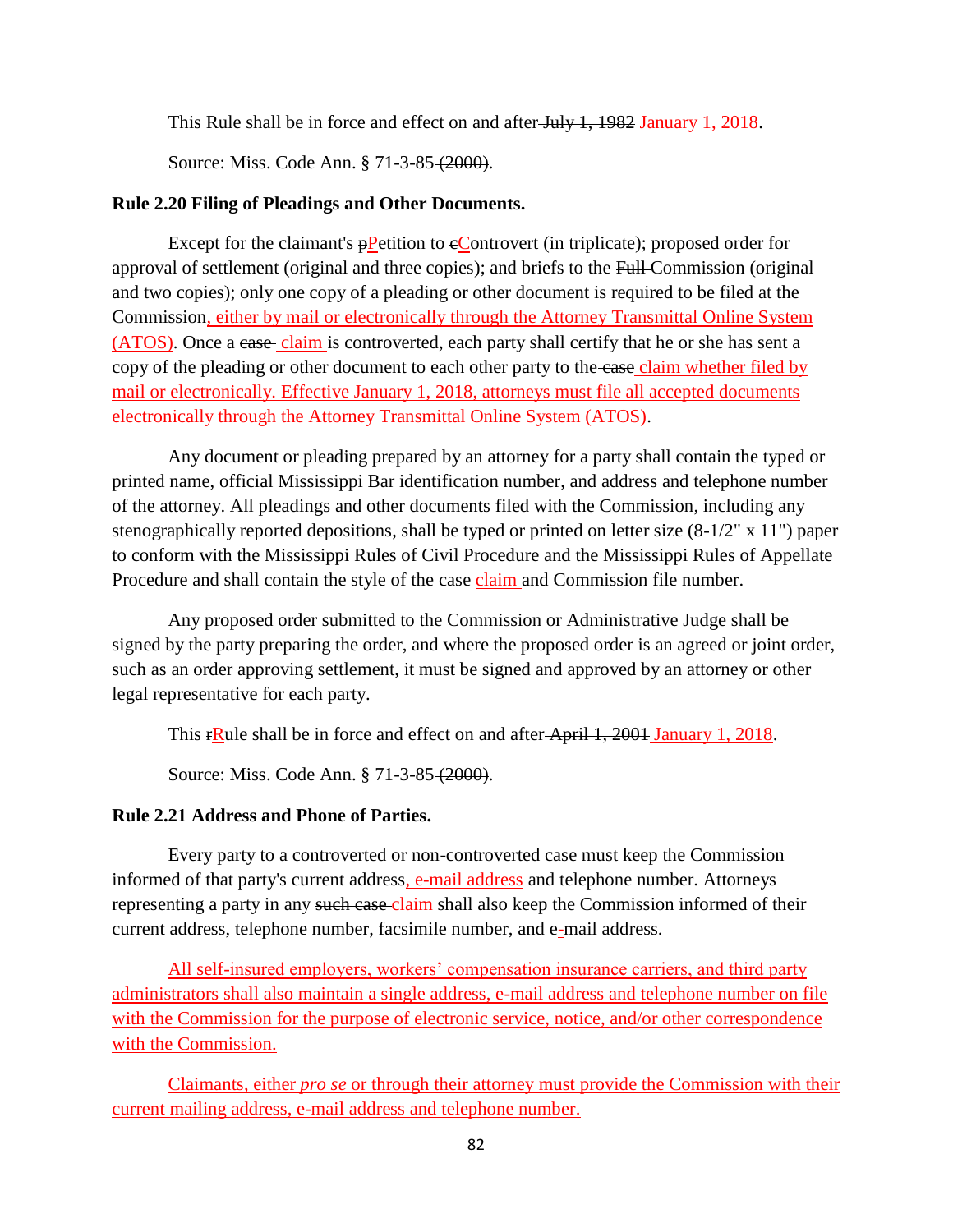This Rule shall be in force and effect on and after ~~July 1, 1982~~ <u>January 1, 2018</u>.

Source: Miss. Code Ann. § 71-3-85 ~~(2000)~~.

**Rule 2.20 Filing of Pleadings and Other Documents.**

Except for the claimant's ~~p~~<u>P</u>etition to ~~c~~<u>C</u>ontrovert (in triplicate); proposed order for approval of settlement (original and three copies); and briefs to the ~~Full~~ Commission (original and two copies); only one copy of a pleading or other document is required to be filed at the Commission<u>, either by mail or electronically through the Attorney Transmittal Online System (ATOS)</u>. Once a ~~case~~ <u>claim</u> is controverted, each party shall certify that he or she has sent a copy of the pleading or other document to each other party to the ~~case~~ <u>claim whether filed by mail or electronically. Effective January 1, 2018, attorneys must file all accepted documents electronically through the Attorney Transmittal Online System (ATOS)</u>.

Any document or pleading prepared by an attorney for a party shall contain the typed or printed name, official Mississippi Bar identification number, and address and telephone number of the attorney. All pleadings and other documents filed with the Commission, including any stenographically reported depositions, shall be typed or printed on letter size (8-1/2" x 11") paper to conform with the Mississippi Rules of Civil Procedure and the Mississippi Rules of Appellate Procedure and shall contain the style of the ~~case~~ <u>claim</u> and Commission file number.

Any proposed order submitted to the Commission or Administrative Judge shall be signed by the party preparing the order, and where the proposed order is an agreed or joint order, such as an order approving settlement, it must be signed and approved by an attorney or other legal representative for each party.

This ~~r~~<u>R</u>ule shall be in force and effect on and after ~~April 1, 2001~~ <u>January 1, 2018</u>.

Source: Miss. Code Ann. § 71-3-85 ~~(2000)~~.

**Rule 2.21 Address and Phone of Parties.**

Every party to a controverted or non-controverted case must keep the Commission informed of that party's current address<u>, e-mail address</u> and telephone number. Attorneys representing a party in any ~~such case~~ <u>claim</u> shall also keep the Commission informed of their current address, telephone number, facsimile number, and e<u>-</u>mail address.

<u>All self-insured employers, workers' compensation insurance carriers, and third party administrators shall also maintain a single address, e-mail address and telephone number on file with the Commission for the purpose of electronic service, notice, and/or other correspondence with the Commission.</u>

<u>Claimants, either *pro se* or through their attorney must provide the Commission with their current mailing address, e-mail address and telephone number.</u>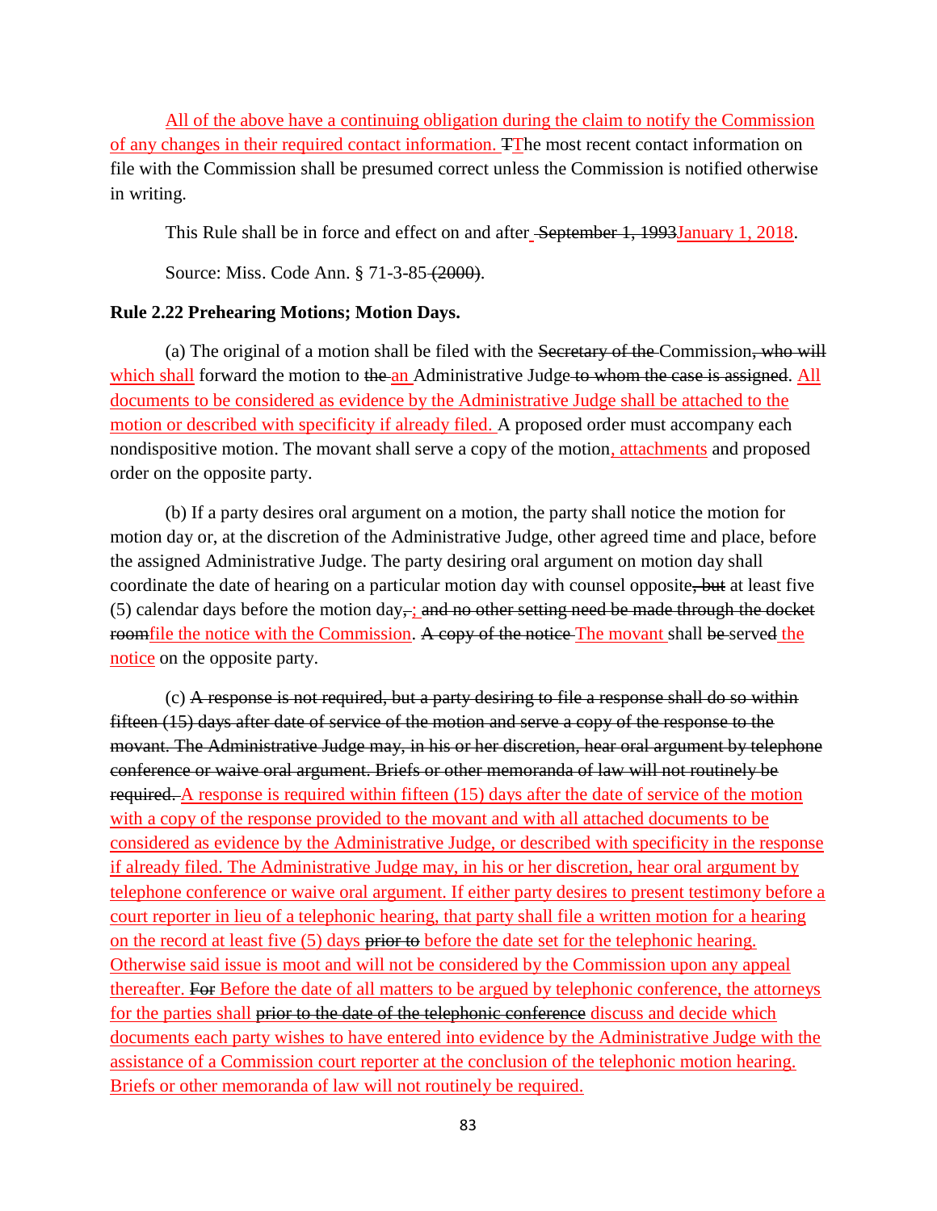All of the above have a continuing obligation during the claim to notify the Commission of any changes in their required contact information. ~~T~~The most recent contact information on file with the Commission shall be presumed correct unless the Commission is notified otherwise in writing.

This Rule shall be in force and effect on and after ~~September 1, 1993~~January 1, 2018.

Source: Miss. Code Ann. § 71-3-85 ~~(2000)~~.

**Rule 2.22 Prehearing Motions; Motion Days.**

(a) The original of a motion shall be filed with the ~~Secretary of the~~ Commission~~, who will~~ which shall forward the motion to ~~the~~ an Administrative Judge ~~to whom the case is assigned~~. All documents to be considered as evidence by the Administrative Judge shall be attached to the motion or described with specificity if already filed. A proposed order must accompany each nondispositive motion. The movant shall serve a copy of the motion, attachments and proposed order on the opposite party.

(b) If a party desires oral argument on a motion, the party shall notice the motion for motion day or, at the discretion of the Administrative Judge, other agreed time and place, before the assigned Administrative Judge. The party desiring oral argument on motion day shall coordinate the date of hearing on a particular motion day with counsel opposite~~, but~~ at least five (5) calendar days before the motion day~~,~~; ~~and no other setting need be made through the docket room~~file the notice with the Commission. ~~A copy of the notice~~ The movant shall ~~be~~ served the notice on the opposite party.

(c) ~~A response is not required, but a party desiring to file a response shall do so within fifteen (15) days after date of service of the motion and serve a copy of the response to the movant. The Administrative Judge may, in his or her discretion, hear oral argument by telephone conference or waive oral argument. Briefs or other memoranda of law will not routinely be required.~~ A response is required within fifteen (15) days after the date of service of the motion with a copy of the response provided to the movant and with all attached documents to be considered as evidence by the Administrative Judge, or described with specificity in the response if already filed. The Administrative Judge may, in his or her discretion, hear oral argument by telephone conference or waive oral argument. If either party desires to present testimony before a court reporter in lieu of a telephonic hearing, that party shall file a written motion for a hearing on the record at least five (5) days ~~prior to~~ before the date set for the telephonic hearing. Otherwise said issue is moot and will not be considered by the Commission upon any appeal thereafter. ~~For~~ Before the date of all matters to be argued by telephonic conference, the attorneys for the parties shall ~~prior to the date of the telephonic conference~~ discuss and decide which documents each party wishes to have entered into evidence by the Administrative Judge with the assistance of a Commission court reporter at the conclusion of the telephonic motion hearing. Briefs or other memoranda of law will not routinely be required.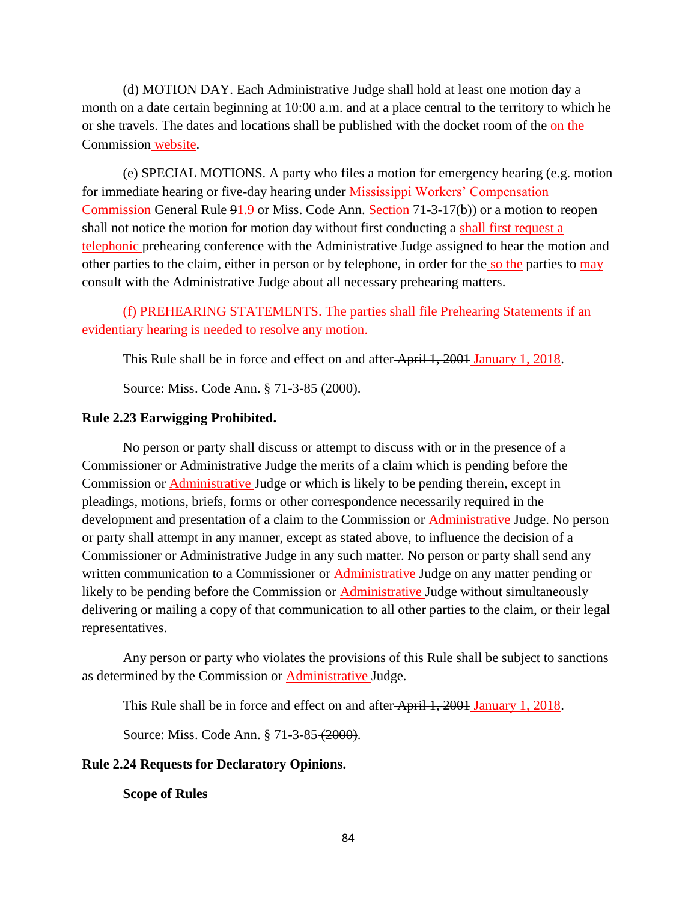(d) MOTION DAY. Each Administrative Judge shall hold at least one motion day a month on a date certain beginning at 10:00 a.m. and at a place central to the territory to which he or she travels. The dates and locations shall be published ~~with the docket room of the~~ on the Commission website.

(e) SPECIAL MOTIONS. A party who files a motion for emergency hearing (e.g. motion for immediate hearing or five-day hearing under Mississippi Workers' Compensation Commission General Rule ~~9~~1.9 or Miss. Code Ann. Section 71-3-17(b)) or a motion to reopen ~~shall not notice the motion for motion day without first conducting a~~ shall first request a telephonic prehearing conference with the Administrative Judge ~~assigned to hear the motion~~ and other parties to the claim~~, either in person or by telephone, in order for the~~ so the parties ~~to~~ may consult with the Administrative Judge about all necessary prehearing matters.

(f) PREHEARING STATEMENTS. The parties shall file Prehearing Statements if an evidentiary hearing is needed to resolve any motion.

This Rule shall be in force and effect on and after ~~April 1, 2001~~ January 1, 2018.

Source: Miss. Code Ann. § 71-3-85 ~~(2000)~~.

**Rule 2.23 Earwigging Prohibited.**

No person or party shall discuss or attempt to discuss with or in the presence of a Commissioner or Administrative Judge the merits of a claim which is pending before the Commission or Administrative Judge or which is likely to be pending therein, except in pleadings, motions, briefs, forms or other correspondence necessarily required in the development and presentation of a claim to the Commission or Administrative Judge. No person or party shall attempt in any manner, except as stated above, to influence the decision of a Commissioner or Administrative Judge in any such matter. No person or party shall send any written communication to a Commissioner or Administrative Judge on any matter pending or likely to be pending before the Commission or Administrative Judge without simultaneously delivering or mailing a copy of that communication to all other parties to the claim, or their legal representatives.

Any person or party who violates the provisions of this Rule shall be subject to sanctions as determined by the Commission or Administrative Judge.

This Rule shall be in force and effect on and after ~~April 1, 2001~~ January 1, 2018.

Source: Miss. Code Ann. § 71-3-85 ~~(2000)~~.

**Rule 2.24 Requests for Declaratory Opinions.**

**Scope of Rules**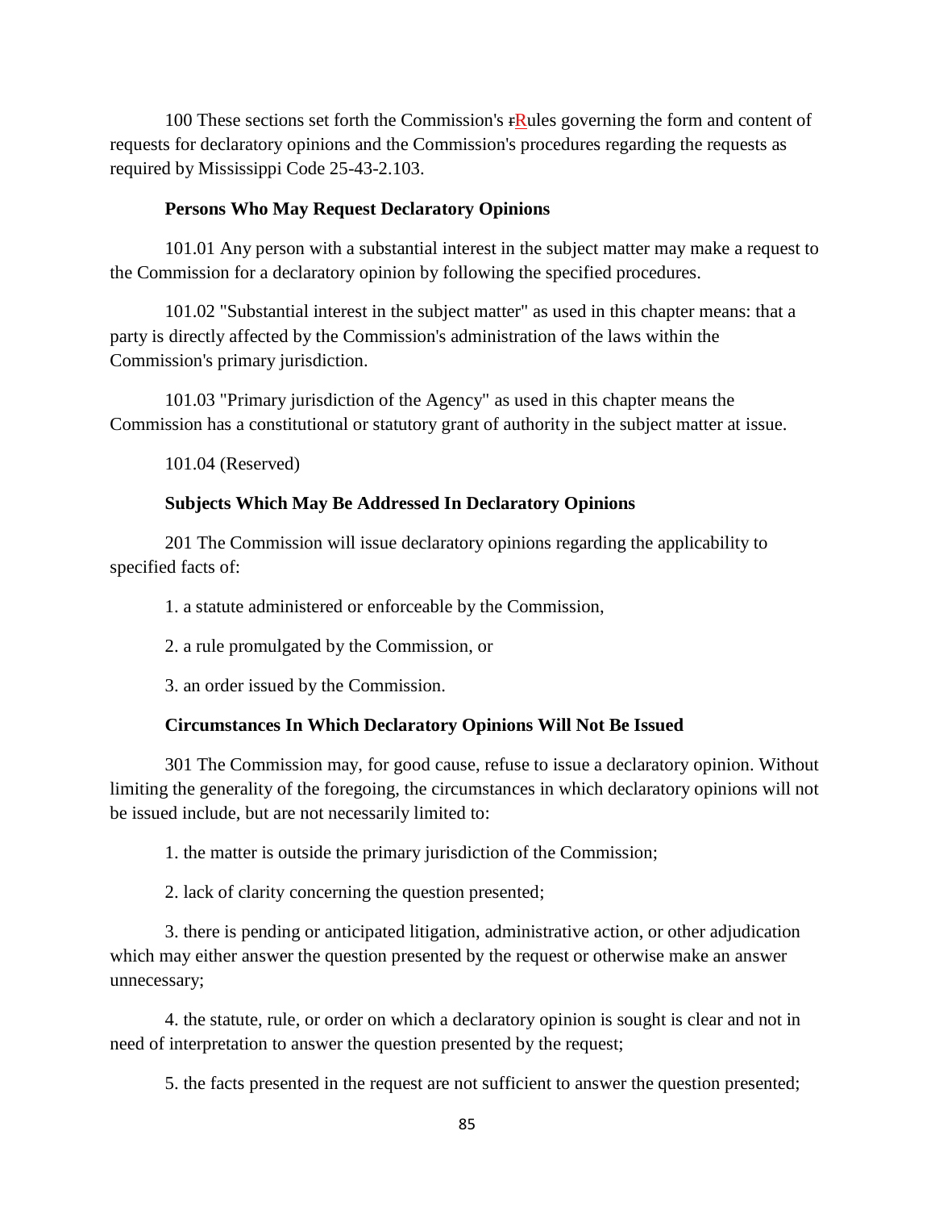100 These sections set forth the Commission's ~~r~~Rules governing the form and content of requests for declaratory opinions and the Commission's procedures regarding the requests as required by Mississippi Code 25-43-2.103.

**Persons Who May Request Declaratory Opinions**

101.01 Any person with a substantial interest in the subject matter may make a request to the Commission for a declaratory opinion by following the specified procedures.

101.02 "Substantial interest in the subject matter" as used in this chapter means: that a party is directly affected by the Commission's administration of the laws within the Commission's primary jurisdiction.

101.03 "Primary jurisdiction of the Agency" as used in this chapter means the Commission has a constitutional or statutory grant of authority in the subject matter at issue.

101.04 (Reserved)

**Subjects Which May Be Addressed In Declaratory Opinions**

201 The Commission will issue declaratory opinions regarding the applicability to specified facts of:

1. a statute administered or enforceable by the Commission,

2. a rule promulgated by the Commission, or

3. an order issued by the Commission.

**Circumstances In Which Declaratory Opinions Will Not Be Issued**

301 The Commission may, for good cause, refuse to issue a declaratory opinion. Without limiting the generality of the foregoing, the circumstances in which declaratory opinions will not be issued include, but are not necessarily limited to:

1. the matter is outside the primary jurisdiction of the Commission;

2. lack of clarity concerning the question presented;

3. there is pending or anticipated litigation, administrative action, or other adjudication which may either answer the question presented by the request or otherwise make an answer unnecessary;

4. the statute, rule, or order on which a declaratory opinion is sought is clear and not in need of interpretation to answer the question presented by the request;

5. the facts presented in the request are not sufficient to answer the question presented;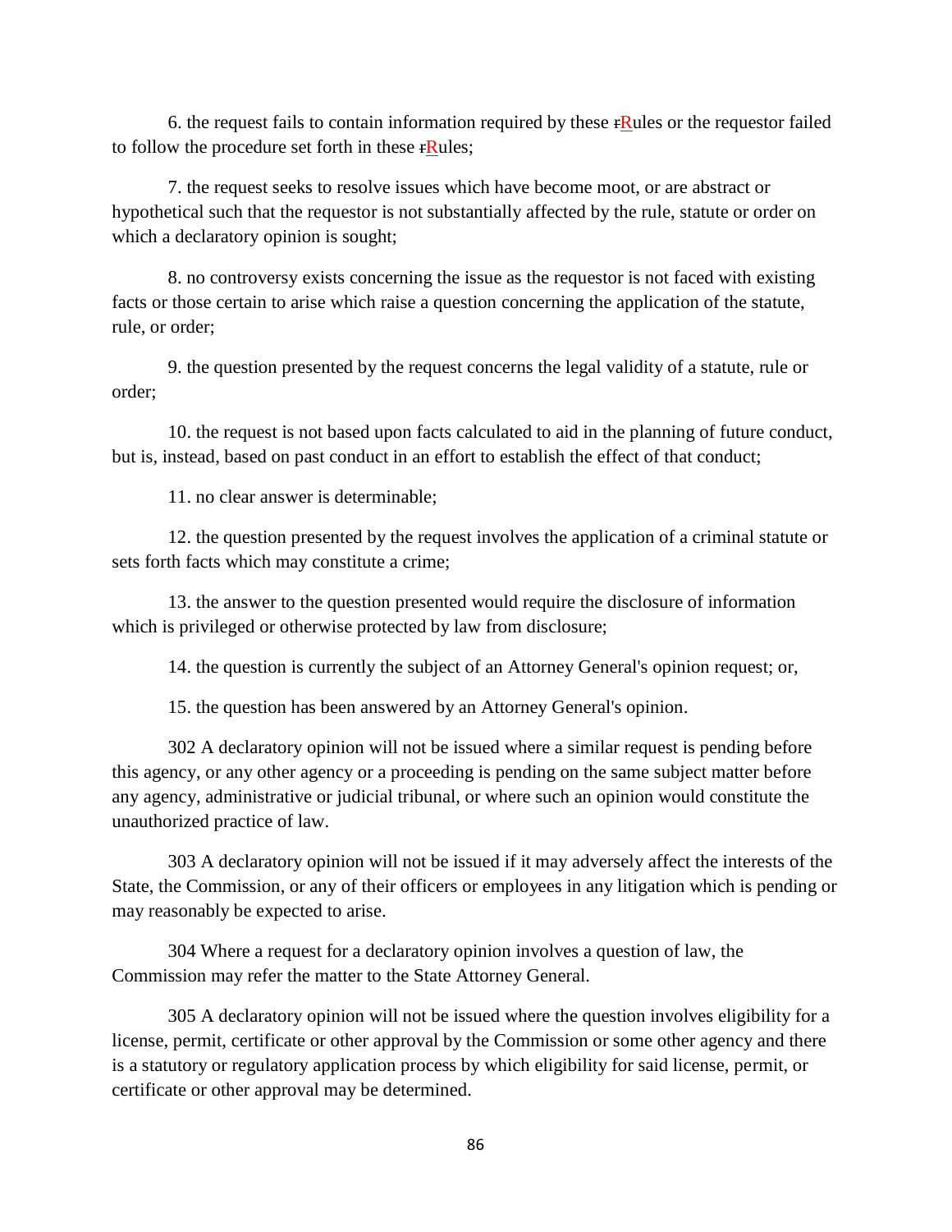6. the request fails to contain information required by these ~~r~~Rules or the requestor failed to follow the procedure set forth in these ~~r~~Rules;

7. the request seeks to resolve issues which have become moot, or are abstract or hypothetical such that the requestor is not substantially affected by the rule, statute or order on which a declaratory opinion is sought;

8. no controversy exists concerning the issue as the requestor is not faced with existing facts or those certain to arise which raise a question concerning the application of the statute, rule, or order;

9. the question presented by the request concerns the legal validity of a statute, rule or order;

10. the request is not based upon facts calculated to aid in the planning of future conduct, but is, instead, based on past conduct in an effort to establish the effect of that conduct;

11. no clear answer is determinable;

12. the question presented by the request involves the application of a criminal statute or sets forth facts which may constitute a crime;

13. the answer to the question presented would require the disclosure of information which is privileged or otherwise protected by law from disclosure;

14. the question is currently the subject of an Attorney General's opinion request; or,

15. the question has been answered by an Attorney General's opinion.

302 A declaratory opinion will not be issued where a similar request is pending before this agency, or any other agency or a proceeding is pending on the same subject matter before any agency, administrative or judicial tribunal, or where such an opinion would constitute the unauthorized practice of law.

303 A declaratory opinion will not be issued if it may adversely affect the interests of the State, the Commission, or any of their officers or employees in any litigation which is pending or may reasonably be expected to arise.

304 Where a request for a declaratory opinion involves a question of law, the Commission may refer the matter to the State Attorney General.

305 A declaratory opinion will not be issued where the question involves eligibility for a license, permit, certificate or other approval by the Commission or some other agency and there is a statutory or regulatory application process by which eligibility for said license, permit, or certificate or other approval may be determined.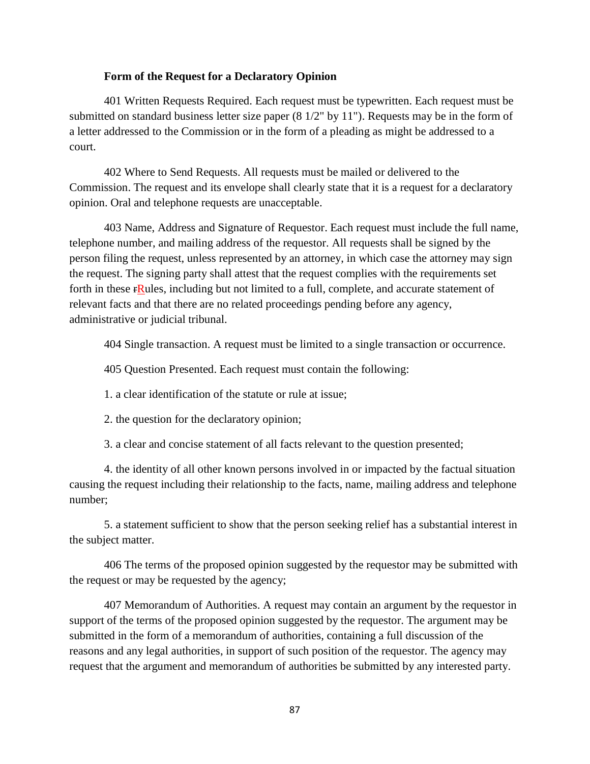**Form of the Request for a Declaratory Opinion**

401 Written Requests Required. Each request must be typewritten. Each request must be submitted on standard business letter size paper (8 1/2" by 11"). Requests may be in the form of a letter addressed to the Commission or in the form of a pleading as might be addressed to a court.

402 Where to Send Requests. All requests must be mailed or delivered to the Commission. The request and its envelope shall clearly state that it is a request for a declaratory opinion. Oral and telephone requests are unacceptable.

403 Name, Address and Signature of Requestor. Each request must include the full name, telephone number, and mailing address of the requestor. All requests shall be signed by the person filing the request, unless represented by an attorney, in which case the attorney may sign the request. The signing party shall attest that the request complies with the requirements set forth in these ~~r~~Rules, including but not limited to a full, complete, and accurate statement of relevant facts and that there are no related proceedings pending before any agency, administrative or judicial tribunal.

404 Single transaction. A request must be limited to a single transaction or occurrence.

405 Question Presented. Each request must contain the following:

1. a clear identification of the statute or rule at issue;

2. the question for the declaratory opinion;

3. a clear and concise statement of all facts relevant to the question presented;

4. the identity of all other known persons involved in or impacted by the factual situation causing the request including their relationship to the facts, name, mailing address and telephone number;

5. a statement sufficient to show that the person seeking relief has a substantial interest in the subject matter.

406 The terms of the proposed opinion suggested by the requestor may be submitted with the request or may be requested by the agency;

407 Memorandum of Authorities. A request may contain an argument by the requestor in support of the terms of the proposed opinion suggested by the requestor. The argument may be submitted in the form of a memorandum of authorities, containing a full discussion of the reasons and any legal authorities, in support of such position of the requestor. The agency may request that the argument and memorandum of authorities be submitted by any interested party.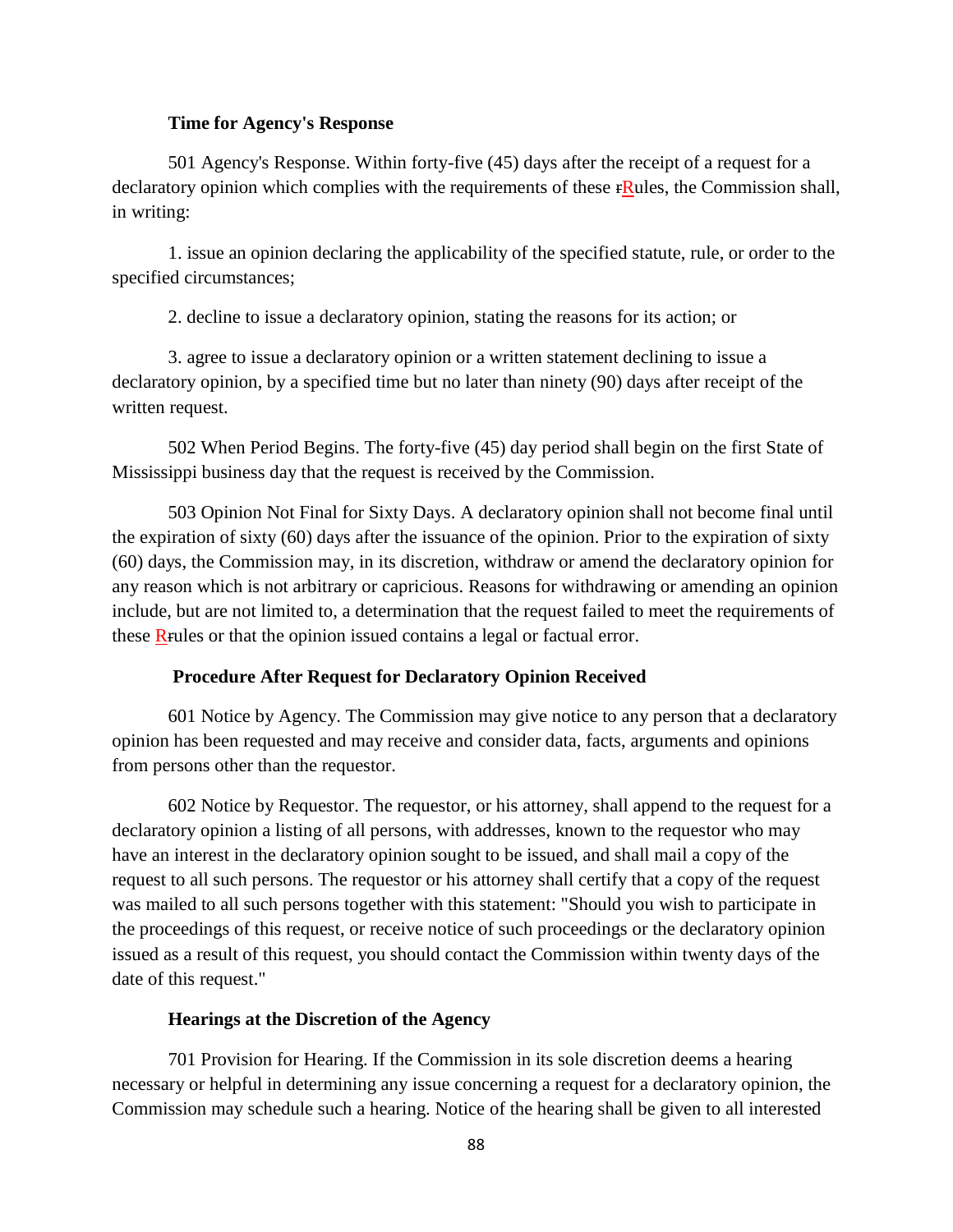**Time for Agency's Response**

501 Agency's Response. Within forty-five (45) days after the receipt of a request for a declaratory opinion which complies with the requirements of these ~~r~~Rules, the Commission shall, in writing:

1. issue an opinion declaring the applicability of the specified statute, rule, or order to the specified circumstances;

2. decline to issue a declaratory opinion, stating the reasons for its action; or

3. agree to issue a declaratory opinion or a written statement declining to issue a declaratory opinion, by a specified time but no later than ninety (90) days after receipt of the written request.

502 When Period Begins. The forty-five (45) day period shall begin on the first State of Mississippi business day that the request is received by the Commission.

503 Opinion Not Final for Sixty Days. A declaratory opinion shall not become final until the expiration of sixty (60) days after the issuance of the opinion. Prior to the expiration of sixty (60) days, the Commission may, in its discretion, withdraw or amend the declaratory opinion for any reason which is not arbitrary or capricious. Reasons for withdrawing or amending an opinion include, but are not limited to, a determination that the request failed to meet the requirements of these R~~r~~ules or that the opinion issued contains a legal or factual error.

**Procedure After Request for Declaratory Opinion Received**

601 Notice by Agency. The Commission may give notice to any person that a declaratory opinion has been requested and may receive and consider data, facts, arguments and opinions from persons other than the requestor.

602 Notice by Requestor. The requestor, or his attorney, shall append to the request for a declaratory opinion a listing of all persons, with addresses, known to the requestor who may have an interest in the declaratory opinion sought to be issued, and shall mail a copy of the request to all such persons. The requestor or his attorney shall certify that a copy of the request was mailed to all such persons together with this statement: "Should you wish to participate in the proceedings of this request, or receive notice of such proceedings or the declaratory opinion issued as a result of this request, you should contact the Commission within twenty days of the date of this request."

**Hearings at the Discretion of the Agency**

701 Provision for Hearing. If the Commission in its sole discretion deems a hearing necessary or helpful in determining any issue concerning a request for a declaratory opinion, the Commission may schedule such a hearing. Notice of the hearing shall be given to all interested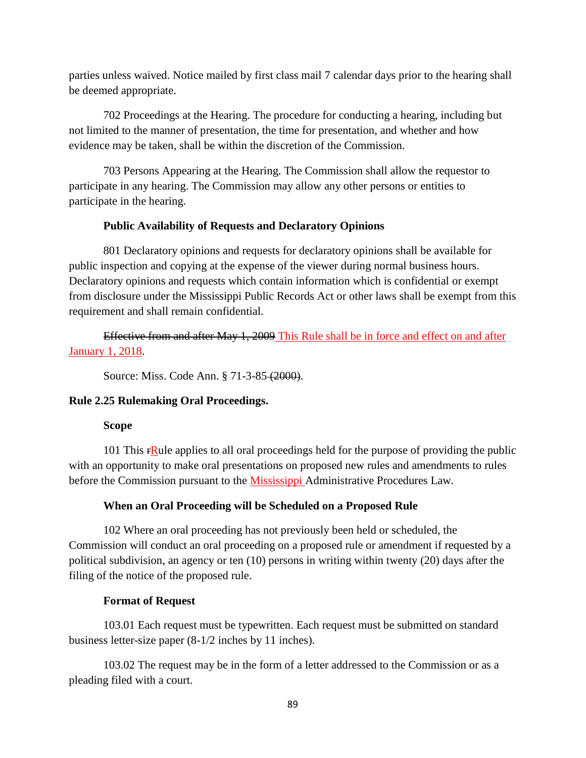parties unless waived. Notice mailed by first class mail 7 calendar days prior to the hearing shall be deemed appropriate.

702 Proceedings at the Hearing. The procedure for conducting a hearing, including but not limited to the manner of presentation, the time for presentation, and whether and how evidence may be taken, shall be within the discretion of the Commission.

703 Persons Appearing at the Hearing. The Commission shall allow the requestor to participate in any hearing. The Commission may allow any other persons or entities to participate in the hearing.

**Public Availability of Requests and Declaratory Opinions**

801 Declaratory opinions and requests for declaratory opinions shall be available for public inspection and copying at the expense of the viewer during normal business hours. Declaratory opinions and requests which contain information which is confidential or exempt from disclosure under the Mississippi Public Records Act or other laws shall be exempt from this requirement and shall remain confidential.

~~Effective from and after May 1, 2009~~ This Rule shall be in force and effect on and after January 1, 2018.

Source: Miss. Code Ann. § 71-3-85 ~~(2000)~~.

**Rule 2.25 Rulemaking Oral Proceedings.**

**Scope**

101 This ~~r~~Rule applies to all oral proceedings held for the purpose of providing the public with an opportunity to make oral presentations on proposed new rules and amendments to rules before the Commission pursuant to the Mississippi Administrative Procedures Law.

**When an Oral Proceeding will be Scheduled on a Proposed Rule**

102 Where an oral proceeding has not previously been held or scheduled, the Commission will conduct an oral proceeding on a proposed rule or amendment if requested by a political subdivision, an agency or ten (10) persons in writing within twenty (20) days after the filing of the notice of the proposed rule.

**Format of Request**

103.01 Each request must be typewritten. Each request must be submitted on standard business letter-size paper (8-1/2 inches by 11 inches).

103.02 The request may be in the form of a letter addressed to the Commission or as a pleading filed with a court.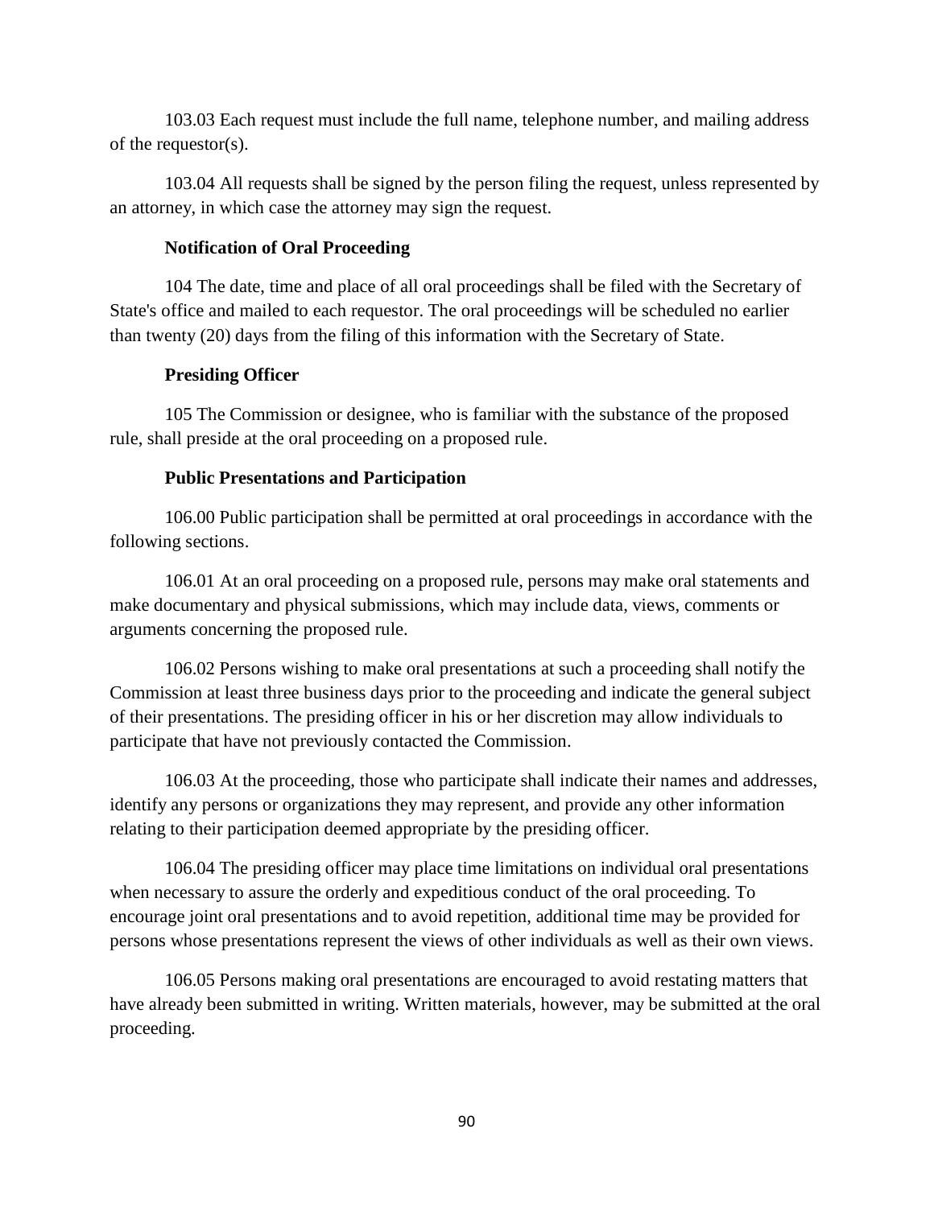103.03 Each request must include the full name, telephone number, and mailing address of the requestor(s).

103.04 All requests shall be signed by the person filing the request, unless represented by an attorney, in which case the attorney may sign the request.

**Notification of Oral Proceeding**

104 The date, time and place of all oral proceedings shall be filed with the Secretary of State's office and mailed to each requestor. The oral proceedings will be scheduled no earlier than twenty (20) days from the filing of this information with the Secretary of State.

**Presiding Officer**

105 The Commission or designee, who is familiar with the substance of the proposed rule, shall preside at the oral proceeding on a proposed rule.

**Public Presentations and Participation**

106.00 Public participation shall be permitted at oral proceedings in accordance with the following sections.

106.01 At an oral proceeding on a proposed rule, persons may make oral statements and make documentary and physical submissions, which may include data, views, comments or arguments concerning the proposed rule.

106.02 Persons wishing to make oral presentations at such a proceeding shall notify the Commission at least three business days prior to the proceeding and indicate the general subject of their presentations. The presiding officer in his or her discretion may allow individuals to participate that have not previously contacted the Commission.

106.03 At the proceeding, those who participate shall indicate their names and addresses, identify any persons or organizations they may represent, and provide any other information relating to their participation deemed appropriate by the presiding officer.

106.04 The presiding officer may place time limitations on individual oral presentations when necessary to assure the orderly and expeditious conduct of the oral proceeding. To encourage joint oral presentations and to avoid repetition, additional time may be provided for persons whose presentations represent the views of other individuals as well as their own views.

106.05 Persons making oral presentations are encouraged to avoid restating matters that have already been submitted in writing. Written materials, however, may be submitted at the oral proceeding.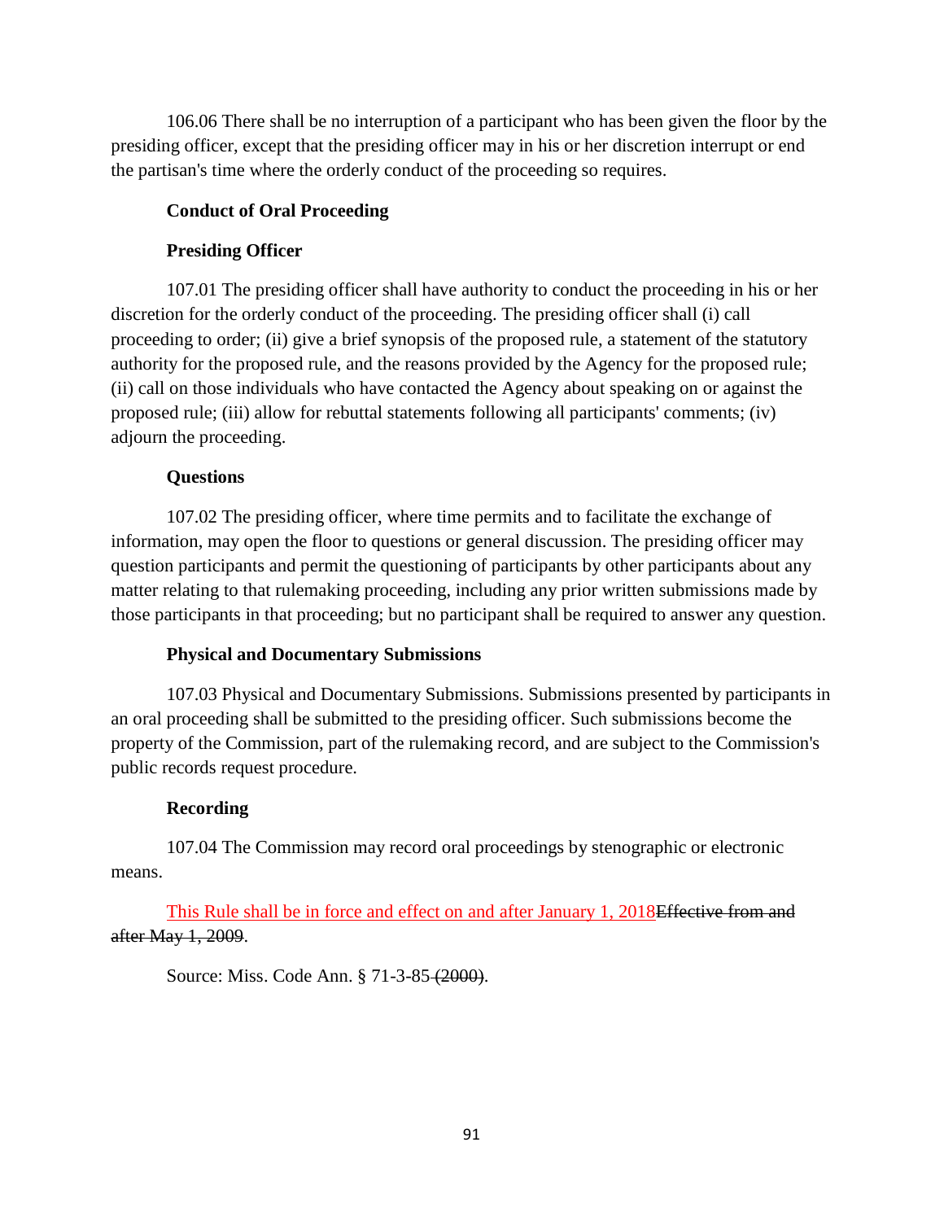106.06 There shall be no interruption of a participant who has been given the floor by the presiding officer, except that the presiding officer may in his or her discretion interrupt or end the partisan's time where the orderly conduct of the proceeding so requires.

**Conduct of Oral Proceeding**

**Presiding Officer**

107.01 The presiding officer shall have authority to conduct the proceeding in his or her discretion for the orderly conduct of the proceeding. The presiding officer shall (i) call proceeding to order; (ii) give a brief synopsis of the proposed rule, a statement of the statutory authority for the proposed rule, and the reasons provided by the Agency for the proposed rule; (ii) call on those individuals who have contacted the Agency about speaking on or against the proposed rule; (iii) allow for rebuttal statements following all participants' comments; (iv) adjourn the proceeding.

**Questions**

107.02 The presiding officer, where time permits and to facilitate the exchange of information, may open the floor to questions or general discussion. The presiding officer may question participants and permit the questioning of participants by other participants about any matter relating to that rulemaking proceeding, including any prior written submissions made by those participants in that proceeding; but no participant shall be required to answer any question.

**Physical and Documentary Submissions**

107.03 Physical and Documentary Submissions. Submissions presented by participants in an oral proceeding shall be submitted to the presiding officer. Such submissions become the property of the Commission, part of the rulemaking record, and are subject to the Commission's public records request procedure.

**Recording**

107.04 The Commission may record oral proceedings by stenographic or electronic means.

This Rule shall be in force and effect on and after January 1, 2018~~Effective from and after May 1, 2009~~.

Source: Miss. Code Ann. § 71-3-85~~ (2000)~~.